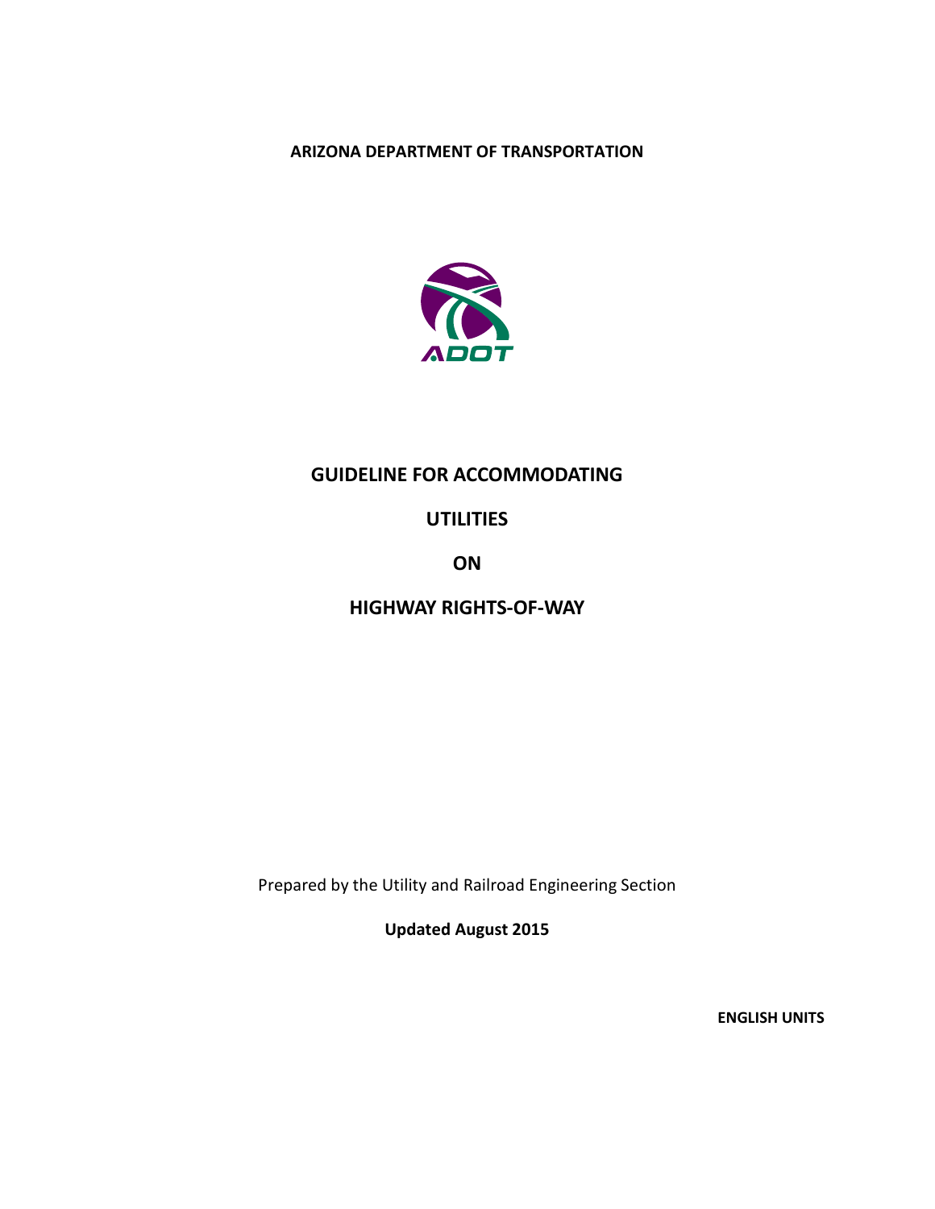**ARIZONA DEPARTMENT OF TRANSPORTATION**

ADOT

# GUIDELINE FOR ACCOMMODATING UTILITIES ON HIGHWAY RIGHTS-OF-WAY

Prepared by the Utility and Railroad Engineering Section

**Updated August 2015**

**ENGLISH UNITS**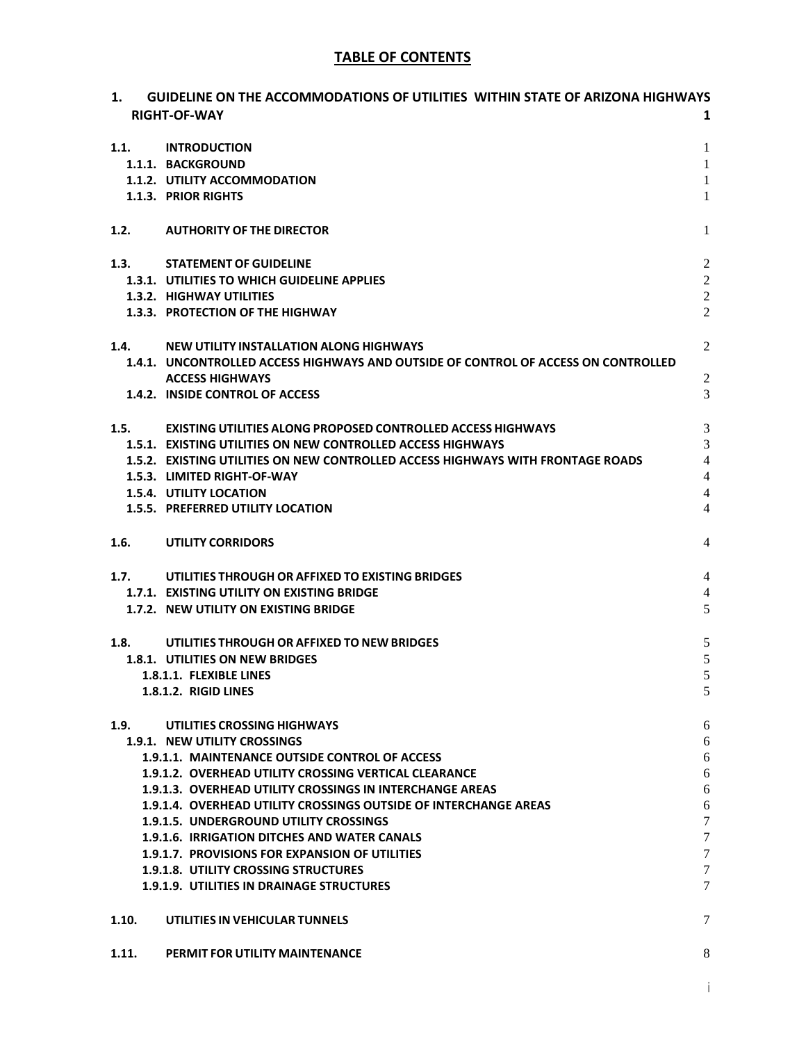## TABLE OF CONTENTS

| | | |
|---|---|---|
| **1.** | **GUIDELINE ON THE ACCOMMODATIONS OF UTILITIES WITHIN STATE OF ARIZONA HIGHWAYS RIGHT-OF-WAY** | **1** |
| **1.1.** | **INTRODUCTION** | 1 |
| **1.1.1.** | **BACKGROUND** | 1 |
| **1.1.2.** | **UTILITY ACCOMMODATION** | 1 |
| **1.1.3.** | **PRIOR RIGHTS** | 1 |
| **1.2.** | **AUTHORITY OF THE DIRECTOR** | 1 |
| **1.3.** | **STATEMENT OF GUIDELINE** | 2 |
| **1.3.1.** | **UTILITIES TO WHICH GUIDELINE APPLIES** | 2 |
| **1.3.2.** | **HIGHWAY UTILITIES** | 2 |
| **1.3.3.** | **PROTECTION OF THE HIGHWAY** | 2 |
| **1.4.** | **NEW UTILITY INSTALLATION ALONG HIGHWAYS** | 2 |
| **1.4.1.** | **UNCONTROLLED ACCESS HIGHWAYS AND OUTSIDE OF CONTROL OF ACCESS ON CONTROLLED ACCESS HIGHWAYS** | 2 |
| **1.4.2.** | **INSIDE CONTROL OF ACCESS** | 3 |
| **1.5.** | **EXISTING UTILITIES ALONG PROPOSED CONTROLLED ACCESS HIGHWAYS** | 3 |
| **1.5.1.** | **EXISTING UTILITIES ON NEW CONTROLLED ACCESS HIGHWAYS** | 3 |
| **1.5.2.** | **EXISTING UTILITIES ON NEW CONTROLLED ACCESS HIGHWAYS WITH FRONTAGE ROADS** | 4 |
| **1.5.3.** | **LIMITED RIGHT-OF-WAY** | 4 |
| **1.5.4.** | **UTILITY LOCATION** | 4 |
| **1.5.5.** | **PREFERRED UTILITY LOCATION** | 4 |
| **1.6.** | **UTILITY CORRIDORS** | 4 |
| **1.7.** | **UTILITIES THROUGH OR AFFIXED TO EXISTING BRIDGES** | 4 |
| **1.7.1.** | **EXISTING UTILITY ON EXISTING BRIDGE** | 4 |
| **1.7.2.** | **NEW UTILITY ON EXISTING BRIDGE** | 5 |
| **1.8.** | **UTILITIES THROUGH OR AFFIXED TO NEW BRIDGES** | 5 |
| **1.8.1.** | **UTILITIES ON NEW BRIDGES** | 5 |
| **1.8.1.1.** | **FLEXIBLE LINES** | 5 |
| **1.8.1.2.** | **RIGID LINES** | 5 |
| **1.9.** | **UTILITIES CROSSING HIGHWAYS** | 6 |
| **1.9.1.** | **NEW UTILITY CROSSINGS** | 6 |
| **1.9.1.1.** | **MAINTENANCE OUTSIDE CONTROL OF ACCESS** | 6 |
| **1.9.1.2.** | **OVERHEAD UTILITY CROSSING VERTICAL CLEARANCE** | 6 |
| **1.9.1.3.** | **OVERHEAD UTILITY CROSSINGS IN INTERCHANGE AREAS** | 6 |
| **1.9.1.4.** | **OVERHEAD UTILITY CROSSINGS OUTSIDE OF INTERCHANGE AREAS** | 6 |
| **1.9.1.5.** | **UNDERGROUND UTILITY CROSSINGS** | 7 |
| **1.9.1.6.** | **IRRIGATION DITCHES AND WATER CANALS** | 7 |
| **1.9.1.7.** | **PROVISIONS FOR EXPANSION OF UTILITIES** | 7 |
| **1.9.1.8.** | **UTILITY CROSSING STRUCTURES** | 7 |
| **1.9.1.9.** | **UTILITIES IN DRAINAGE STRUCTURES** | 7 |
| **1.10.** | **UTILITIES IN VEHICULAR TUNNELS** | 7 |
| **1.11.** | **PERMIT FOR UTILITY MAINTENANCE** | 8 |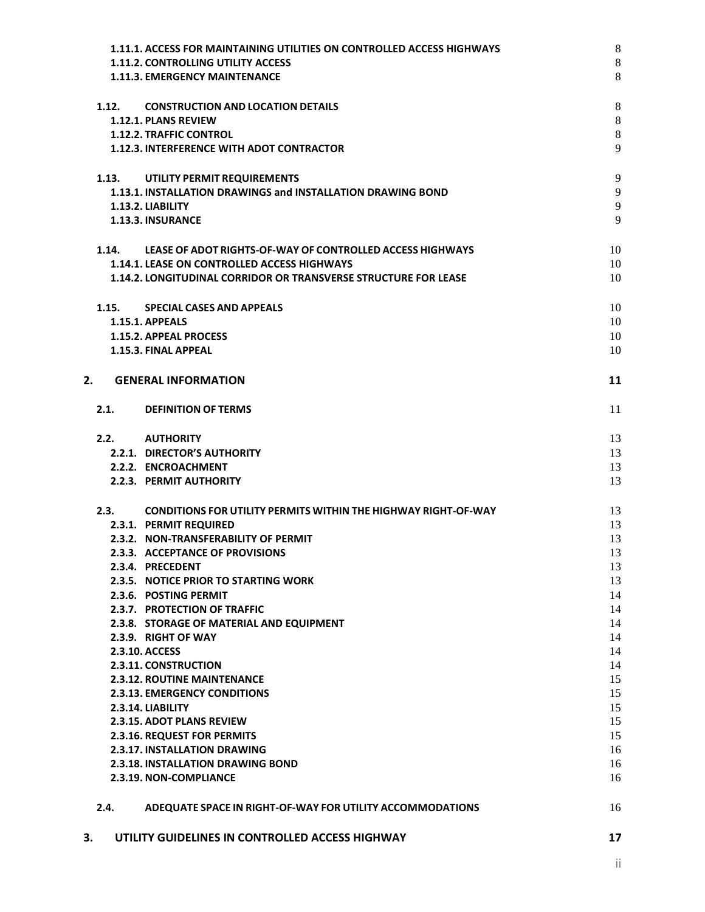| | |
|---|---|
| **1.11.1. ACCESS FOR MAINTAINING UTILITIES ON CONTROLLED ACCESS HIGHWAYS** | 8 |
| **1.11.2. CONTROLLING UTILITY ACCESS** | 8 |
| **1.11.3. EMERGENCY MAINTENANCE** | 8 |
| **1.12. CONSTRUCTION AND LOCATION DETAILS** | 8 |
| **1.12.1. PLANS REVIEW** | 8 |
| **1.12.2. TRAFFIC CONTROL** | 8 |
| **1.12.3. INTERFERENCE WITH ADOT CONTRACTOR** | 9 |
| **1.13. UTILITY PERMIT REQUIREMENTS** | 9 |
| **1.13.1. INSTALLATION DRAWINGS and INSTALLATION DRAWING BOND** | 9 |
| **1.13.2. LIABILITY** | 9 |
| **1.13.3. INSURANCE** | 9 |
| **1.14. LEASE OF ADOT RIGHTS-OF-WAY OF CONTROLLED ACCESS HIGHWAYS** | 10 |
| **1.14.1. LEASE ON CONTROLLED ACCESS HIGHWAYS** | 10 |
| **1.14.2. LONGITUDINAL CORRIDOR OR TRANSVERSE STRUCTURE FOR LEASE** | 10 |
| **1.15. SPECIAL CASES AND APPEALS** | 10 |
| **1.15.1. APPEALS** | 10 |
| **1.15.2. APPEAL PROCESS** | 10 |
| **1.15.3. FINAL APPEAL** | 10 |
| **2. GENERAL INFORMATION** | **11** |
| **2.1. DEFINITION OF TERMS** | 11 |
| **2.2. AUTHORITY** | 13 |
| **2.2.1. DIRECTOR'S AUTHORITY** | 13 |
| **2.2.2. ENCROACHMENT** | 13 |
| **2.2.3. PERMIT AUTHORITY** | 13 |
| **2.3. CONDITIONS FOR UTILITY PERMITS WITHIN THE HIGHWAY RIGHT-OF-WAY** | 13 |
| **2.3.1. PERMIT REQUIRED** | 13 |
| **2.3.2. NON-TRANSFERABILITY OF PERMIT** | 13 |
| **2.3.3. ACCEPTANCE OF PROVISIONS** | 13 |
| **2.3.4. PRECEDENT** | 13 |
| **2.3.5. NOTICE PRIOR TO STARTING WORK** | 13 |
| **2.3.6. POSTING PERMIT** | 14 |
| **2.3.7. PROTECTION OF TRAFFIC** | 14 |
| **2.3.8. STORAGE OF MATERIAL AND EQUIPMENT** | 14 |
| **2.3.9. RIGHT OF WAY** | 14 |
| **2.3.10. ACCESS** | 14 |
| **2.3.11. CONSTRUCTION** | 14 |
| **2.3.12. ROUTINE MAINTENANCE** | 15 |
| **2.3.13. EMERGENCY CONDITIONS** | 15 |
| **2.3.14. LIABILITY** | 15 |
| **2.3.15. ADOT PLANS REVIEW** | 15 |
| **2.3.16. REQUEST FOR PERMITS** | 15 |
| **2.3.17. INSTALLATION DRAWING** | 16 |
| **2.3.18. INSTALLATION DRAWING BOND** | 16 |
| **2.3.19. NON-COMPLIANCE** | 16 |
| **2.4. ADEQUATE SPACE IN RIGHT-OF-WAY FOR UTILITY ACCOMMODATIONS** | 16 |
| **3. UTILITY GUIDELINES IN CONTROLLED ACCESS HIGHWAY** | **17** |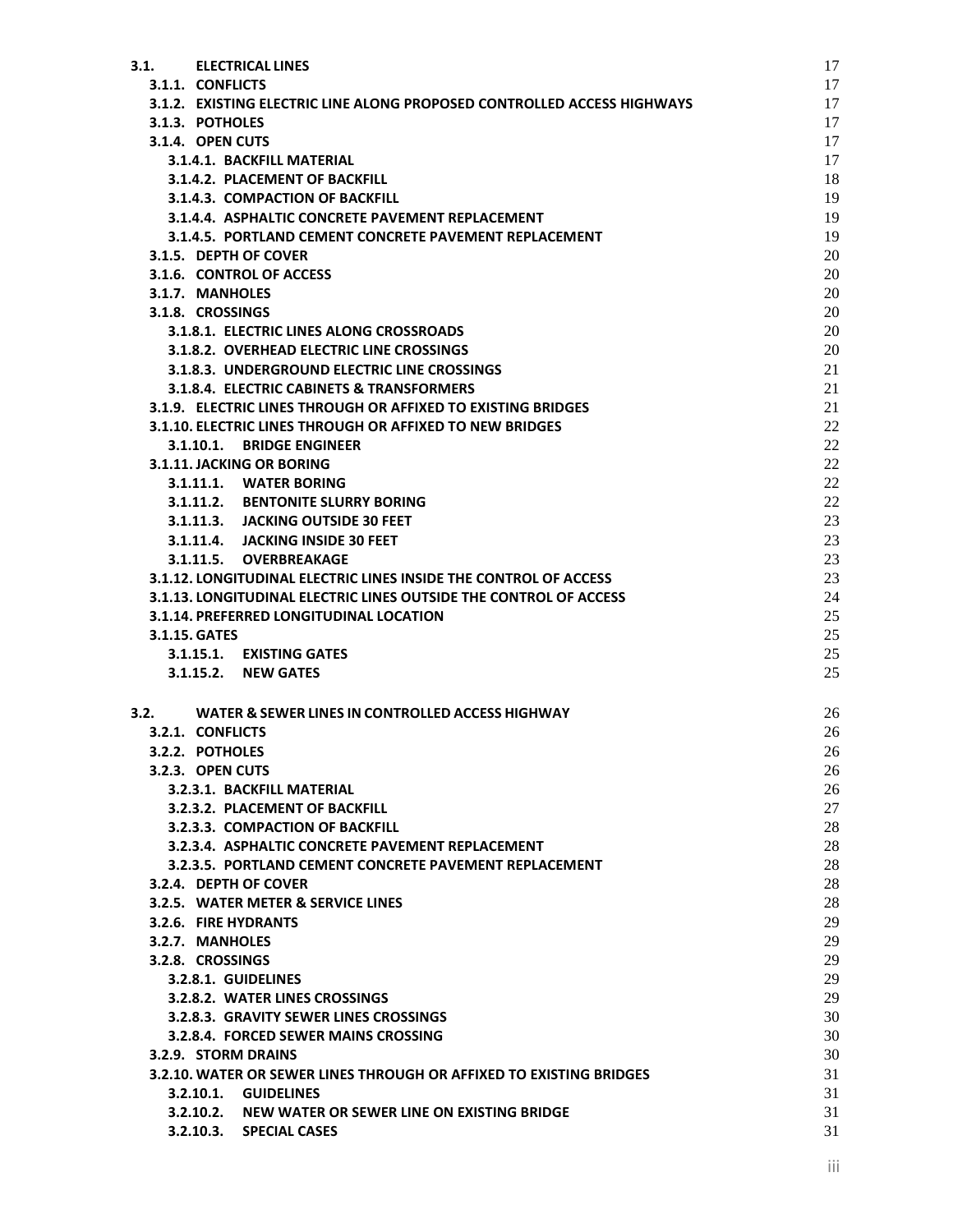**3.1. ELECTRICAL LINES** 17
- **3.1.1. CONFLICTS** 17
- **3.1.2. EXISTING ELECTRIC LINE ALONG PROPOSED CONTROLLED ACCESS HIGHWAYS** 17
- **3.1.3. POTHOLES** 17
- **3.1.4. OPEN CUTS** 17
  - **3.1.4.1. BACKFILL MATERIAL** 17
  - **3.1.4.2. PLACEMENT OF BACKFILL** 18
  - **3.1.4.3. COMPACTION OF BACKFILL** 19
  - **3.1.4.4. ASPHALTIC CONCRETE PAVEMENT REPLACEMENT** 19
  - **3.1.4.5. PORTLAND CEMENT CONCRETE PAVEMENT REPLACEMENT** 19
- **3.1.5. DEPTH OF COVER** 20
- **3.1.6. CONTROL OF ACCESS** 20
- **3.1.7. MANHOLES** 20
- **3.1.8. CROSSINGS** 20
  - **3.1.8.1. ELECTRIC LINES ALONG CROSSROADS** 20
  - **3.1.8.2. OVERHEAD ELECTRIC LINE CROSSINGS** 20
  - **3.1.8.3. UNDERGROUND ELECTRIC LINE CROSSINGS** 21
  - **3.1.8.4. ELECTRIC CABINETS & TRANSFORMERS** 21
- **3.1.9. ELECTRIC LINES THROUGH OR AFFIXED TO EXISTING BRIDGES** 21
- **3.1.10. ELECTRIC LINES THROUGH OR AFFIXED TO NEW BRIDGES** 22
  - **3.1.10.1. BRIDGE ENGINEER** 22
- **3.1.11. JACKING OR BORING** 22
  - **3.1.11.1. WATER BORING** 22
  - **3.1.11.2. BENTONITE SLURRY BORING** 22
  - **3.1.11.3. JACKING OUTSIDE 30 FEET** 23
  - **3.1.11.4. JACKING INSIDE 30 FEET** 23
  - **3.1.11.5. OVERBREAKAGE** 23
- **3.1.12. LONGITUDINAL ELECTRIC LINES INSIDE THE CONTROL OF ACCESS** 23
- **3.1.13. LONGITUDINAL ELECTRIC LINES OUTSIDE THE CONTROL OF ACCESS** 24
- **3.1.14. PREFERRED LONGITUDINAL LOCATION** 25
- **3.1.15. GATES** 25
  - **3.1.15.1. EXISTING GATES** 25
  - **3.1.15.2. NEW GATES** 25

**3.2. WATER & SEWER LINES IN CONTROLLED ACCESS HIGHWAY** 26
- **3.2.1. CONFLICTS** 26
- **3.2.2. POTHOLES** 26
- **3.2.3. OPEN CUTS** 26
  - **3.2.3.1. BACKFILL MATERIAL** 26
  - **3.2.3.2. PLACEMENT OF BACKFILL** 27
  - **3.2.3.3. COMPACTION OF BACKFILL** 28
  - **3.2.3.4. ASPHALTIC CONCRETE PAVEMENT REPLACEMENT** 28
  - **3.2.3.5. PORTLAND CEMENT CONCRETE PAVEMENT REPLACEMENT** 28
- **3.2.4. DEPTH OF COVER** 28
- **3.2.5. WATER METER & SERVICE LINES** 28
- **3.2.6. FIRE HYDRANTS** 29
- **3.2.7. MANHOLES** 29
- **3.2.8. CROSSINGS** 29
  - **3.2.8.1. GUIDELINES** 29
  - **3.2.8.2. WATER LINES CROSSINGS** 29
  - **3.2.8.3. GRAVITY SEWER LINES CROSSINGS** 30
  - **3.2.8.4. FORCED SEWER MAINS CROSSING** 30
- **3.2.9. STORM DRAINS** 30
- **3.2.10. WATER OR SEWER LINES THROUGH OR AFFIXED TO EXISTING BRIDGES** 31
  - **3.2.10.1. GUIDELINES** 31
  - **3.2.10.2. NEW WATER OR SEWER LINE ON EXISTING BRIDGE** 31
  - **3.2.10.3. SPECIAL CASES** 31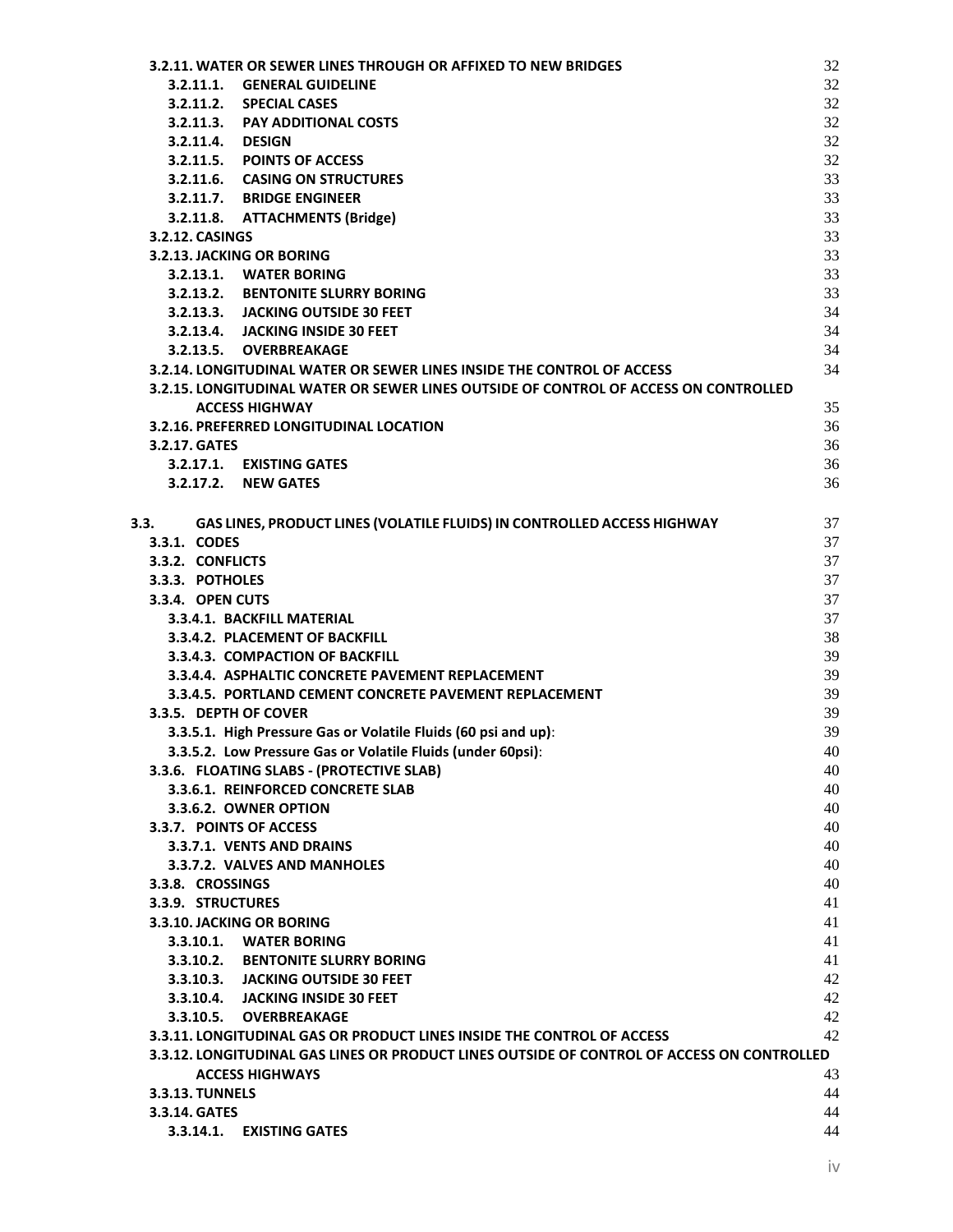3.2.11. WATER OR SEWER LINES THROUGH OR AFFIXED TO NEW BRIDGES 32
- 3.2.11.1. GENERAL GUIDELINE 32
- 3.2.11.2. SPECIAL CASES 32
- 3.2.11.3. PAY ADDITIONAL COSTS 32
- 3.2.11.4. DESIGN 32
- 3.2.11.5. POINTS OF ACCESS 32
- 3.2.11.6. CASING ON STRUCTURES 33
- 3.2.11.7. BRIDGE ENGINEER 33
- 3.2.11.8. ATTACHMENTS (Bridge) 33

3.2.12. CASINGS 33

3.2.13. JACKING OR BORING 33
- 3.2.13.1. WATER BORING 33
- 3.2.13.2. BENTONITE SLURRY BORING 33
- 3.2.13.3. JACKING OUTSIDE 30 FEET 34
- 3.2.13.4. JACKING INSIDE 30 FEET 34
- 3.2.13.5. OVERBREAKAGE 34

3.2.14. LONGITUDINAL WATER OR SEWER LINES INSIDE THE CONTROL OF ACCESS 34

3.2.15. LONGITUDINAL WATER OR SEWER LINES OUTSIDE OF CONTROL OF ACCESS ON CONTROLLED ACCESS HIGHWAY 35

3.2.16. PREFERRED LONGITUDINAL LOCATION 36

3.2.17. GATES 36
- 3.2.17.1. EXISTING GATES 36
- 3.2.17.2. NEW GATES 36

3.3. GAS LINES, PRODUCT LINES (VOLATILE FLUIDS) IN CONTROLLED ACCESS HIGHWAY 37

3.3.1. CODES 37

3.3.2. CONFLICTS 37

3.3.3. POTHOLES 37

3.3.4. OPEN CUTS 37
- 3.3.4.1. BACKFILL MATERIAL 37
- 3.3.4.2. PLACEMENT OF BACKFILL 38
- 3.3.4.3. COMPACTION OF BACKFILL 39
- 3.3.4.4. ASPHALTIC CONCRETE PAVEMENT REPLACEMENT 39
- 3.3.4.5. PORTLAND CEMENT CONCRETE PAVEMENT REPLACEMENT 39

3.3.5. DEPTH OF COVER 39
- 3.3.5.1. High Pressure Gas or Volatile Fluids (60 psi and up): 39
- 3.3.5.2. Low Pressure Gas or Volatile Fluids (under 60psi): 40

3.3.6. FLOATING SLABS - (PROTECTIVE SLAB) 40
- 3.3.6.1. REINFORCED CONCRETE SLAB 40
- 3.3.6.2. OWNER OPTION 40

3.3.7. POINTS OF ACCESS 40
- 3.3.7.1. VENTS AND DRAINS 40
- 3.3.7.2. VALVES AND MANHOLES 40

3.3.8. CROSSINGS 40

3.3.9. STRUCTURES 41

3.3.10. JACKING OR BORING 41
- 3.3.10.1. WATER BORING 41
- 3.3.10.2. BENTONITE SLURRY BORING 41
- 3.3.10.3. JACKING OUTSIDE 30 FEET 42
- 3.3.10.4. JACKING INSIDE 30 FEET 42
- 3.3.10.5. OVERBREAKAGE 42

3.3.11. LONGITUDINAL GAS OR PRODUCT LINES INSIDE THE CONTROL OF ACCESS 42

3.3.12. LONGITUDINAL GAS LINES OR PRODUCT LINES OUTSIDE OF CONTROL OF ACCESS ON CONTROLLED ACCESS HIGHWAYS 43

3.3.13. TUNNELS 44

3.3.14. GATES 44
- 3.3.14.1. EXISTING GATES 44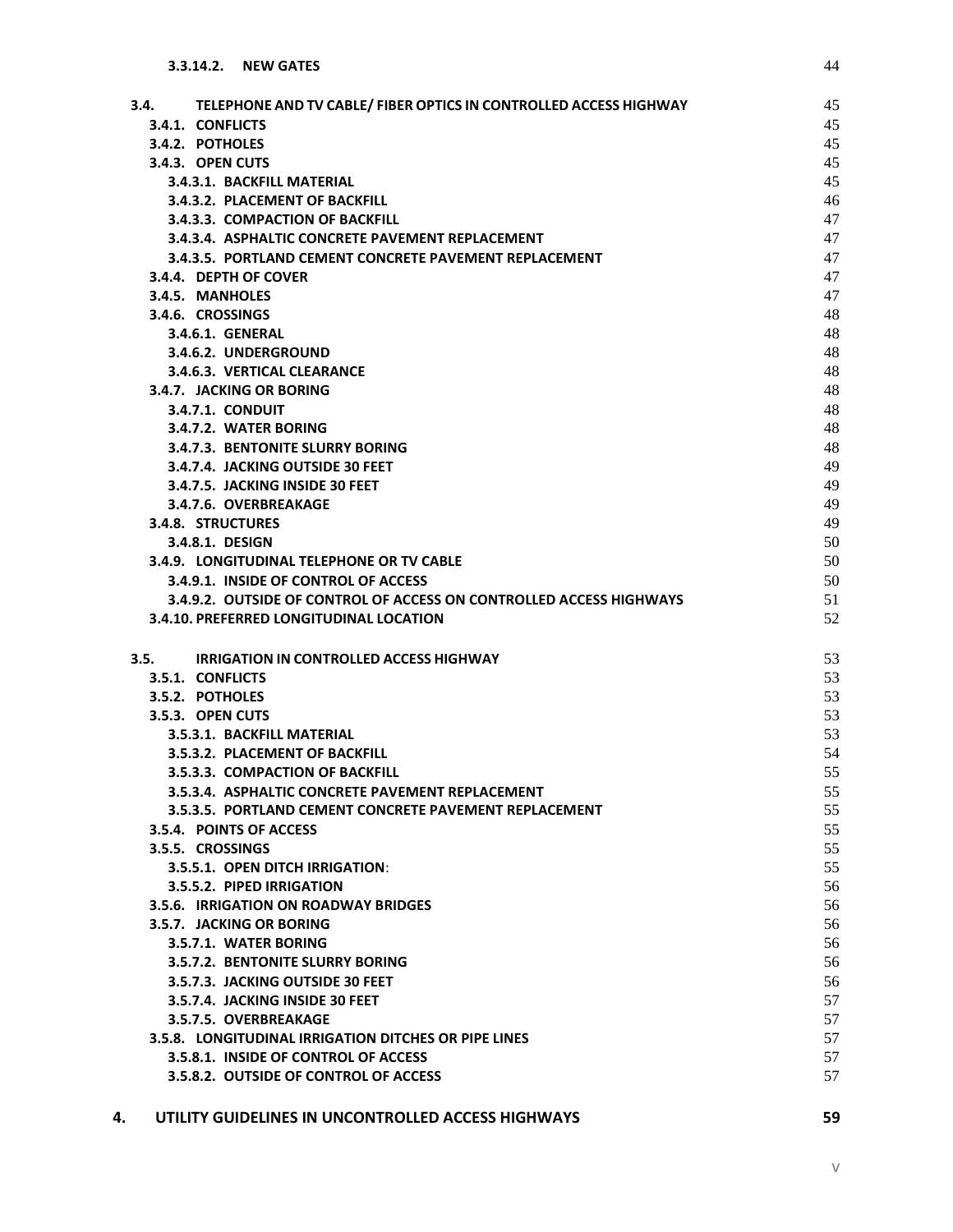3.3.14.2. NEW GATES 44

3.4. TELEPHONE AND TV CABLE/ FIBER OPTICS IN CONTROLLED ACCESS HIGHWAY 45
3.4.1. CONFLICTS 45
3.4.2. POTHOLES 45
3.4.3. OPEN CUTS 45
3.4.3.1. BACKFILL MATERIAL 45
3.4.3.2. PLACEMENT OF BACKFILL 46
3.4.3.3. COMPACTION OF BACKFILL 47
3.4.3.4. ASPHALTIC CONCRETE PAVEMENT REPLACEMENT 47
3.4.3.5. PORTLAND CEMENT CONCRETE PAVEMENT REPLACEMENT 47
3.4.4. DEPTH OF COVER 47
3.4.5. MANHOLES 47
3.4.6. CROSSINGS 48
3.4.6.1. GENERAL 48
3.4.6.2. UNDERGROUND 48
3.4.6.3. VERTICAL CLEARANCE 48
3.4.7. JACKING OR BORING 48
3.4.7.1. CONDUIT 48
3.4.7.2. WATER BORING 48
3.4.7.3. BENTONITE SLURRY BORING 48
3.4.7.4. JACKING OUTSIDE 30 FEET 49
3.4.7.5. JACKING INSIDE 30 FEET 49
3.4.7.6. OVERBREAKAGE 49
3.4.8. STRUCTURES 49
3.4.8.1. DESIGN 50
3.4.9. LONGITUDINAL TELEPHONE OR TV CABLE 50
3.4.9.1. INSIDE OF CONTROL OF ACCESS 50
3.4.9.2. OUTSIDE OF CONTROL OF ACCESS ON CONTROLLED ACCESS HIGHWAYS 51
3.4.10. PREFERRED LONGITUDINAL LOCATION 52

3.5. IRRIGATION IN CONTROLLED ACCESS HIGHWAY 53
3.5.1. CONFLICTS 53
3.5.2. POTHOLES 53
3.5.3. OPEN CUTS 53
3.5.3.1. BACKFILL MATERIAL 53
3.5.3.2. PLACEMENT OF BACKFILL 54
3.5.3.3. COMPACTION OF BACKFILL 55
3.5.3.4. ASPHALTIC CONCRETE PAVEMENT REPLACEMENT 55
3.5.3.5. PORTLAND CEMENT CONCRETE PAVEMENT REPLACEMENT 55
3.5.4. POINTS OF ACCESS 55
3.5.5. CROSSINGS 55
3.5.5.1. OPEN DITCH IRRIGATION: 55
3.5.5.2. PIPED IRRIGATION 56
3.5.6. IRRIGATION ON ROADWAY BRIDGES 56
3.5.7. JACKING OR BORING 56
3.5.7.1. WATER BORING 56
3.5.7.2. BENTONITE SLURRY BORING 56
3.5.7.3. JACKING OUTSIDE 30 FEET 56
3.5.7.4. JACKING INSIDE 30 FEET 57
3.5.7.5. OVERBREAKAGE 57
3.5.8. LONGITUDINAL IRRIGATION DITCHES OR PIPE LINES 57
3.5.8.1. INSIDE OF CONTROL OF ACCESS 57
3.5.8.2. OUTSIDE OF CONTROL OF ACCESS 57

4. UTILITY GUIDELINES IN UNCONTROLLED ACCESS HIGHWAYS 59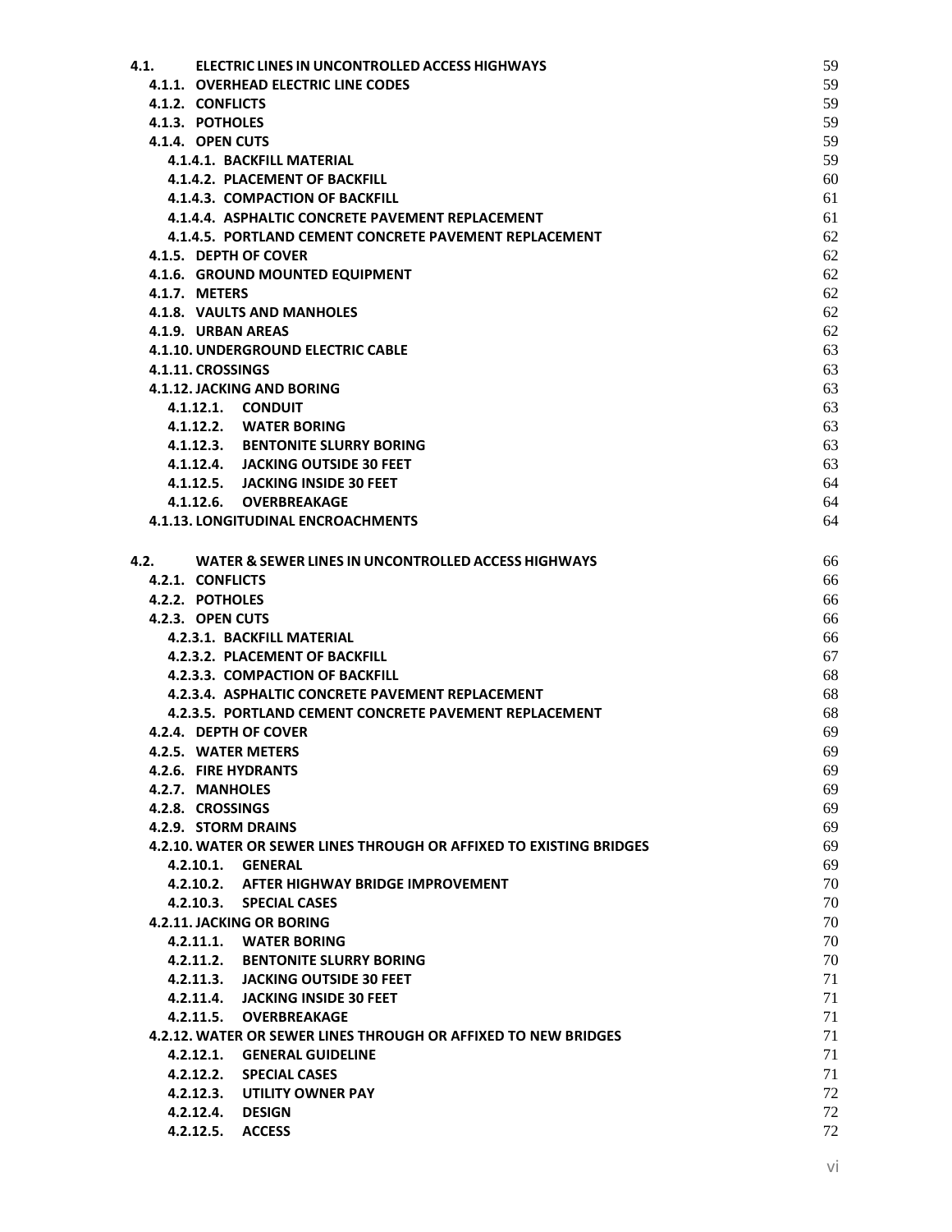| | |
|---|---|
| **4.1. ELECTRIC LINES IN UNCONTROLLED ACCESS HIGHWAYS** | 59 |
| **4.1.1. OVERHEAD ELECTRIC LINE CODES** | 59 |
| **4.1.2. CONFLICTS** | 59 |
| **4.1.3. POTHOLES** | 59 |
| **4.1.4. OPEN CUTS** | 59 |
| **4.1.4.1. BACKFILL MATERIAL** | 59 |
| **4.1.4.2. PLACEMENT OF BACKFILL** | 60 |
| **4.1.4.3. COMPACTION OF BACKFILL** | 61 |
| **4.1.4.4. ASPHALTIC CONCRETE PAVEMENT REPLACEMENT** | 61 |
| **4.1.4.5. PORTLAND CEMENT CONCRETE PAVEMENT REPLACEMENT** | 62 |
| **4.1.5. DEPTH OF COVER** | 62 |
| **4.1.6. GROUND MOUNTED EQUIPMENT** | 62 |
| **4.1.7. METERS** | 62 |
| **4.1.8. VAULTS AND MANHOLES** | 62 |
| **4.1.9. URBAN AREAS** | 62 |
| **4.1.10. UNDERGROUND ELECTRIC CABLE** | 63 |
| **4.1.11. CROSSINGS** | 63 |
| **4.1.12. JACKING AND BORING** | 63 |
| **4.1.12.1. CONDUIT** | 63 |
| **4.1.12.2. WATER BORING** | 63 |
| **4.1.12.3. BENTONITE SLURRY BORING** | 63 |
| **4.1.12.4. JACKING OUTSIDE 30 FEET** | 63 |
| **4.1.12.5. JACKING INSIDE 30 FEET** | 64 |
| **4.1.12.6. OVERBREAKAGE** | 64 |
| **4.1.13. LONGITUDINAL ENCROACHMENTS** | 64 |
| **4.2. WATER & SEWER LINES IN UNCONTROLLED ACCESS HIGHWAYS** | 66 |
| **4.2.1. CONFLICTS** | 66 |
| **4.2.2. POTHOLES** | 66 |
| **4.2.3. OPEN CUTS** | 66 |
| **4.2.3.1. BACKFILL MATERIAL** | 66 |
| **4.2.3.2. PLACEMENT OF BACKFILL** | 67 |
| **4.2.3.3. COMPACTION OF BACKFILL** | 68 |
| **4.2.3.4. ASPHALTIC CONCRETE PAVEMENT REPLACEMENT** | 68 |
| **4.2.3.5. PORTLAND CEMENT CONCRETE PAVEMENT REPLACEMENT** | 68 |
| **4.2.4. DEPTH OF COVER** | 69 |
| **4.2.5. WATER METERS** | 69 |
| **4.2.6. FIRE HYDRANTS** | 69 |
| **4.2.7. MANHOLES** | 69 |
| **4.2.8. CROSSINGS** | 69 |
| **4.2.9. STORM DRAINS** | 69 |
| **4.2.10. WATER OR SEWER LINES THROUGH OR AFFIXED TO EXISTING BRIDGES** | 69 |
| **4.2.10.1. GENERAL** | 69 |
| **4.2.10.2. AFTER HIGHWAY BRIDGE IMPROVEMENT** | 70 |
| **4.2.10.3. SPECIAL CASES** | 70 |
| **4.2.11. JACKING OR BORING** | 70 |
| **4.2.11.1. WATER BORING** | 70 |
| **4.2.11.2. BENTONITE SLURRY BORING** | 70 |
| **4.2.11.3. JACKING OUTSIDE 30 FEET** | 71 |
| **4.2.11.4. JACKING INSIDE 30 FEET** | 71 |
| **4.2.11.5. OVERBREAKAGE** | 71 |
| **4.2.12. WATER OR SEWER LINES THROUGH OR AFFIXED TO NEW BRIDGES** | 71 |
| **4.2.12.1. GENERAL GUIDELINE** | 71 |
| **4.2.12.2. SPECIAL CASES** | 71 |
| **4.2.12.3. UTILITY OWNER PAY** | 72 |
| **4.2.12.4. DESIGN** | 72 |
| **4.2.12.5. ACCESS** | 72 |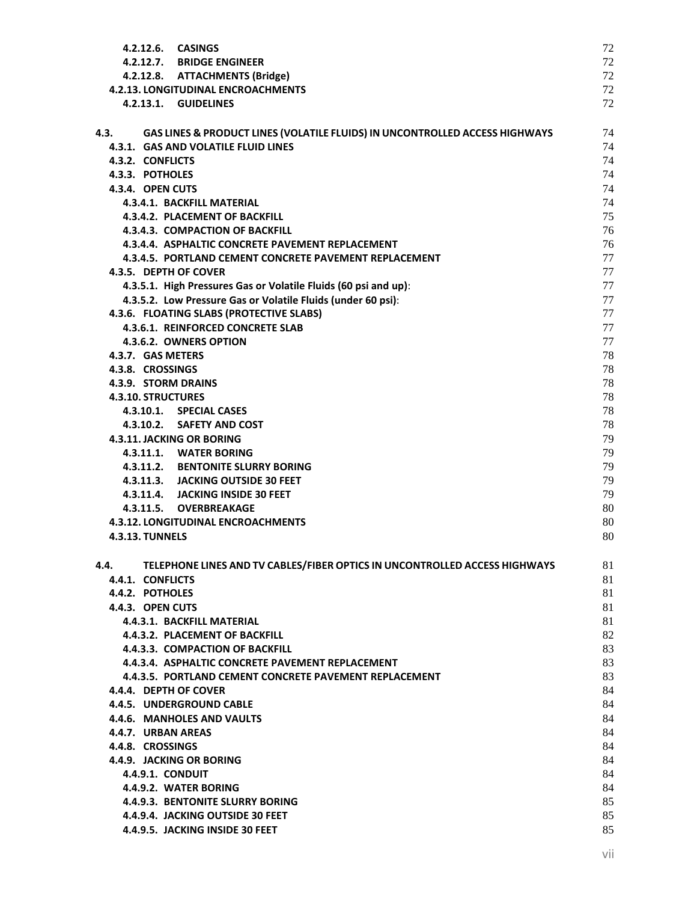4.2.12.6. CASINGS 72
4.2.12.7. BRIDGE ENGINEER 72
4.2.12.8. ATTACHMENTS (Bridge) 72
4.2.13. LONGITUDINAL ENCROACHMENTS 72
4.2.13.1. GUIDELINES 72

4.3. GAS LINES & PRODUCT LINES (VOLATILE FLUIDS) IN UNCONTROLLED ACCESS HIGHWAYS 74
4.3.1. GAS AND VOLATILE FLUID LINES 74
4.3.2. CONFLICTS 74
4.3.3. POTHOLES 74
4.3.4. OPEN CUTS 74
4.3.4.1. BACKFILL MATERIAL 74
4.3.4.2. PLACEMENT OF BACKFILL 75
4.3.4.3. COMPACTION OF BACKFILL 76
4.3.4.4. ASPHALTIC CONCRETE PAVEMENT REPLACEMENT 76
4.3.4.5. PORTLAND CEMENT CONCRETE PAVEMENT REPLACEMENT 77
4.3.5. DEPTH OF COVER 77
4.3.5.1. High Pressures Gas or Volatile Fluids (60 psi and up): 77
4.3.5.2. Low Pressure Gas or Volatile Fluids (under 60 psi): 77
4.3.6. FLOATING SLABS (PROTECTIVE SLABS) 77
4.3.6.1. REINFORCED CONCRETE SLAB 77
4.3.6.2. OWNERS OPTION 77
4.3.7. GAS METERS 78
4.3.8. CROSSINGS 78
4.3.9. STORM DRAINS 78
4.3.10. STRUCTURES 78
4.3.10.1. SPECIAL CASES 78
4.3.10.2. SAFETY AND COST 78
4.3.11. JACKING OR BORING 79
4.3.11.1. WATER BORING 79
4.3.11.2. BENTONITE SLURRY BORING 79
4.3.11.3. JACKING OUTSIDE 30 FEET 79
4.3.11.4. JACKING INSIDE 30 FEET 79
4.3.11.5. OVERBREAKAGE 80
4.3.12. LONGITUDINAL ENCROACHMENTS 80
4.3.13. TUNNELS 80

4.4. TELEPHONE LINES AND TV CABLES/FIBER OPTICS IN UNCONTROLLED ACCESS HIGHWAYS 81
4.4.1. CONFLICTS 81
4.4.2. POTHOLES 81
4.4.3. OPEN CUTS 81
4.4.3.1. BACKFILL MATERIAL 81
4.4.3.2. PLACEMENT OF BACKFILL 82
4.4.3.3. COMPACTION OF BACKFILL 83
4.4.3.4. ASPHALTIC CONCRETE PAVEMENT REPLACEMENT 83
4.4.3.5. PORTLAND CEMENT CONCRETE PAVEMENT REPLACEMENT 83
4.4.4. DEPTH OF COVER 84
4.4.5. UNDERGROUND CABLE 84
4.4.6. MANHOLES AND VAULTS 84
4.4.7. URBAN AREAS 84
4.4.8. CROSSINGS 84
4.4.9. JACKING OR BORING 84
4.4.9.1. CONDUIT 84
4.4.9.2. WATER BORING 84
4.4.9.3. BENTONITE SLURRY BORING 85
4.4.9.4. JACKING OUTSIDE 30 FEET 85
4.4.9.5. JACKING INSIDE 30 FEET 85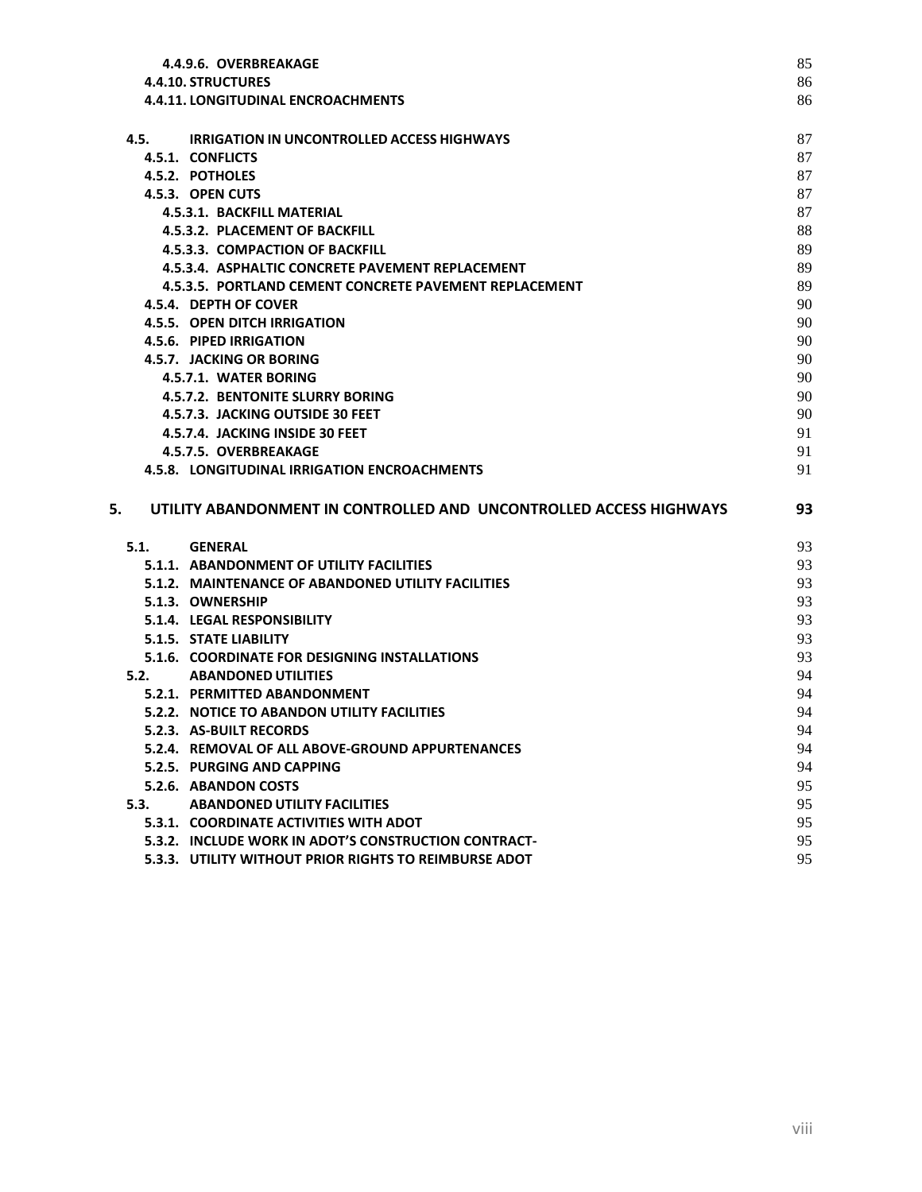| | |
|---|---|
| **4.4.9.6. OVERBREAKAGE** | 85 |
| **4.4.10. STRUCTURES** | 86 |
| **4.4.11. LONGITUDINAL ENCROACHMENTS** | 86 |
| **4.5. IRRIGATION IN UNCONTROLLED ACCESS HIGHWAYS** | 87 |
| **4.5.1. CONFLICTS** | 87 |
| **4.5.2. POTHOLES** | 87 |
| **4.5.3. OPEN CUTS** | 87 |
| **4.5.3.1. BACKFILL MATERIAL** | 87 |
| **4.5.3.2. PLACEMENT OF BACKFILL** | 88 |
| **4.5.3.3. COMPACTION OF BACKFILL** | 89 |
| **4.5.3.4. ASPHALTIC CONCRETE PAVEMENT REPLACEMENT** | 89 |
| **4.5.3.5. PORTLAND CEMENT CONCRETE PAVEMENT REPLACEMENT** | 89 |
| **4.5.4. DEPTH OF COVER** | 90 |
| **4.5.5. OPEN DITCH IRRIGATION** | 90 |
| **4.5.6. PIPED IRRIGATION** | 90 |
| **4.5.7. JACKING OR BORING** | 90 |
| **4.5.7.1. WATER BORING** | 90 |
| **4.5.7.2. BENTONITE SLURRY BORING** | 90 |
| **4.5.7.3. JACKING OUTSIDE 30 FEET** | 90 |
| **4.5.7.4. JACKING INSIDE 30 FEET** | 91 |
| **4.5.7.5. OVERBREAKAGE** | 91 |
| **4.5.8. LONGITUDINAL IRRIGATION ENCROACHMENTS** | 91 |
| **5. UTILITY ABANDONMENT IN CONTROLLED AND UNCONTROLLED ACCESS HIGHWAYS** | **93** |
| **5.1. GENERAL** | 93 |
| **5.1.1. ABANDONMENT OF UTILITY FACILITIES** | 93 |
| **5.1.2. MAINTENANCE OF ABANDONED UTILITY FACILITIES** | 93 |
| **5.1.3. OWNERSHIP** | 93 |
| **5.1.4. LEGAL RESPONSIBILITY** | 93 |
| **5.1.5. STATE LIABILITY** | 93 |
| **5.1.6. COORDINATE FOR DESIGNING INSTALLATIONS** | 93 |
| **5.2. ABANDONED UTILITIES** | 94 |
| **5.2.1. PERMITTED ABANDONMENT** | 94 |
| **5.2.2. NOTICE TO ABANDON UTILITY FACILITIES** | 94 |
| **5.2.3. AS-BUILT RECORDS** | 94 |
| **5.2.4. REMOVAL OF ALL ABOVE-GROUND APPURTENANCES** | 94 |
| **5.2.5. PURGING AND CAPPING** | 94 |
| **5.2.6. ABANDON COSTS** | 95 |
| **5.3. ABANDONED UTILITY FACILITIES** | 95 |
| **5.3.1. COORDINATE ACTIVITIES WITH ADOT** | 95 |
| **5.3.2. INCLUDE WORK IN ADOT'S CONSTRUCTION CONTRACT-** | 95 |
| **5.3.3. UTILITY WITHOUT PRIOR RIGHTS TO REIMBURSE ADOT** | 95 |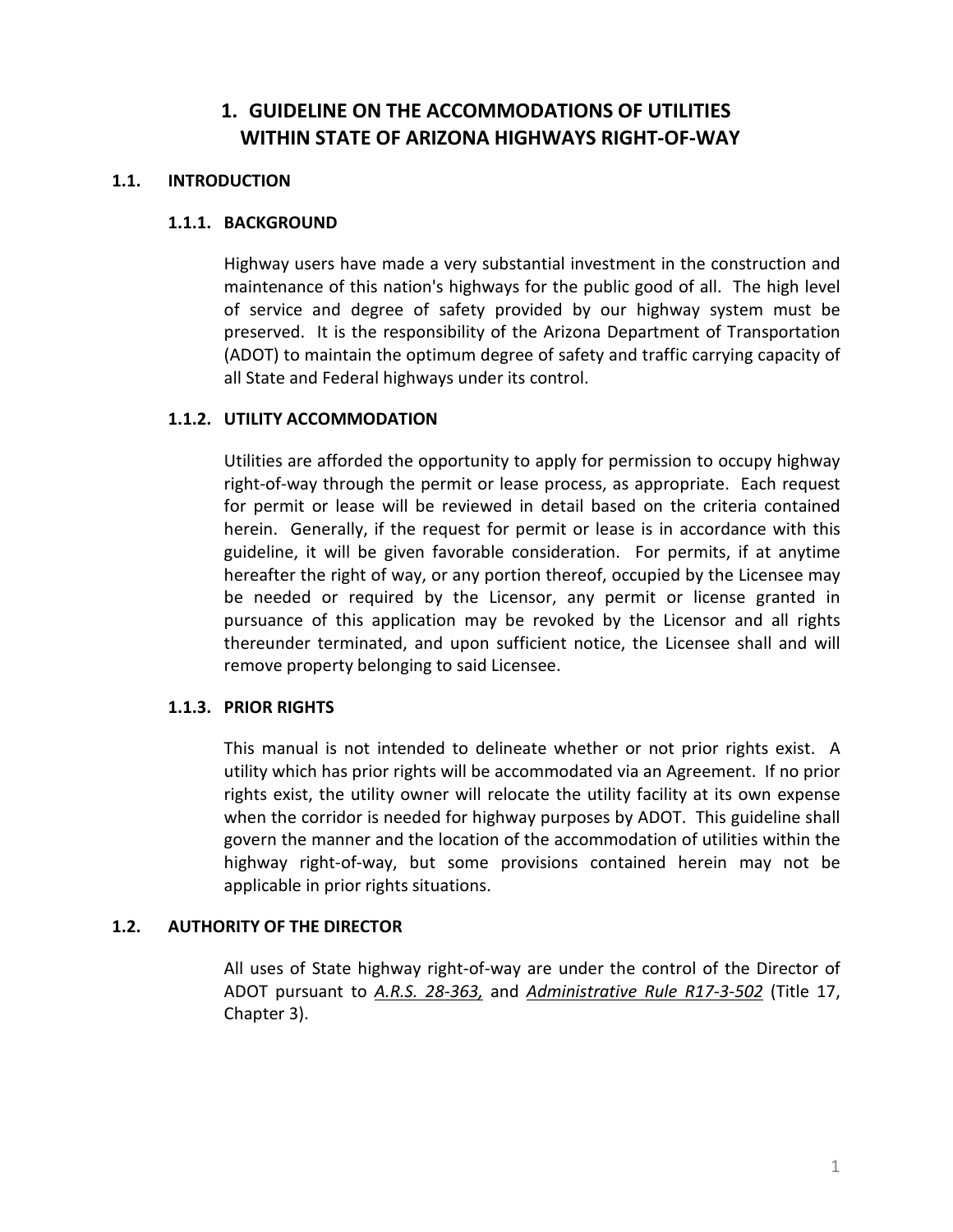# 1. GUIDELINE ON THE ACCOMMODATIONS OF UTILITIES WITHIN STATE OF ARIZONA HIGHWAYS RIGHT-OF-WAY

## 1.1. INTRODUCTION

### 1.1.1. BACKGROUND

Highway users have made a very substantial investment in the construction and maintenance of this nation's highways for the public good of all. The high level of service and degree of safety provided by our highway system must be preserved. It is the responsibility of the Arizona Department of Transportation (ADOT) to maintain the optimum degree of safety and traffic carrying capacity of all State and Federal highways under its control.

### 1.1.2. UTILITY ACCOMMODATION

Utilities are afforded the opportunity to apply for permission to occupy highway right-of-way through the permit or lease process, as appropriate. Each request for permit or lease will be reviewed in detail based on the criteria contained herein. Generally, if the request for permit or lease is in accordance with this guideline, it will be given favorable consideration. For permits, if at anytime hereafter the right of way, or any portion thereof, occupied by the Licensee may be needed or required by the Licensor, any permit or license granted in pursuance of this application may be revoked by the Licensor and all rights thereunder terminated, and upon sufficient notice, the Licensee shall and will remove property belonging to said Licensee.

### 1.1.3. PRIOR RIGHTS

This manual is not intended to delineate whether or not prior rights exist. A utility which has prior rights will be accommodated via an Agreement. If no prior rights exist, the utility owner will relocate the utility facility at its own expense when the corridor is needed for highway purposes by ADOT. This guideline shall govern the manner and the location of the accommodation of utilities within the highway right-of-way, but some provisions contained herein may not be applicable in prior rights situations.

## 1.2. AUTHORITY OF THE DIRECTOR

All uses of State highway right-of-way are under the control of the Director of ADOT pursuant to *A.R.S. 28-363,* and *Administrative Rule R17-3-502* (Title 17, Chapter 3).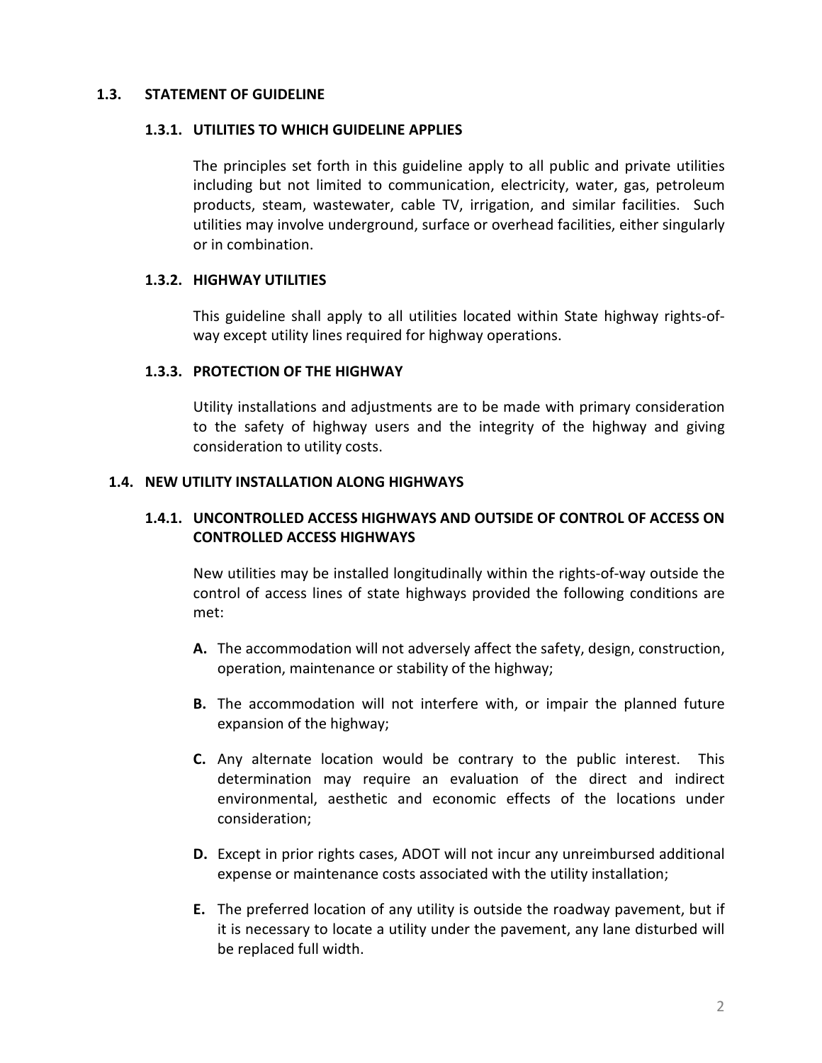## 1.3. STATEMENT OF GUIDELINE

### 1.3.1. UTILITIES TO WHICH GUIDELINE APPLIES

The principles set forth in this guideline apply to all public and private utilities including but not limited to communication, electricity, water, gas, petroleum products, steam, wastewater, cable TV, irrigation, and similar facilities. Such utilities may involve underground, surface or overhead facilities, either singularly or in combination.

### 1.3.2. HIGHWAY UTILITIES

This guideline shall apply to all utilities located within State highway rights-of-way except utility lines required for highway operations.

### 1.3.3. PROTECTION OF THE HIGHWAY

Utility installations and adjustments are to be made with primary consideration to the safety of highway users and the integrity of the highway and giving consideration to utility costs.

## 1.4. NEW UTILITY INSTALLATION ALONG HIGHWAYS

### 1.4.1. UNCONTROLLED ACCESS HIGHWAYS AND OUTSIDE OF CONTROL OF ACCESS ON CONTROLLED ACCESS HIGHWAYS

New utilities may be installed longitudinally within the rights-of-way outside the control of access lines of state highways provided the following conditions are met:

**A.** The accommodation will not adversely affect the safety, design, construction, operation, maintenance or stability of the highway;

**B.** The accommodation will not interfere with, or impair the planned future expansion of the highway;

**C.** Any alternate location would be contrary to the public interest. This determination may require an evaluation of the direct and indirect environmental, aesthetic and economic effects of the locations under consideration;

**D.** Except in prior rights cases, ADOT will not incur any unreimbursed additional expense or maintenance costs associated with the utility installation;

**E.** The preferred location of any utility is outside the roadway pavement, but if it is necessary to locate a utility under the pavement, any lane disturbed will be replaced full width.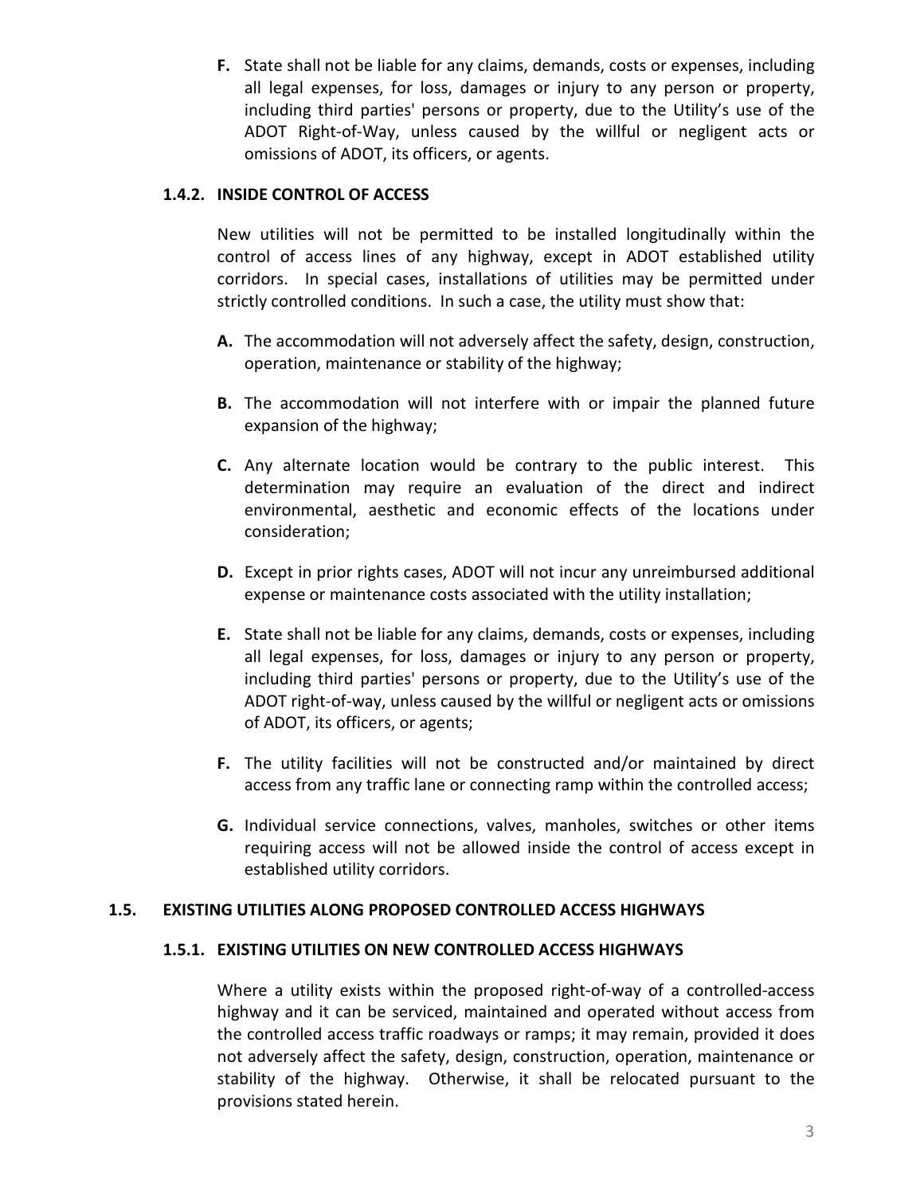**F.** State shall not be liable for any claims, demands, costs or expenses, including all legal expenses, for loss, damages or injury to any person or property, including third parties' persons or property, due to the Utility's use of the ADOT Right-of-Way, unless caused by the willful or negligent acts or omissions of ADOT, its officers, or agents.

### 1.4.2. INSIDE CONTROL OF ACCESS

New utilities will not be permitted to be installed longitudinally within the control of access lines of any highway, except in ADOT established utility corridors. In special cases, installations of utilities may be permitted under strictly controlled conditions. In such a case, the utility must show that:

**A.** The accommodation will not adversely affect the safety, design, construction, operation, maintenance or stability of the highway;

**B.** The accommodation will not interfere with or impair the planned future expansion of the highway;

**C.** Any alternate location would be contrary to the public interest. This determination may require an evaluation of the direct and indirect environmental, aesthetic and economic effects of the locations under consideration;

**D.** Except in prior rights cases, ADOT will not incur any unreimbursed additional expense or maintenance costs associated with the utility installation;

**E.** State shall not be liable for any claims, demands, costs or expenses, including all legal expenses, for loss, damages or injury to any person or property, including third parties' persons or property, due to the Utility's use of the ADOT right-of-way, unless caused by the willful or negligent acts or omissions of ADOT, its officers, or agents;

**F.** The utility facilities will not be constructed and/or maintained by direct access from any traffic lane or connecting ramp within the controlled access;

**G.** Individual service connections, valves, manholes, switches or other items requiring access will not be allowed inside the control of access except in established utility corridors.

## 1.5. EXISTING UTILITIES ALONG PROPOSED CONTROLLED ACCESS HIGHWAYS

### 1.5.1. EXISTING UTILITIES ON NEW CONTROLLED ACCESS HIGHWAYS

Where a utility exists within the proposed right-of-way of a controlled-access highway and it can be serviced, maintained and operated without access from the controlled access traffic roadways or ramps; it may remain, provided it does not adversely affect the safety, design, construction, operation, maintenance or stability of the highway. Otherwise, it shall be relocated pursuant to the provisions stated herein.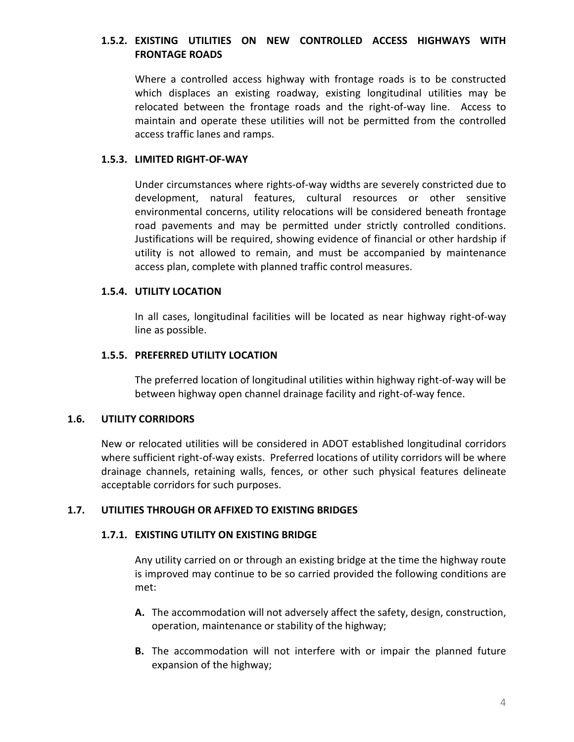### 1.5.2. EXISTING UTILITIES ON NEW CONTROLLED ACCESS HIGHWAYS WITH FRONTAGE ROADS

Where a controlled access highway with frontage roads is to be constructed which displaces an existing roadway, existing longitudinal utilities may be relocated between the frontage roads and the right-of-way line. Access to maintain and operate these utilities will not be permitted from the controlled access traffic lanes and ramps.

### 1.5.3. LIMITED RIGHT-OF-WAY

Under circumstances where rights-of-way widths are severely constricted due to development, natural features, cultural resources or other sensitive environmental concerns, utility relocations will be considered beneath frontage road pavements and may be permitted under strictly controlled conditions. Justifications will be required, showing evidence of financial or other hardship if utility is not allowed to remain, and must be accompanied by maintenance access plan, complete with planned traffic control measures.

### 1.5.4. UTILITY LOCATION

In all cases, longitudinal facilities will be located as near highway right-of-way line as possible.

### 1.5.5. PREFERRED UTILITY LOCATION

The preferred location of longitudinal utilities within highway right-of-way will be between highway open channel drainage facility and right-of-way fence.

## 1.6. UTILITY CORRIDORS

New or relocated utilities will be considered in ADOT established longitudinal corridors where sufficient right-of-way exists. Preferred locations of utility corridors will be where drainage channels, retaining walls, fences, or other such physical features delineate acceptable corridors for such purposes.

## 1.7. UTILITIES THROUGH OR AFFIXED TO EXISTING BRIDGES

### 1.7.1. EXISTING UTILITY ON EXISTING BRIDGE

Any utility carried on or through an existing bridge at the time the highway route is improved may continue to be so carried provided the following conditions are met:

**A.** The accommodation will not adversely affect the safety, design, construction, operation, maintenance or stability of the highway;

**B.** The accommodation will not interfere with or impair the planned future expansion of the highway;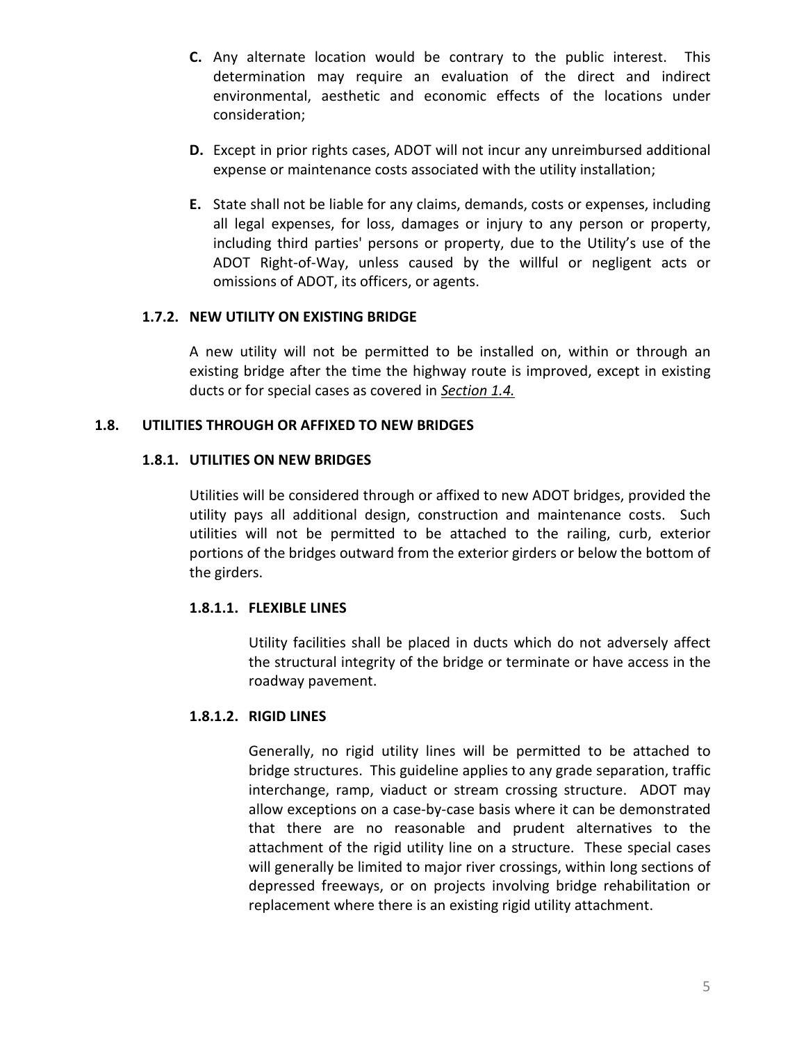**C.** Any alternate location would be contrary to the public interest. This determination may require an evaluation of the direct and indirect environmental, aesthetic and economic effects of the locations under consideration;

**D.** Except in prior rights cases, ADOT will not incur any unreimbursed additional expense or maintenance costs associated with the utility installation;

**E.** State shall not be liable for any claims, demands, costs or expenses, including all legal expenses, for loss, damages or injury to any person or property, including third parties' persons or property, due to the Utility's use of the ADOT Right-of-Way, unless caused by the willful or negligent acts or omissions of ADOT, its officers, or agents.

#### 1.7.2. NEW UTILITY ON EXISTING BRIDGE

A new utility will not be permitted to be installed on, within or through an existing bridge after the time the highway route is improved, except in existing ducts or for special cases as covered in *Section 1.4.*

### 1.8. UTILITIES THROUGH OR AFFIXED TO NEW BRIDGES

#### 1.8.1. UTILITIES ON NEW BRIDGES

Utilities will be considered through or affixed to new ADOT bridges, provided the utility pays all additional design, construction and maintenance costs. Such utilities will not be permitted to be attached to the railing, curb, exterior portions of the bridges outward from the exterior girders or below the bottom of the girders.

##### 1.8.1.1. FLEXIBLE LINES

Utility facilities shall be placed in ducts which do not adversely affect the structural integrity of the bridge or terminate or have access in the roadway pavement.

##### 1.8.1.2. RIGID LINES

Generally, no rigid utility lines will be permitted to be attached to bridge structures. This guideline applies to any grade separation, traffic interchange, ramp, viaduct or stream crossing structure. ADOT may allow exceptions on a case-by-case basis where it can be demonstrated that there are no reasonable and prudent alternatives to the attachment of the rigid utility line on a structure. These special cases will generally be limited to major river crossings, within long sections of depressed freeways, or on projects involving bridge rehabilitation or replacement where there is an existing rigid utility attachment.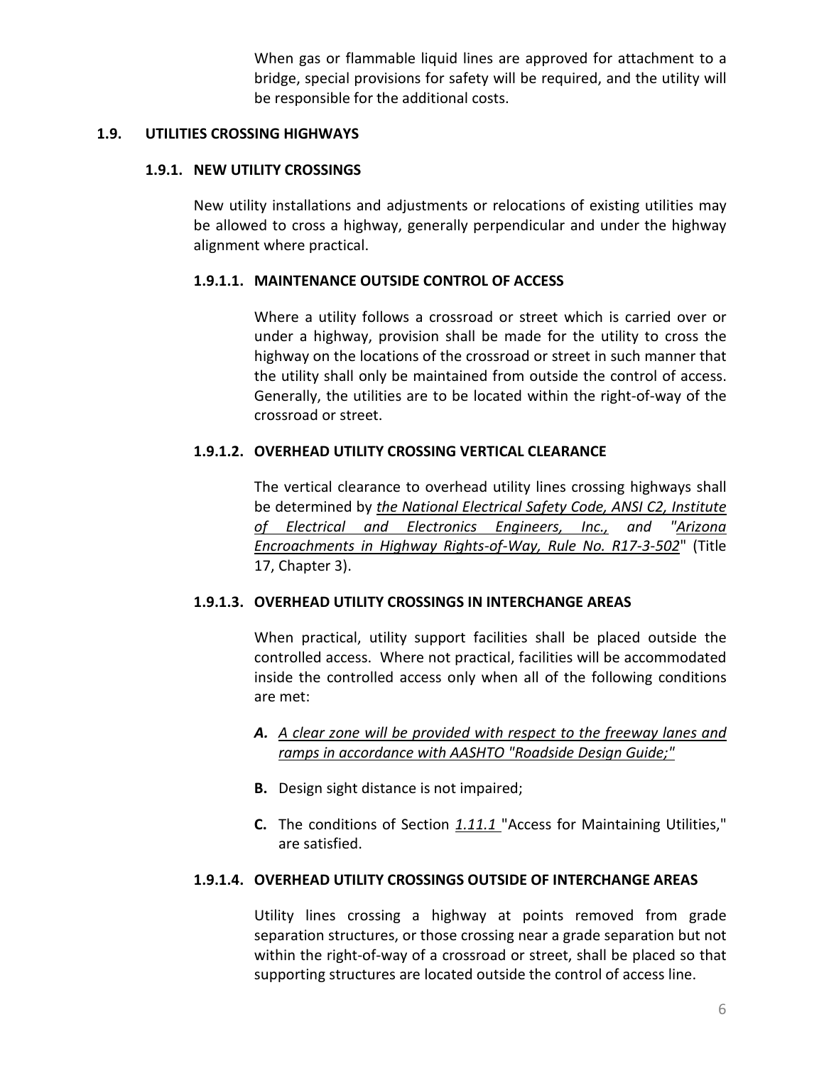When gas or flammable liquid lines are approved for attachment to a bridge, special provisions for safety will be required, and the utility will be responsible for the additional costs.

## 1.9. UTILITIES CROSSING HIGHWAYS

### 1.9.1. NEW UTILITY CROSSINGS

New utility installations and adjustments or relocations of existing utilities may be allowed to cross a highway, generally perpendicular and under the highway alignment where practical.

#### 1.9.1.1. MAINTENANCE OUTSIDE CONTROL OF ACCESS

Where a utility follows a crossroad or street which is carried over or under a highway, provision shall be made for the utility to cross the highway on the locations of the crossroad or street in such manner that the utility shall only be maintained from outside the control of access. Generally, the utilities are to be located within the right-of-way of the crossroad or street.

#### 1.9.1.2. OVERHEAD UTILITY CROSSING VERTICAL CLEARANCE

The vertical clearance to overhead utility lines crossing highways shall be determined by *the National Electrical Safety Code, ANSI C2, Institute of Electrical and Electronics Engineers, Inc.,* and "*Arizona Encroachments in Highway Rights-of-Way, Rule No. R17-3-502*" (Title 17, Chapter 3).

#### 1.9.1.3. OVERHEAD UTILITY CROSSINGS IN INTERCHANGE AREAS

When practical, utility support facilities shall be placed outside the controlled access. Where not practical, facilities will be accommodated inside the controlled access only when all of the following conditions are met:

- ***A.*** *A clear zone will be provided with respect to the freeway lanes and ramps in accordance with AASHTO "Roadside Design Guide;"*
- **B.** Design sight distance is not impaired;
- **C.** The conditions of Section *1.11.1* "Access for Maintaining Utilities," are satisfied.

#### 1.9.1.4. OVERHEAD UTILITY CROSSINGS OUTSIDE OF INTERCHANGE AREAS

Utility lines crossing a highway at points removed from grade separation structures, or those crossing near a grade separation but not within the right-of-way of a crossroad or street, shall be placed so that supporting structures are located outside the control of access line.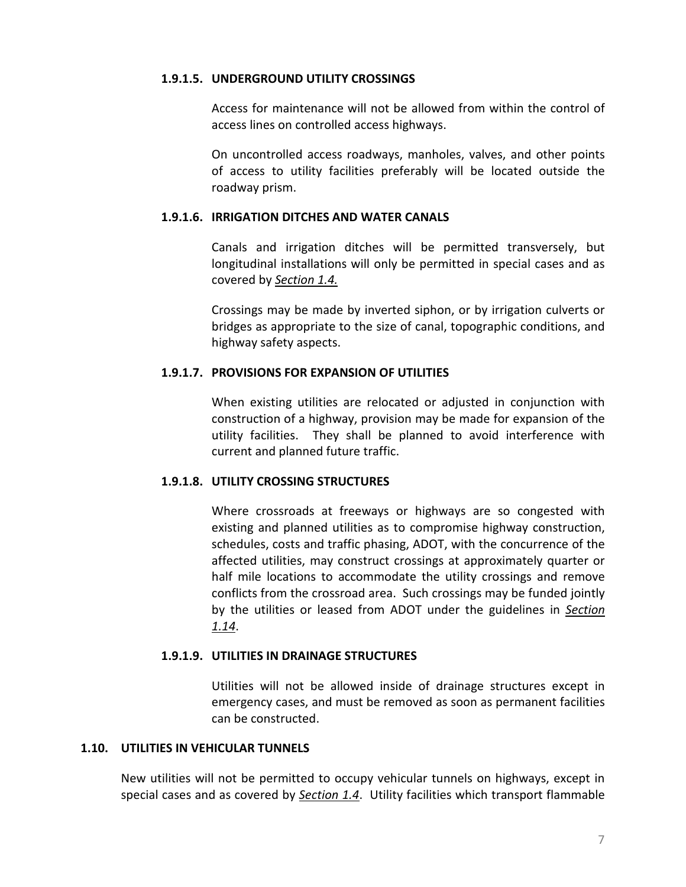#### 1.9.1.5. UNDERGROUND UTILITY CROSSINGS

Access for maintenance will not be allowed from within the control of access lines on controlled access highways.

On uncontrolled access roadways, manholes, valves, and other points of access to utility facilities preferably will be located outside the roadway prism.

#### 1.9.1.6. IRRIGATION DITCHES AND WATER CANALS

Canals and irrigation ditches will be permitted transversely, but longitudinal installations will only be permitted in special cases and as covered by *Section 1.4.*

Crossings may be made by inverted siphon, or by irrigation culverts or bridges as appropriate to the size of canal, topographic conditions, and highway safety aspects.

#### 1.9.1.7. PROVISIONS FOR EXPANSION OF UTILITIES

When existing utilities are relocated or adjusted in conjunction with construction of a highway, provision may be made for expansion of the utility facilities. They shall be planned to avoid interference with current and planned future traffic.

#### 1.9.1.8. UTILITY CROSSING STRUCTURES

Where crossroads at freeways or highways are so congested with existing and planned utilities as to compromise highway construction, schedules, costs and traffic phasing, ADOT, with the concurrence of the affected utilities, may construct crossings at approximately quarter or half mile locations to accommodate the utility crossings and remove conflicts from the crossroad area. Such crossings may be funded jointly by the utilities or leased from ADOT under the guidelines in *Section 1.14*.

#### 1.9.1.9. UTILITIES IN DRAINAGE STRUCTURES

Utilities will not be allowed inside of drainage structures except in emergency cases, and must be removed as soon as permanent facilities can be constructed.

## 1.10. UTILITIES IN VEHICULAR TUNNELS

New utilities will not be permitted to occupy vehicular tunnels on highways, except in special cases and as covered by *Section 1.4*. Utility facilities which transport flammable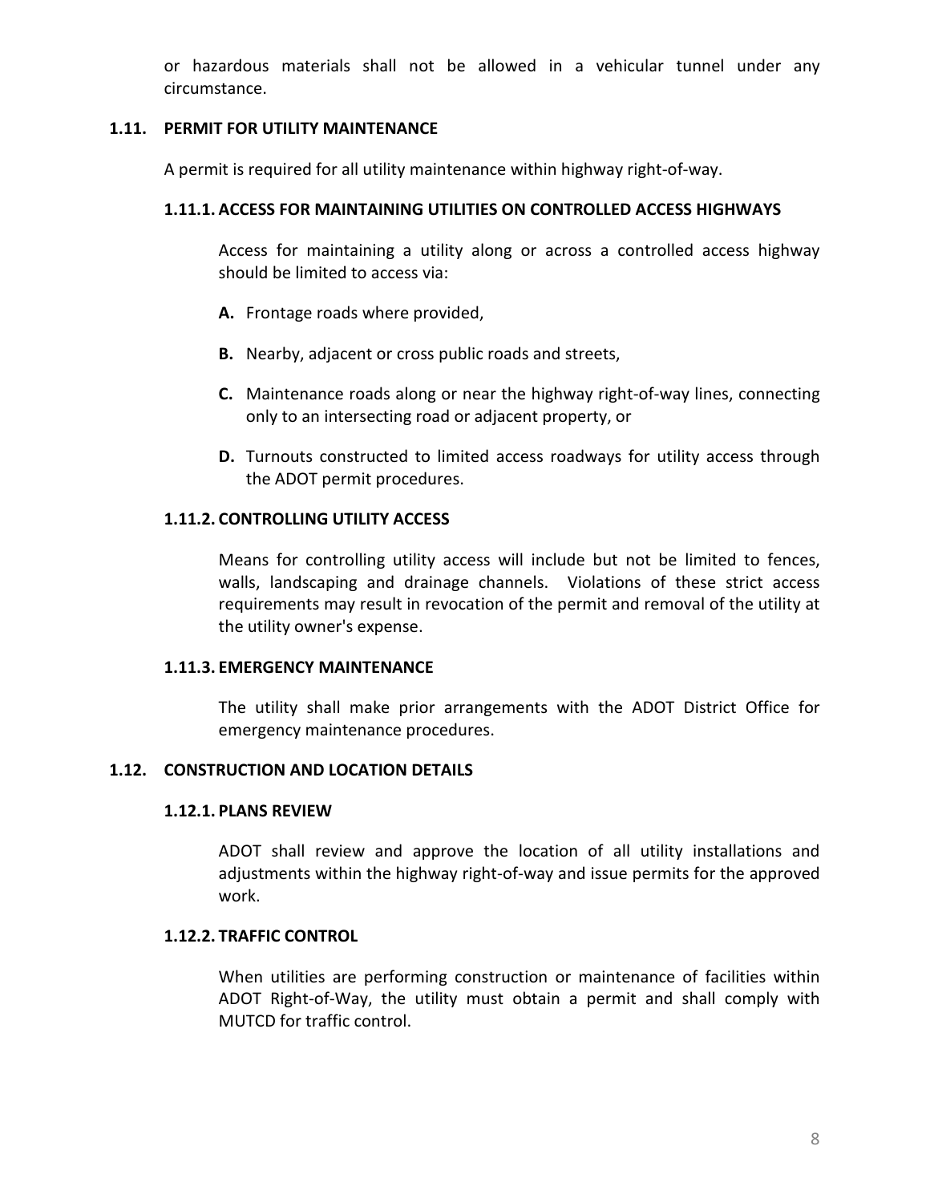or hazardous materials shall not be allowed in a vehicular tunnel under any circumstance.

## 1.11. PERMIT FOR UTILITY MAINTENANCE

A permit is required for all utility maintenance within highway right-of-way.

### 1.11.1. ACCESS FOR MAINTAINING UTILITIES ON CONTROLLED ACCESS HIGHWAYS

Access for maintaining a utility along or across a controlled access highway should be limited to access via:

**A.** Frontage roads where provided,

**B.** Nearby, adjacent or cross public roads and streets,

**C.** Maintenance roads along or near the highway right-of-way lines, connecting only to an intersecting road or adjacent property, or

**D.** Turnouts constructed to limited access roadways for utility access through the ADOT permit procedures.

### 1.11.2. CONTROLLING UTILITY ACCESS

Means for controlling utility access will include but not be limited to fences, walls, landscaping and drainage channels. Violations of these strict access requirements may result in revocation of the permit and removal of the utility at the utility owner's expense.

### 1.11.3. EMERGENCY MAINTENANCE

The utility shall make prior arrangements with the ADOT District Office for emergency maintenance procedures.

## 1.12. CONSTRUCTION AND LOCATION DETAILS

### 1.12.1. PLANS REVIEW

ADOT shall review and approve the location of all utility installations and adjustments within the highway right-of-way and issue permits for the approved work.

### 1.12.2. TRAFFIC CONTROL

When utilities are performing construction or maintenance of facilities within ADOT Right-of-Way, the utility must obtain a permit and shall comply with MUTCD for traffic control.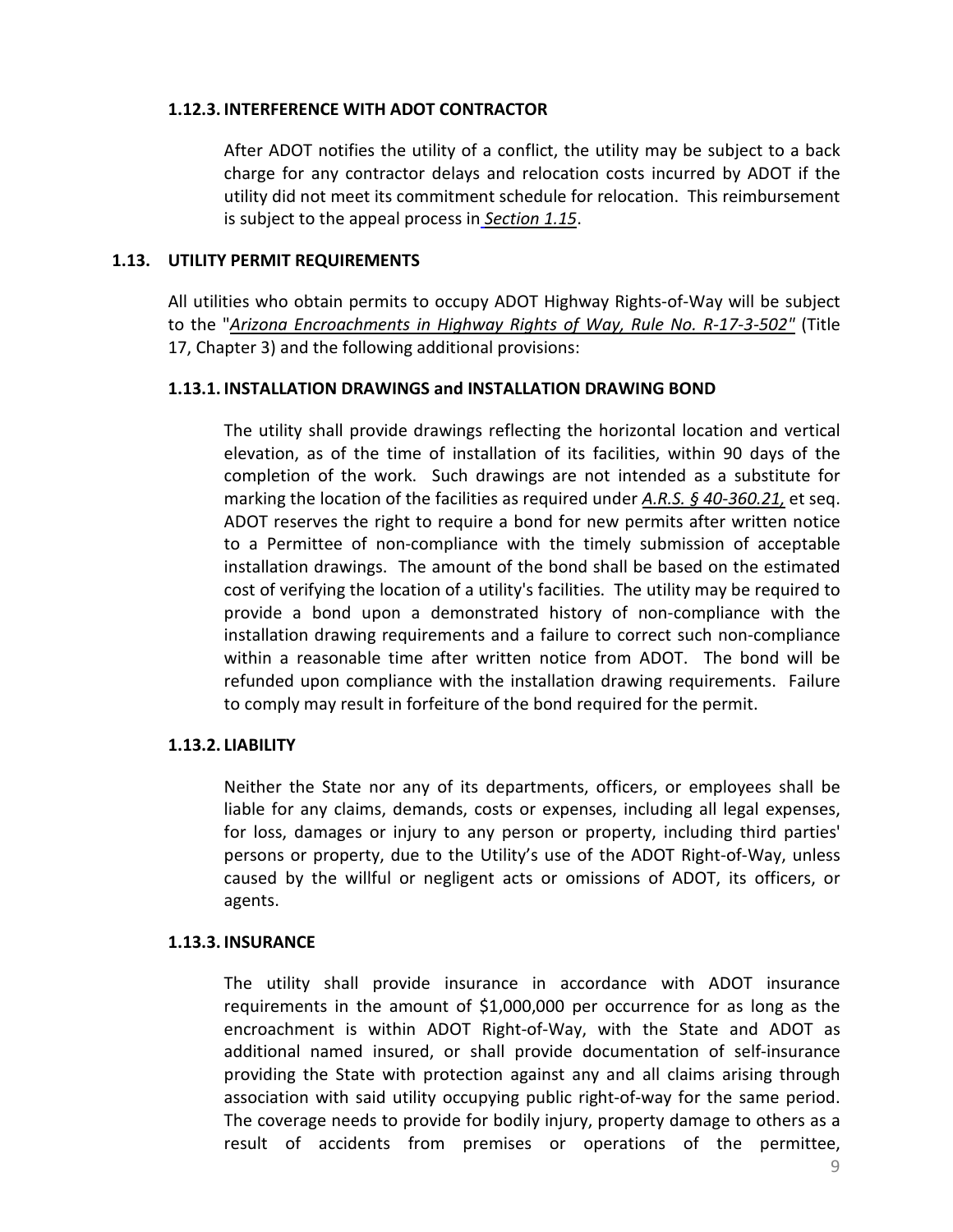### 1.12.3. INTERFERENCE WITH ADOT CONTRACTOR

After ADOT notifies the utility of a conflict, the utility may be subject to a back charge for any contractor delays and relocation costs incurred by ADOT if the utility did not meet its commitment schedule for relocation. This reimbursement is subject to the appeal process in *Section 1.15*.

## 1.13. UTILITY PERMIT REQUIREMENTS

All utilities who obtain permits to occupy ADOT Highway Rights-of-Way will be subject to the "*Arizona Encroachments in Highway Rights of Way, Rule No. R-17-3-502"* (Title 17, Chapter 3) and the following additional provisions:

### 1.13.1. INSTALLATION DRAWINGS and INSTALLATION DRAWING BOND

The utility shall provide drawings reflecting the horizontal location and vertical elevation, as of the time of installation of its facilities, within 90 days of the completion of the work. Such drawings are not intended as a substitute for marking the location of the facilities as required under *A.R.S. § 40-360.21,* et seq. ADOT reserves the right to require a bond for new permits after written notice to a Permittee of non-compliance with the timely submission of acceptable installation drawings. The amount of the bond shall be based on the estimated cost of verifying the location of a utility's facilities. The utility may be required to provide a bond upon a demonstrated history of non-compliance with the installation drawing requirements and a failure to correct such non-compliance within a reasonable time after written notice from ADOT. The bond will be refunded upon compliance with the installation drawing requirements. Failure to comply may result in forfeiture of the bond required for the permit.

### 1.13.2. LIABILITY

Neither the State nor any of its departments, officers, or employees shall be liable for any claims, demands, costs or expenses, including all legal expenses, for loss, damages or injury to any person or property, including third parties' persons or property, due to the Utility's use of the ADOT Right-of-Way, unless caused by the willful or negligent acts or omissions of ADOT, its officers, or agents.

### 1.13.3. INSURANCE

The utility shall provide insurance in accordance with ADOT insurance requirements in the amount of $1,000,000 per occurrence for as long as the encroachment is within ADOT Right-of-Way, with the State and ADOT as additional named insured, or shall provide documentation of self-insurance providing the State with protection against any and all claims arising through association with said utility occupying public right-of-way for the same period. The coverage needs to provide for bodily injury, property damage to others as a result of accidents from premises or operations of the permittee,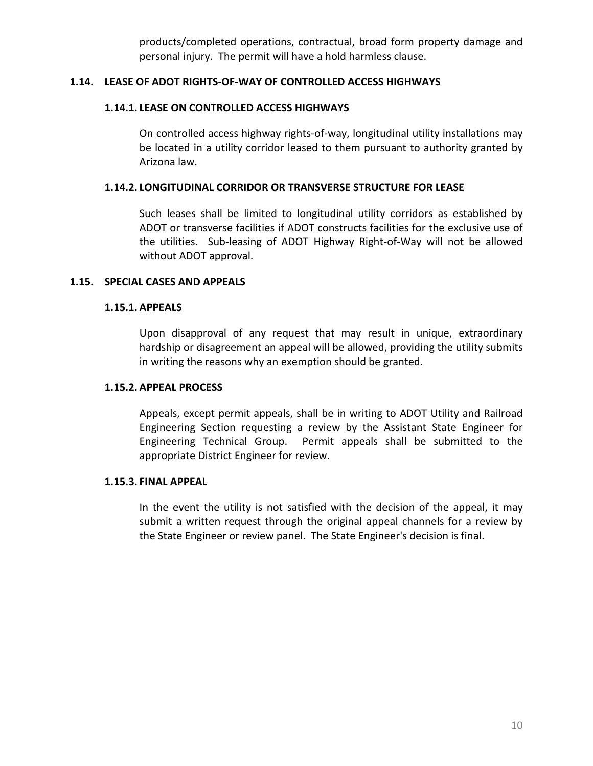products/completed operations, contractual, broad form property damage and personal injury. The permit will have a hold harmless clause.

## 1.14. LEASE OF ADOT RIGHTS-OF-WAY OF CONTROLLED ACCESS HIGHWAYS

### 1.14.1. LEASE ON CONTROLLED ACCESS HIGHWAYS

On controlled access highway rights-of-way, longitudinal utility installations may be located in a utility corridor leased to them pursuant to authority granted by Arizona law.

### 1.14.2. LONGITUDINAL CORRIDOR OR TRANSVERSE STRUCTURE FOR LEASE

Such leases shall be limited to longitudinal utility corridors as established by ADOT or transverse facilities if ADOT constructs facilities for the exclusive use of the utilities. Sub-leasing of ADOT Highway Right-of-Way will not be allowed without ADOT approval.

## 1.15. SPECIAL CASES AND APPEALS

### 1.15.1. APPEALS

Upon disapproval of any request that may result in unique, extraordinary hardship or disagreement an appeal will be allowed, providing the utility submits in writing the reasons why an exemption should be granted.

### 1.15.2. APPEAL PROCESS

Appeals, except permit appeals, shall be in writing to ADOT Utility and Railroad Engineering Section requesting a review by the Assistant State Engineer for Engineering Technical Group. Permit appeals shall be submitted to the appropriate District Engineer for review.

### 1.15.3. FINAL APPEAL

In the event the utility is not satisfied with the decision of the appeal, it may submit a written request through the original appeal channels for a review by the State Engineer or review panel. The State Engineer's decision is final.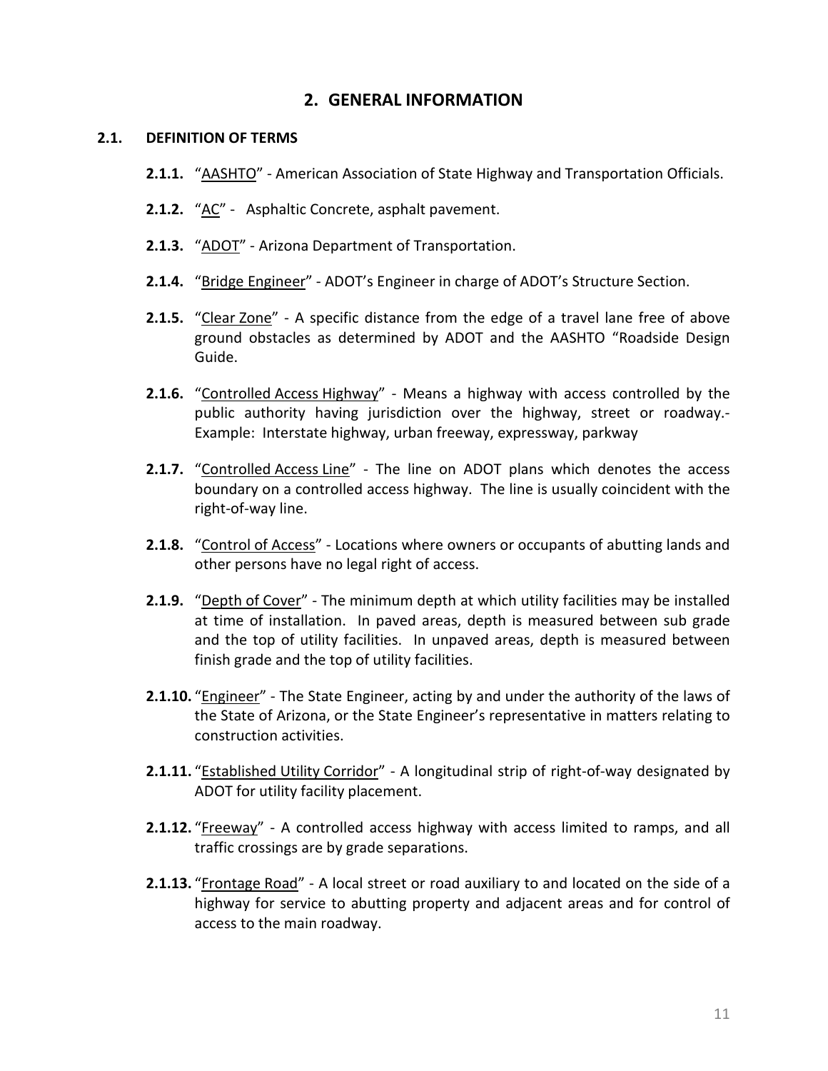# 2. GENERAL INFORMATION

## 2.1. DEFINITION OF TERMS

**2.1.1.** "<u>AASHTO</u>" - American Association of State Highway and Transportation Officials.

**2.1.2.** "<u>AC</u>" - Asphaltic Concrete, asphalt pavement.

**2.1.3.** "<u>ADOT</u>" - Arizona Department of Transportation.

**2.1.4.** "<u>Bridge Engineer</u>" - ADOT's Engineer in charge of ADOT's Structure Section.

**2.1.5.** "<u>Clear Zone</u>" - A specific distance from the edge of a travel lane free of above ground obstacles as determined by ADOT and the AASHTO "Roadside Design Guide.

**2.1.6.** "<u>Controlled Access Highway</u>" - Means a highway with access controlled by the public authority having jurisdiction over the highway, street or roadway.- Example: Interstate highway, urban freeway, expressway, parkway

**2.1.7.** "<u>Controlled Access Line</u>" - The line on ADOT plans which denotes the access boundary on a controlled access highway. The line is usually coincident with the right-of-way line.

**2.1.8.** "<u>Control of Access</u>" - Locations where owners or occupants of abutting lands and other persons have no legal right of access.

**2.1.9.** "<u>Depth of Cover</u>" - The minimum depth at which utility facilities may be installed at time of installation. In paved areas, depth is measured between sub grade and the top of utility facilities. In unpaved areas, depth is measured between finish grade and the top of utility facilities.

**2.1.10.** "<u>Engineer</u>" - The State Engineer, acting by and under the authority of the laws of the State of Arizona, or the State Engineer's representative in matters relating to construction activities.

**2.1.11.** "<u>Established Utility Corridor</u>" - A longitudinal strip of right-of-way designated by ADOT for utility facility placement.

**2.1.12.** "<u>Freeway</u>" - A controlled access highway with access limited to ramps, and all traffic crossings are by grade separations.

**2.1.13.** "<u>Frontage Road</u>" - A local street or road auxiliary to and located on the side of a highway for service to abutting property and adjacent areas and for control of access to the main roadway.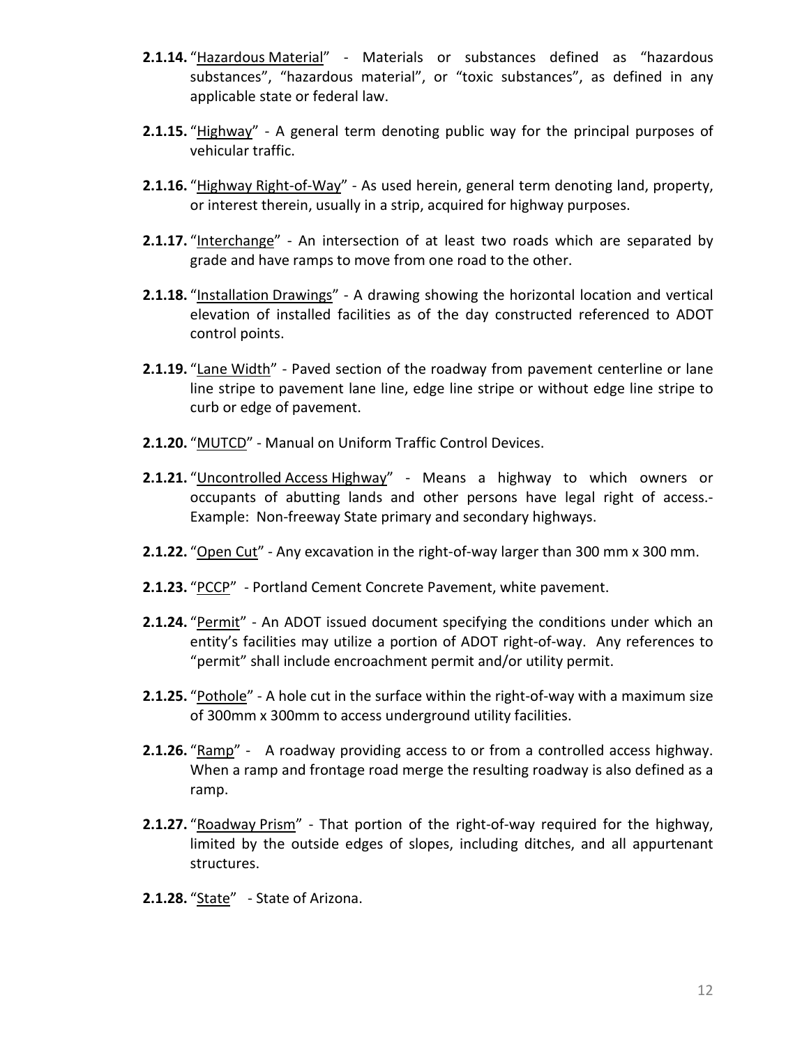**2.1.14.** "<u>Hazardous Material</u>" - Materials or substances defined as "hazardous substances", "hazardous material", or "toxic substances", as defined in any applicable state or federal law.

**2.1.15.** "<u>Highway</u>" - A general term denoting public way for the principal purposes of vehicular traffic.

**2.1.16.** "<u>Highway Right-of-Way</u>" - As used herein, general term denoting land, property, or interest therein, usually in a strip, acquired for highway purposes.

**2.1.17.** "<u>Interchange</u>" - An intersection of at least two roads which are separated by grade and have ramps to move from one road to the other.

**2.1.18.** "<u>Installation Drawings</u>" - A drawing showing the horizontal location and vertical elevation of installed facilities as of the day constructed referenced to ADOT control points.

**2.1.19.** "<u>Lane Width</u>" - Paved section of the roadway from pavement centerline or lane line stripe to pavement lane line, edge line stripe or without edge line stripe to curb or edge of pavement.

**2.1.20.** "<u>MUTCD</u>" - Manual on Uniform Traffic Control Devices.

**2.1.21.** "<u>Uncontrolled Access Highway</u>" - Means a highway to which owners or occupants of abutting lands and other persons have legal right of access.- Example: Non-freeway State primary and secondary highways.

**2.1.22.** "<u>Open Cut</u>" - Any excavation in the right-of-way larger than 300 mm x 300 mm.

**2.1.23.** "<u>PCCP</u>" - Portland Cement Concrete Pavement, white pavement.

**2.1.24.** "<u>Permit</u>" - An ADOT issued document specifying the conditions under which an entity's facilities may utilize a portion of ADOT right-of-way. Any references to "permit" shall include encroachment permit and/or utility permit.

**2.1.25.** "<u>Pothole</u>" - A hole cut in the surface within the right-of-way with a maximum size of 300mm x 300mm to access underground utility facilities.

**2.1.26.** "<u>Ramp</u>" - A roadway providing access to or from a controlled access highway. When a ramp and frontage road merge the resulting roadway is also defined as a ramp.

**2.1.27.** "<u>Roadway Prism</u>" - That portion of the right-of-way required for the highway, limited by the outside edges of slopes, including ditches, and all appurtenant structures.

**2.1.28.** "<u>State</u>" - State of Arizona.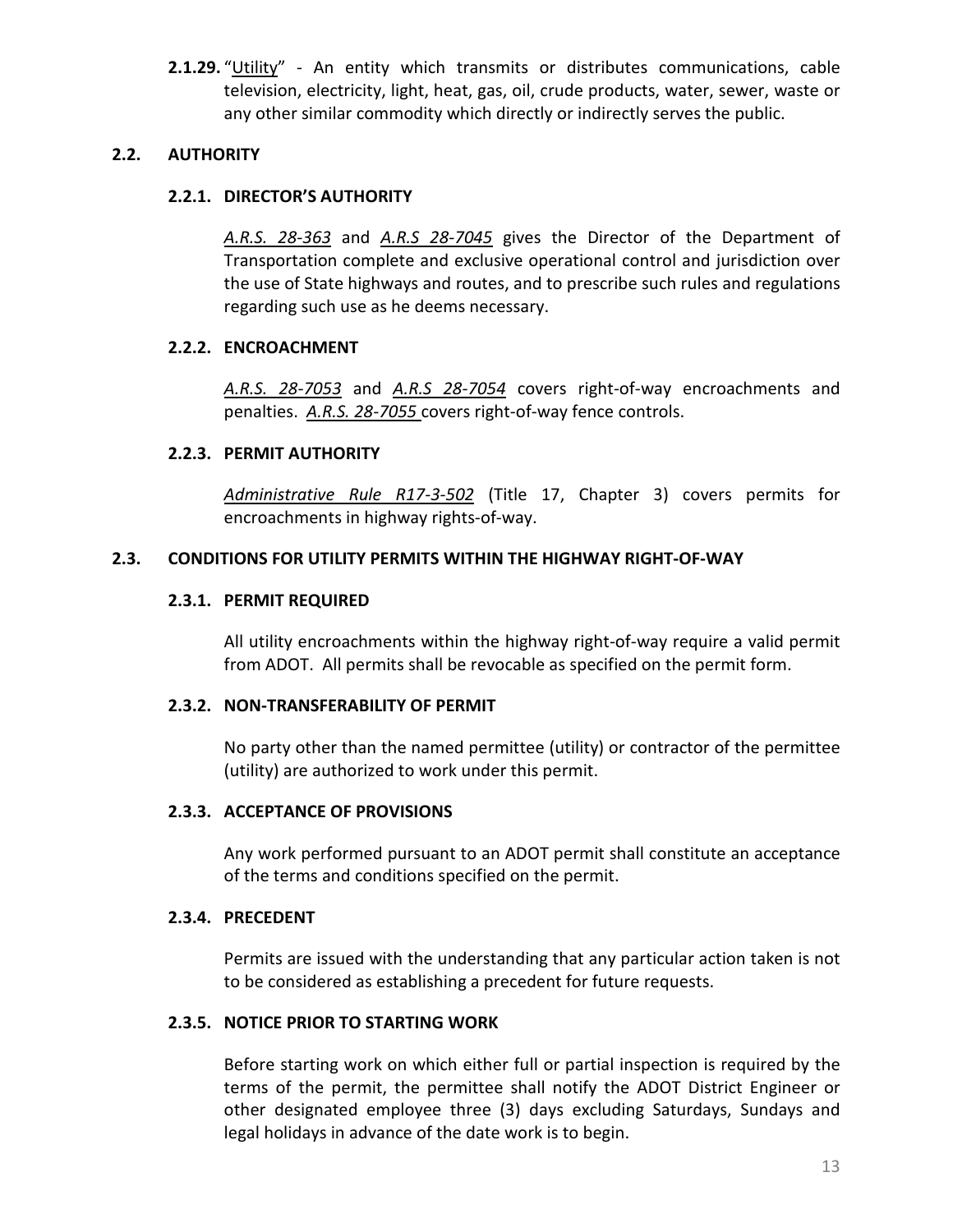**2.1.29.** "Utility" - An entity which transmits or distributes communications, cable television, electricity, light, heat, gas, oil, crude products, water, sewer, waste or any other similar commodity which directly or indirectly serves the public.

## 2.2. AUTHORITY

### 2.2.1. DIRECTOR'S AUTHORITY

*A.R.S. 28-363* and *A.R.S 28-7045* gives the Director of the Department of Transportation complete and exclusive operational control and jurisdiction over the use of State highways and routes, and to prescribe such rules and regulations regarding such use as he deems necessary.

### 2.2.2. ENCROACHMENT

*A.R.S. 28-7053* and *A.R.S 28-7054* covers right-of-way encroachments and penalties. *A.R.S. 28-7055* covers right-of-way fence controls.

### 2.2.3. PERMIT AUTHORITY

*Administrative Rule R17-3-502* (Title 17, Chapter 3) covers permits for encroachments in highway rights-of-way.

## 2.3. CONDITIONS FOR UTILITY PERMITS WITHIN THE HIGHWAY RIGHT-OF-WAY

### 2.3.1. PERMIT REQUIRED

All utility encroachments within the highway right-of-way require a valid permit from ADOT. All permits shall be revocable as specified on the permit form.

### 2.3.2. NON-TRANSFERABILITY OF PERMIT

No party other than the named permittee (utility) or contractor of the permittee (utility) are authorized to work under this permit.

### 2.3.3. ACCEPTANCE OF PROVISIONS

Any work performed pursuant to an ADOT permit shall constitute an acceptance of the terms and conditions specified on the permit.

### 2.3.4. PRECEDENT

Permits are issued with the understanding that any particular action taken is not to be considered as establishing a precedent for future requests.

### 2.3.5. NOTICE PRIOR TO STARTING WORK

Before starting work on which either full or partial inspection is required by the terms of the permit, the permittee shall notify the ADOT District Engineer or other designated employee three (3) days excluding Saturdays, Sundays and legal holidays in advance of the date work is to begin.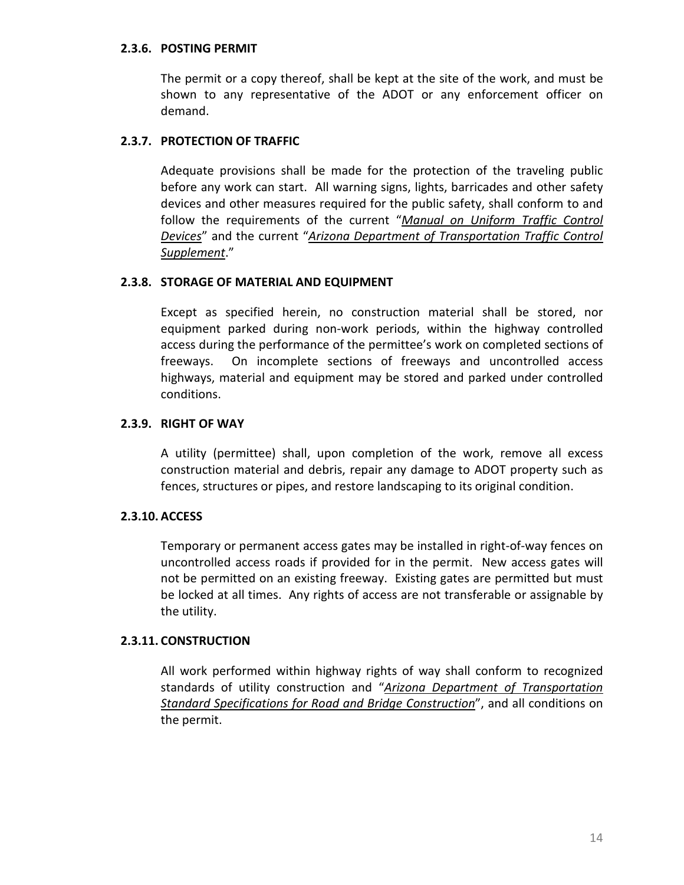### 2.3.6. POSTING PERMIT

The permit or a copy thereof, shall be kept at the site of the work, and must be shown to any representative of the ADOT or any enforcement officer on demand.

### 2.3.7. PROTECTION OF TRAFFIC

Adequate provisions shall be made for the protection of the traveling public before any work can start. All warning signs, lights, barricades and other safety devices and other measures required for the public safety, shall conform to and follow the requirements of the current "***Manual on Uniform Traffic Control Devices***" and the current "***Arizona Department of Transportation Traffic Control Supplement***."

### 2.3.8. STORAGE OF MATERIAL AND EQUIPMENT

Except as specified herein, no construction material shall be stored, nor equipment parked during non-work periods, within the highway controlled access during the performance of the permittee's work on completed sections of freeways. On incomplete sections of freeways and uncontrolled access highways, material and equipment may be stored and parked under controlled conditions.

### 2.3.9. RIGHT OF WAY

A utility (permittee) shall, upon completion of the work, remove all excess construction material and debris, repair any damage to ADOT property such as fences, structures or pipes, and restore landscaping to its original condition.

### 2.3.10. ACCESS

Temporary or permanent access gates may be installed in right-of-way fences on uncontrolled access roads if provided for in the permit. New access gates will not be permitted on an existing freeway. Existing gates are permitted but must be locked at all times. Any rights of access are not transferable or assignable by the utility.

### 2.3.11. CONSTRUCTION

All work performed within highway rights of way shall conform to recognized standards of utility construction and "***Arizona Department of Transportation Standard Specifications for Road and Bridge Construction***", and all conditions on the permit.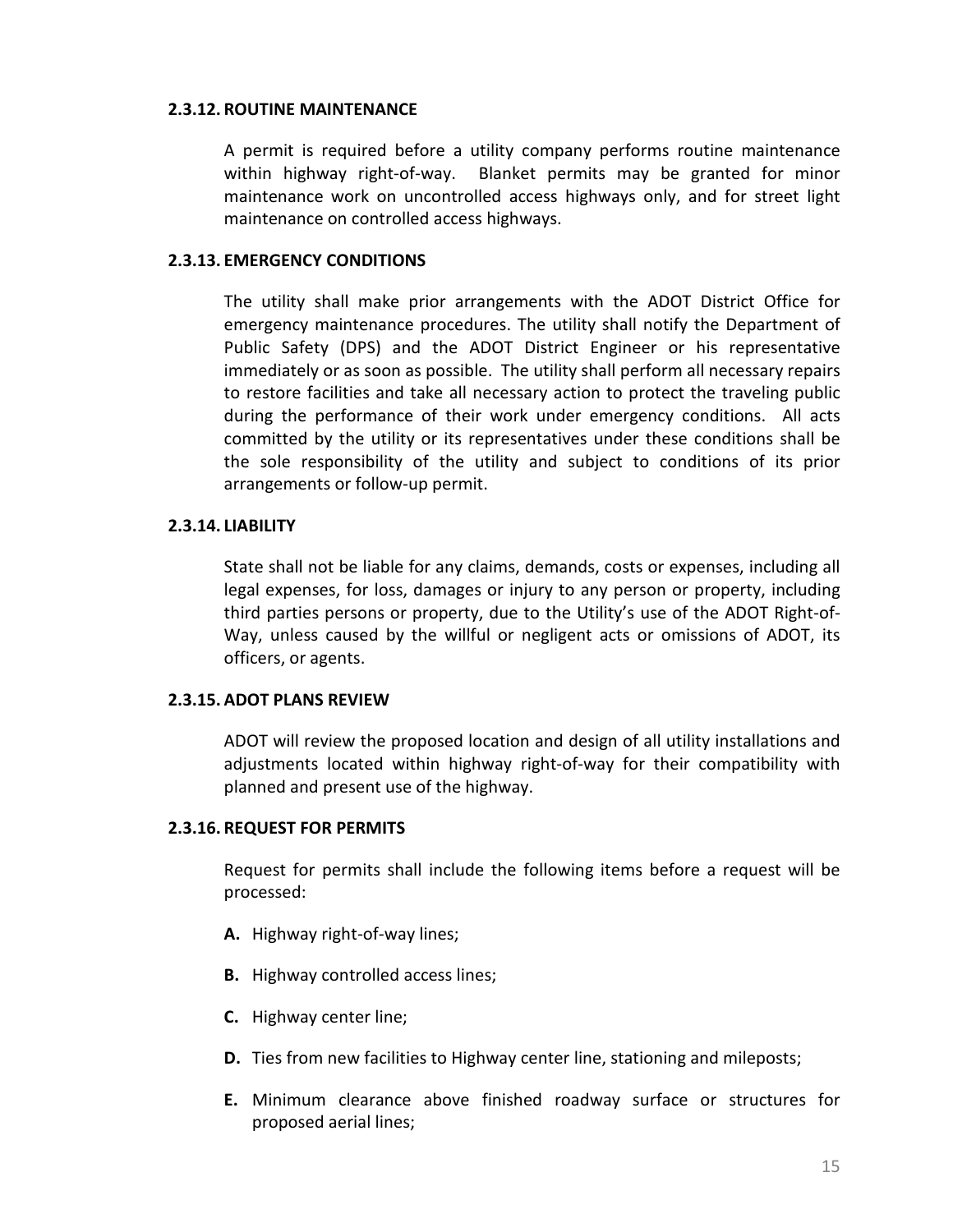### 2.3.12. ROUTINE MAINTENANCE

A permit is required before a utility company performs routine maintenance within highway right-of-way. Blanket permits may be granted for minor maintenance work on uncontrolled access highways only, and for street light maintenance on controlled access highways.

### 2.3.13. EMERGENCY CONDITIONS

The utility shall make prior arrangements with the ADOT District Office for emergency maintenance procedures. The utility shall notify the Department of Public Safety (DPS) and the ADOT District Engineer or his representative immediately or as soon as possible. The utility shall perform all necessary repairs to restore facilities and take all necessary action to protect the traveling public during the performance of their work under emergency conditions. All acts committed by the utility or its representatives under these conditions shall be the sole responsibility of the utility and subject to conditions of its prior arrangements or follow-up permit.

### 2.3.14. LIABILITY

State shall not be liable for any claims, demands, costs or expenses, including all legal expenses, for loss, damages or injury to any person or property, including third parties persons or property, due to the Utility's use of the ADOT Right-of-Way, unless caused by the willful or negligent acts or omissions of ADOT, its officers, or agents.

### 2.3.15. ADOT PLANS REVIEW

ADOT will review the proposed location and design of all utility installations and adjustments located within highway right-of-way for their compatibility with planned and present use of the highway.

### 2.3.16. REQUEST FOR PERMITS

Request for permits shall include the following items before a request will be processed:

**A.** Highway right-of-way lines;

**B.** Highway controlled access lines;

**C.** Highway center line;

**D.** Ties from new facilities to Highway center line, stationing and mileposts;

**E.** Minimum clearance above finished roadway surface or structures for proposed aerial lines;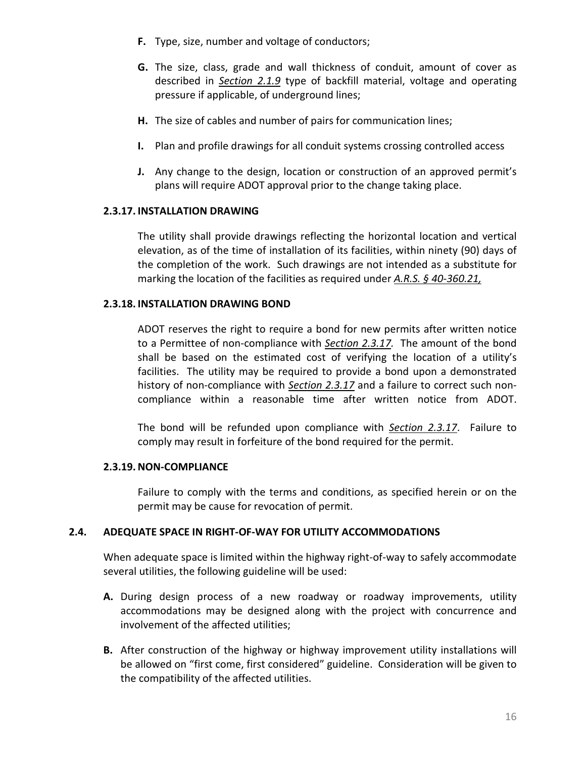**F.** Type, size, number and voltage of conductors;

**G.** The size, class, grade and wall thickness of conduit, amount of cover as described in ***Section 2.1.9*** type of backfill material, voltage and operating pressure if applicable, of underground lines;

**H.** The size of cables and number of pairs for communication lines;

**I.** Plan and profile drawings for all conduit systems crossing controlled access

**J.** Any change to the design, location or construction of an approved permit's plans will require ADOT approval prior to the change taking place.

#### 2.3.17. INSTALLATION DRAWING

The utility shall provide drawings reflecting the horizontal location and vertical elevation, as of the time of installation of its facilities, within ninety (90) days of the completion of the work. Such drawings are not intended as a substitute for marking the location of the facilities as required under ***A.R.S. § 40-360.21,***

#### 2.3.18. INSTALLATION DRAWING BOND

ADOT reserves the right to require a bond for new permits after written notice to a Permittee of non-compliance with ***Section 2.3.17***. The amount of the bond shall be based on the estimated cost of verifying the location of a utility's facilities. The utility may be required to provide a bond upon a demonstrated history of non-compliance with ***Section 2.3.17*** and a failure to correct such non-compliance within a reasonable time after written notice from ADOT.

The bond will be refunded upon compliance with ***Section 2.3.17***. Failure to comply may result in forfeiture of the bond required for the permit.

#### 2.3.19. NON-COMPLIANCE

Failure to comply with the terms and conditions, as specified herein or on the permit may be cause for revocation of permit.

### 2.4. ADEQUATE SPACE IN RIGHT-OF-WAY FOR UTILITY ACCOMMODATIONS

When adequate space is limited within the highway right-of-way to safely accommodate several utilities, the following guideline will be used:

**A.** During design process of a new roadway or roadway improvements, utility accommodations may be designed along with the project with concurrence and involvement of the affected utilities;

**B.** After construction of the highway or highway improvement utility installations will be allowed on "first come, first considered" guideline. Consideration will be given to the compatibility of the affected utilities.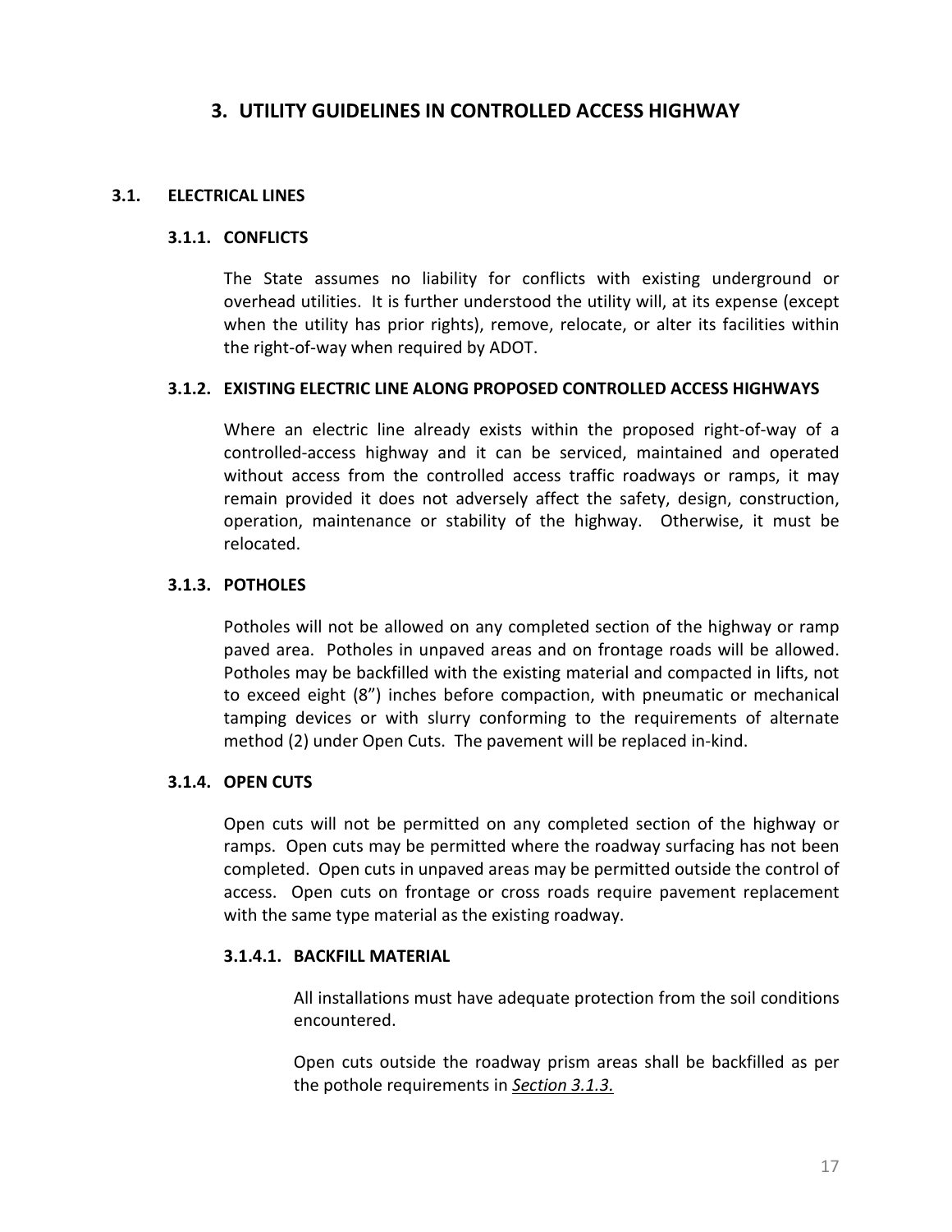# 3. UTILITY GUIDELINES IN CONTROLLED ACCESS HIGHWAY

## 3.1. ELECTRICAL LINES

### 3.1.1. CONFLICTS

The State assumes no liability for conflicts with existing underground or overhead utilities. It is further understood the utility will, at its expense (except when the utility has prior rights), remove, relocate, or alter its facilities within the right-of-way when required by ADOT.

### 3.1.2. EXISTING ELECTRIC LINE ALONG PROPOSED CONTROLLED ACCESS HIGHWAYS

Where an electric line already exists within the proposed right-of-way of a controlled-access highway and it can be serviced, maintained and operated without access from the controlled access traffic roadways or ramps, it may remain provided it does not adversely affect the safety, design, construction, operation, maintenance or stability of the highway. Otherwise, it must be relocated.

### 3.1.3. POTHOLES

Potholes will not be allowed on any completed section of the highway or ramp paved area. Potholes in unpaved areas and on frontage roads will be allowed. Potholes may be backfilled with the existing material and compacted in lifts, not to exceed eight (8") inches before compaction, with pneumatic or mechanical tamping devices or with slurry conforming to the requirements of alternate method (2) under Open Cuts. The pavement will be replaced in-kind.

### 3.1.4. OPEN CUTS

Open cuts will not be permitted on any completed section of the highway or ramps. Open cuts may be permitted where the roadway surfacing has not been completed. Open cuts in unpaved areas may be permitted outside the control of access. Open cuts on frontage or cross roads require pavement replacement with the same type material as the existing roadway.

#### 3.1.4.1. BACKFILL MATERIAL

All installations must have adequate protection from the soil conditions encountered.

Open cuts outside the roadway prism areas shall be backfilled as per the pothole requirements in *Section 3.1.3.*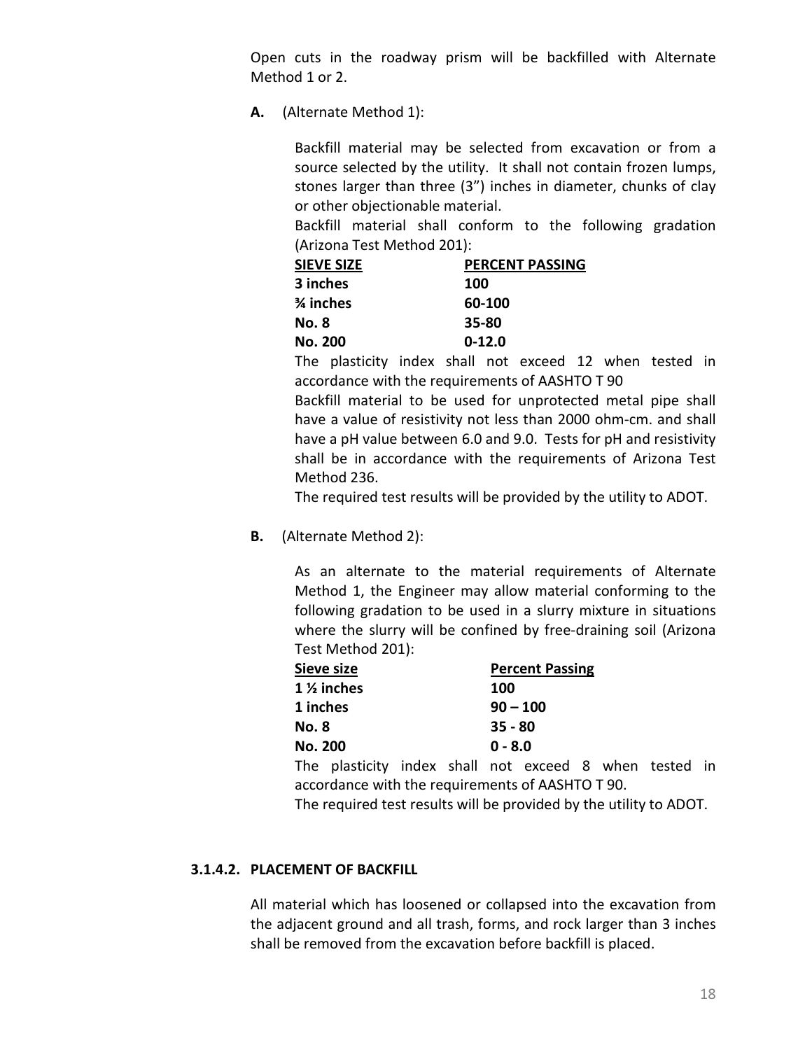Open cuts in the roadway prism will be backfilled with Alternate Method 1 or 2.

**A.** (Alternate Method 1):

Backfill material may be selected from excavation or from a source selected by the utility. It shall not contain frozen lumps, stones larger than three (3”) inches in diameter, chunks of clay or other objectionable material.

Backfill material shall conform to the following gradation (Arizona Test Method 201):

| SIEVE SIZE | PERCENT PASSING |
|---|---|
| 3 inches | 100 |
| ¾ inches | 60-100 |
| No. 8 | 35-80 |
| No. 200 | 0-12.0 |

The plasticity index shall not exceed 12 when tested in accordance with the requirements of AASHTO T 90

Backfill material to be used for unprotected metal pipe shall have a value of resistivity not less than 2000 ohm-cm. and shall have a pH value between 6.0 and 9.0. Tests for pH and resistivity shall be in accordance with the requirements of Arizona Test Method 236.

The required test results will be provided by the utility to ADOT.

**B.** (Alternate Method 2):

As an alternate to the material requirements of Alternate Method 1, the Engineer may allow material conforming to the following gradation to be used in a slurry mixture in situations where the slurry will be confined by free-draining soil (Arizona Test Method 201):

| Sieve size | Percent Passing |
|---|---|
| 1 ½ inches | 100 |
| 1 inches | 90 – 100 |
| No. 8 | 35 - 80 |
| No. 200 | 0 - 8.0 |

The plasticity index shall not exceed 8 when tested in accordance with the requirements of AASHTO T 90.

The required test results will be provided by the utility to ADOT.

### 3.1.4.2. PLACEMENT OF BACKFILL

All material which has loosened or collapsed into the excavation from the adjacent ground and all trash, forms, and rock larger than 3 inches shall be removed from the excavation before backfill is placed.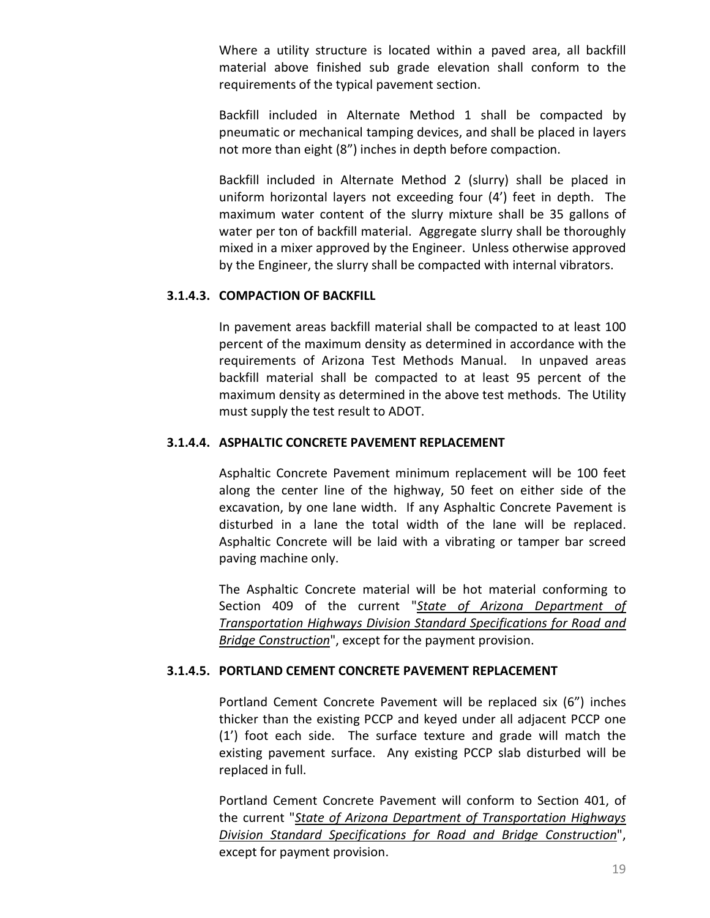Where a utility structure is located within a paved area, all backfill material above finished sub grade elevation shall conform to the requirements of the typical pavement section.

Backfill included in Alternate Method 1 shall be compacted by pneumatic or mechanical tamping devices, and shall be placed in layers not more than eight (8") inches in depth before compaction.

Backfill included in Alternate Method 2 (slurry) shall be placed in uniform horizontal layers not exceeding four (4') feet in depth. The maximum water content of the slurry mixture shall be 35 gallons of water per ton of backfill material. Aggregate slurry shall be thoroughly mixed in a mixer approved by the Engineer. Unless otherwise approved by the Engineer, the slurry shall be compacted with internal vibrators.

#### 3.1.4.3. COMPACTION OF BACKFILL

In pavement areas backfill material shall be compacted to at least 100 percent of the maximum density as determined in accordance with the requirements of Arizona Test Methods Manual. In unpaved areas backfill material shall be compacted to at least 95 percent of the maximum density as determined in the above test methods. The Utility must supply the test result to ADOT.

#### 3.1.4.4. ASPHALTIC CONCRETE PAVEMENT REPLACEMENT

Asphaltic Concrete Pavement minimum replacement will be 100 feet along the center line of the highway, 50 feet on either side of the excavation, by one lane width. If any Asphaltic Concrete Pavement is disturbed in a lane the total width of the lane will be replaced. Asphaltic Concrete will be laid with a vibrating or tamper bar screed paving machine only.

The Asphaltic Concrete material will be hot material conforming to Section 409 of the current "*State of Arizona Department of Transportation Highways Division Standard Specifications for Road and Bridge Construction*", except for the payment provision.

#### 3.1.4.5. PORTLAND CEMENT CONCRETE PAVEMENT REPLACEMENT

Portland Cement Concrete Pavement will be replaced six (6") inches thicker than the existing PCCP and keyed under all adjacent PCCP one (1') foot each side. The surface texture and grade will match the existing pavement surface. Any existing PCCP slab disturbed will be replaced in full.

Portland Cement Concrete Pavement will conform to Section 401, of the current "*State of Arizona Department of Transportation Highways Division Standard Specifications for Road and Bridge Construction*", except for payment provision.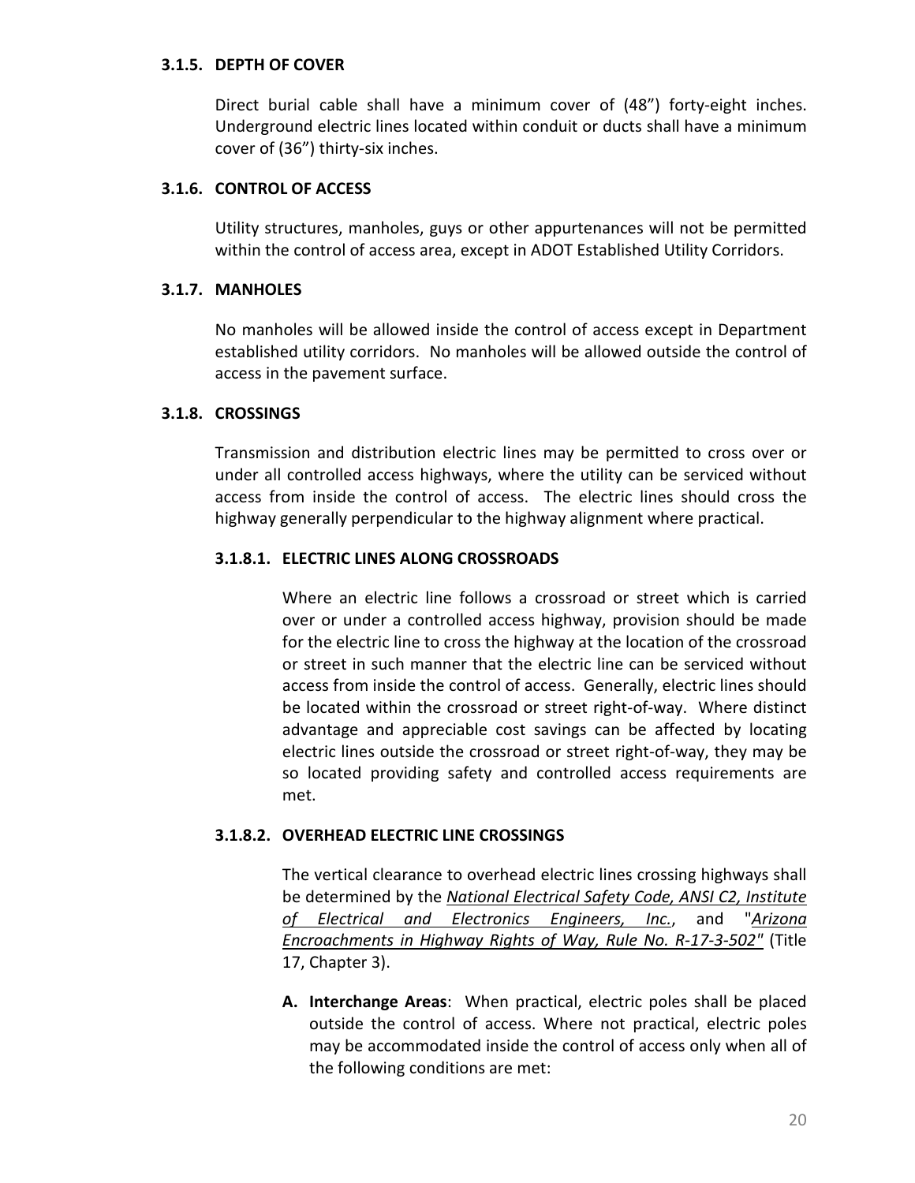### 3.1.5. DEPTH OF COVER

Direct burial cable shall have a minimum cover of (48") forty-eight inches. Underground electric lines located within conduit or ducts shall have a minimum cover of (36") thirty-six inches.

### 3.1.6. CONTROL OF ACCESS

Utility structures, manholes, guys or other appurtenances will not be permitted within the control of access area, except in ADOT Established Utility Corridors.

### 3.1.7. MANHOLES

No manholes will be allowed inside the control of access except in Department established utility corridors. No manholes will be allowed outside the control of access in the pavement surface.

### 3.1.8. CROSSINGS

Transmission and distribution electric lines may be permitted to cross over or under all controlled access highways, where the utility can be serviced without access from inside the control of access. The electric lines should cross the highway generally perpendicular to the highway alignment where practical.

#### 3.1.8.1. ELECTRIC LINES ALONG CROSSROADS

Where an electric line follows a crossroad or street which is carried over or under a controlled access highway, provision should be made for the electric line to cross the highway at the location of the crossroad or street in such manner that the electric line can be serviced without access from inside the control of access. Generally, electric lines should be located within the crossroad or street right-of-way. Where distinct advantage and appreciable cost savings can be affected by locating electric lines outside the crossroad or street right-of-way, they may be so located providing safety and controlled access requirements are met.

#### 3.1.8.2. OVERHEAD ELECTRIC LINE CROSSINGS

The vertical clearance to overhead electric lines crossing highways shall be determined by the *National Electrical Safety Code, ANSI C2, Institute of Electrical and Electronics Engineers, Inc.*, and "*Arizona Encroachments in Highway Rights of Way, Rule No. R-17-3-502*" (Title 17, Chapter 3).

**A. Interchange Areas**: When practical, electric poles shall be placed outside the control of access. Where not practical, electric poles may be accommodated inside the control of access only when all of the following conditions are met: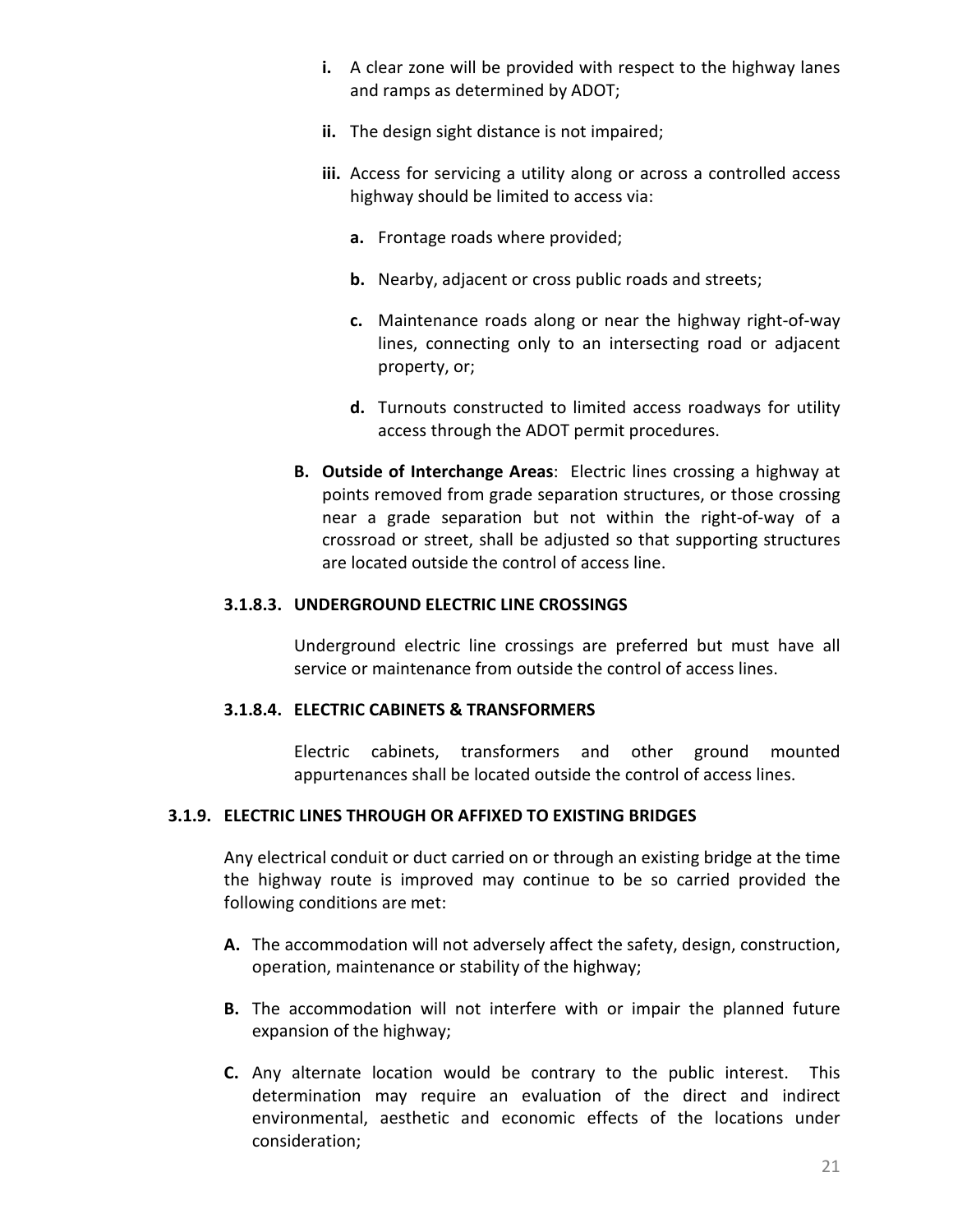- **i.** A clear zone will be provided with respect to the highway lanes and ramps as determined by ADOT;
- **ii.** The design sight distance is not impaired;
- **iii.** Access for servicing a utility along or across a controlled access highway should be limited to access via:
  - **a.** Frontage roads where provided;
  - **b.** Nearby, adjacent or cross public roads and streets;
  - **c.** Maintenance roads along or near the highway right-of-way lines, connecting only to an intersecting road or adjacent property, or;
  - **d.** Turnouts constructed to limited access roadways for utility access through the ADOT permit procedures.

**B. Outside of Interchange Areas**: Electric lines crossing a highway at points removed from grade separation structures, or those crossing near a grade separation but not within the right-of-way of a crossroad or street, shall be adjusted so that supporting structures are located outside the control of access line.

#### 3.1.8.3. UNDERGROUND ELECTRIC LINE CROSSINGS

Underground electric line crossings are preferred but must have all service or maintenance from outside the control of access lines.

#### 3.1.8.4. ELECTRIC CABINETS & TRANSFORMERS

Electric cabinets, transformers and other ground mounted appurtenances shall be located outside the control of access lines.

### 3.1.9. ELECTRIC LINES THROUGH OR AFFIXED TO EXISTING BRIDGES

Any electrical conduit or duct carried on or through an existing bridge at the time the highway route is improved may continue to be so carried provided the following conditions are met:

- **A.** The accommodation will not adversely affect the safety, design, construction, operation, maintenance or stability of the highway;
- **B.** The accommodation will not interfere with or impair the planned future expansion of the highway;
- **C.** Any alternate location would be contrary to the public interest. This determination may require an evaluation of the direct and indirect environmental, aesthetic and economic effects of the locations under consideration;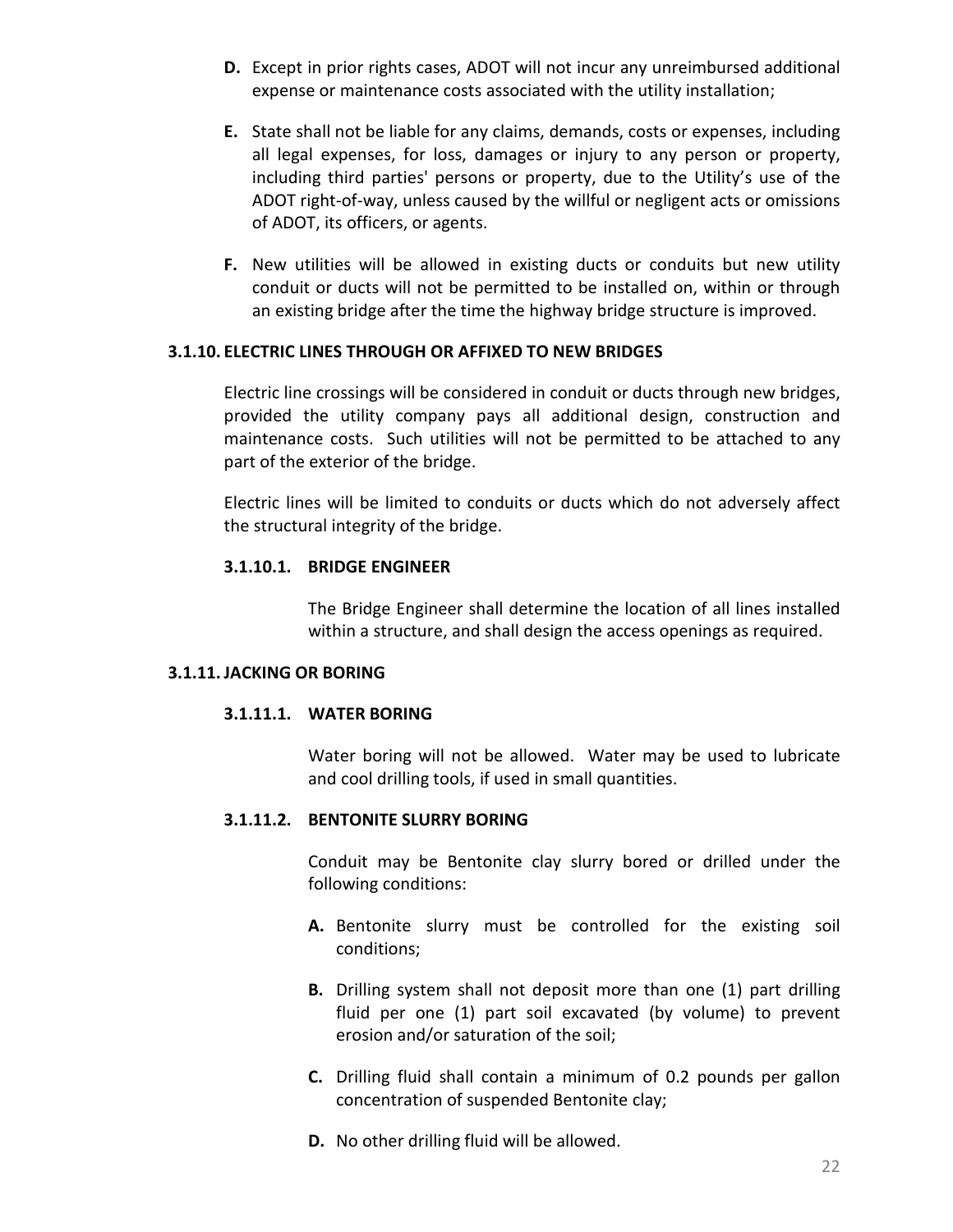**D.** Except in prior rights cases, ADOT will not incur any unreimbursed additional expense or maintenance costs associated with the utility installation;

**E.** State shall not be liable for any claims, demands, costs or expenses, including all legal expenses, for loss, damages or injury to any person or property, including third parties' persons or property, due to the Utility's use of the ADOT right-of-way, unless caused by the willful or negligent acts or omissions of ADOT, its officers, or agents.

**F.** New utilities will be allowed in existing ducts or conduits but new utility conduit or ducts will not be permitted to be installed on, within or through an existing bridge after the time the highway bridge structure is improved.

### 3.1.10. ELECTRIC LINES THROUGH OR AFFIXED TO NEW BRIDGES

Electric line crossings will be considered in conduit or ducts through new bridges, provided the utility company pays all additional design, construction and maintenance costs. Such utilities will not be permitted to be attached to any part of the exterior of the bridge.

Electric lines will be limited to conduits or ducts which do not adversely affect the structural integrity of the bridge.

#### 3.1.10.1. BRIDGE ENGINEER

The Bridge Engineer shall determine the location of all lines installed within a structure, and shall design the access openings as required.

### 3.1.11. JACKING OR BORING

#### 3.1.11.1. WATER BORING

Water boring will not be allowed. Water may be used to lubricate and cool drilling tools, if used in small quantities.

#### 3.1.11.2. BENTONITE SLURRY BORING

Conduit may be Bentonite clay slurry bored or drilled under the following conditions:

**A.** Bentonite slurry must be controlled for the existing soil conditions;

**B.** Drilling system shall not deposit more than one (1) part drilling fluid per one (1) part soil excavated (by volume) to prevent erosion and/or saturation of the soil;

**C.** Drilling fluid shall contain a minimum of 0.2 pounds per gallon concentration of suspended Bentonite clay;

**D.** No other drilling fluid will be allowed.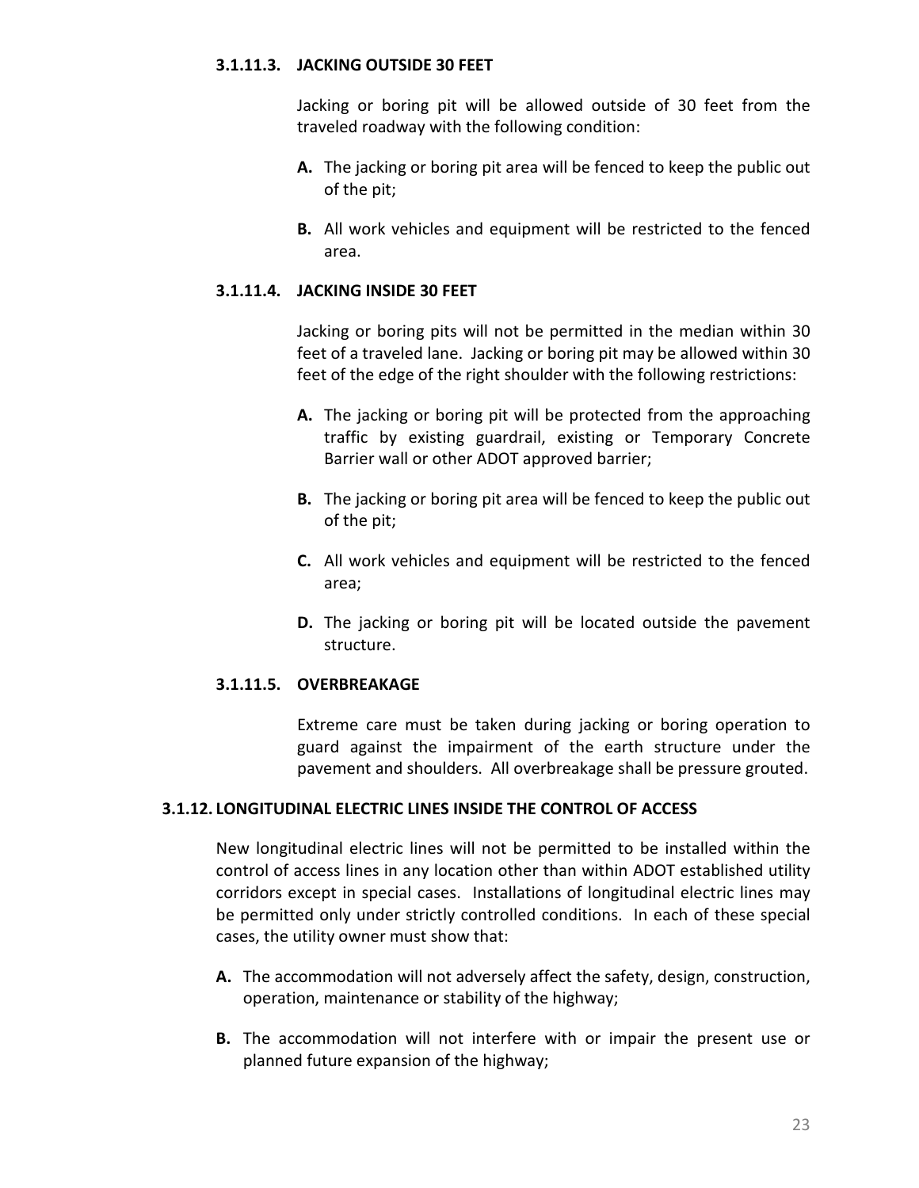#### 3.1.11.3. JACKING OUTSIDE 30 FEET

Jacking or boring pit will be allowed outside of 30 feet from the traveled roadway with the following condition:

**A.** The jacking or boring pit area will be fenced to keep the public out of the pit;

**B.** All work vehicles and equipment will be restricted to the fenced area.

#### 3.1.11.4. JACKING INSIDE 30 FEET

Jacking or boring pits will not be permitted in the median within 30 feet of a traveled lane. Jacking or boring pit may be allowed within 30 feet of the edge of the right shoulder with the following restrictions:

**A.** The jacking or boring pit will be protected from the approaching traffic by existing guardrail, existing or Temporary Concrete Barrier wall or other ADOT approved barrier;

**B.** The jacking or boring pit area will be fenced to keep the public out of the pit;

**C.** All work vehicles and equipment will be restricted to the fenced area;

**D.** The jacking or boring pit will be located outside the pavement structure.

#### 3.1.11.5. OVERBREAKAGE

Extreme care must be taken during jacking or boring operation to guard against the impairment of the earth structure under the pavement and shoulders. All overbreakage shall be pressure grouted.

### 3.1.12. LONGITUDINAL ELECTRIC LINES INSIDE THE CONTROL OF ACCESS

New longitudinal electric lines will not be permitted to be installed within the control of access lines in any location other than within ADOT established utility corridors except in special cases. Installations of longitudinal electric lines may be permitted only under strictly controlled conditions. In each of these special cases, the utility owner must show that:

**A.** The accommodation will not adversely affect the safety, design, construction, operation, maintenance or stability of the highway;

**B.** The accommodation will not interfere with or impair the present use or planned future expansion of the highway;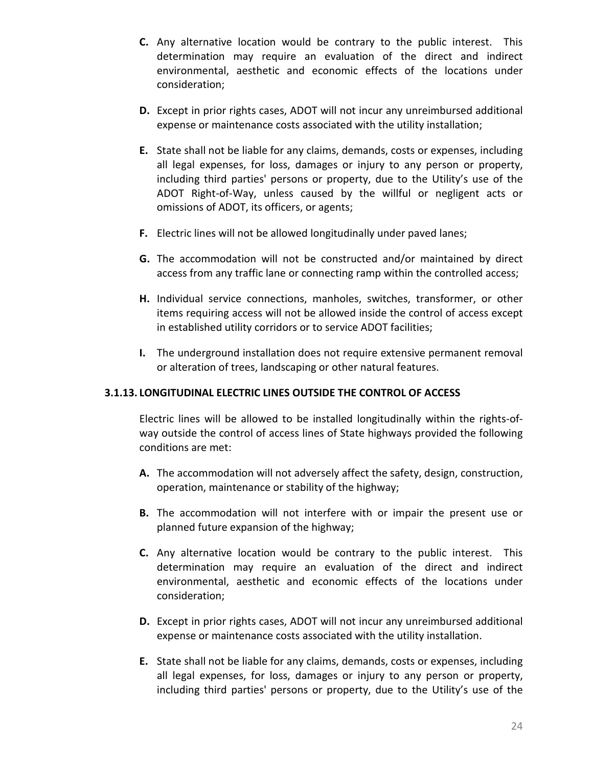**C.** Any alternative location would be contrary to the public interest. This determination may require an evaluation of the direct and indirect environmental, aesthetic and economic effects of the locations under consideration;

**D.** Except in prior rights cases, ADOT will not incur any unreimbursed additional expense or maintenance costs associated with the utility installation;

**E.** State shall not be liable for any claims, demands, costs or expenses, including all legal expenses, for loss, damages or injury to any person or property, including third parties' persons or property, due to the Utility's use of the ADOT Right-of-Way, unless caused by the willful or negligent acts or omissions of ADOT, its officers, or agents;

**F.** Electric lines will not be allowed longitudinally under paved lanes;

**G.** The accommodation will not be constructed and/or maintained by direct access from any traffic lane or connecting ramp within the controlled access;

**H.** Individual service connections, manholes, switches, transformer, or other items requiring access will not be allowed inside the control of access except in established utility corridors or to service ADOT facilities;

**I.** The underground installation does not require extensive permanent removal or alteration of trees, landscaping or other natural features.

### 3.1.13. LONGITUDINAL ELECTRIC LINES OUTSIDE THE CONTROL OF ACCESS

Electric lines will be allowed to be installed longitudinally within the rights-of-way outside the control of access lines of State highways provided the following conditions are met:

**A.** The accommodation will not adversely affect the safety, design, construction, operation, maintenance or stability of the highway;

**B.** The accommodation will not interfere with or impair the present use or planned future expansion of the highway;

**C.** Any alternative location would be contrary to the public interest. This determination may require an evaluation of the direct and indirect environmental, aesthetic and economic effects of the locations under consideration;

**D.** Except in prior rights cases, ADOT will not incur any unreimbursed additional expense or maintenance costs associated with the utility installation.

**E.** State shall not be liable for any claims, demands, costs or expenses, including all legal expenses, for loss, damages or injury to any person or property, including third parties' persons or property, due to the Utility's use of the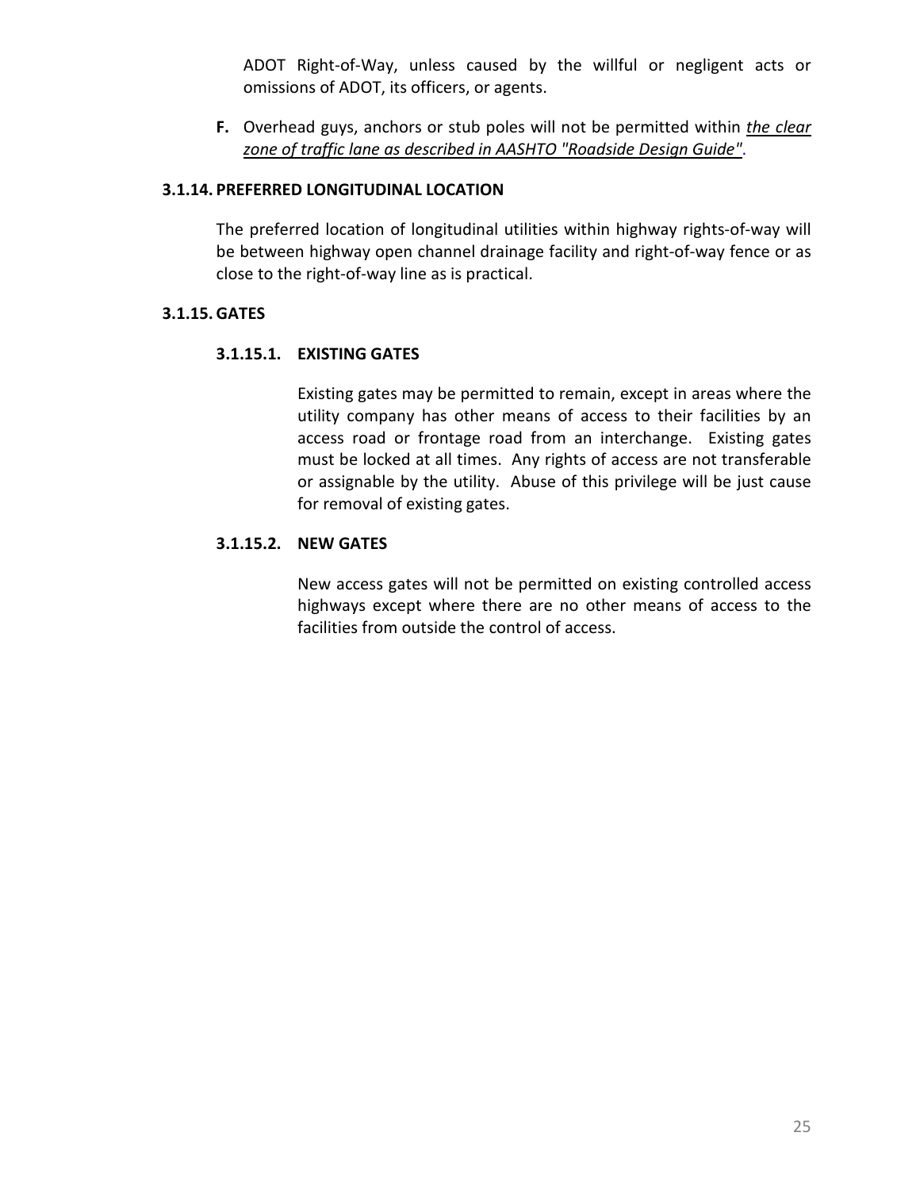ADOT Right-of-Way, unless caused by the willful or negligent acts or omissions of ADOT, its officers, or agents.

**F.** Overhead guys, anchors or stub poles will not be permitted within *the clear zone of traffic lane as described in AASHTO "Roadside Design Guide"*.

### 3.1.14. PREFERRED LONGITUDINAL LOCATION

The preferred location of longitudinal utilities within highway rights-of-way will be between highway open channel drainage facility and right-of-way fence or as close to the right-of-way line as is practical.

### 3.1.15. GATES

#### 3.1.15.1. EXISTING GATES

Existing gates may be permitted to remain, except in areas where the utility company has other means of access to their facilities by an access road or frontage road from an interchange. Existing gates must be locked at all times. Any rights of access are not transferable or assignable by the utility. Abuse of this privilege will be just cause for removal of existing gates.

#### 3.1.15.2. NEW GATES

New access gates will not be permitted on existing controlled access highways except where there are no other means of access to the facilities from outside the control of access.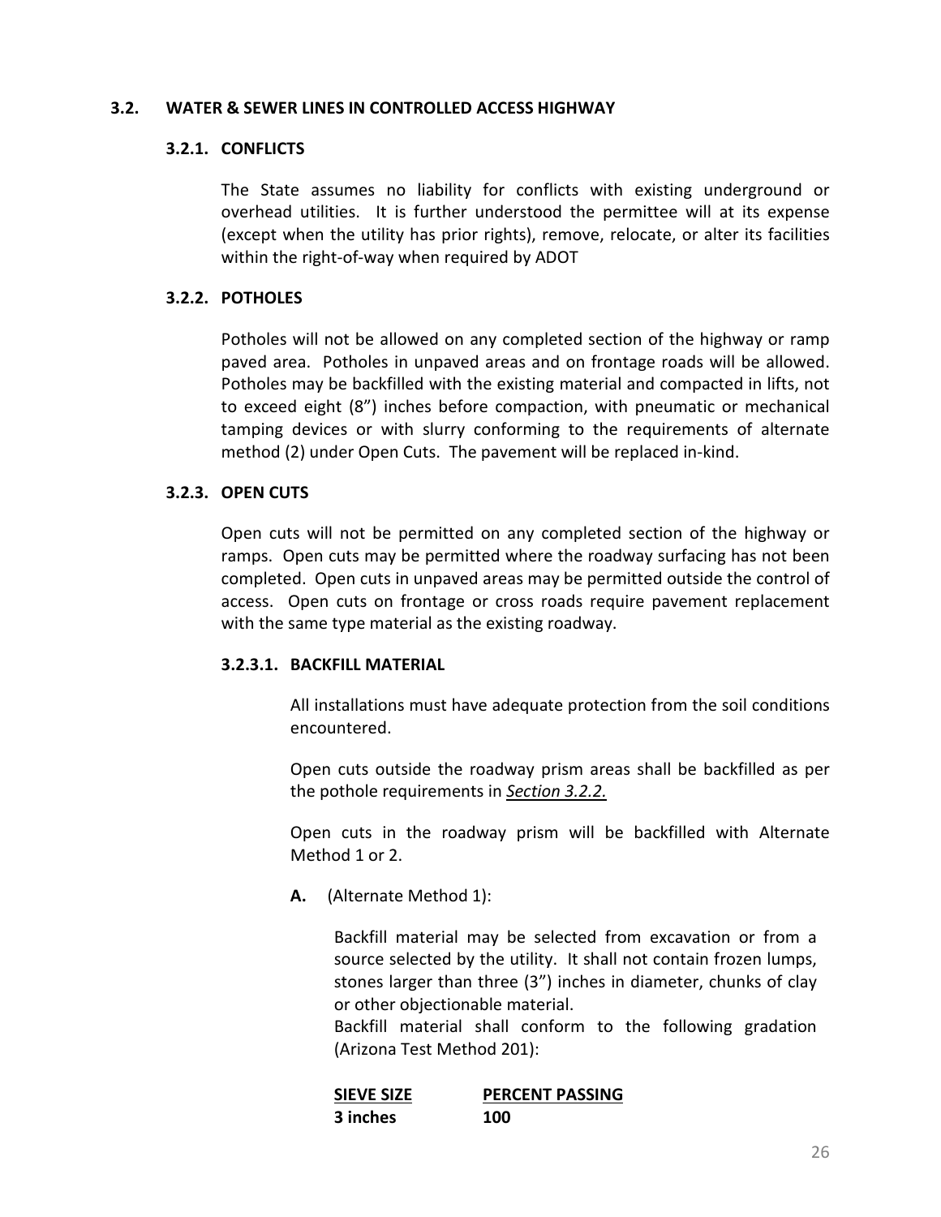## 3.2. WATER & SEWER LINES IN CONTROLLED ACCESS HIGHWAY

### 3.2.1. CONFLICTS

The State assumes no liability for conflicts with existing underground or overhead utilities. It is further understood the permittee will at its expense (except when the utility has prior rights), remove, relocate, or alter its facilities within the right-of-way when required by ADOT

### 3.2.2. POTHOLES

Potholes will not be allowed on any completed section of the highway or ramp paved area. Potholes in unpaved areas and on frontage roads will be allowed. Potholes may be backfilled with the existing material and compacted in lifts, not to exceed eight (8") inches before compaction, with pneumatic or mechanical tamping devices or with slurry conforming to the requirements of alternate method (2) under Open Cuts. The pavement will be replaced in-kind.

### 3.2.3. OPEN CUTS

Open cuts will not be permitted on any completed section of the highway or ramps. Open cuts may be permitted where the roadway surfacing has not been completed. Open cuts in unpaved areas may be permitted outside the control of access. Open cuts on frontage or cross roads require pavement replacement with the same type material as the existing roadway.

#### 3.2.3.1. BACKFILL MATERIAL

All installations must have adequate protection from the soil conditions encountered.

Open cuts outside the roadway prism areas shall be backfilled as per the pothole requirements in *Section 3.2.2.*

Open cuts in the roadway prism will be backfilled with Alternate Method 1 or 2.

**A.** (Alternate Method 1):

Backfill material may be selected from excavation or from a source selected by the utility. It shall not contain frozen lumps, stones larger than three (3") inches in diameter, chunks of clay or other objectionable material.
Backfill material shall conform to the following gradation (Arizona Test Method 201):

| SIEVE SIZE | PERCENT PASSING |
|---|---|
| **3 inches** | **100** |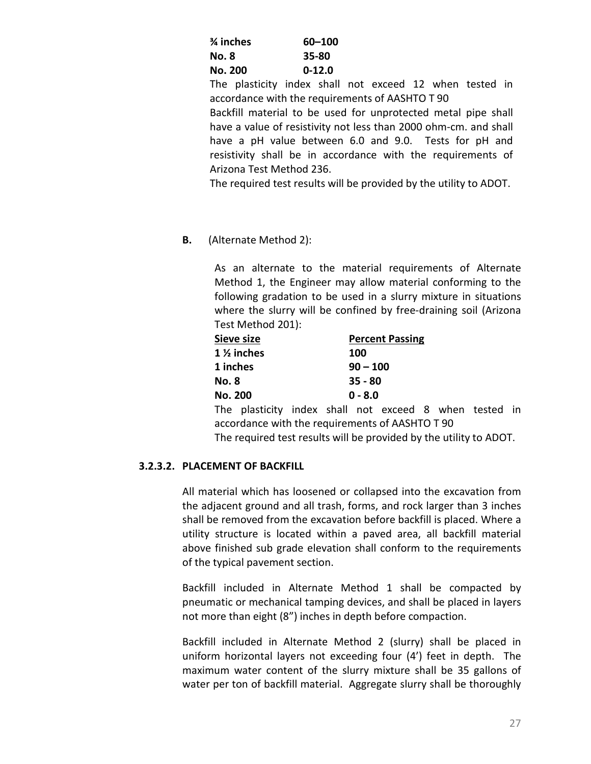| | |
|---|---|
| **¾ inches** | **60–100** |
| **No. 8** | **35-80** |
| **No. 200** | **0-12.0** |

The plasticity index shall not exceed 12 when tested in accordance with the requirements of AASHTO T 90

Backfill material to be used for unprotected metal pipe shall have a value of resistivity not less than 2000 ohm-cm. and shall have a pH value between 6.0 and 9.0. Tests for pH and resistivity shall be in accordance with the requirements of Arizona Test Method 236.

The required test results will be provided by the utility to ADOT.

**B.** (Alternate Method 2):

As an alternate to the material requirements of Alternate Method 1, the Engineer may allow material conforming to the following gradation to be used in a slurry mixture in situations where the slurry will be confined by free-draining soil (Arizona Test Method 201):

| Sieve size | Percent Passing |
|---|---|
| **1 ½ inches** | **100** |
| **1 inches** | **90 – 100** |
| **No. 8** | **35 - 80** |
| **No. 200** | **0 - 8.0** |

The plasticity index shall not exceed 8 when tested in accordance with the requirements of AASHTO T 90

The required test results will be provided by the utility to ADOT.

### 3.2.3.2. PLACEMENT OF BACKFILL

All material which has loosened or collapsed into the excavation from the adjacent ground and all trash, forms, and rock larger than 3 inches shall be removed from the excavation before backfill is placed. Where a utility structure is located within a paved area, all backfill material above finished sub grade elevation shall conform to the requirements of the typical pavement section.

Backfill included in Alternate Method 1 shall be compacted by pneumatic or mechanical tamping devices, and shall be placed in layers not more than eight (8") inches in depth before compaction.

Backfill included in Alternate Method 2 (slurry) shall be placed in uniform horizontal layers not exceeding four (4') feet in depth. The maximum water content of the slurry mixture shall be 35 gallons of water per ton of backfill material. Aggregate slurry shall be thoroughly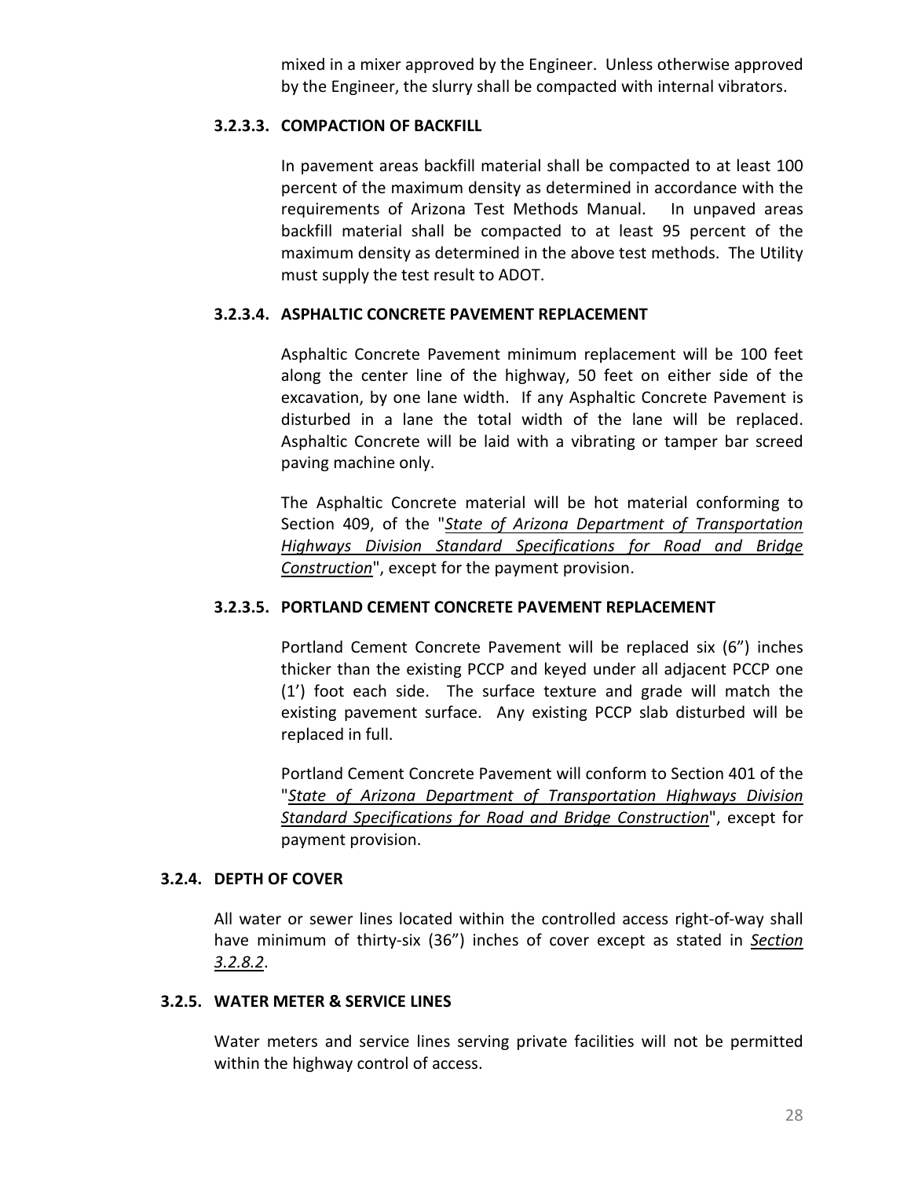mixed in a mixer approved by the Engineer. Unless otherwise approved by the Engineer, the slurry shall be compacted with internal vibrators.

#### 3.2.3.3. COMPACTION OF BACKFILL

In pavement areas backfill material shall be compacted to at least 100 percent of the maximum density as determined in accordance with the requirements of Arizona Test Methods Manual. In unpaved areas backfill material shall be compacted to at least 95 percent of the maximum density as determined in the above test methods. The Utility must supply the test result to ADOT.

#### 3.2.3.4. ASPHALTIC CONCRETE PAVEMENT REPLACEMENT

Asphaltic Concrete Pavement minimum replacement will be 100 feet along the center line of the highway, 50 feet on either side of the excavation, by one lane width. If any Asphaltic Concrete Pavement is disturbed in a lane the total width of the lane will be replaced. Asphaltic Concrete will be laid with a vibrating or tamper bar screed paving machine only.

The Asphaltic Concrete material will be hot material conforming to Section 409, of the "*State of Arizona Department of Transportation Highways Division Standard Specifications for Road and Bridge Construction*", except for the payment provision.

#### 3.2.3.5. PORTLAND CEMENT CONCRETE PAVEMENT REPLACEMENT

Portland Cement Concrete Pavement will be replaced six (6") inches thicker than the existing PCCP and keyed under all adjacent PCCP one (1') foot each side. The surface texture and grade will match the existing pavement surface. Any existing PCCP slab disturbed will be replaced in full.

Portland Cement Concrete Pavement will conform to Section 401 of the "*State of Arizona Department of Transportation Highways Division Standard Specifications for Road and Bridge Construction*", except for payment provision.

### 3.2.4. DEPTH OF COVER

All water or sewer lines located within the controlled access right-of-way shall have minimum of thirty-six (36") inches of cover except as stated in *Section 3.2.8.2*.

### 3.2.5. WATER METER & SERVICE LINES

Water meters and service lines serving private facilities will not be permitted within the highway control of access.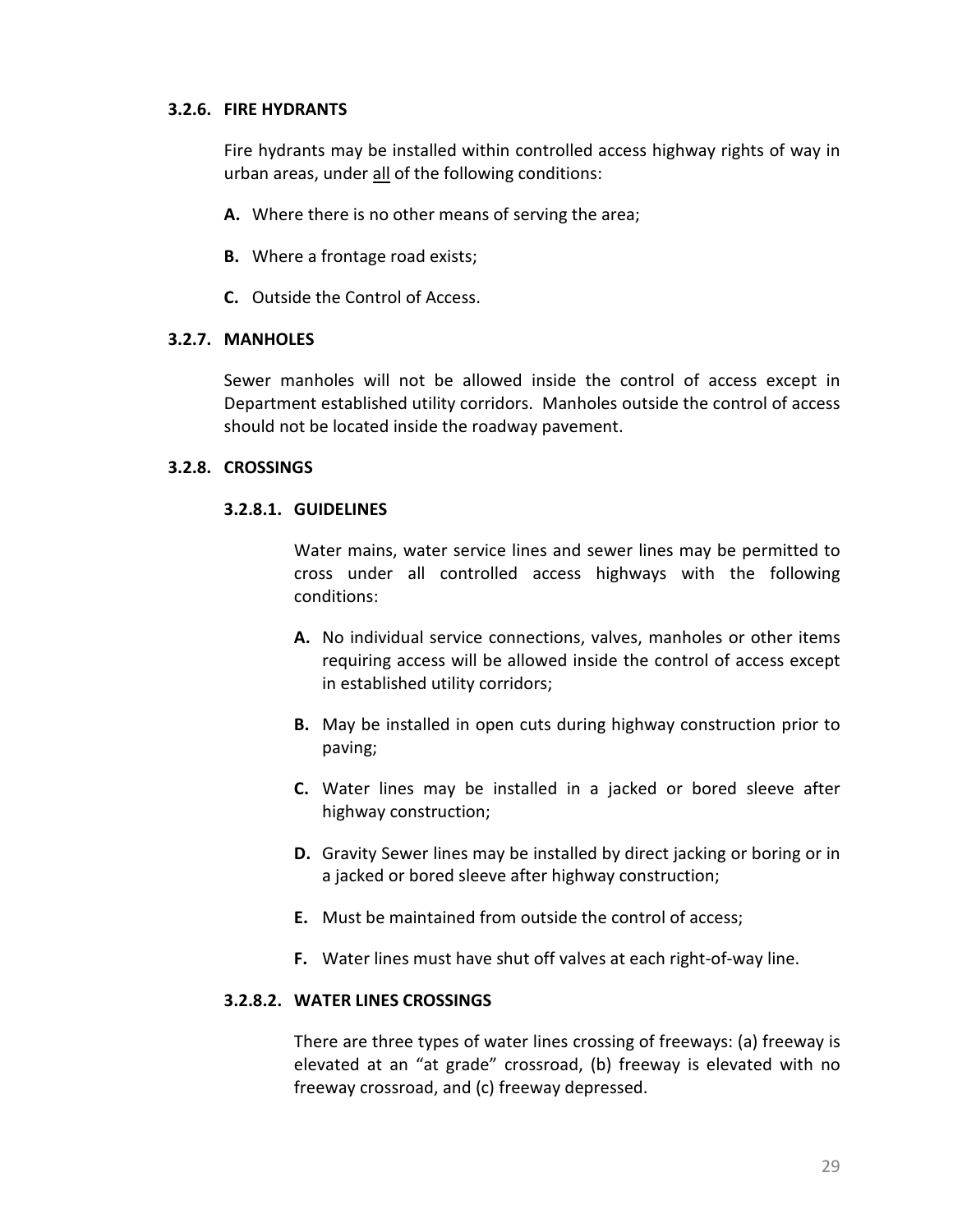### 3.2.6. FIRE HYDRANTS

Fire hydrants may be installed within controlled access highway rights of way in urban areas, under <u>all</u> of the following conditions:

**A.** Where there is no other means of serving the area;

**B.** Where a frontage road exists;

**C.** Outside the Control of Access.

### 3.2.7. MANHOLES

Sewer manholes will not be allowed inside the control of access except in Department established utility corridors. Manholes outside the control of access should not be located inside the roadway pavement.

### 3.2.8. CROSSINGS

#### 3.2.8.1. GUIDELINES

Water mains, water service lines and sewer lines may be permitted to cross under all controlled access highways with the following conditions:

**A.** No individual service connections, valves, manholes or other items requiring access will be allowed inside the control of access except in established utility corridors;

**B.** May be installed in open cuts during highway construction prior to paving;

**C.** Water lines may be installed in a jacked or bored sleeve after highway construction;

**D.** Gravity Sewer lines may be installed by direct jacking or boring or in a jacked or bored sleeve after highway construction;

**E.** Must be maintained from outside the control of access;

**F.** Water lines must have shut off valves at each right-of-way line.

#### 3.2.8.2. WATER LINES CROSSINGS

There are three types of water lines crossing of freeways: (a) freeway is elevated at an "at grade" crossroad, (b) freeway is elevated with no freeway crossroad, and (c) freeway depressed.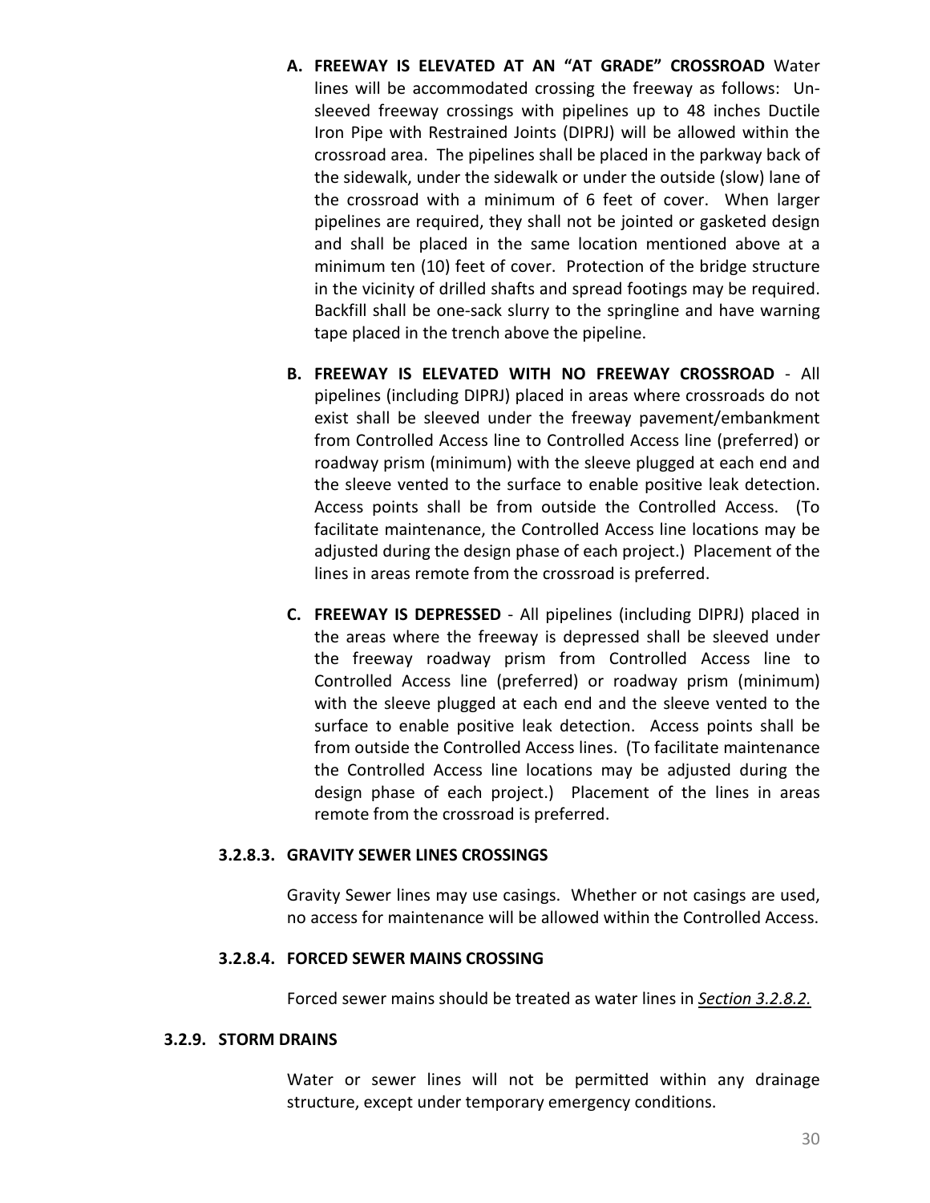**A. FREEWAY IS ELEVATED AT AN "AT GRADE" CROSSROAD** Water lines will be accommodated crossing the freeway as follows: Un-sleeved freeway crossings with pipelines up to 48 inches Ductile Iron Pipe with Restrained Joints (DIPRJ) will be allowed within the crossroad area. The pipelines shall be placed in the parkway back of the sidewalk, under the sidewalk or under the outside (slow) lane of the crossroad with a minimum of 6 feet of cover. When larger pipelines are required, they shall not be jointed or gasketed design and shall be placed in the same location mentioned above at a minimum ten (10) feet of cover. Protection of the bridge structure in the vicinity of drilled shafts and spread footings may be required. Backfill shall be one-sack slurry to the springline and have warning tape placed in the trench above the pipeline.

**B. FREEWAY IS ELEVATED WITH NO FREEWAY CROSSROAD** - All pipelines (including DIPRJ) placed in areas where crossroads do not exist shall be sleeved under the freeway pavement/embankment from Controlled Access line to Controlled Access line (preferred) or roadway prism (minimum) with the sleeve plugged at each end and the sleeve vented to the surface to enable positive leak detection. Access points shall be from outside the Controlled Access. (To facilitate maintenance, the Controlled Access line locations may be adjusted during the design phase of each project.) Placement of the lines in areas remote from the crossroad is preferred.

**C. FREEWAY IS DEPRESSED** - All pipelines (including DIPRJ) placed in the areas where the freeway is depressed shall be sleeved under the freeway roadway prism from Controlled Access line to Controlled Access line (preferred) or roadway prism (minimum) with the sleeve plugged at each end and the sleeve vented to the surface to enable positive leak detection. Access points shall be from outside the Controlled Access lines. (To facilitate maintenance the Controlled Access line locations may be adjusted during the design phase of each project.) Placement of the lines in areas remote from the crossroad is preferred.

#### 3.2.8.3. GRAVITY SEWER LINES CROSSINGS

Gravity Sewer lines may use casings. Whether or not casings are used, no access for maintenance will be allowed within the Controlled Access.

#### 3.2.8.4. FORCED SEWER MAINS CROSSING

Forced sewer mains should be treated as water lines in ***Section 3.2.8.2.***

### 3.2.9. STORM DRAINS

Water or sewer lines will not be permitted within any drainage structure, except under temporary emergency conditions.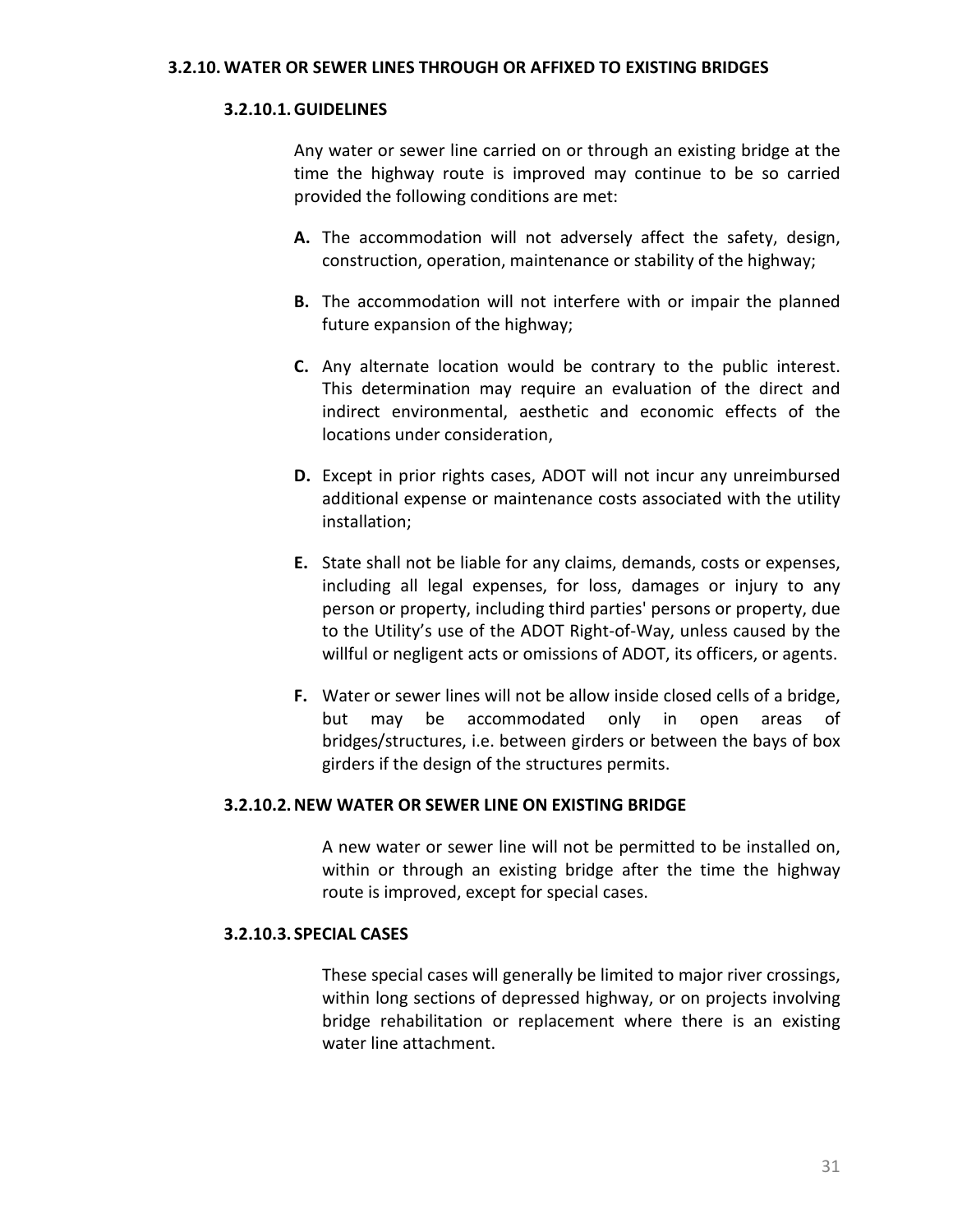### 3.2.10. WATER OR SEWER LINES THROUGH OR AFFIXED TO EXISTING BRIDGES

#### 3.2.10.1. GUIDELINES

Any water or sewer line carried on or through an existing bridge at the time the highway route is improved may continue to be so carried provided the following conditions are met:

**A.** The accommodation will not adversely affect the safety, design, construction, operation, maintenance or stability of the highway;

**B.** The accommodation will not interfere with or impair the planned future expansion of the highway;

**C.** Any alternate location would be contrary to the public interest. This determination may require an evaluation of the direct and indirect environmental, aesthetic and economic effects of the locations under consideration,

**D.** Except in prior rights cases, ADOT will not incur any unreimbursed additional expense or maintenance costs associated with the utility installation;

**E.** State shall not be liable for any claims, demands, costs or expenses, including all legal expenses, for loss, damages or injury to any person or property, including third parties' persons or property, due to the Utility's use of the ADOT Right-of-Way, unless caused by the willful or negligent acts or omissions of ADOT, its officers, or agents.

**F.** Water or sewer lines will not be allow inside closed cells of a bridge, but may be accommodated only in open areas of bridges/structures, i.e. between girders or between the bays of box girders if the design of the structures permits.

#### 3.2.10.2. NEW WATER OR SEWER LINE ON EXISTING BRIDGE

A new water or sewer line will not be permitted to be installed on, within or through an existing bridge after the time the highway route is improved, except for special cases.

#### 3.2.10.3. SPECIAL CASES

These special cases will generally be limited to major river crossings, within long sections of depressed highway, or on projects involving bridge rehabilitation or replacement where there is an existing water line attachment.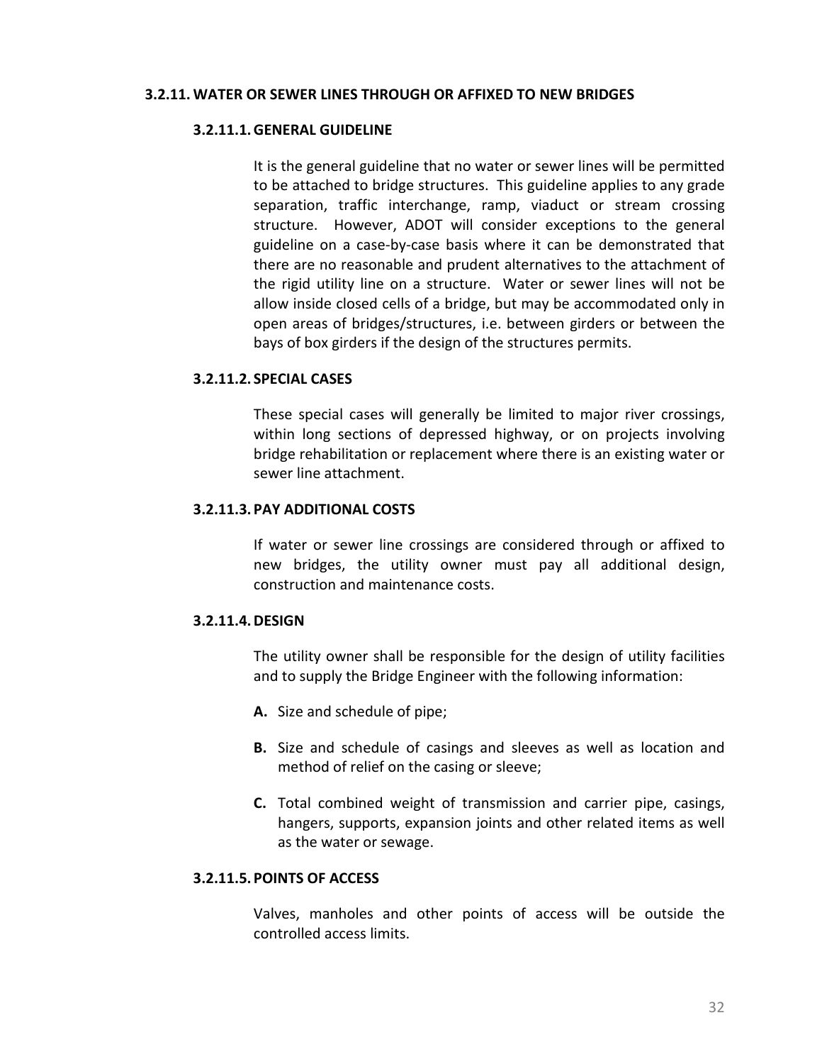### 3.2.11. WATER OR SEWER LINES THROUGH OR AFFIXED TO NEW BRIDGES

#### 3.2.11.1. GENERAL GUIDELINE

It is the general guideline that no water or sewer lines will be permitted to be attached to bridge structures. This guideline applies to any grade separation, traffic interchange, ramp, viaduct or stream crossing structure. However, ADOT will consider exceptions to the general guideline on a case-by-case basis where it can be demonstrated that there are no reasonable and prudent alternatives to the attachment of the rigid utility line on a structure. Water or sewer lines will not be allow inside closed cells of a bridge, but may be accommodated only in open areas of bridges/structures, i.e. between girders or between the bays of box girders if the design of the structures permits.

#### 3.2.11.2. SPECIAL CASES

These special cases will generally be limited to major river crossings, within long sections of depressed highway, or on projects involving bridge rehabilitation or replacement where there is an existing water or sewer line attachment.

#### 3.2.11.3. PAY ADDITIONAL COSTS

If water or sewer line crossings are considered through or affixed to new bridges, the utility owner must pay all additional design, construction and maintenance costs.

#### 3.2.11.4. DESIGN

The utility owner shall be responsible for the design of utility facilities and to supply the Bridge Engineer with the following information:

**A.** Size and schedule of pipe;

**B.** Size and schedule of casings and sleeves as well as location and method of relief on the casing or sleeve;

**C.** Total combined weight of transmission and carrier pipe, casings, hangers, supports, expansion joints and other related items as well as the water or sewage.

#### 3.2.11.5. POINTS OF ACCESS

Valves, manholes and other points of access will be outside the controlled access limits.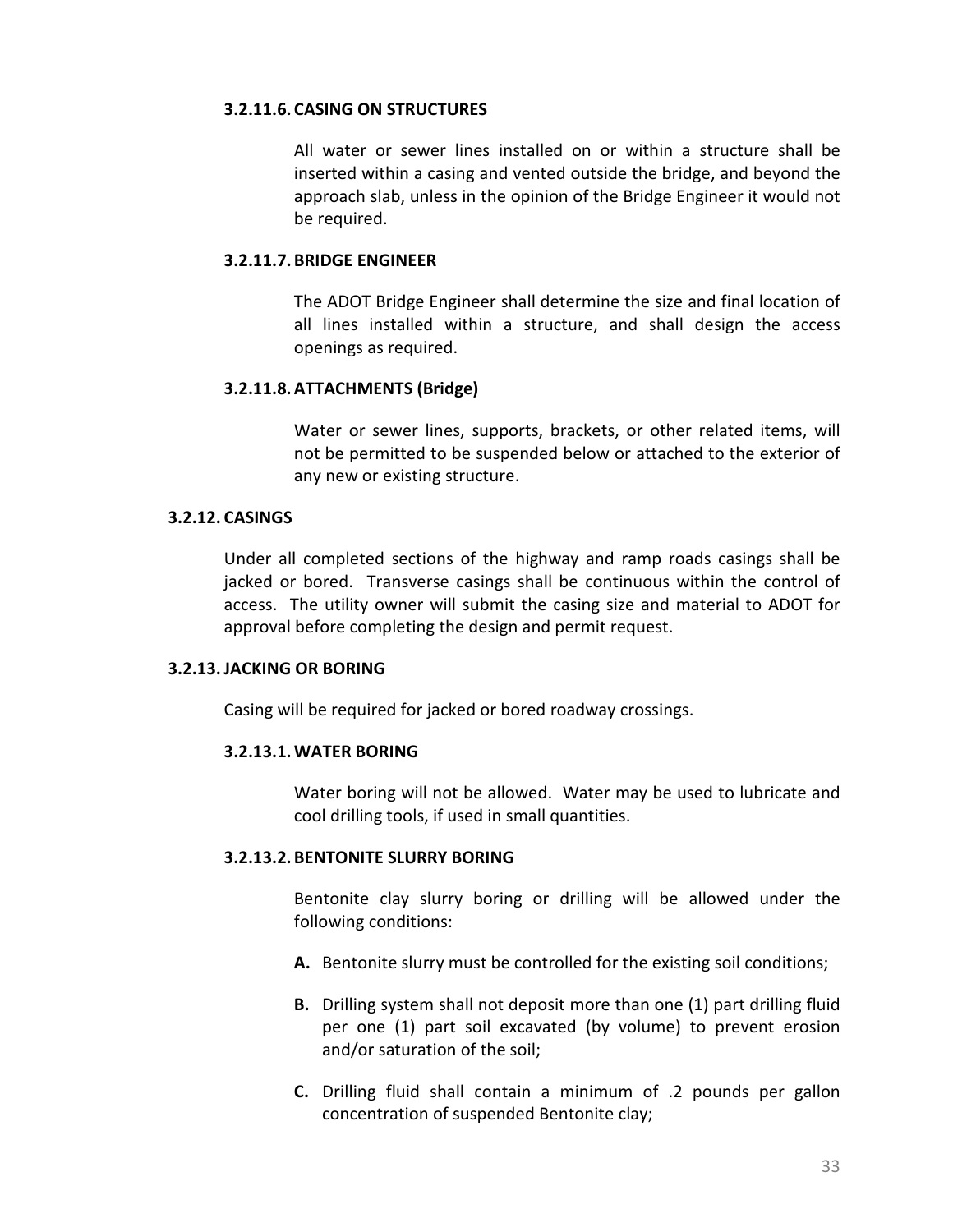#### 3.2.11.6. CASING ON STRUCTURES

All water or sewer lines installed on or within a structure shall be inserted within a casing and vented outside the bridge, and beyond the approach slab, unless in the opinion of the Bridge Engineer it would not be required.

#### 3.2.11.7. BRIDGE ENGINEER

The ADOT Bridge Engineer shall determine the size and final location of all lines installed within a structure, and shall design the access openings as required.

#### 3.2.11.8. ATTACHMENTS (Bridge)

Water or sewer lines, supports, brackets, or other related items, will not be permitted to be suspended below or attached to the exterior of any new or existing structure.

### 3.2.12. CASINGS

Under all completed sections of the highway and ramp roads casings shall be jacked or bored. Transverse casings shall be continuous within the control of access. The utility owner will submit the casing size and material to ADOT for approval before completing the design and permit request.

### 3.2.13. JACKING OR BORING

Casing will be required for jacked or bored roadway crossings.

#### 3.2.13.1. WATER BORING

Water boring will not be allowed. Water may be used to lubricate and cool drilling tools, if used in small quantities.

#### 3.2.13.2. BENTONITE SLURRY BORING

Bentonite clay slurry boring or drilling will be allowed under the following conditions:

**A.** Bentonite slurry must be controlled for the existing soil conditions;

**B.** Drilling system shall not deposit more than one (1) part drilling fluid per one (1) part soil excavated (by volume) to prevent erosion and/or saturation of the soil;

**C.** Drilling fluid shall contain a minimum of .2 pounds per gallon concentration of suspended Bentonite clay;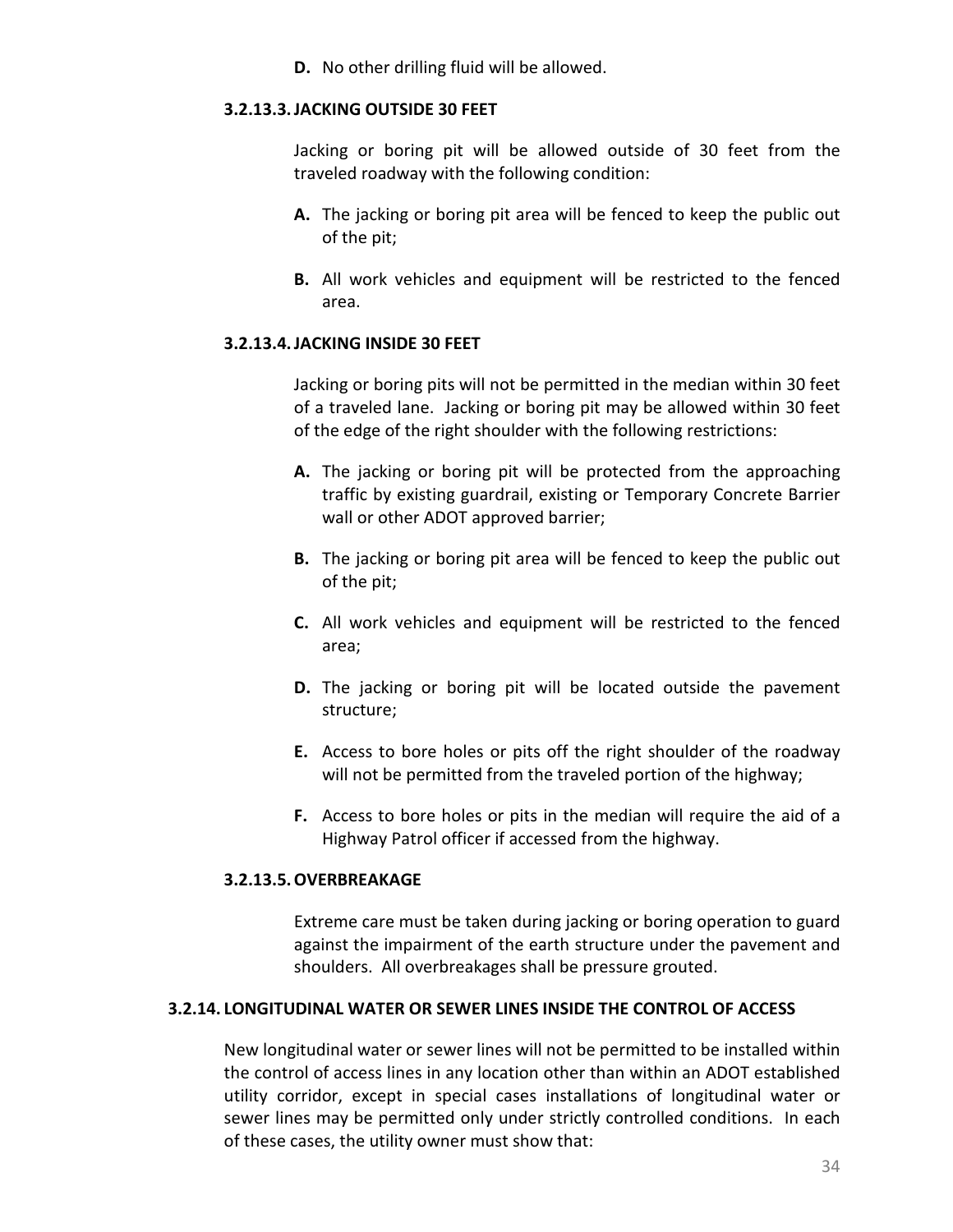**D.** No other drilling fluid will be allowed.

#### 3.2.13.3. JACKING OUTSIDE 30 FEET

Jacking or boring pit will be allowed outside of 30 feet from the traveled roadway with the following condition:

**A.** The jacking or boring pit area will be fenced to keep the public out of the pit;

**B.** All work vehicles and equipment will be restricted to the fenced area.

#### 3.2.13.4. JACKING INSIDE 30 FEET

Jacking or boring pits will not be permitted in the median within 30 feet of a traveled lane. Jacking or boring pit may be allowed within 30 feet of the edge of the right shoulder with the following restrictions:

**A.** The jacking or boring pit will be protected from the approaching traffic by existing guardrail, existing or Temporary Concrete Barrier wall or other ADOT approved barrier;

**B.** The jacking or boring pit area will be fenced to keep the public out of the pit;

**C.** All work vehicles and equipment will be restricted to the fenced area;

**D.** The jacking or boring pit will be located outside the pavement structure;

**E.** Access to bore holes or pits off the right shoulder of the roadway will not be permitted from the traveled portion of the highway;

**F.** Access to bore holes or pits in the median will require the aid of a Highway Patrol officer if accessed from the highway.

#### 3.2.13.5. OVERBREAKAGE

Extreme care must be taken during jacking or boring operation to guard against the impairment of the earth structure under the pavement and shoulders. All overbreakages shall be pressure grouted.

### 3.2.14. LONGITUDINAL WATER OR SEWER LINES INSIDE THE CONTROL OF ACCESS

New longitudinal water or sewer lines will not be permitted to be installed within the control of access lines in any location other than within an ADOT established utility corridor, except in special cases installations of longitudinal water or sewer lines may be permitted only under strictly controlled conditions. In each of these cases, the utility owner must show that: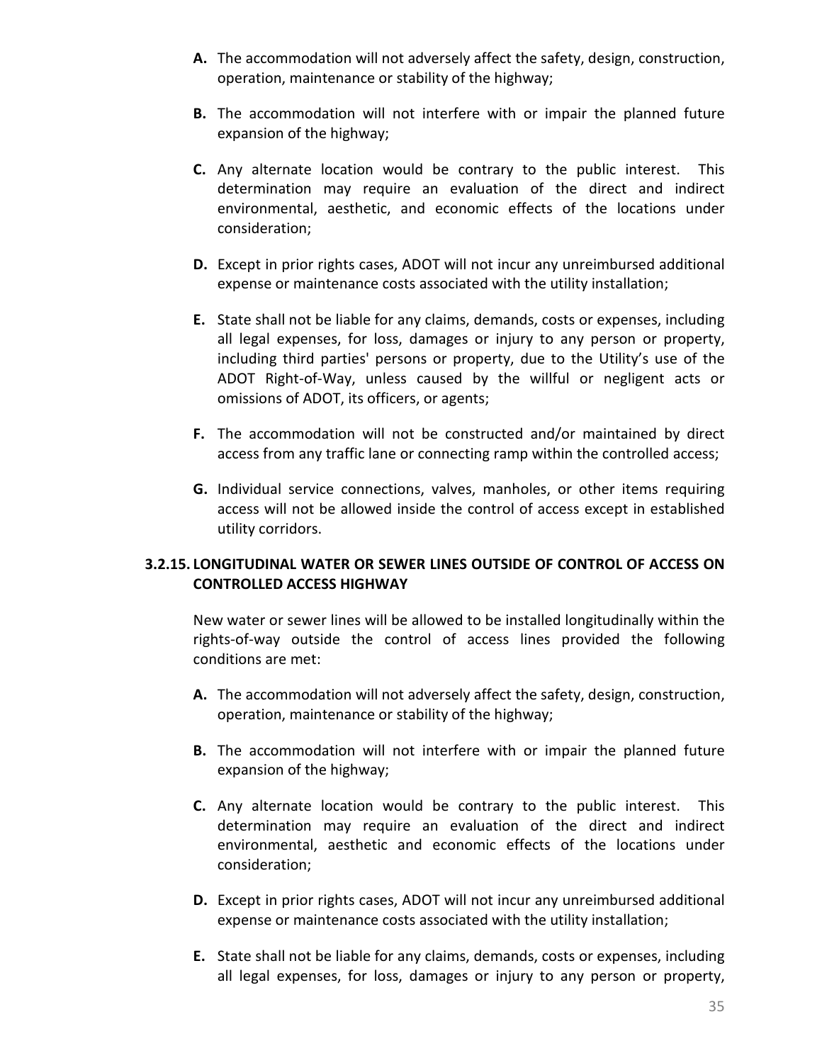**A.** The accommodation will not adversely affect the safety, design, construction, operation, maintenance or stability of the highway;

**B.** The accommodation will not interfere with or impair the planned future expansion of the highway;

**C.** Any alternate location would be contrary to the public interest. This determination may require an evaluation of the direct and indirect environmental, aesthetic, and economic effects of the locations under consideration;

**D.** Except in prior rights cases, ADOT will not incur any unreimbursed additional expense or maintenance costs associated with the utility installation;

**E.** State shall not be liable for any claims, demands, costs or expenses, including all legal expenses, for loss, damages or injury to any person or property, including third parties' persons or property, due to the Utility's use of the ADOT Right-of-Way, unless caused by the willful or negligent acts or omissions of ADOT, its officers, or agents;

**F.** The accommodation will not be constructed and/or maintained by direct access from any traffic lane or connecting ramp within the controlled access;

**G.** Individual service connections, valves, manholes, or other items requiring access will not be allowed inside the control of access except in established utility corridors.

### 3.2.15. LONGITUDINAL WATER OR SEWER LINES OUTSIDE OF CONTROL OF ACCESS ON CONTROLLED ACCESS HIGHWAY

New water or sewer lines will be allowed to be installed longitudinally within the rights-of-way outside the control of access lines provided the following conditions are met:

**A.** The accommodation will not adversely affect the safety, design, construction, operation, maintenance or stability of the highway;

**B.** The accommodation will not interfere with or impair the planned future expansion of the highway;

**C.** Any alternate location would be contrary to the public interest. This determination may require an evaluation of the direct and indirect environmental, aesthetic and economic effects of the locations under consideration;

**D.** Except in prior rights cases, ADOT will not incur any unreimbursed additional expense or maintenance costs associated with the utility installation;

**E.** State shall not be liable for any claims, demands, costs or expenses, including all legal expenses, for loss, damages or injury to any person or property,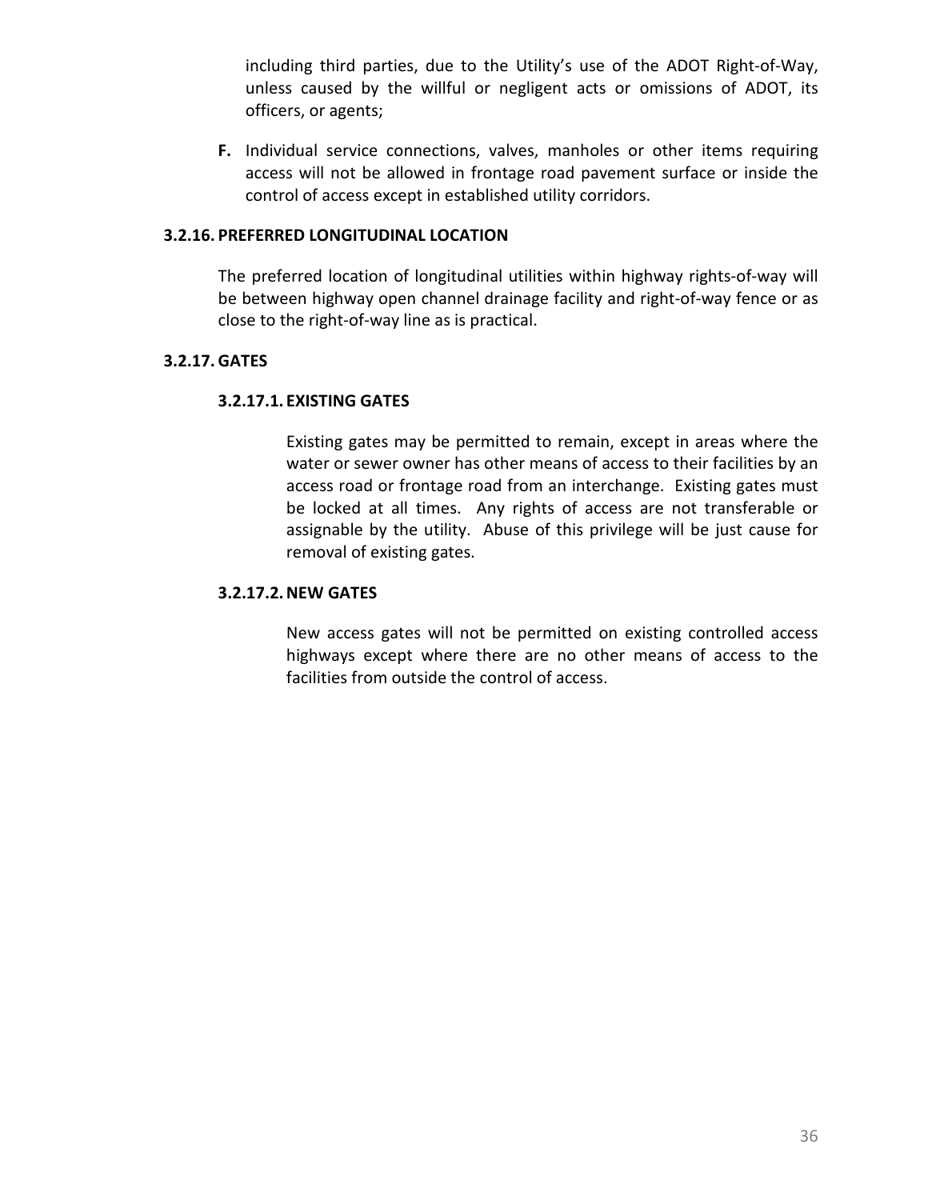including third parties, due to the Utility's use of the ADOT Right-of-Way, unless caused by the willful or negligent acts or omissions of ADOT, its officers, or agents;

**F.** Individual service connections, valves, manholes or other items requiring access will not be allowed in frontage road pavement surface or inside the control of access except in established utility corridors.

### 3.2.16. PREFERRED LONGITUDINAL LOCATION

The preferred location of longitudinal utilities within highway rights-of-way will be between highway open channel drainage facility and right-of-way fence or as close to the right-of-way line as is practical.

### 3.2.17. GATES

#### 3.2.17.1. EXISTING GATES

Existing gates may be permitted to remain, except in areas where the water or sewer owner has other means of access to their facilities by an access road or frontage road from an interchange. Existing gates must be locked at all times. Any rights of access are not transferable or assignable by the utility. Abuse of this privilege will be just cause for removal of existing gates.

#### 3.2.17.2. NEW GATES

New access gates will not be permitted on existing controlled access highways except where there are no other means of access to the facilities from outside the control of access.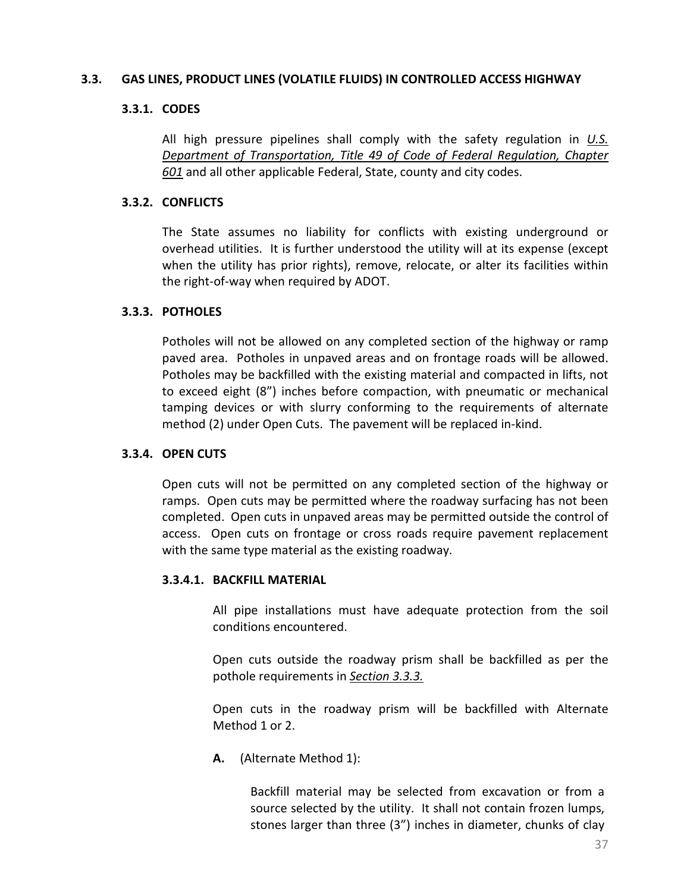### 3.3. GAS LINES, PRODUCT LINES (VOLATILE FLUIDS) IN CONTROLLED ACCESS HIGHWAY

#### 3.3.1. CODES

All high pressure pipelines shall comply with the safety regulation in *U.S. Department of Transportation, Title 49 of Code of Federal Regulation, Chapter 601* and all other applicable Federal, State, county and city codes.

#### 3.3.2. CONFLICTS

The State assumes no liability for conflicts with existing underground or overhead utilities. It is further understood the utility will at its expense (except when the utility has prior rights), remove, relocate, or alter its facilities within the right-of-way when required by ADOT.

#### 3.3.3. POTHOLES

Potholes will not be allowed on any completed section of the highway or ramp paved area. Potholes in unpaved areas and on frontage roads will be allowed. Potholes may be backfilled with the existing material and compacted in lifts, not to exceed eight (8") inches before compaction, with pneumatic or mechanical tamping devices or with slurry conforming to the requirements of alternate method (2) under Open Cuts. The pavement will be replaced in-kind.

#### 3.3.4. OPEN CUTS

Open cuts will not be permitted on any completed section of the highway or ramps. Open cuts may be permitted where the roadway surfacing has not been completed. Open cuts in unpaved areas may be permitted outside the control of access. Open cuts on frontage or cross roads require pavement replacement with the same type material as the existing roadway.

##### 3.3.4.1. BACKFILL MATERIAL

All pipe installations must have adequate protection from the soil conditions encountered.

Open cuts outside the roadway prism shall be backfilled as per the pothole requirements in *Section 3.3.3.*

Open cuts in the roadway prism will be backfilled with Alternate Method 1 or 2.

**A.** (Alternate Method 1):

Backfill material may be selected from excavation or from a source selected by the utility. It shall not contain frozen lumps, stones larger than three (3") inches in diameter, chunks of clay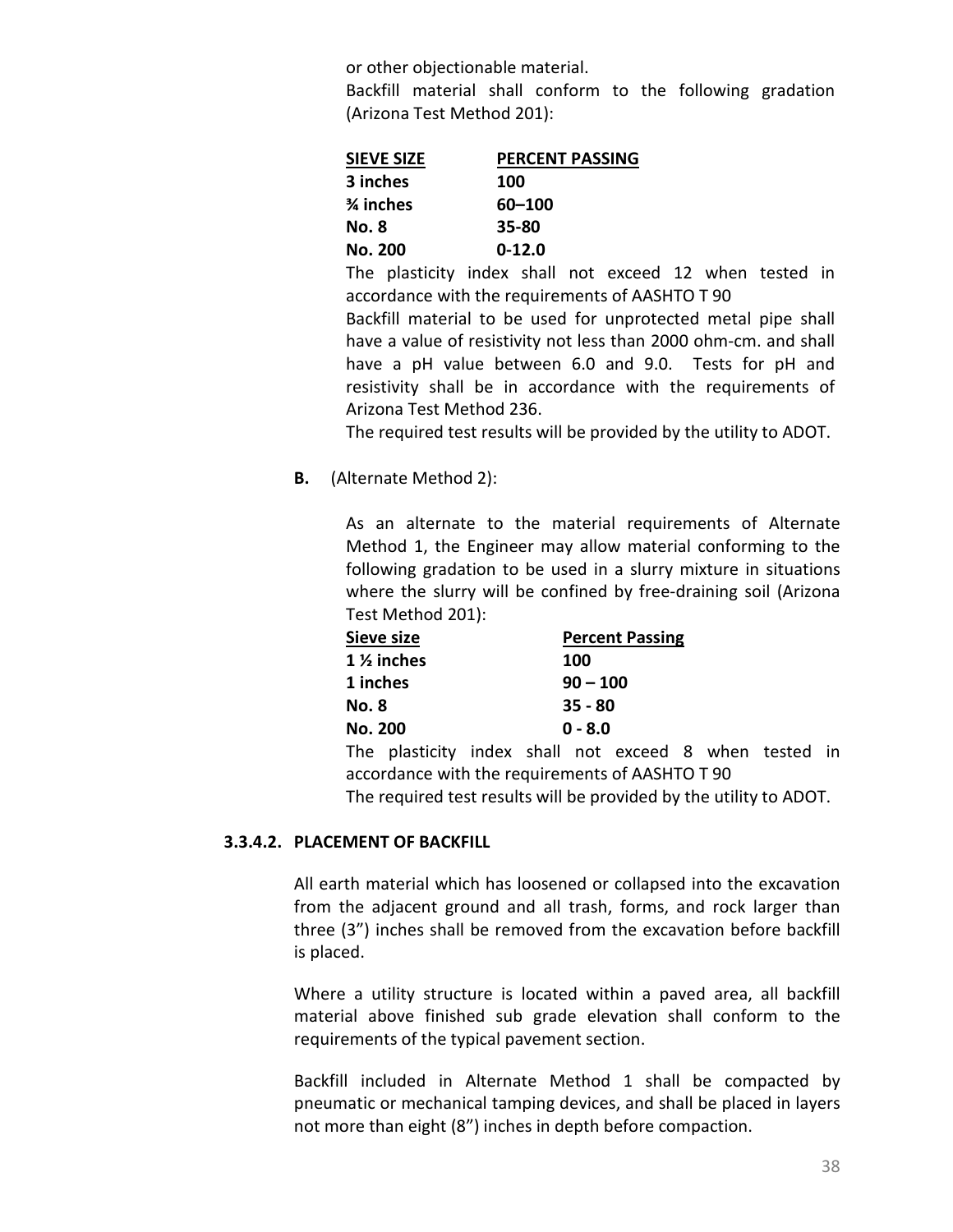or other objectionable material.

Backfill material shall conform to the following gradation (Arizona Test Method 201):

| SIEVE SIZE | PERCENT PASSING |
|---|---|
| **3 inches** | **100** |
| **¾ inches** | **60–100** |
| **No. 8** | **35-80** |
| **No. 200** | **0-12.0** |

The plasticity index shall not exceed 12 when tested in accordance with the requirements of AASHTO T 90

Backfill material to be used for unprotected metal pipe shall have a value of resistivity not less than 2000 ohm-cm. and shall have a pH value between 6.0 and 9.0. Tests for pH and resistivity shall be in accordance with the requirements of Arizona Test Method 236.

The required test results will be provided by the utility to ADOT.

**B.** (Alternate Method 2):

As an alternate to the material requirements of Alternate Method 1, the Engineer may allow material conforming to the following gradation to be used in a slurry mixture in situations where the slurry will be confined by free-draining soil (Arizona Test Method 201):

| Sieve size | Percent Passing |
|---|---|
| **1 ½ inches** | **100** |
| **1 inches** | **90 – 100** |
| **No. 8** | **35 - 80** |
| **No. 200** | **0 - 8.0** |

The plasticity index shall not exceed 8 when tested in accordance with the requirements of AASHTO T 90

The required test results will be provided by the utility to ADOT.

### 3.3.4.2. PLACEMENT OF BACKFILL

All earth material which has loosened or collapsed into the excavation from the adjacent ground and all trash, forms, and rock larger than three (3") inches shall be removed from the excavation before backfill is placed.

Where a utility structure is located within a paved area, all backfill material above finished sub grade elevation shall conform to the requirements of the typical pavement section.

Backfill included in Alternate Method 1 shall be compacted by pneumatic or mechanical tamping devices, and shall be placed in layers not more than eight (8") inches in depth before compaction.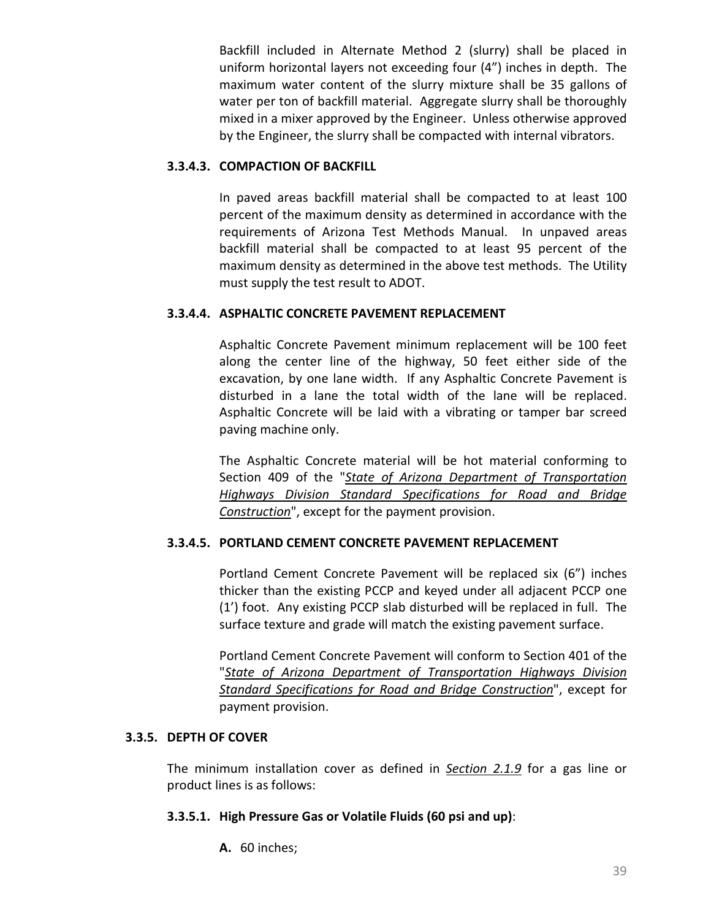Backfill included in Alternate Method 2 (slurry) shall be placed in uniform horizontal layers not exceeding four (4") inches in depth. The maximum water content of the slurry mixture shall be 35 gallons of water per ton of backfill material. Aggregate slurry shall be thoroughly mixed in a mixer approved by the Engineer. Unless otherwise approved by the Engineer, the slurry shall be compacted with internal vibrators.

#### 3.3.4.3. COMPACTION OF BACKFILL

In paved areas backfill material shall be compacted to at least 100 percent of the maximum density as determined in accordance with the requirements of Arizona Test Methods Manual. In unpaved areas backfill material shall be compacted to at least 95 percent of the maximum density as determined in the above test methods. The Utility must supply the test result to ADOT.

#### 3.3.4.4. ASPHALTIC CONCRETE PAVEMENT REPLACEMENT

Asphaltic Concrete Pavement minimum replacement will be 100 feet along the center line of the highway, 50 feet either side of the excavation, by one lane width. If any Asphaltic Concrete Pavement is disturbed in a lane the total width of the lane will be replaced. Asphaltic Concrete will be laid with a vibrating or tamper bar screed paving machine only.

The Asphaltic Concrete material will be hot material conforming to Section 409 of the "*State of Arizona Department of Transportation Highways Division Standard Specifications for Road and Bridge Construction*", except for the payment provision.

#### 3.3.4.5. PORTLAND CEMENT CONCRETE PAVEMENT REPLACEMENT

Portland Cement Concrete Pavement will be replaced six (6") inches thicker than the existing PCCP and keyed under all adjacent PCCP one (1') foot. Any existing PCCP slab disturbed will be replaced in full. The surface texture and grade will match the existing pavement surface.

Portland Cement Concrete Pavement will conform to Section 401 of the "*State of Arizona Department of Transportation Highways Division Standard Specifications for Road and Bridge Construction*", except for payment provision.

### 3.3.5. DEPTH OF COVER

The minimum installation cover as defined in ***Section 2.1.9*** for a gas line or product lines is as follows:

#### 3.3.5.1. High Pressure Gas or Volatile Fluids (60 psi and up):

**A.** 60 inches;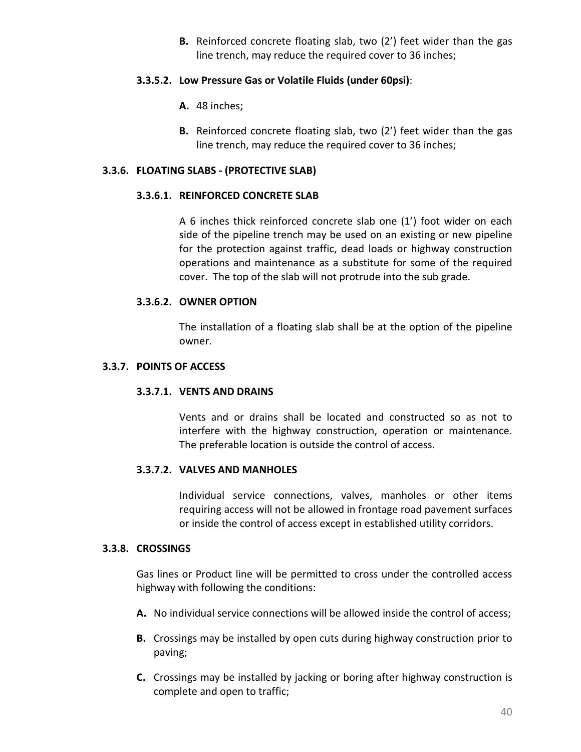**B.** Reinforced concrete floating slab, two (2') feet wider than the gas line trench, may reduce the required cover to 36 inches;

#### 3.3.5.2. Low Pressure Gas or Volatile Fluids (under 60psi):

**A.** 48 inches;

**B.** Reinforced concrete floating slab, two (2') feet wider than the gas line trench, may reduce the required cover to 36 inches;

### 3.3.6. FLOATING SLABS - (PROTECTIVE SLAB)

#### 3.3.6.1. REINFORCED CONCRETE SLAB

A 6 inches thick reinforced concrete slab one (1') foot wider on each side of the pipeline trench may be used on an existing or new pipeline for the protection against traffic, dead loads or highway construction operations and maintenance as a substitute for some of the required cover. The top of the slab will not protrude into the sub grade.

#### 3.3.6.2. OWNER OPTION

The installation of a floating slab shall be at the option of the pipeline owner.

### 3.3.7. POINTS OF ACCESS

#### 3.3.7.1. VENTS AND DRAINS

Vents and or drains shall be located and constructed so as not to interfere with the highway construction, operation or maintenance. The preferable location is outside the control of access.

#### 3.3.7.2. VALVES AND MANHOLES

Individual service connections, valves, manholes or other items requiring access will not be allowed in frontage road pavement surfaces or inside the control of access except in established utility corridors.

### 3.3.8. CROSSINGS

Gas lines or Product line will be permitted to cross under the controlled access highway with following the conditions:

**A.** No individual service connections will be allowed inside the control of access;

**B.** Crossings may be installed by open cuts during highway construction prior to paving;

**C.** Crossings may be installed by jacking or boring after highway construction is complete and open to traffic;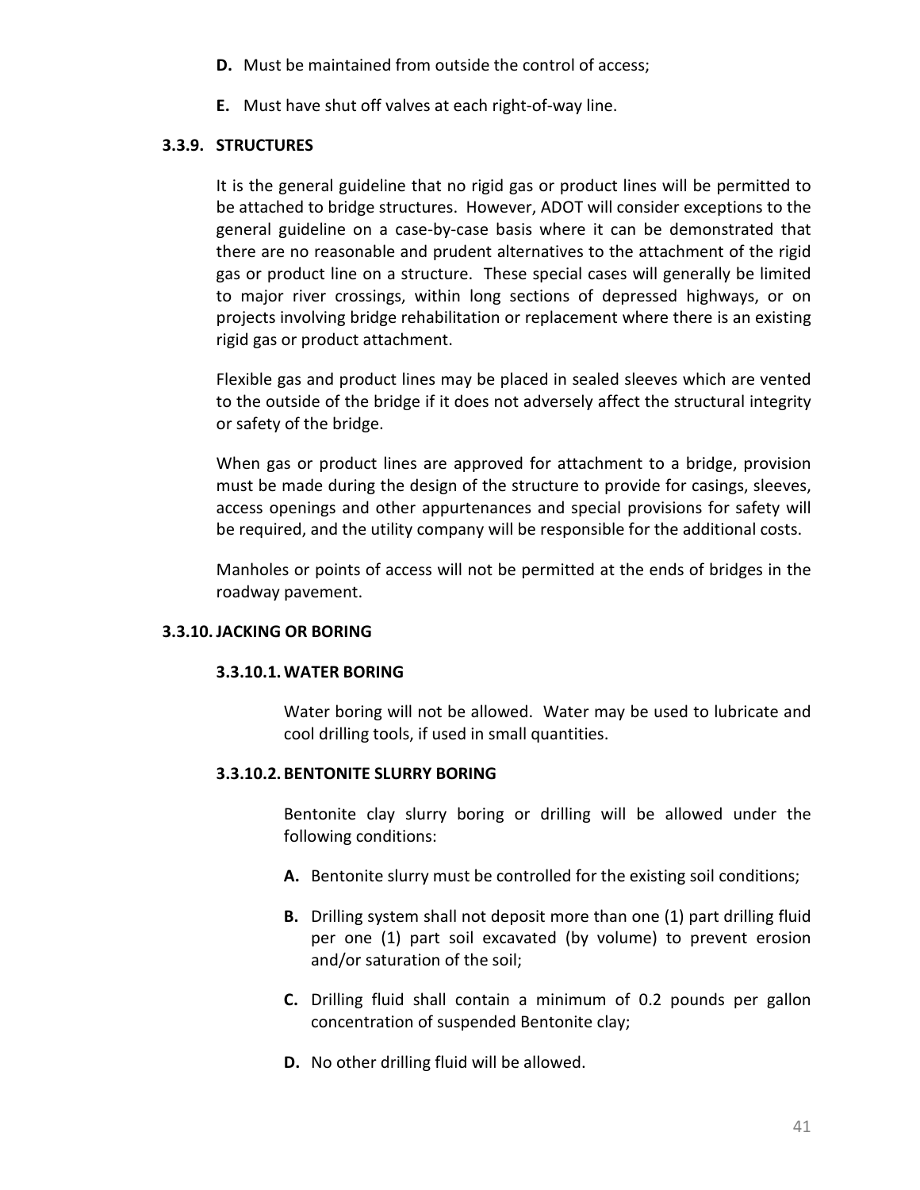**D.** Must be maintained from outside the control of access;

**E.** Must have shut off valves at each right-of-way line.

### 3.3.9. STRUCTURES

It is the general guideline that no rigid gas or product lines will be permitted to be attached to bridge structures. However, ADOT will consider exceptions to the general guideline on a case-by-case basis where it can be demonstrated that there are no reasonable and prudent alternatives to the attachment of the rigid gas or product line on a structure. These special cases will generally be limited to major river crossings, within long sections of depressed highways, or on projects involving bridge rehabilitation or replacement where there is an existing rigid gas or product attachment.

Flexible gas and product lines may be placed in sealed sleeves which are vented to the outside of the bridge if it does not adversely affect the structural integrity or safety of the bridge.

When gas or product lines are approved for attachment to a bridge, provision must be made during the design of the structure to provide for casings, sleeves, access openings and other appurtenances and special provisions for safety will be required, and the utility company will be responsible for the additional costs.

Manholes or points of access will not be permitted at the ends of bridges in the roadway pavement.

### 3.3.10. JACKING OR BORING

#### 3.3.10.1. WATER BORING

Water boring will not be allowed. Water may be used to lubricate and cool drilling tools, if used in small quantities.

#### 3.3.10.2. BENTONITE SLURRY BORING

Bentonite clay slurry boring or drilling will be allowed under the following conditions:

**A.** Bentonite slurry must be controlled for the existing soil conditions;

**B.** Drilling system shall not deposit more than one (1) part drilling fluid per one (1) part soil excavated (by volume) to prevent erosion and/or saturation of the soil;

**C.** Drilling fluid shall contain a minimum of 0.2 pounds per gallon concentration of suspended Bentonite clay;

**D.** No other drilling fluid will be allowed.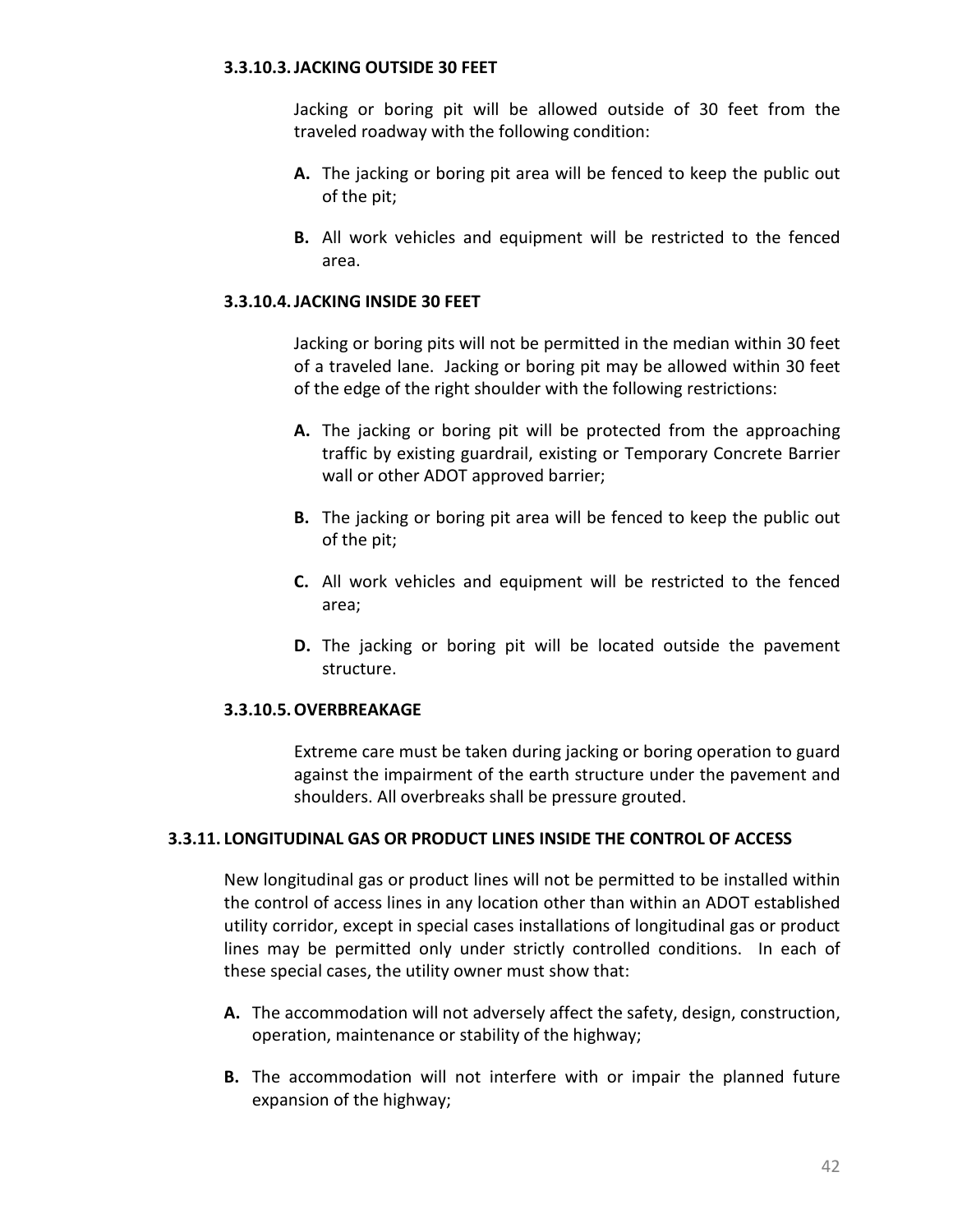#### 3.3.10.3. JACKING OUTSIDE 30 FEET

Jacking or boring pit will be allowed outside of 30 feet from the traveled roadway with the following condition:

**A.** The jacking or boring pit area will be fenced to keep the public out of the pit;

**B.** All work vehicles and equipment will be restricted to the fenced area.

#### 3.3.10.4. JACKING INSIDE 30 FEET

Jacking or boring pits will not be permitted in the median within 30 feet of a traveled lane. Jacking or boring pit may be allowed within 30 feet of the edge of the right shoulder with the following restrictions:

**A.** The jacking or boring pit will be protected from the approaching traffic by existing guardrail, existing or Temporary Concrete Barrier wall or other ADOT approved barrier;

**B.** The jacking or boring pit area will be fenced to keep the public out of the pit;

**C.** All work vehicles and equipment will be restricted to the fenced area;

**D.** The jacking or boring pit will be located outside the pavement structure.

#### 3.3.10.5. OVERBREAKAGE

Extreme care must be taken during jacking or boring operation to guard against the impairment of the earth structure under the pavement and shoulders. All overbreaks shall be pressure grouted.

### 3.3.11. LONGITUDINAL GAS OR PRODUCT LINES INSIDE THE CONTROL OF ACCESS

New longitudinal gas or product lines will not be permitted to be installed within the control of access lines in any location other than within an ADOT established utility corridor, except in special cases installations of longitudinal gas or product lines may be permitted only under strictly controlled conditions. In each of these special cases, the utility owner must show that:

**A.** The accommodation will not adversely affect the safety, design, construction, operation, maintenance or stability of the highway;

**B.** The accommodation will not interfere with or impair the planned future expansion of the highway;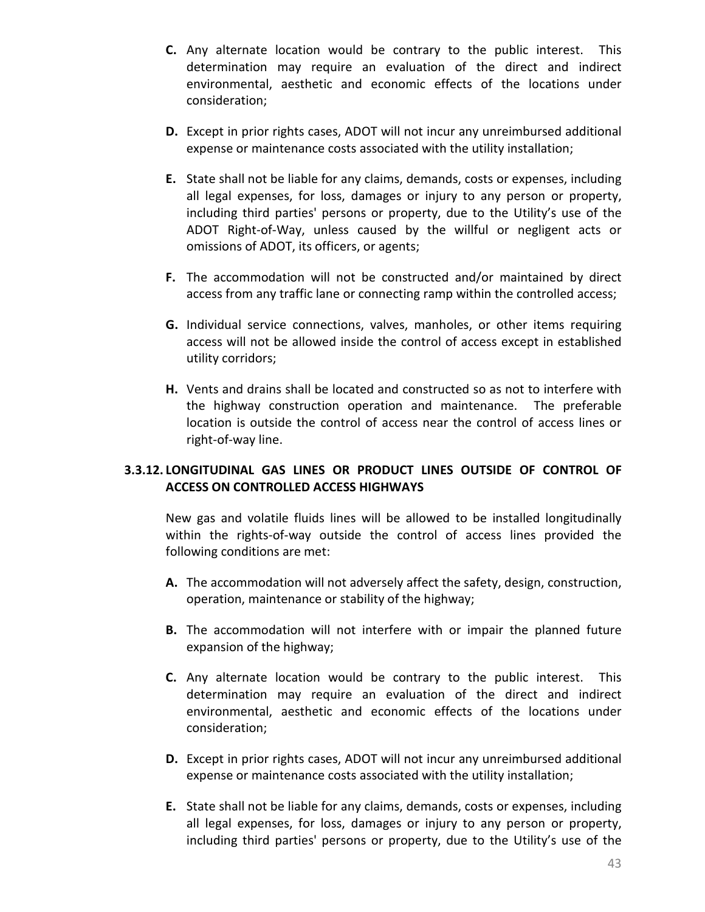**C.** Any alternate location would be contrary to the public interest. This determination may require an evaluation of the direct and indirect environmental, aesthetic and economic effects of the locations under consideration;

**D.** Except in prior rights cases, ADOT will not incur any unreimbursed additional expense or maintenance costs associated with the utility installation;

**E.** State shall not be liable for any claims, demands, costs or expenses, including all legal expenses, for loss, damages or injury to any person or property, including third parties' persons or property, due to the Utility's use of the ADOT Right-of-Way, unless caused by the willful or negligent acts or omissions of ADOT, its officers, or agents;

**F.** The accommodation will not be constructed and/or maintained by direct access from any traffic lane or connecting ramp within the controlled access;

**G.** Individual service connections, valves, manholes, or other items requiring access will not be allowed inside the control of access except in established utility corridors;

**H.** Vents and drains shall be located and constructed so as not to interfere with the highway construction operation and maintenance. The preferable location is outside the control of access near the control of access lines or right-of-way line.

### 3.3.12. LONGITUDINAL GAS LINES OR PRODUCT LINES OUTSIDE OF CONTROL OF ACCESS ON CONTROLLED ACCESS HIGHWAYS

New gas and volatile fluids lines will be allowed to be installed longitudinally within the rights-of-way outside the control of access lines provided the following conditions are met:

**A.** The accommodation will not adversely affect the safety, design, construction, operation, maintenance or stability of the highway;

**B.** The accommodation will not interfere with or impair the planned future expansion of the highway;

**C.** Any alternate location would be contrary to the public interest. This determination may require an evaluation of the direct and indirect environmental, aesthetic and economic effects of the locations under consideration;

**D.** Except in prior rights cases, ADOT will not incur any unreimbursed additional expense or maintenance costs associated with the utility installation;

**E.** State shall not be liable for any claims, demands, costs or expenses, including all legal expenses, for loss, damages or injury to any person or property, including third parties' persons or property, due to the Utility's use of the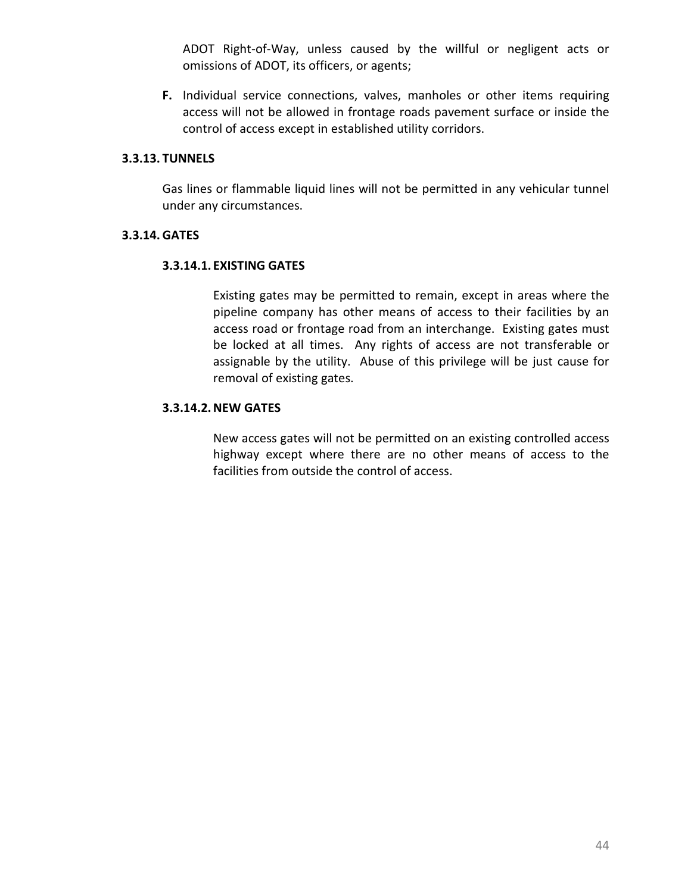ADOT Right-of-Way, unless caused by the willful or negligent acts or omissions of ADOT, its officers, or agents;

**F.** Individual service connections, valves, manholes or other items requiring access will not be allowed in frontage roads pavement surface or inside the control of access except in established utility corridors.

### 3.3.13. TUNNELS

Gas lines or flammable liquid lines will not be permitted in any vehicular tunnel under any circumstances.

### 3.3.14. GATES

#### 3.3.14.1. EXISTING GATES

Existing gates may be permitted to remain, except in areas where the pipeline company has other means of access to their facilities by an access road or frontage road from an interchange. Existing gates must be locked at all times. Any rights of access are not transferable or assignable by the utility. Abuse of this privilege will be just cause for removal of existing gates.

#### 3.3.14.2. NEW GATES

New access gates will not be permitted on an existing controlled access highway except where there are no other means of access to the facilities from outside the control of access.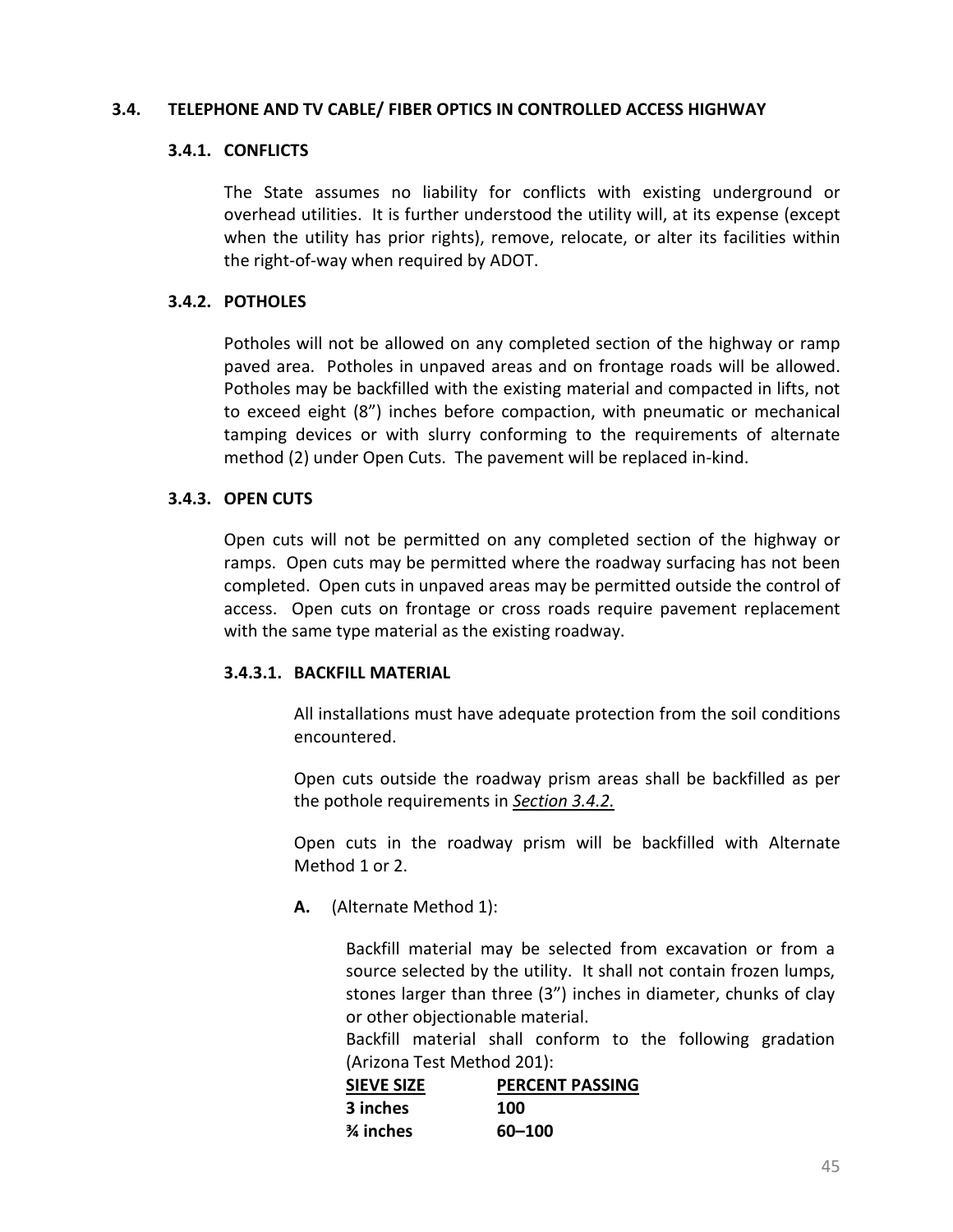## 3.4. TELEPHONE AND TV CABLE/ FIBER OPTICS IN CONTROLLED ACCESS HIGHWAY

### 3.4.1. CONFLICTS

The State assumes no liability for conflicts with existing underground or overhead utilities. It is further understood the utility will, at its expense (except when the utility has prior rights), remove, relocate, or alter its facilities within the right-of-way when required by ADOT.

### 3.4.2. POTHOLES

Potholes will not be allowed on any completed section of the highway or ramp paved area. Potholes in unpaved areas and on frontage roads will be allowed. Potholes may be backfilled with the existing material and compacted in lifts, not to exceed eight (8") inches before compaction, with pneumatic or mechanical tamping devices or with slurry conforming to the requirements of alternate method (2) under Open Cuts. The pavement will be replaced in-kind.

### 3.4.3. OPEN CUTS

Open cuts will not be permitted on any completed section of the highway or ramps. Open cuts may be permitted where the roadway surfacing has not been completed. Open cuts in unpaved areas may be permitted outside the control of access. Open cuts on frontage or cross roads require pavement replacement with the same type material as the existing roadway.

#### 3.4.3.1. BACKFILL MATERIAL

All installations must have adequate protection from the soil conditions encountered.

Open cuts outside the roadway prism areas shall be backfilled as per the pothole requirements in *Section 3.4.2.*

Open cuts in the roadway prism will be backfilled with Alternate Method 1 or 2.

**A.** (Alternate Method 1):

Backfill material may be selected from excavation or from a source selected by the utility. It shall not contain frozen lumps, stones larger than three (3") inches in diameter, chunks of clay or other objectionable material.
Backfill material shall conform to the following gradation (Arizona Test Method 201):

| SIEVE SIZE | PERCENT PASSING |
|---|---|
| **3 inches** | **100** |
| **¾ inches** | **60–100** |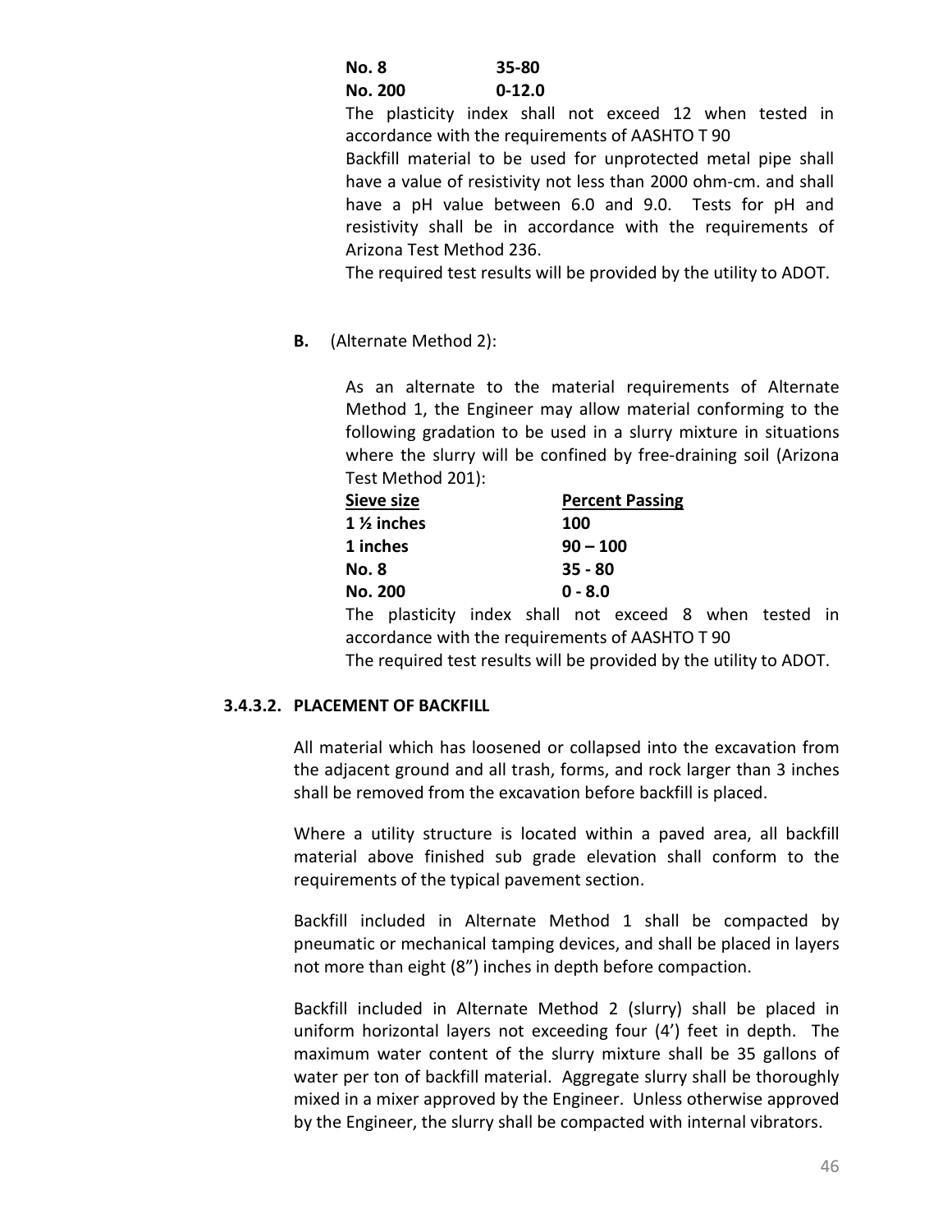| | |
|---|---|
| **No. 8** | **35-80** |
| **No. 200** | **0-12.0** |

The plasticity index shall not exceed 12 when tested in accordance with the requirements of AASHTO T 90

Backfill material to be used for unprotected metal pipe shall have a value of resistivity not less than 2000 ohm-cm. and shall have a pH value between 6.0 and 9.0. Tests for pH and resistivity shall be in accordance with the requirements of Arizona Test Method 236.

The required test results will be provided by the utility to ADOT.

**B.** (Alternate Method 2):

As an alternate to the material requirements of Alternate Method 1, the Engineer may allow material conforming to the following gradation to be used in a slurry mixture in situations where the slurry will be confined by free-draining soil (Arizona Test Method 201):

| Sieve size | Percent Passing |
|---|---|
| **1 ½ inches** | **100** |
| **1 inches** | **90 – 100** |
| **No. 8** | **35 - 80** |
| **No. 200** | **0 - 8.0** |

The plasticity index shall not exceed 8 when tested in accordance with the requirements of AASHTO T 90

The required test results will be provided by the utility to ADOT.

### 3.4.3.2. PLACEMENT OF BACKFILL

All material which has loosened or collapsed into the excavation from the adjacent ground and all trash, forms, and rock larger than 3 inches shall be removed from the excavation before backfill is placed.

Where a utility structure is located within a paved area, all backfill material above finished sub grade elevation shall conform to the requirements of the typical pavement section.

Backfill included in Alternate Method 1 shall be compacted by pneumatic or mechanical tamping devices, and shall be placed in layers not more than eight (8") inches in depth before compaction.

Backfill included in Alternate Method 2 (slurry) shall be placed in uniform horizontal layers not exceeding four (4') feet in depth. The maximum water content of the slurry mixture shall be 35 gallons of water per ton of backfill material. Aggregate slurry shall be thoroughly mixed in a mixer approved by the Engineer. Unless otherwise approved by the Engineer, the slurry shall be compacted with internal vibrators.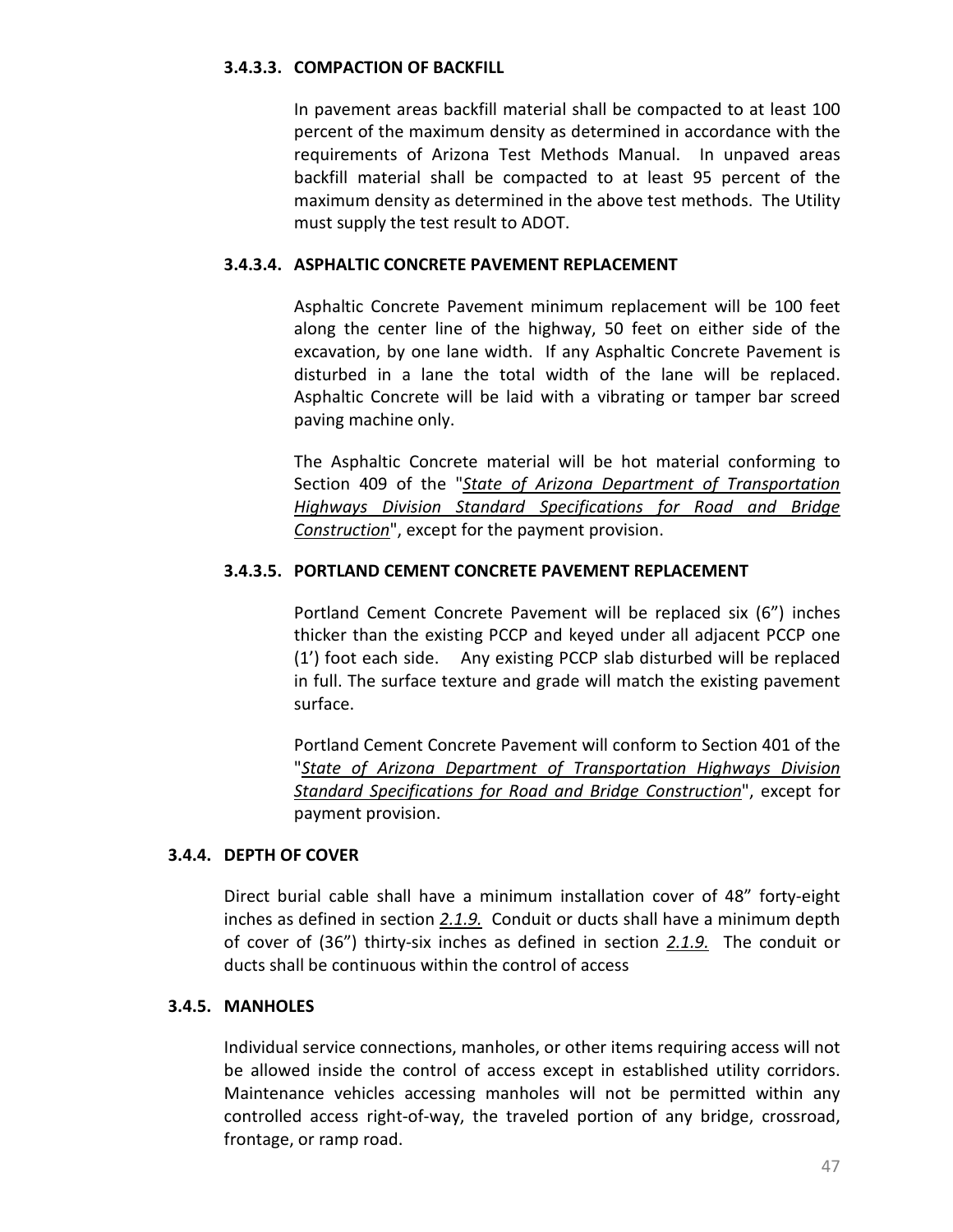#### 3.4.3.3. COMPACTION OF BACKFILL

In pavement areas backfill material shall be compacted to at least 100 percent of the maximum density as determined in accordance with the requirements of Arizona Test Methods Manual. In unpaved areas backfill material shall be compacted to at least 95 percent of the maximum density as determined in the above test methods. The Utility must supply the test result to ADOT.

#### 3.4.3.4. ASPHALTIC CONCRETE PAVEMENT REPLACEMENT

Asphaltic Concrete Pavement minimum replacement will be 100 feet along the center line of the highway, 50 feet on either side of the excavation, by one lane width. If any Asphaltic Concrete Pavement is disturbed in a lane the total width of the lane will be replaced. Asphaltic Concrete will be laid with a vibrating or tamper bar screed paving machine only.

The Asphaltic Concrete material will be hot material conforming to Section 409 of the "*State of Arizona Department of Transportation Highways Division Standard Specifications for Road and Bridge Construction*", except for the payment provision.

#### 3.4.3.5. PORTLAND CEMENT CONCRETE PAVEMENT REPLACEMENT

Portland Cement Concrete Pavement will be replaced six (6") inches thicker than the existing PCCP and keyed under all adjacent PCCP one (1') foot each side. Any existing PCCP slab disturbed will be replaced in full. The surface texture and grade will match the existing pavement surface.

Portland Cement Concrete Pavement will conform to Section 401 of the "*State of Arizona Department of Transportation Highways Division Standard Specifications for Road and Bridge Construction*", except for payment provision.

### 3.4.4. DEPTH OF COVER

Direct burial cable shall have a minimum installation cover of 48" forty-eight inches as defined in section *2.1.9.* Conduit or ducts shall have a minimum depth of cover of (36") thirty-six inches as defined in section *2.1.9.* The conduit or ducts shall be continuous within the control of access

### 3.4.5. MANHOLES

Individual service connections, manholes, or other items requiring access will not be allowed inside the control of access except in established utility corridors. Maintenance vehicles accessing manholes will not be permitted within any controlled access right-of-way, the traveled portion of any bridge, crossroad, frontage, or ramp road.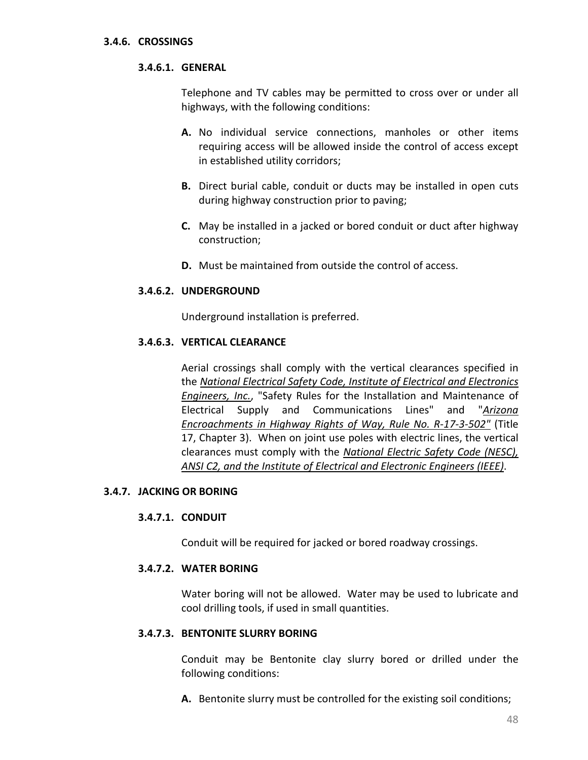### 3.4.6. CROSSINGS

#### 3.4.6.1. GENERAL

Telephone and TV cables may be permitted to cross over or under all highways, with the following conditions:

**A.** No individual service connections, manholes or other items requiring access will be allowed inside the control of access except in established utility corridors;

**B.** Direct burial cable, conduit or ducts may be installed in open cuts during highway construction prior to paving;

**C.** May be installed in a jacked or bored conduit or duct after highway construction;

**D.** Must be maintained from outside the control of access.

#### 3.4.6.2. UNDERGROUND

Underground installation is preferred.

#### 3.4.6.3. VERTICAL CLEARANCE

Aerial crossings shall comply with the vertical clearances specified in the *National Electrical Safety Code, Institute of Electrical and Electronics Engineers, Inc.*, "Safety Rules for the Installation and Maintenance of Electrical Supply and Communications Lines" and "*Arizona Encroachments in Highway Rights of Way, Rule No. R-17-3-502"* (Title 17, Chapter 3). When on joint use poles with electric lines, the vertical clearances must comply with the *National Electric Safety Code (NESC), ANSI C2, and the Institute of Electrical and Electronic Engineers (IEEE)*.

### 3.4.7. JACKING OR BORING

#### 3.4.7.1. CONDUIT

Conduit will be required for jacked or bored roadway crossings.

#### 3.4.7.2. WATER BORING

Water boring will not be allowed. Water may be used to lubricate and cool drilling tools, if used in small quantities.

#### 3.4.7.3. BENTONITE SLURRY BORING

Conduit may be Bentonite clay slurry bored or drilled under the following conditions:

**A.** Bentonite slurry must be controlled for the existing soil conditions;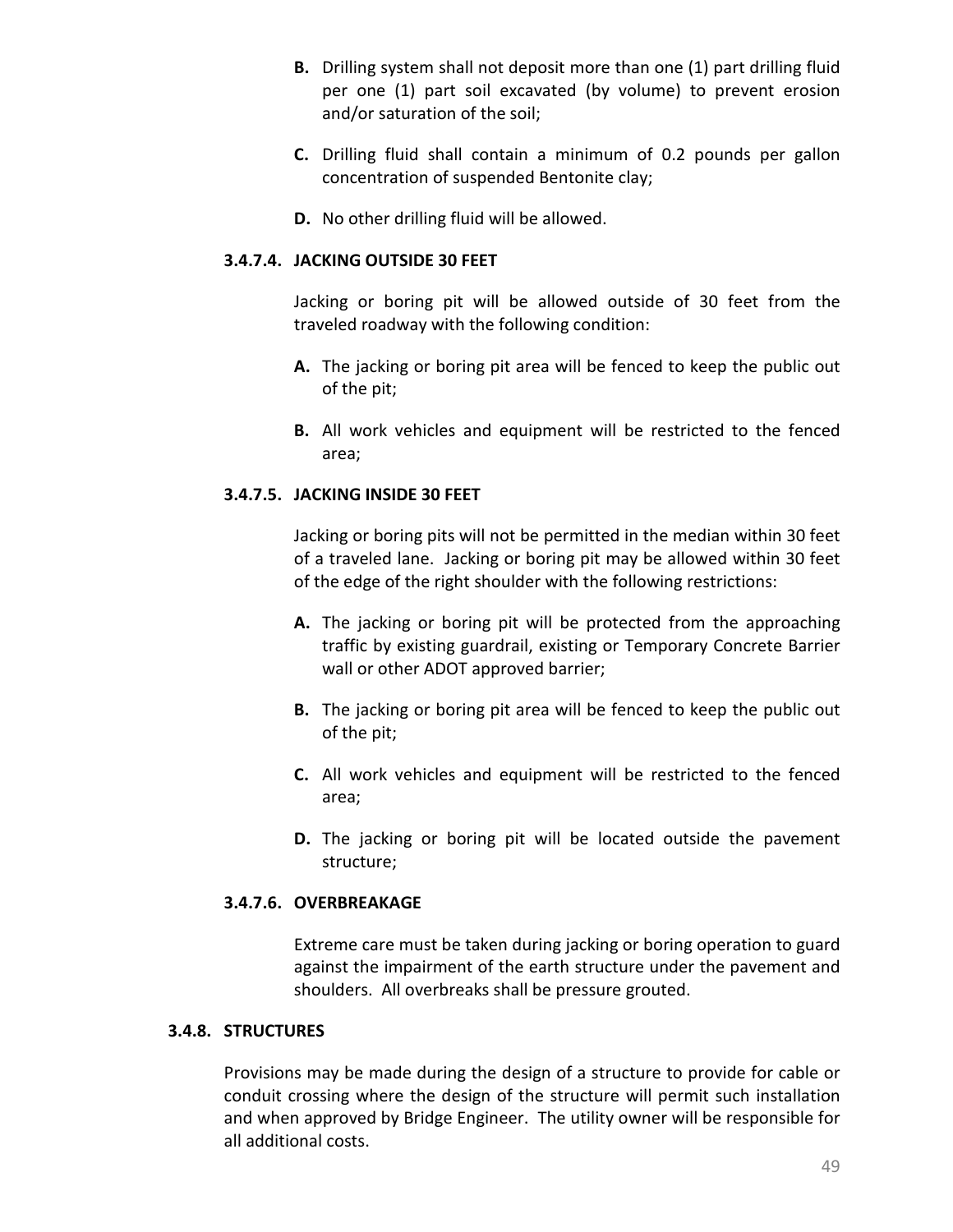**B.** Drilling system shall not deposit more than one (1) part drilling fluid per one (1) part soil excavated (by volume) to prevent erosion and/or saturation of the soil;

**C.** Drilling fluid shall contain a minimum of 0.2 pounds per gallon concentration of suspended Bentonite clay;

**D.** No other drilling fluid will be allowed.

#### 3.4.7.4. JACKING OUTSIDE 30 FEET

Jacking or boring pit will be allowed outside of 30 feet from the traveled roadway with the following condition:

**A.** The jacking or boring pit area will be fenced to keep the public out of the pit;

**B.** All work vehicles and equipment will be restricted to the fenced area;

#### 3.4.7.5. JACKING INSIDE 30 FEET

Jacking or boring pits will not be permitted in the median within 30 feet of a traveled lane. Jacking or boring pit may be allowed within 30 feet of the edge of the right shoulder with the following restrictions:

**A.** The jacking or boring pit will be protected from the approaching traffic by existing guardrail, existing or Temporary Concrete Barrier wall or other ADOT approved barrier;

**B.** The jacking or boring pit area will be fenced to keep the public out of the pit;

**C.** All work vehicles and equipment will be restricted to the fenced area;

**D.** The jacking or boring pit will be located outside the pavement structure;

#### 3.4.7.6. OVERBREAKAGE

Extreme care must be taken during jacking or boring operation to guard against the impairment of the earth structure under the pavement and shoulders. All overbreaks shall be pressure grouted.

### 3.4.8. STRUCTURES

Provisions may be made during the design of a structure to provide for cable or conduit crossing where the design of the structure will permit such installation and when approved by Bridge Engineer. The utility owner will be responsible for all additional costs.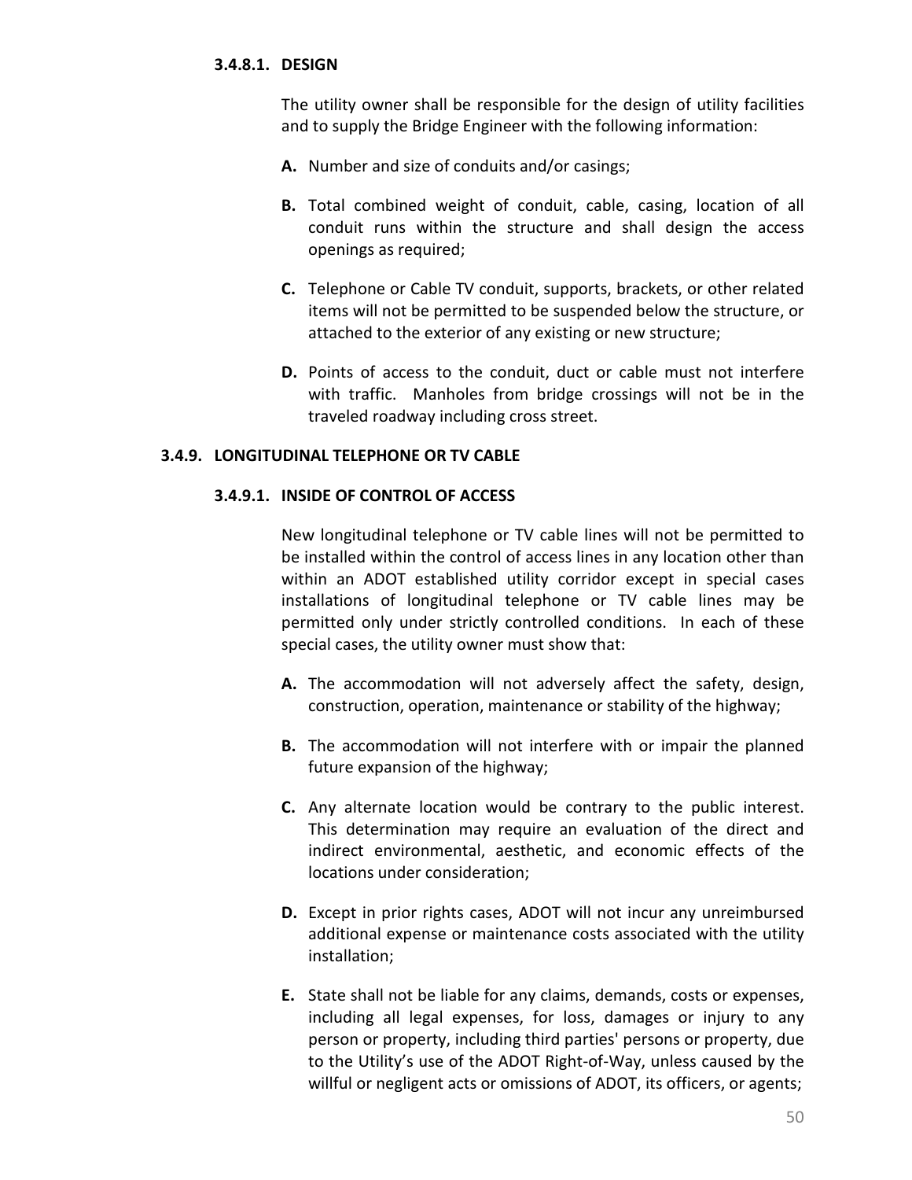#### 3.4.8.1. DESIGN

The utility owner shall be responsible for the design of utility facilities and to supply the Bridge Engineer with the following information:

**A.** Number and size of conduits and/or casings;

**B.** Total combined weight of conduit, cable, casing, location of all conduit runs within the structure and shall design the access openings as required;

**C.** Telephone or Cable TV conduit, supports, brackets, or other related items will not be permitted to be suspended below the structure, or attached to the exterior of any existing or new structure;

**D.** Points of access to the conduit, duct or cable must not interfere with traffic. Manholes from bridge crossings will not be in the traveled roadway including cross street.

### 3.4.9. LONGITUDINAL TELEPHONE OR TV CABLE

#### 3.4.9.1. INSIDE OF CONTROL OF ACCESS

New longitudinal telephone or TV cable lines will not be permitted to be installed within the control of access lines in any location other than within an ADOT established utility corridor except in special cases installations of longitudinal telephone or TV cable lines may be permitted only under strictly controlled conditions. In each of these special cases, the utility owner must show that:

**A.** The accommodation will not adversely affect the safety, design, construction, operation, maintenance or stability of the highway;

**B.** The accommodation will not interfere with or impair the planned future expansion of the highway;

**C.** Any alternate location would be contrary to the public interest. This determination may require an evaluation of the direct and indirect environmental, aesthetic, and economic effects of the locations under consideration;

**D.** Except in prior rights cases, ADOT will not incur any unreimbursed additional expense or maintenance costs associated with the utility installation;

**E.** State shall not be liable for any claims, demands, costs or expenses, including all legal expenses, for loss, damages or injury to any person or property, including third parties' persons or property, due to the Utility's use of the ADOT Right-of-Way, unless caused by the willful or negligent acts or omissions of ADOT, its officers, or agents;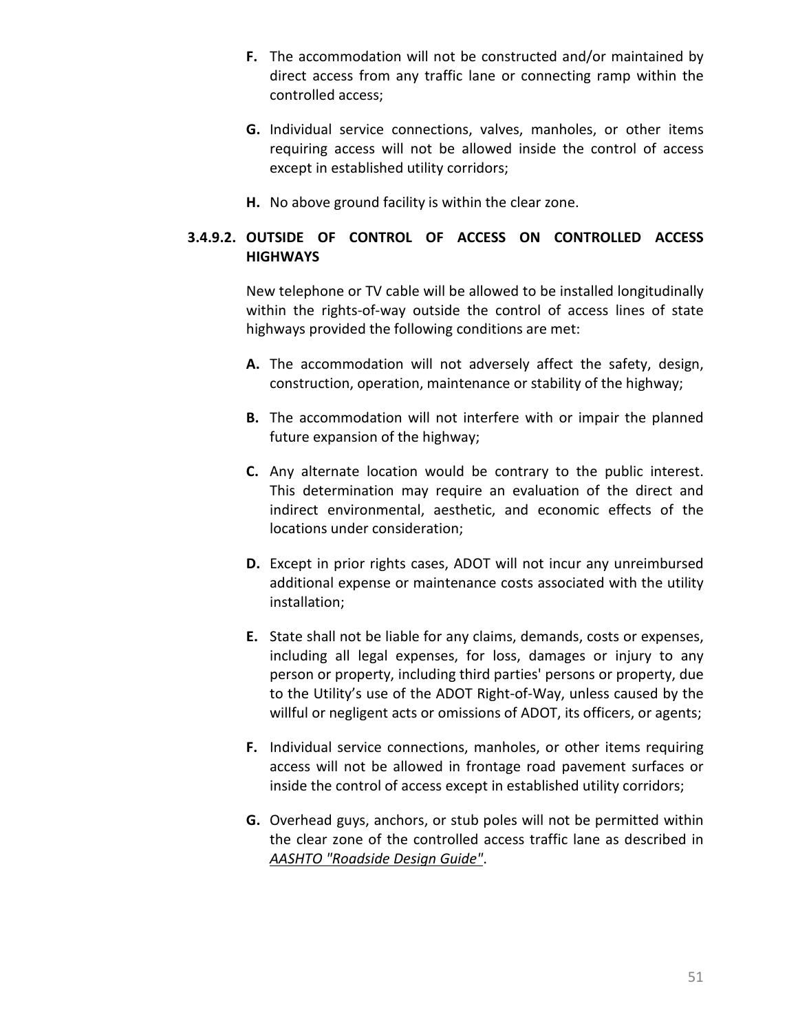**F.** The accommodation will not be constructed and/or maintained by direct access from any traffic lane or connecting ramp within the controlled access;

**G.** Individual service connections, valves, manholes, or other items requiring access will not be allowed inside the control of access except in established utility corridors;

**H.** No above ground facility is within the clear zone.

### 3.4.9.2. OUTSIDE OF CONTROL OF ACCESS ON CONTROLLED ACCESS HIGHWAYS

New telephone or TV cable will be allowed to be installed longitudinally within the rights-of-way outside the control of access lines of state highways provided the following conditions are met:

**A.** The accommodation will not adversely affect the safety, design, construction, operation, maintenance or stability of the highway;

**B.** The accommodation will not interfere with or impair the planned future expansion of the highway;

**C.** Any alternate location would be contrary to the public interest. This determination may require an evaluation of the direct and indirect environmental, aesthetic, and economic effects of the locations under consideration;

**D.** Except in prior rights cases, ADOT will not incur any unreimbursed additional expense or maintenance costs associated with the utility installation;

**E.** State shall not be liable for any claims, demands, costs or expenses, including all legal expenses, for loss, damages or injury to any person or property, including third parties' persons or property, due to the Utility's use of the ADOT Right-of-Way, unless caused by the willful or negligent acts or omissions of ADOT, its officers, or agents;

**F.** Individual service connections, manholes, or other items requiring access will not be allowed in frontage road pavement surfaces or inside the control of access except in established utility corridors;

**G.** Overhead guys, anchors, or stub poles will not be permitted within the clear zone of the controlled access traffic lane as described in *AASHTO "Roadside Design Guide"*.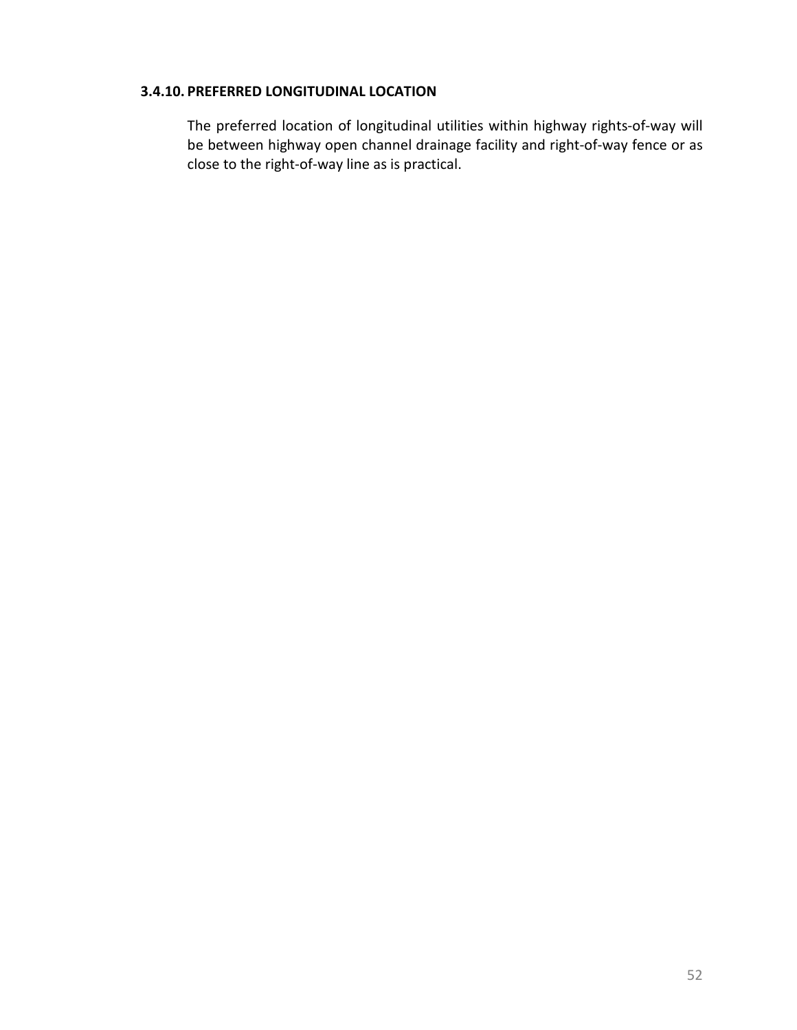### 3.4.10. PREFERRED LONGITUDINAL LOCATION

The preferred location of longitudinal utilities within highway rights-of-way will be between highway open channel drainage facility and right-of-way fence or as close to the right-of-way line as is practical.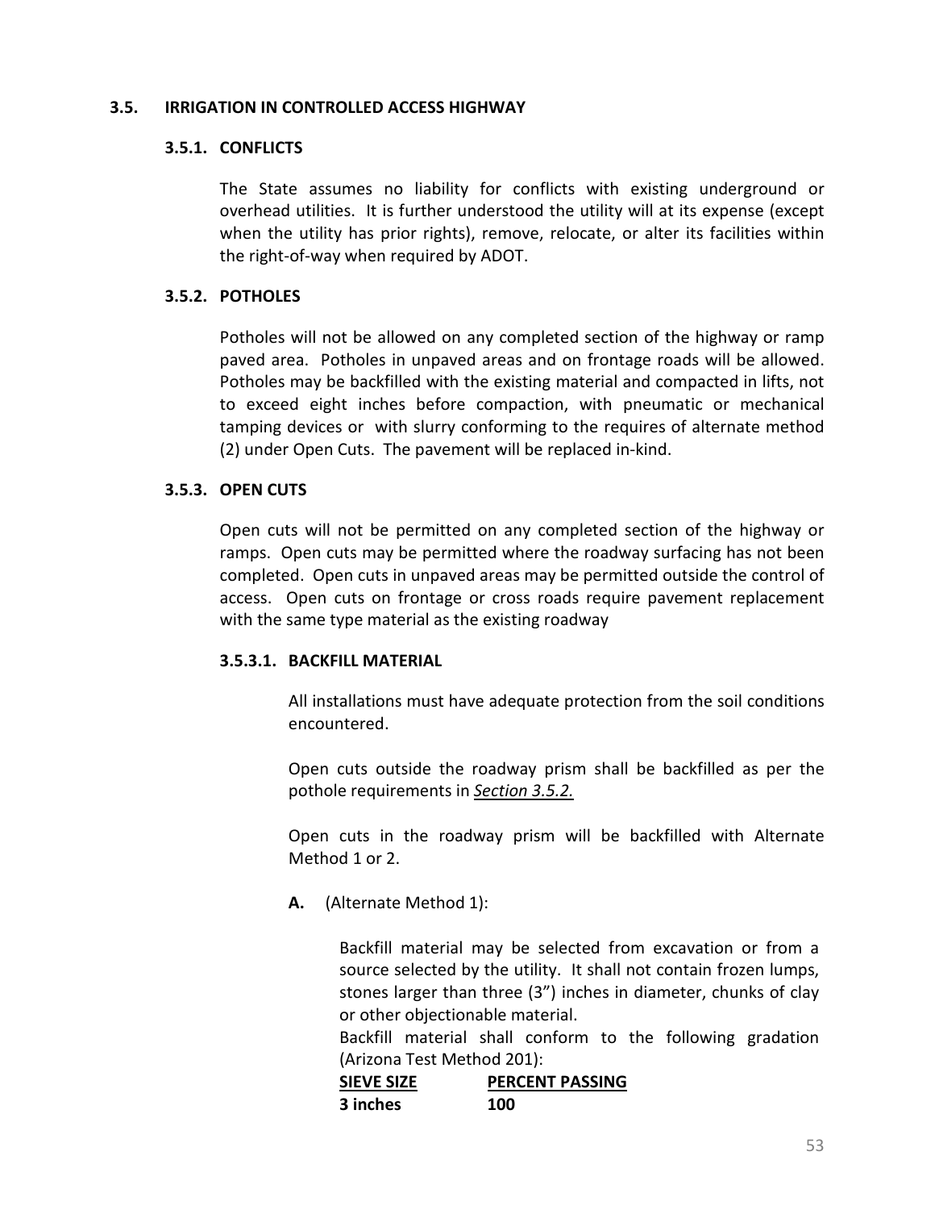## 3.5. IRRIGATION IN CONTROLLED ACCESS HIGHWAY

### 3.5.1. CONFLICTS

The State assumes no liability for conflicts with existing underground or overhead utilities. It is further understood the utility will at its expense (except when the utility has prior rights), remove, relocate, or alter its facilities within the right-of-way when required by ADOT.

### 3.5.2. POTHOLES

Potholes will not be allowed on any completed section of the highway or ramp paved area. Potholes in unpaved areas and on frontage roads will be allowed. Potholes may be backfilled with the existing material and compacted in lifts, not to exceed eight inches before compaction, with pneumatic or mechanical tamping devices or with slurry conforming to the requires of alternate method (2) under Open Cuts. The pavement will be replaced in-kind.

### 3.5.3. OPEN CUTS

Open cuts will not be permitted on any completed section of the highway or ramps. Open cuts may be permitted where the roadway surfacing has not been completed. Open cuts in unpaved areas may be permitted outside the control of access. Open cuts on frontage or cross roads require pavement replacement with the same type material as the existing roadway

#### 3.5.3.1. BACKFILL MATERIAL

All installations must have adequate protection from the soil conditions encountered.

Open cuts outside the roadway prism shall be backfilled as per the pothole requirements in *Section 3.5.2.*

Open cuts in the roadway prism will be backfilled with Alternate Method 1 or 2.

**A.** (Alternate Method 1):

Backfill material may be selected from excavation or from a source selected by the utility. It shall not contain frozen lumps, stones larger than three (3") inches in diameter, chunks of clay or other objectionable material.

Backfill material shall conform to the following gradation (Arizona Test Method 201):

| SIEVE SIZE | PERCENT PASSING |
|---|---|
| 3 inches | 100 |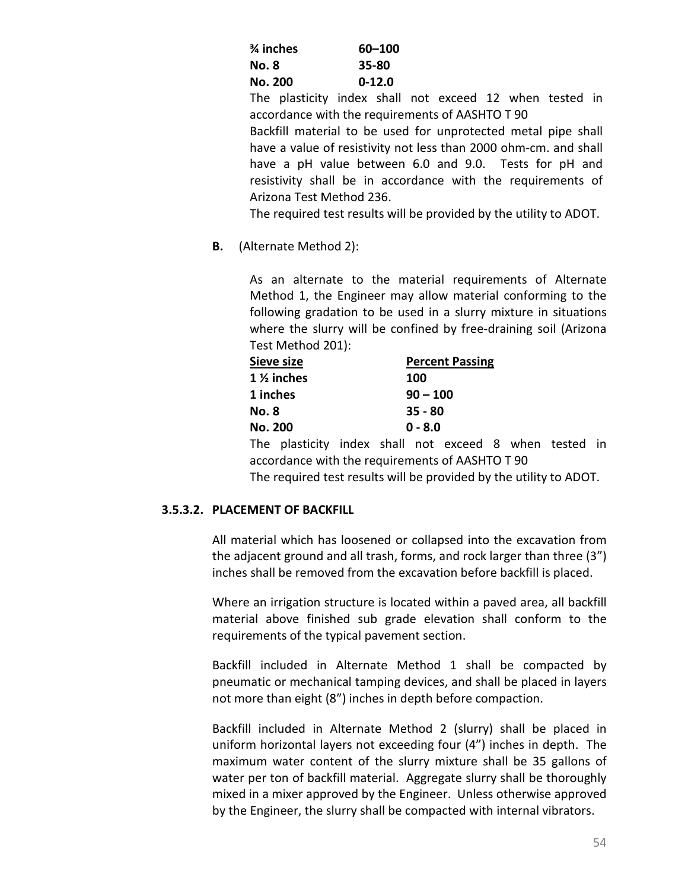| | |
|---|---|
| **¾ inches** | **60–100** |
| **No. 8** | **35-80** |
| **No. 200** | **0-12.0** |

The plasticity index shall not exceed 12 when tested in accordance with the requirements of AASHTO T 90

Backfill material to be used for unprotected metal pipe shall have a value of resistivity not less than 2000 ohm-cm. and shall have a pH value between 6.0 and 9.0. Tests for pH and resistivity shall be in accordance with the requirements of Arizona Test Method 236.

The required test results will be provided by the utility to ADOT.

**B.** (Alternate Method 2):

As an alternate to the material requirements of Alternate Method 1, the Engineer may allow material conforming to the following gradation to be used in a slurry mixture in situations where the slurry will be confined by free-draining soil (Arizona Test Method 201):

| Sieve size | Percent Passing |
|---|---|
| **1 ½ inches** | **100** |
| **1 inches** | **90 – 100** |
| **No. 8** | **35 - 80** |
| **No. 200** | **0 - 8.0** |

The plasticity index shall not exceed 8 when tested in accordance with the requirements of AASHTO T 90

The required test results will be provided by the utility to ADOT.

### 3.5.3.2. PLACEMENT OF BACKFILL

All material which has loosened or collapsed into the excavation from the adjacent ground and all trash, forms, and rock larger than three (3”) inches shall be removed from the excavation before backfill is placed.

Where an irrigation structure is located within a paved area, all backfill material above finished sub grade elevation shall conform to the requirements of the typical pavement section.

Backfill included in Alternate Method 1 shall be compacted by pneumatic or mechanical tamping devices, and shall be placed in layers not more than eight (8”) inches in depth before compaction.

Backfill included in Alternate Method 2 (slurry) shall be placed in uniform horizontal layers not exceeding four (4”) inches in depth. The maximum water content of the slurry mixture shall be 35 gallons of water per ton of backfill material. Aggregate slurry shall be thoroughly mixed in a mixer approved by the Engineer. Unless otherwise approved by the Engineer, the slurry shall be compacted with internal vibrators.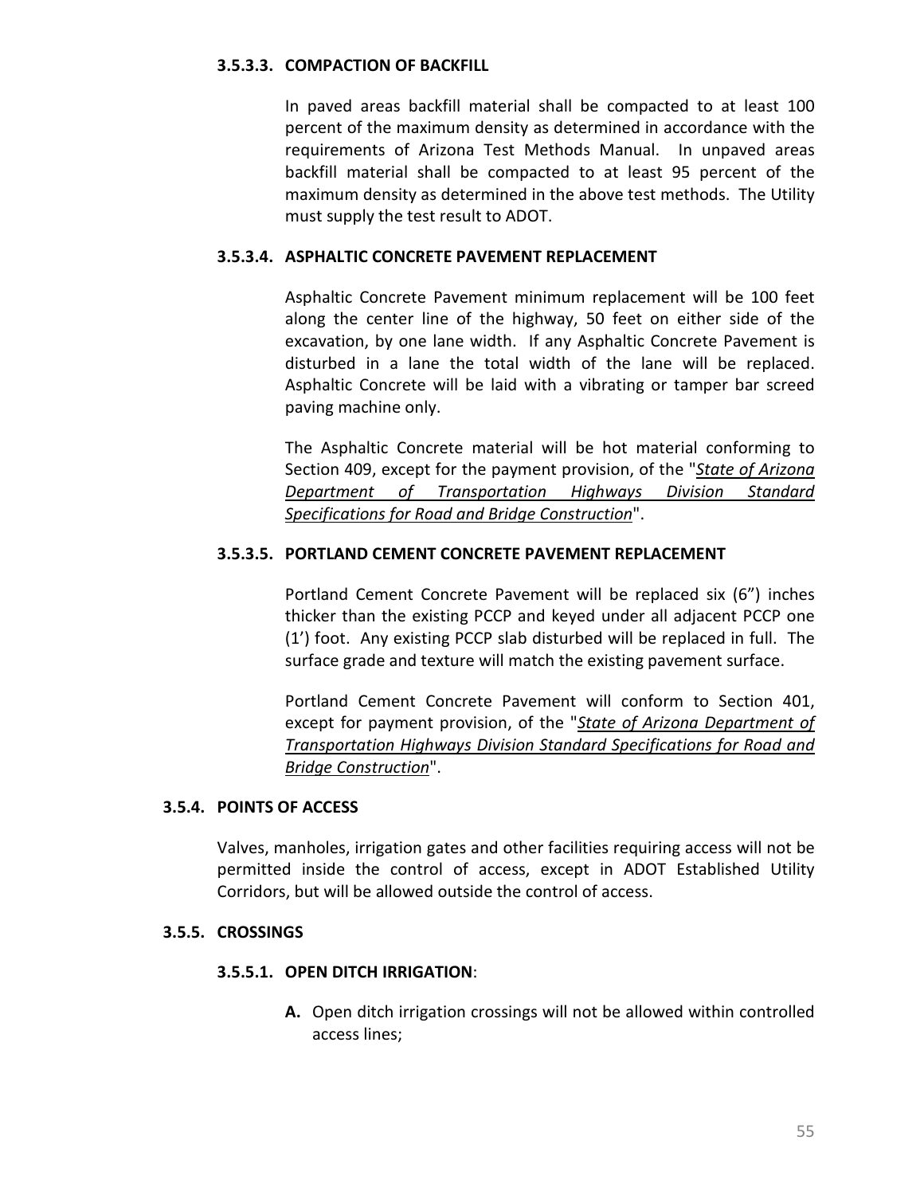#### 3.5.3.3. COMPACTION OF BACKFILL

In paved areas backfill material shall be compacted to at least 100 percent of the maximum density as determined in accordance with the requirements of Arizona Test Methods Manual. In unpaved areas backfill material shall be compacted to at least 95 percent of the maximum density as determined in the above test methods. The Utility must supply the test result to ADOT.

#### 3.5.3.4. ASPHALTIC CONCRETE PAVEMENT REPLACEMENT

Asphaltic Concrete Pavement minimum replacement will be 100 feet along the center line of the highway, 50 feet on either side of the excavation, by one lane width. If any Asphaltic Concrete Pavement is disturbed in a lane the total width of the lane will be replaced. Asphaltic Concrete will be laid with a vibrating or tamper bar screed paving machine only.

The Asphaltic Concrete material will be hot material conforming to Section 409, except for the payment provision, of the "*State of Arizona Department of Transportation Highways Division Standard Specifications for Road and Bridge Construction*".

#### 3.5.3.5. PORTLAND CEMENT CONCRETE PAVEMENT REPLACEMENT

Portland Cement Concrete Pavement will be replaced six (6") inches thicker than the existing PCCP and keyed under all adjacent PCCP one (1') foot. Any existing PCCP slab disturbed will be replaced in full. The surface grade and texture will match the existing pavement surface.

Portland Cement Concrete Pavement will conform to Section 401, except for payment provision, of the "*State of Arizona Department of Transportation Highways Division Standard Specifications for Road and Bridge Construction*".

### 3.5.4. POINTS OF ACCESS

Valves, manholes, irrigation gates and other facilities requiring access will not be permitted inside the control of access, except in ADOT Established Utility Corridors, but will be allowed outside the control of access.

### 3.5.5. CROSSINGS

#### 3.5.5.1. OPEN DITCH IRRIGATION:

**A.** Open ditch irrigation crossings will not be allowed within controlled access lines;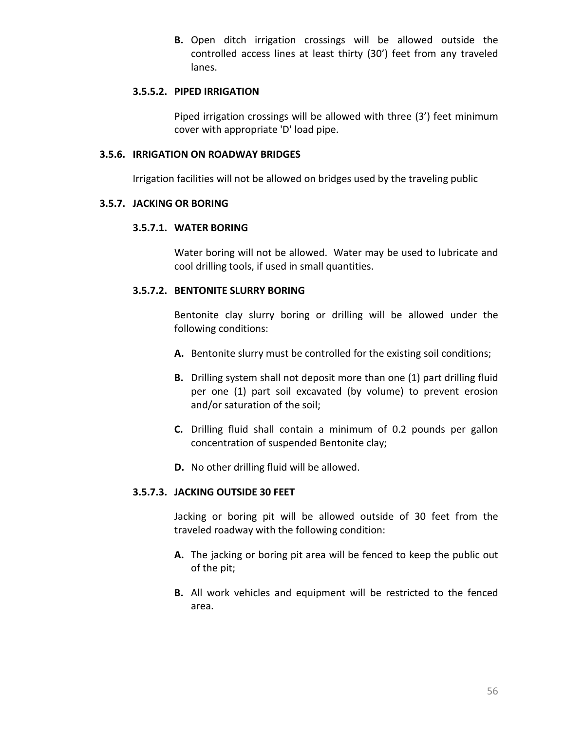**B.** Open ditch irrigation crossings will be allowed outside the controlled access lines at least thirty (30’) feet from any traveled lanes.

#### 3.5.5.2. PIPED IRRIGATION

Piped irrigation crossings will be allowed with three (3’) feet minimum cover with appropriate 'D' load pipe.

### 3.5.6. IRRIGATION ON ROADWAY BRIDGES

Irrigation facilities will not be allowed on bridges used by the traveling public

### 3.5.7. JACKING OR BORING

#### 3.5.7.1. WATER BORING

Water boring will not be allowed. Water may be used to lubricate and cool drilling tools, if used in small quantities.

#### 3.5.7.2. BENTONITE SLURRY BORING

Bentonite clay slurry boring or drilling will be allowed under the following conditions:

**A.** Bentonite slurry must be controlled for the existing soil conditions;

**B.** Drilling system shall not deposit more than one (1) part drilling fluid per one (1) part soil excavated (by volume) to prevent erosion and/or saturation of the soil;

**C.** Drilling fluid shall contain a minimum of 0.2 pounds per gallon concentration of suspended Bentonite clay;

**D.** No other drilling fluid will be allowed.

#### 3.5.7.3. JACKING OUTSIDE 30 FEET

Jacking or boring pit will be allowed outside of 30 feet from the traveled roadway with the following condition:

**A.** The jacking or boring pit area will be fenced to keep the public out of the pit;

**B.** All work vehicles and equipment will be restricted to the fenced area.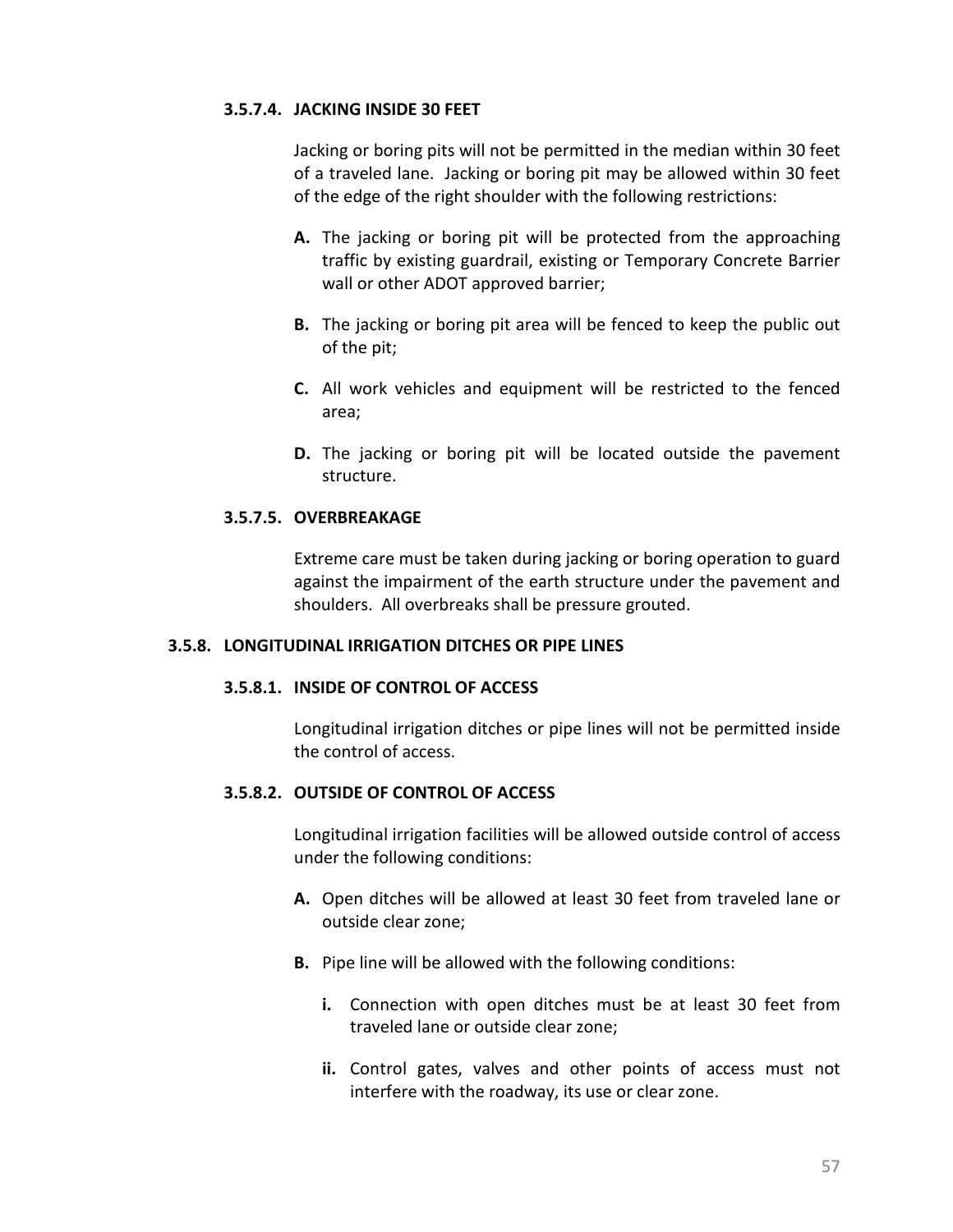#### 3.5.7.4. JACKING INSIDE 30 FEET

Jacking or boring pits will not be permitted in the median within 30 feet of a traveled lane. Jacking or boring pit may be allowed within 30 feet of the edge of the right shoulder with the following restrictions:

**A.** The jacking or boring pit will be protected from the approaching traffic by existing guardrail, existing or Temporary Concrete Barrier wall or other ADOT approved barrier;

**B.** The jacking or boring pit area will be fenced to keep the public out of the pit;

**C.** All work vehicles and equipment will be restricted to the fenced area;

**D.** The jacking or boring pit will be located outside the pavement structure.

#### 3.5.7.5. OVERBREAKAGE

Extreme care must be taken during jacking or boring operation to guard against the impairment of the earth structure under the pavement and shoulders. All overbreaks shall be pressure grouted.

### 3.5.8. LONGITUDINAL IRRIGATION DITCHES OR PIPE LINES

#### 3.5.8.1. INSIDE OF CONTROL OF ACCESS

Longitudinal irrigation ditches or pipe lines will not be permitted inside the control of access.

#### 3.5.8.2. OUTSIDE OF CONTROL OF ACCESS

Longitudinal irrigation facilities will be allowed outside control of access under the following conditions:

**A.** Open ditches will be allowed at least 30 feet from traveled lane or outside clear zone;

**B.** Pipe line will be allowed with the following conditions:

- **i.** Connection with open ditches must be at least 30 feet from traveled lane or outside clear zone;
- **ii.** Control gates, valves and other points of access must not interfere with the roadway, its use or clear zone.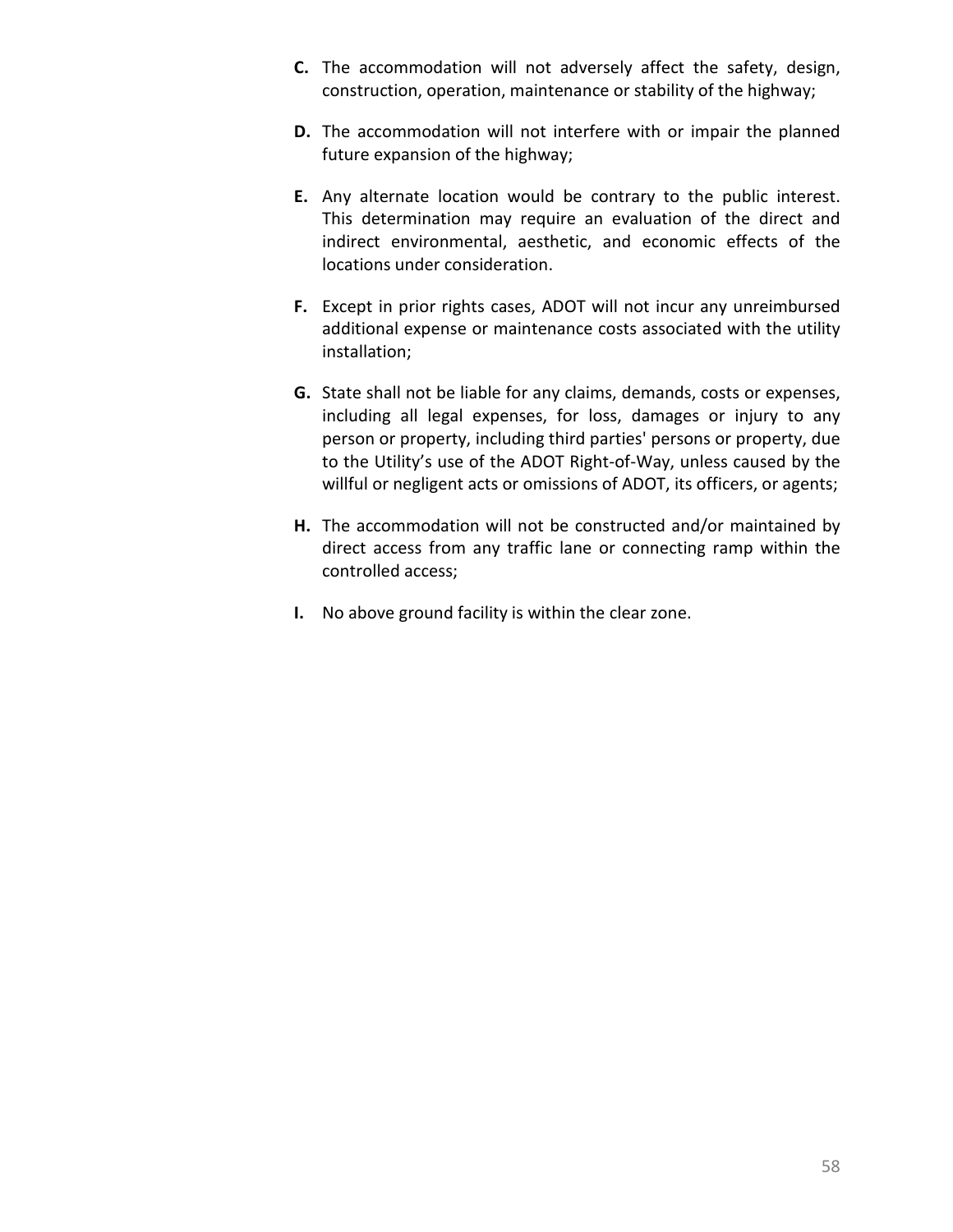**C.** The accommodation will not adversely affect the safety, design, construction, operation, maintenance or stability of the highway;

**D.** The accommodation will not interfere with or impair the planned future expansion of the highway;

**E.** Any alternate location would be contrary to the public interest. This determination may require an evaluation of the direct and indirect environmental, aesthetic, and economic effects of the locations under consideration.

**F.** Except in prior rights cases, ADOT will not incur any unreimbursed additional expense or maintenance costs associated with the utility installation;

**G.** State shall not be liable for any claims, demands, costs or expenses, including all legal expenses, for loss, damages or injury to any person or property, including third parties' persons or property, due to the Utility's use of the ADOT Right-of-Way, unless caused by the willful or negligent acts or omissions of ADOT, its officers, or agents;

**H.** The accommodation will not be constructed and/or maintained by direct access from any traffic lane or connecting ramp within the controlled access;

**I.** No above ground facility is within the clear zone.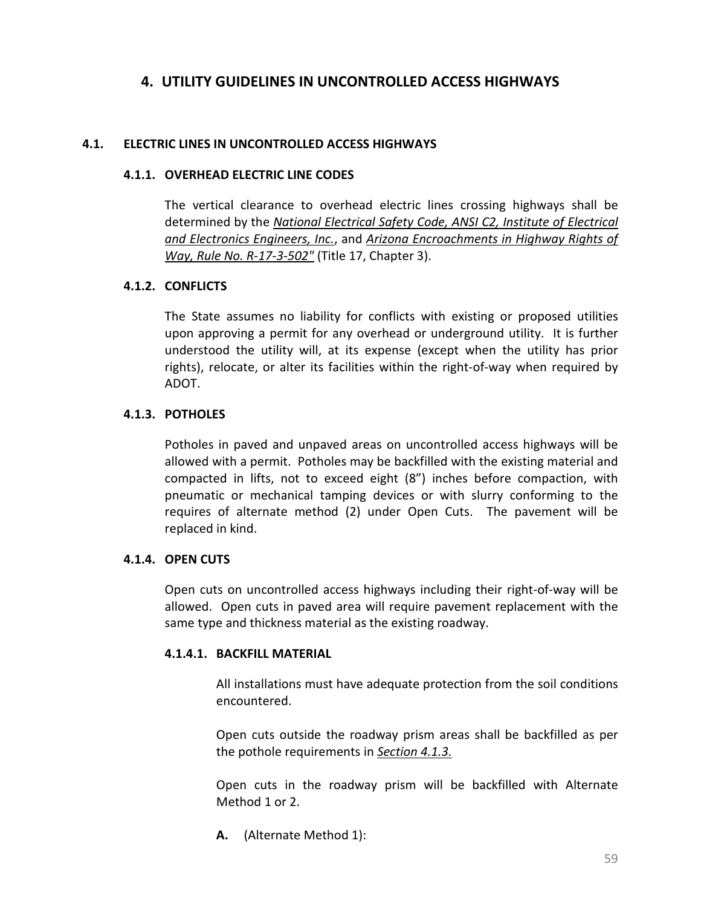# 4. UTILITY GUIDELINES IN UNCONTROLLED ACCESS HIGHWAYS

## 4.1. ELECTRIC LINES IN UNCONTROLLED ACCESS HIGHWAYS

### 4.1.1. OVERHEAD ELECTRIC LINE CODES

The vertical clearance to overhead electric lines crossing highways shall be determined by the *National Electrical Safety Code, ANSI C2, Institute of Electrical and Electronics Engineers, Inc.*, and *Arizona Encroachments in Highway Rights of Way, Rule No. R-17-3-502"* (Title 17, Chapter 3).

### 4.1.2. CONFLICTS

The State assumes no liability for conflicts with existing or proposed utilities upon approving a permit for any overhead or underground utility. It is further understood the utility will, at its expense (except when the utility has prior rights), relocate, or alter its facilities within the right-of-way when required by ADOT.

### 4.1.3. POTHOLES

Potholes in paved and unpaved areas on uncontrolled access highways will be allowed with a permit. Potholes may be backfilled with the existing material and compacted in lifts, not to exceed eight (8") inches before compaction, with pneumatic or mechanical tamping devices or with slurry conforming to the requires of alternate method (2) under Open Cuts. The pavement will be replaced in kind.

### 4.1.4. OPEN CUTS

Open cuts on uncontrolled access highways including their right-of-way will be allowed. Open cuts in paved area will require pavement replacement with the same type and thickness material as the existing roadway.

#### 4.1.4.1. BACKFILL MATERIAL

All installations must have adequate protection from the soil conditions encountered.

Open cuts outside the roadway prism areas shall be backfilled as per the pothole requirements in *Section 4.1.3.*

Open cuts in the roadway prism will be backfilled with Alternate Method 1 or 2.

**A.** (Alternate Method 1):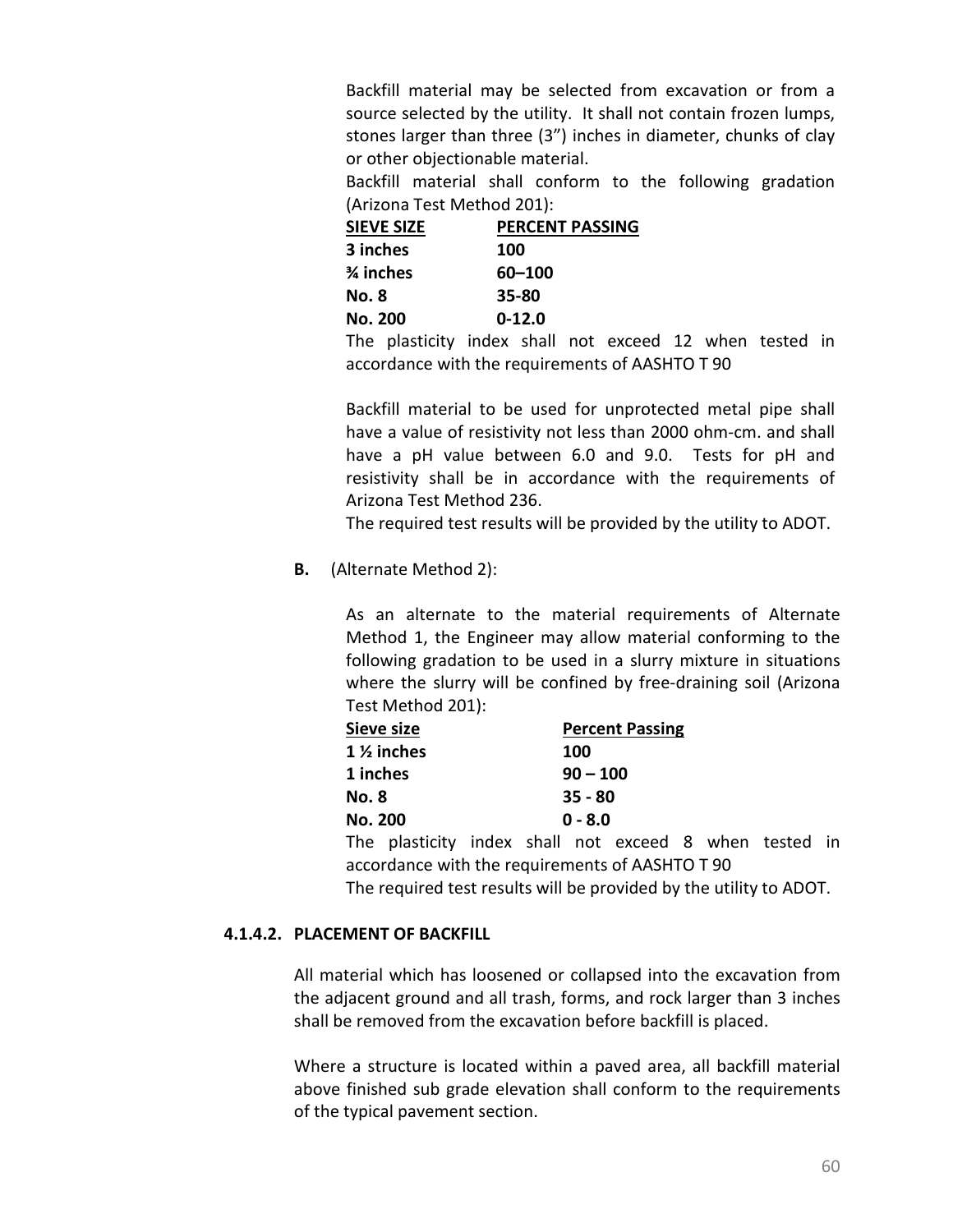Backfill material may be selected from excavation or from a source selected by the utility. It shall not contain frozen lumps, stones larger than three (3") inches in diameter, chunks of clay or other objectionable material.

Backfill material shall conform to the following gradation (Arizona Test Method 201):

| SIEVE SIZE | PERCENT PASSING |
|---|---|
| **3 inches** | **100** |
| **¾ inches** | **60–100** |
| **No. 8** | **35-80** |
| **No. 200** | **0-12.0** |

The plasticity index shall not exceed 12 when tested in accordance with the requirements of AASHTO T 90

Backfill material to be used for unprotected metal pipe shall have a value of resistivity not less than 2000 ohm-cm. and shall have a pH value between 6.0 and 9.0. Tests for pH and resistivity shall be in accordance with the requirements of Arizona Test Method 236.

The required test results will be provided by the utility to ADOT.

**B.** (Alternate Method 2):

As an alternate to the material requirements of Alternate Method 1, the Engineer may allow material conforming to the following gradation to be used in a slurry mixture in situations where the slurry will be confined by free-draining soil (Arizona Test Method 201):

| Sieve size | Percent Passing |
|---|---|
| **1 ½ inches** | **100** |
| **1 inches** | **90 – 100** |
| **No. 8** | **35 - 80** |
| **No. 200** | **0 - 8.0** |

The plasticity index shall not exceed 8 when tested in accordance with the requirements of AASHTO T 90

The required test results will be provided by the utility to ADOT.

### 4.1.4.2. PLACEMENT OF BACKFILL

All material which has loosened or collapsed into the excavation from the adjacent ground and all trash, forms, and rock larger than 3 inches shall be removed from the excavation before backfill is placed.

Where a structure is located within a paved area, all backfill material above finished sub grade elevation shall conform to the requirements of the typical pavement section.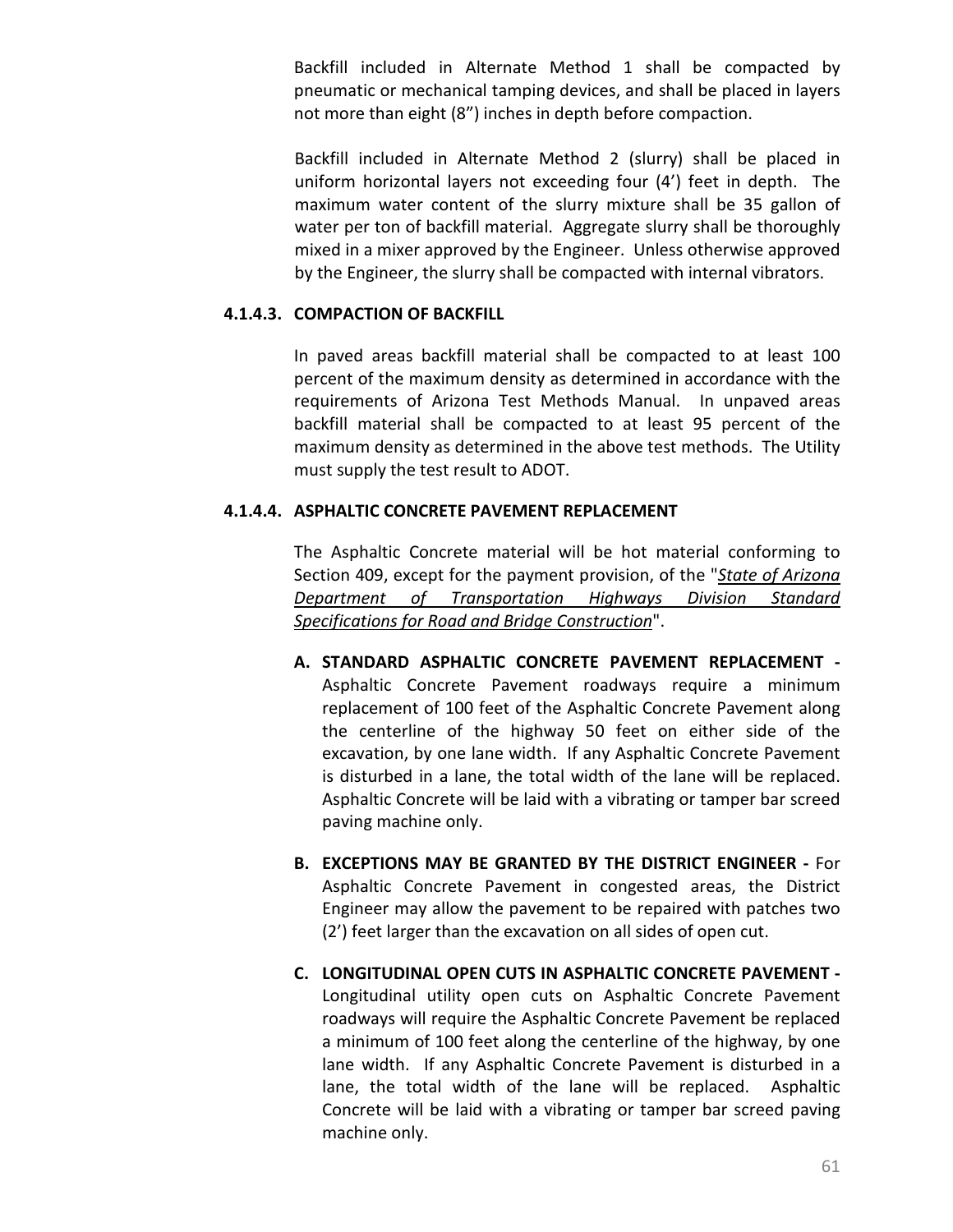Backfill included in Alternate Method 1 shall be compacted by pneumatic or mechanical tamping devices, and shall be placed in layers not more than eight (8”) inches in depth before compaction.

Backfill included in Alternate Method 2 (slurry) shall be placed in uniform horizontal layers not exceeding four (4’) feet in depth. The maximum water content of the slurry mixture shall be 35 gallon of water per ton of backfill material. Aggregate slurry shall be thoroughly mixed in a mixer approved by the Engineer. Unless otherwise approved by the Engineer, the slurry shall be compacted with internal vibrators.

#### 4.1.4.3. COMPACTION OF BACKFILL

In paved areas backfill material shall be compacted to at least 100 percent of the maximum density as determined in accordance with the requirements of Arizona Test Methods Manual. In unpaved areas backfill material shall be compacted to at least 95 percent of the maximum density as determined in the above test methods. The Utility must supply the test result to ADOT.

#### 4.1.4.4. ASPHALTIC CONCRETE PAVEMENT REPLACEMENT

The Asphaltic Concrete material will be hot material conforming to Section 409, except for the payment provision, of the "*State of Arizona Department of Transportation Highways Division Standard Specifications for Road and Bridge Construction*".

**A. STANDARD ASPHALTIC CONCRETE PAVEMENT REPLACEMENT -** Asphaltic Concrete Pavement roadways require a minimum replacement of 100 feet of the Asphaltic Concrete Pavement along the centerline of the highway 50 feet on either side of the excavation, by one lane width. If any Asphaltic Concrete Pavement is disturbed in a lane, the total width of the lane will be replaced. Asphaltic Concrete will be laid with a vibrating or tamper bar screed paving machine only.

**B. EXCEPTIONS MAY BE GRANTED BY THE DISTRICT ENGINEER -** For Asphaltic Concrete Pavement in congested areas, the District Engineer may allow the pavement to be repaired with patches two (2’) feet larger than the excavation on all sides of open cut.

**C. LONGITUDINAL OPEN CUTS IN ASPHALTIC CONCRETE PAVEMENT -** Longitudinal utility open cuts on Asphaltic Concrete Pavement roadways will require the Asphaltic Concrete Pavement be replaced a minimum of 100 feet along the centerline of the highway, by one lane width. If any Asphaltic Concrete Pavement is disturbed in a lane, the total width of the lane will be replaced. Asphaltic Concrete will be laid with a vibrating or tamper bar screed paving machine only.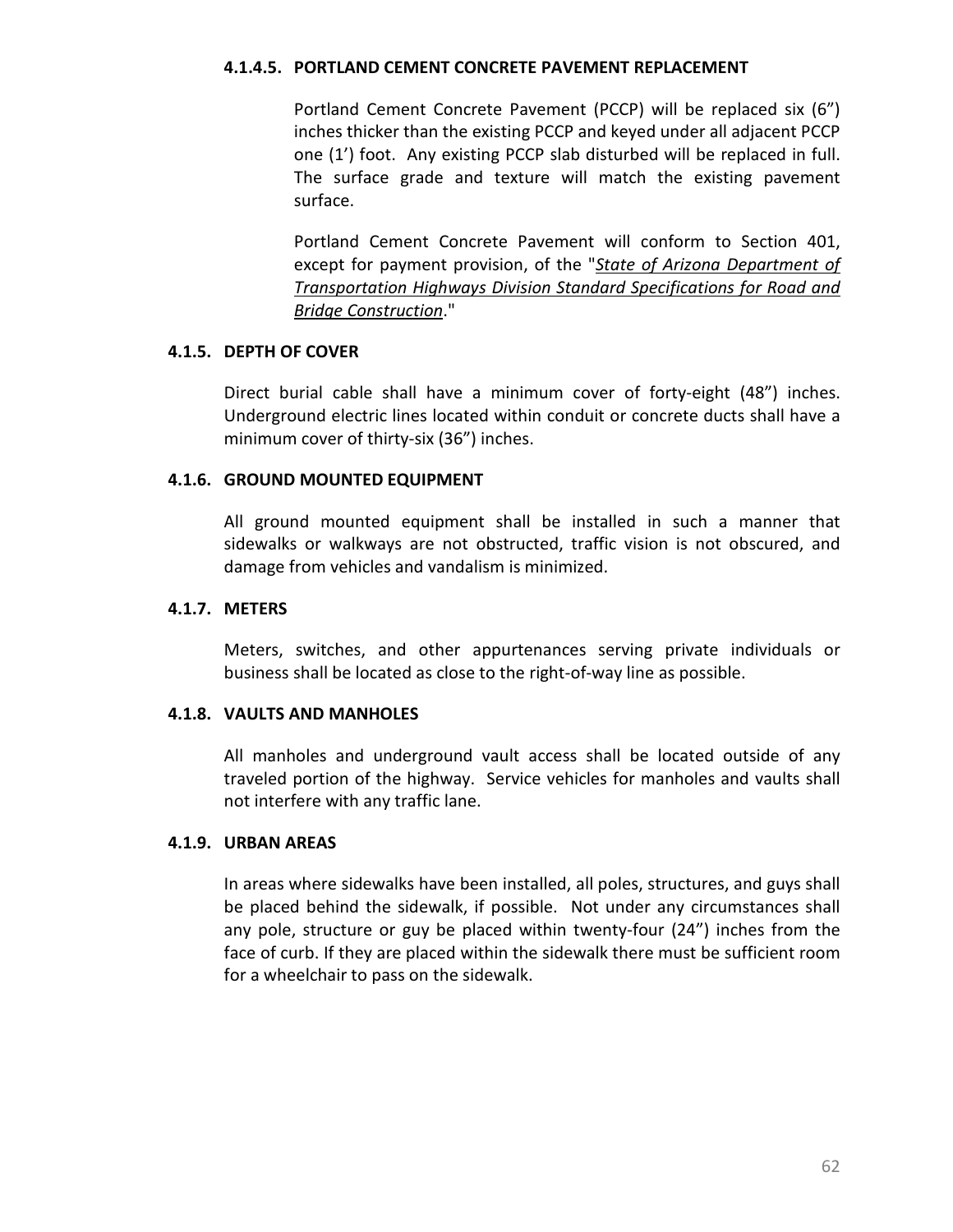#### 4.1.4.5. PORTLAND CEMENT CONCRETE PAVEMENT REPLACEMENT

Portland Cement Concrete Pavement (PCCP) will be replaced six (6") inches thicker than the existing PCCP and keyed under all adjacent PCCP one (1') foot. Any existing PCCP slab disturbed will be replaced in full. The surface grade and texture will match the existing pavement surface.

Portland Cement Concrete Pavement will conform to Section 401, except for payment provision, of the "*State of Arizona Department of Transportation Highways Division Standard Specifications for Road and Bridge Construction*."

### 4.1.5. DEPTH OF COVER

Direct burial cable shall have a minimum cover of forty-eight (48") inches. Underground electric lines located within conduit or concrete ducts shall have a minimum cover of thirty-six (36") inches.

### 4.1.6. GROUND MOUNTED EQUIPMENT

All ground mounted equipment shall be installed in such a manner that sidewalks or walkways are not obstructed, traffic vision is not obscured, and damage from vehicles and vandalism is minimized.

### 4.1.7. METERS

Meters, switches, and other appurtenances serving private individuals or business shall be located as close to the right-of-way line as possible.

### 4.1.8. VAULTS AND MANHOLES

All manholes and underground vault access shall be located outside of any traveled portion of the highway. Service vehicles for manholes and vaults shall not interfere with any traffic lane.

### 4.1.9. URBAN AREAS

In areas where sidewalks have been installed, all poles, structures, and guys shall be placed behind the sidewalk, if possible. Not under any circumstances shall any pole, structure or guy be placed within twenty-four (24") inches from the face of curb. If they are placed within the sidewalk there must be sufficient room for a wheelchair to pass on the sidewalk.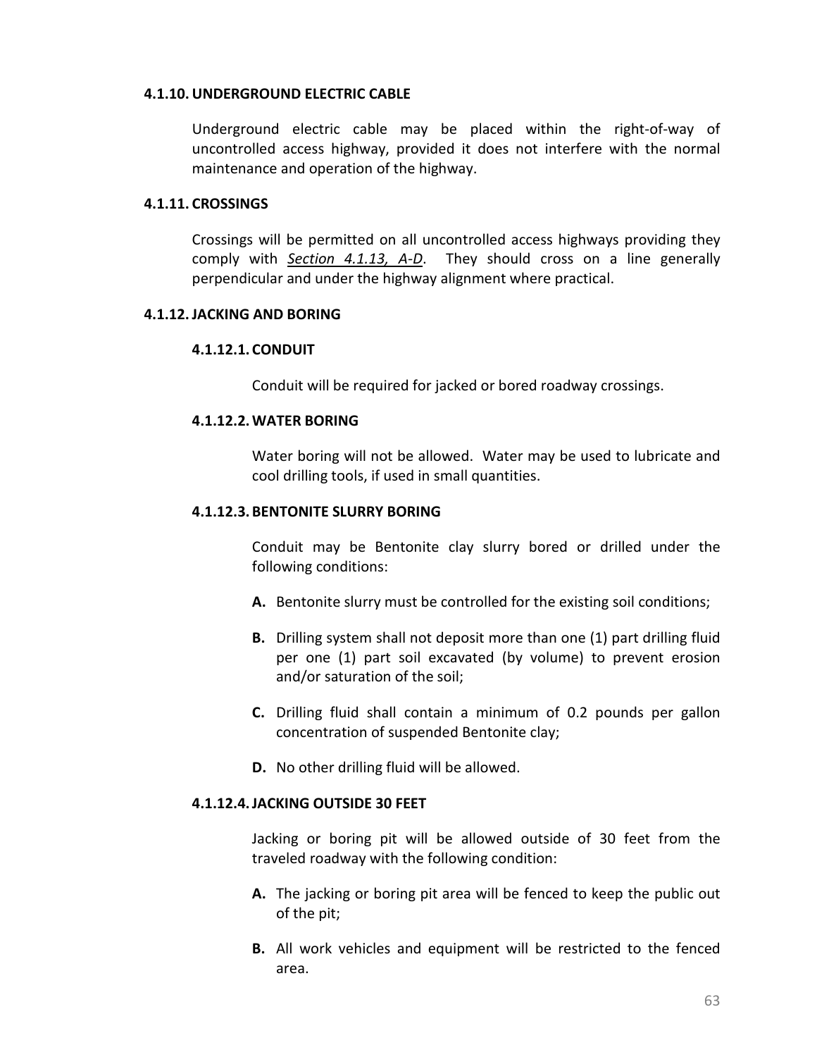### 4.1.10. UNDERGROUND ELECTRIC CABLE

Underground electric cable may be placed within the right-of-way of uncontrolled access highway, provided it does not interfere with the normal maintenance and operation of the highway.

### 4.1.11. CROSSINGS

Crossings will be permitted on all uncontrolled access highways providing they comply with ***Section 4.1.13, A-D***. They should cross on a line generally perpendicular and under the highway alignment where practical.

### 4.1.12. JACKING AND BORING

#### 4.1.12.1. CONDUIT

Conduit will be required for jacked or bored roadway crossings.

#### 4.1.12.2. WATER BORING

Water boring will not be allowed. Water may be used to lubricate and cool drilling tools, if used in small quantities.

#### 4.1.12.3. BENTONITE SLURRY BORING

Conduit may be Bentonite clay slurry bored or drilled under the following conditions:

**A.** Bentonite slurry must be controlled for the existing soil conditions;

**B.** Drilling system shall not deposit more than one (1) part drilling fluid per one (1) part soil excavated (by volume) to prevent erosion and/or saturation of the soil;

**C.** Drilling fluid shall contain a minimum of 0.2 pounds per gallon concentration of suspended Bentonite clay;

**D.** No other drilling fluid will be allowed.

#### 4.1.12.4. JACKING OUTSIDE 30 FEET

Jacking or boring pit will be allowed outside of 30 feet from the traveled roadway with the following condition:

**A.** The jacking or boring pit area will be fenced to keep the public out of the pit;

**B.** All work vehicles and equipment will be restricted to the fenced area.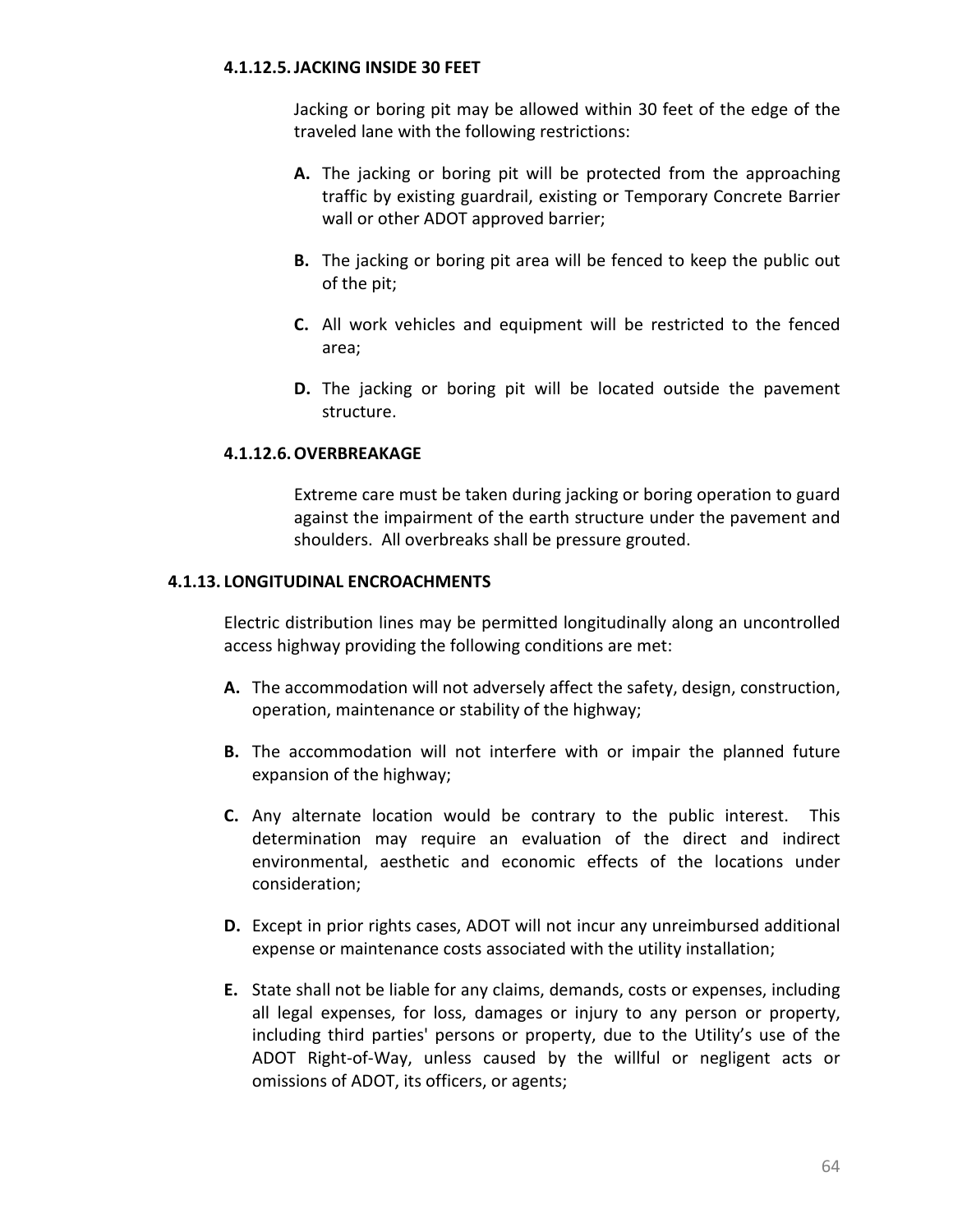#### 4.1.12.5. JACKING INSIDE 30 FEET

Jacking or boring pit may be allowed within 30 feet of the edge of the traveled lane with the following restrictions:

- **A.** The jacking or boring pit will be protected from the approaching traffic by existing guardrail, existing or Temporary Concrete Barrier wall or other ADOT approved barrier;
- **B.** The jacking or boring pit area will be fenced to keep the public out of the pit;
- **C.** All work vehicles and equipment will be restricted to the fenced area;
- **D.** The jacking or boring pit will be located outside the pavement structure.

#### 4.1.12.6. OVERBREAKAGE

Extreme care must be taken during jacking or boring operation to guard against the impairment of the earth structure under the pavement and shoulders. All overbreaks shall be pressure grouted.

### 4.1.13. LONGITUDINAL ENCROACHMENTS

Electric distribution lines may be permitted longitudinally along an uncontrolled access highway providing the following conditions are met:

- **A.** The accommodation will not adversely affect the safety, design, construction, operation, maintenance or stability of the highway;
- **B.** The accommodation will not interfere with or impair the planned future expansion of the highway;
- **C.** Any alternate location would be contrary to the public interest. This determination may require an evaluation of the direct and indirect environmental, aesthetic and economic effects of the locations under consideration;
- **D.** Except in prior rights cases, ADOT will not incur any unreimbursed additional expense or maintenance costs associated with the utility installation;
- **E.** State shall not be liable for any claims, demands, costs or expenses, including all legal expenses, for loss, damages or injury to any person or property, including third parties' persons or property, due to the Utility's use of the ADOT Right-of-Way, unless caused by the willful or negligent acts or omissions of ADOT, its officers, or agents;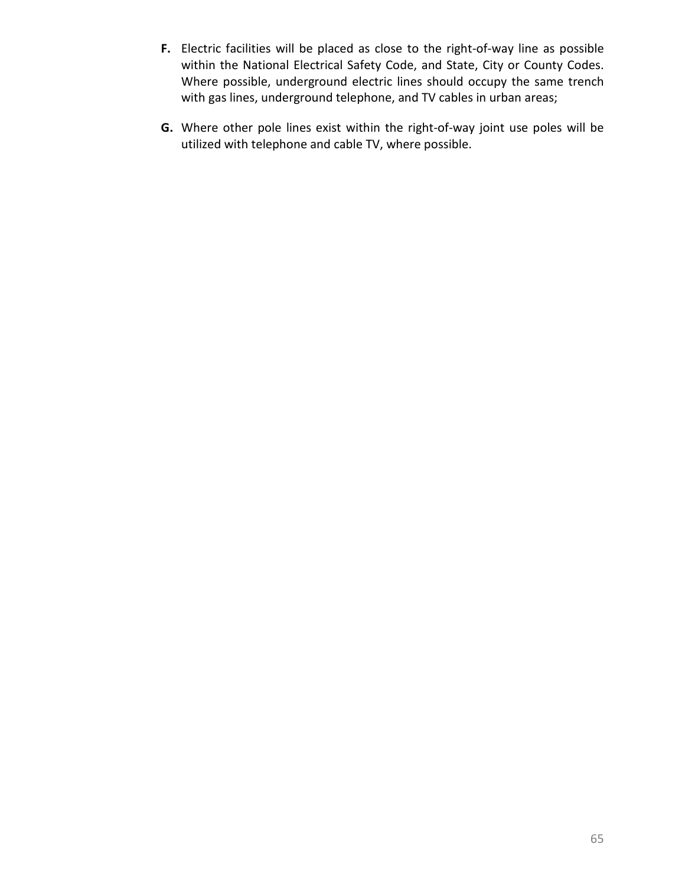**F.** Electric facilities will be placed as close to the right-of-way line as possible within the National Electrical Safety Code, and State, City or County Codes. Where possible, underground electric lines should occupy the same trench with gas lines, underground telephone, and TV cables in urban areas;

**G.** Where other pole lines exist within the right-of-way joint use poles will be utilized with telephone and cable TV, where possible.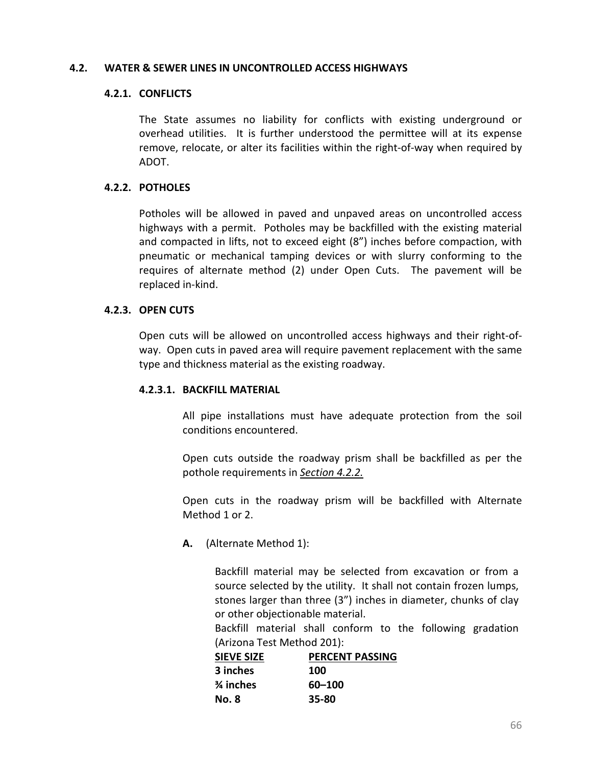## 4.2. WATER & SEWER LINES IN UNCONTROLLED ACCESS HIGHWAYS

### 4.2.1. CONFLICTS

The State assumes no liability for conflicts with existing underground or overhead utilities. It is further understood the permittee will at its expense remove, relocate, or alter its facilities within the right-of-way when required by ADOT.

### 4.2.2. POTHOLES

Potholes will be allowed in paved and unpaved areas on uncontrolled access highways with a permit. Potholes may be backfilled with the existing material and compacted in lifts, not to exceed eight (8") inches before compaction, with pneumatic or mechanical tamping devices or with slurry conforming to the requires of alternate method (2) under Open Cuts. The pavement will be replaced in-kind.

### 4.2.3. OPEN CUTS

Open cuts will be allowed on uncontrolled access highways and their right-of-way. Open cuts in paved area will require pavement replacement with the same type and thickness material as the existing roadway.

#### 4.2.3.1. BACKFILL MATERIAL

All pipe installations must have adequate protection from the soil conditions encountered.

Open cuts outside the roadway prism shall be backfilled as per the pothole requirements in *Section 4.2.2.*

Open cuts in the roadway prism will be backfilled with Alternate Method 1 or 2.

**A.** (Alternate Method 1):

Backfill material may be selected from excavation or from a source selected by the utility. It shall not contain frozen lumps, stones larger than three (3") inches in diameter, chunks of clay or other objectionable material.

Backfill material shall conform to the following gradation (Arizona Test Method 201):

| SIEVE SIZE | PERCENT PASSING |
|---|---|
| **3 inches** | **100** |
| **¾ inches** | **60–100** |
| **No. 8** | **35-80** |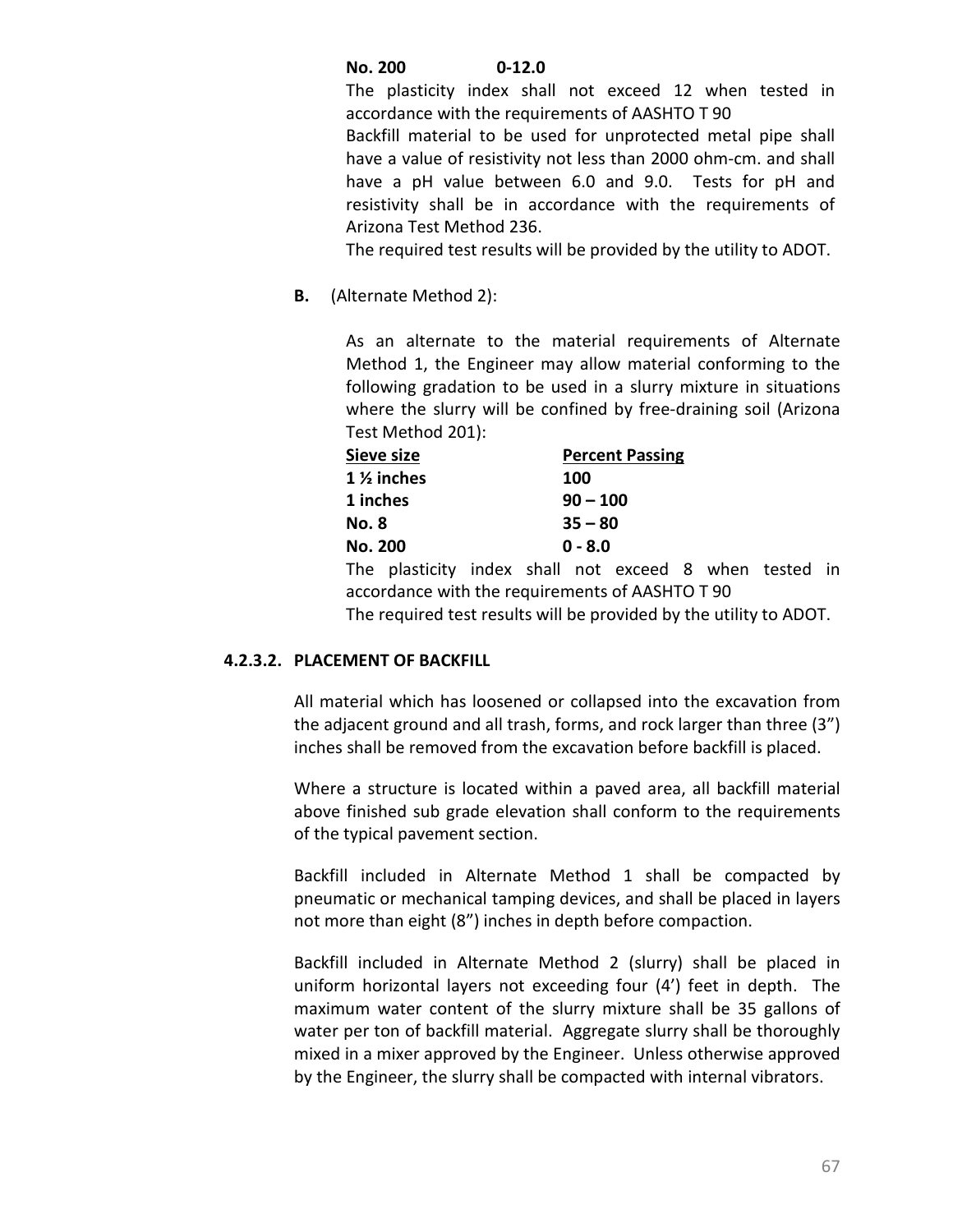| | |
|---|---|
| **No. 200** | **0-12.0** |

The plasticity index shall not exceed 12 when tested in accordance with the requirements of AASHTO T 90

Backfill material to be used for unprotected metal pipe shall have a value of resistivity not less than 2000 ohm-cm. and shall have a pH value between 6.0 and 9.0. Tests for pH and resistivity shall be in accordance with the requirements of Arizona Test Method 236.

The required test results will be provided by the utility to ADOT.

**B.** (Alternate Method 2):

As an alternate to the material requirements of Alternate Method 1, the Engineer may allow material conforming to the following gradation to be used in a slurry mixture in situations where the slurry will be confined by free-draining soil (Arizona Test Method 201):

| Sieve size | Percent Passing |
|---|---|
| **1 ½ inches** | **100** |
| **1 inches** | **90 – 100** |
| **No. 8** | **35 – 80** |
| **No. 200** | **0 - 8.0** |

The plasticity index shall not exceed 8 when tested in accordance with the requirements of AASHTO T 90

The required test results will be provided by the utility to ADOT.

### 4.2.3.2. PLACEMENT OF BACKFILL

All material which has loosened or collapsed into the excavation from the adjacent ground and all trash, forms, and rock larger than three (3") inches shall be removed from the excavation before backfill is placed.

Where a structure is located within a paved area, all backfill material above finished sub grade elevation shall conform to the requirements of the typical pavement section.

Backfill included in Alternate Method 1 shall be compacted by pneumatic or mechanical tamping devices, and shall be placed in layers not more than eight (8") inches in depth before compaction.

Backfill included in Alternate Method 2 (slurry) shall be placed in uniform horizontal layers not exceeding four (4') feet in depth. The maximum water content of the slurry mixture shall be 35 gallons of water per ton of backfill material. Aggregate slurry shall be thoroughly mixed in a mixer approved by the Engineer. Unless otherwise approved by the Engineer, the slurry shall be compacted with internal vibrators.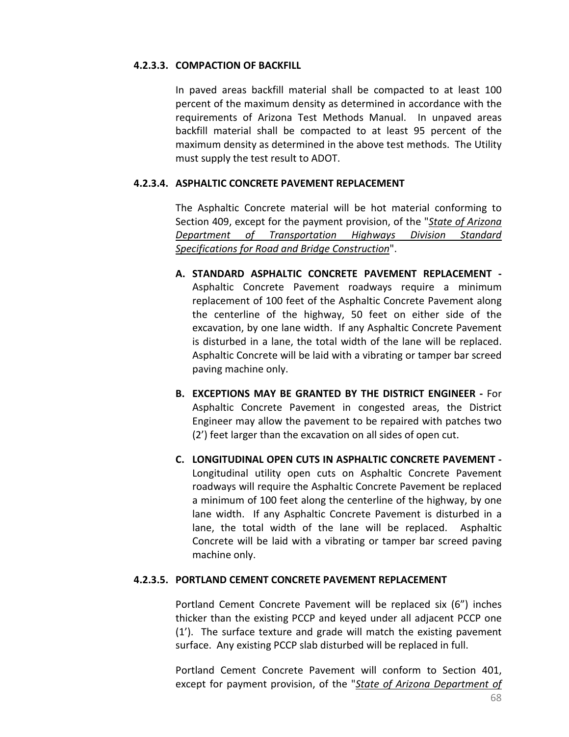#### 4.2.3.3. COMPACTION OF BACKFILL

In paved areas backfill material shall be compacted to at least 100 percent of the maximum density as determined in accordance with the requirements of Arizona Test Methods Manual. In unpaved areas backfill material shall be compacted to at least 95 percent of the maximum density as determined in the above test methods. The Utility must supply the test result to ADOT.

#### 4.2.3.4. ASPHALTIC CONCRETE PAVEMENT REPLACEMENT

The Asphaltic Concrete material will be hot material conforming to Section 409, except for the payment provision, of the "*State of Arizona Department of Transportation Highways Division Standard Specifications for Road and Bridge Construction*".

**A. STANDARD ASPHALTIC CONCRETE PAVEMENT REPLACEMENT -** Asphaltic Concrete Pavement roadways require a minimum replacement of 100 feet of the Asphaltic Concrete Pavement along the centerline of the highway, 50 feet on either side of the excavation, by one lane width. If any Asphaltic Concrete Pavement is disturbed in a lane, the total width of the lane will be replaced. Asphaltic Concrete will be laid with a vibrating or tamper bar screed paving machine only.

**B. EXCEPTIONS MAY BE GRANTED BY THE DISTRICT ENGINEER -** For Asphaltic Concrete Pavement in congested areas, the District Engineer may allow the pavement to be repaired with patches two (2') feet larger than the excavation on all sides of open cut.

**C. LONGITUDINAL OPEN CUTS IN ASPHALTIC CONCRETE PAVEMENT -** Longitudinal utility open cuts on Asphaltic Concrete Pavement roadways will require the Asphaltic Concrete Pavement be replaced a minimum of 100 feet along the centerline of the highway, by one lane width. If any Asphaltic Concrete Pavement is disturbed in a lane, the total width of the lane will be replaced. Asphaltic Concrete will be laid with a vibrating or tamper bar screed paving machine only.

#### 4.2.3.5. PORTLAND CEMENT CONCRETE PAVEMENT REPLACEMENT

Portland Cement Concrete Pavement will be replaced six (6") inches thicker than the existing PCCP and keyed under all adjacent PCCP one (1'). The surface texture and grade will match the existing pavement surface. Any existing PCCP slab disturbed will be replaced in full.

Portland Cement Concrete Pavement will conform to Section 401, except for payment provision, of the "*State of Arizona Department of*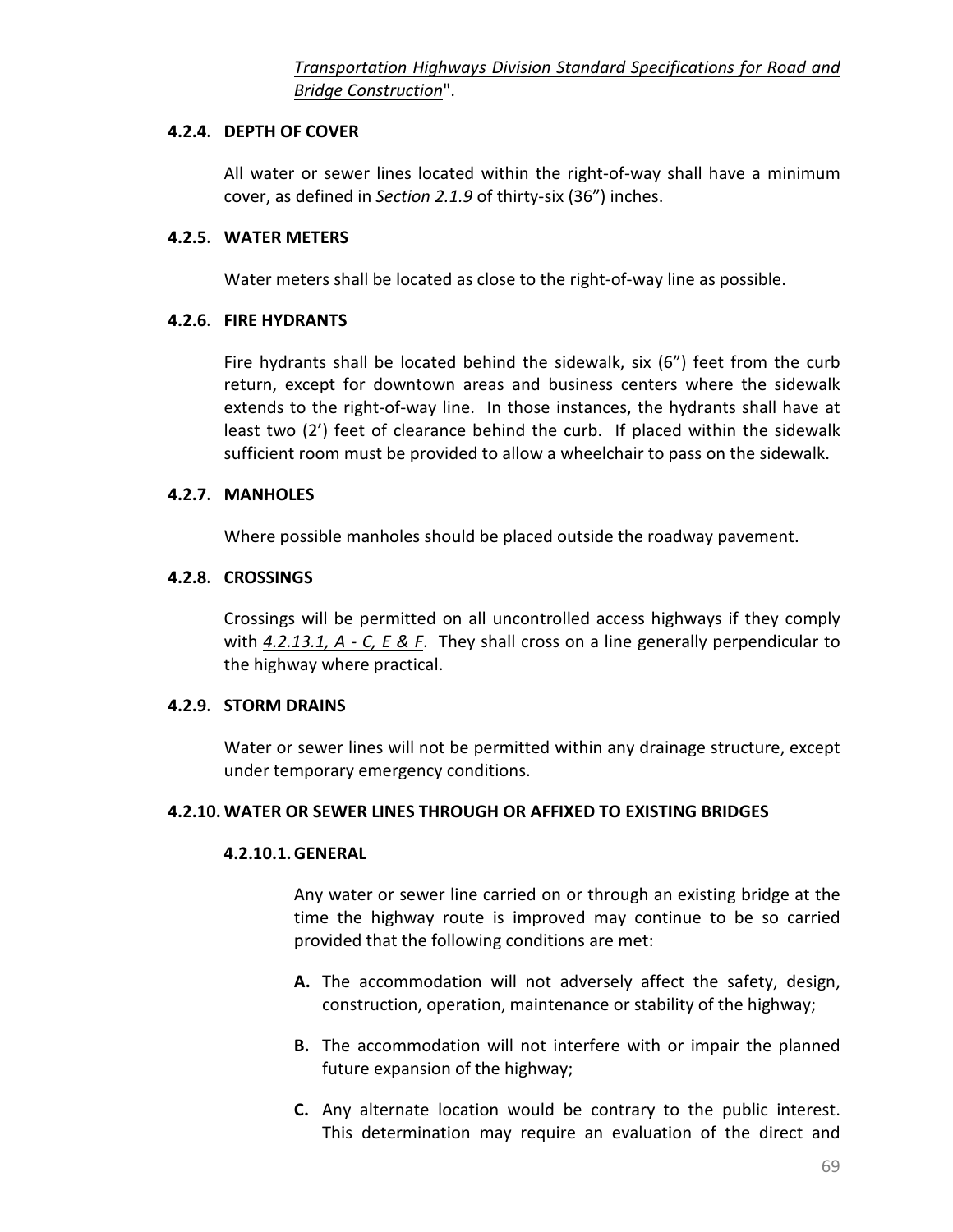*Transportation Highways Division Standard Specifications for Road and Bridge Construction*".

### 4.2.4. DEPTH OF COVER

All water or sewer lines located within the right-of-way shall have a minimum cover, as defined in ***Section 2.1.9*** of thirty-six (36") inches.

### 4.2.5. WATER METERS

Water meters shall be located as close to the right-of-way line as possible.

### 4.2.6. FIRE HYDRANTS

Fire hydrants shall be located behind the sidewalk, six (6") feet from the curb return, except for downtown areas and business centers where the sidewalk extends to the right-of-way line. In those instances, the hydrants shall have at least two (2') feet of clearance behind the curb. If placed within the sidewalk sufficient room must be provided to allow a wheelchair to pass on the sidewalk.

### 4.2.7. MANHOLES

Where possible manholes should be placed outside the roadway pavement.

### 4.2.8. CROSSINGS

Crossings will be permitted on all uncontrolled access highways if they comply with ***4.2.13.1, A - C, E & F***. They shall cross on a line generally perpendicular to the highway where practical.

### 4.2.9. STORM DRAINS

Water or sewer lines will not be permitted within any drainage structure, except under temporary emergency conditions.

### 4.2.10. WATER OR SEWER LINES THROUGH OR AFFIXED TO EXISTING BRIDGES

#### 4.2.10.1. GENERAL

Any water or sewer line carried on or through an existing bridge at the time the highway route is improved may continue to be so carried provided that the following conditions are met:

**A.** The accommodation will not adversely affect the safety, design, construction, operation, maintenance or stability of the highway;

**B.** The accommodation will not interfere with or impair the planned future expansion of the highway;

**C.** Any alternate location would be contrary to the public interest. This determination may require an evaluation of the direct and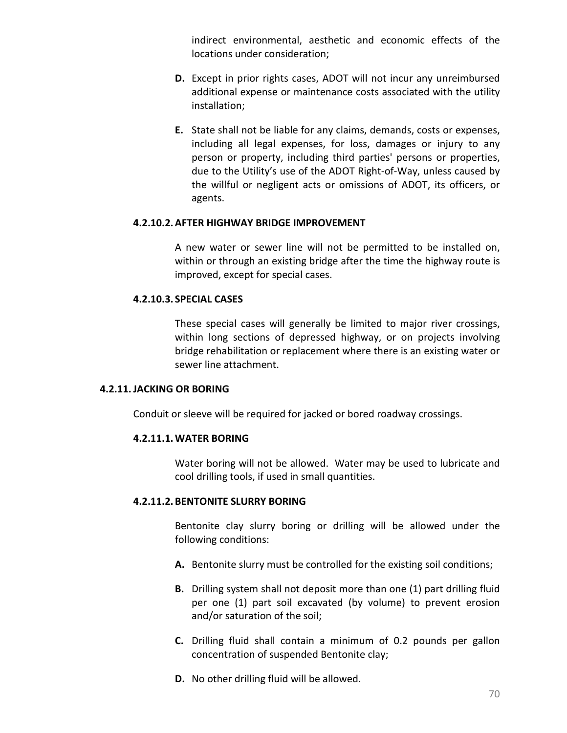indirect environmental, aesthetic and economic effects of the locations under consideration;

**D.** Except in prior rights cases, ADOT will not incur any unreimbursed additional expense or maintenance costs associated with the utility installation;

**E.** State shall not be liable for any claims, demands, costs or expenses, including all legal expenses, for loss, damages or injury to any person or property, including third parties' persons or properties, due to the Utility's use of the ADOT Right-of-Way, unless caused by the willful or negligent acts or omissions of ADOT, its officers, or agents.

#### 4.2.10.2. AFTER HIGHWAY BRIDGE IMPROVEMENT

A new water or sewer line will not be permitted to be installed on, within or through an existing bridge after the time the highway route is improved, except for special cases.

#### 4.2.10.3. SPECIAL CASES

These special cases will generally be limited to major river crossings, within long sections of depressed highway, or on projects involving bridge rehabilitation or replacement where there is an existing water or sewer line attachment.

### 4.2.11. JACKING OR BORING

Conduit or sleeve will be required for jacked or bored roadway crossings.

#### 4.2.11.1. WATER BORING

Water boring will not be allowed. Water may be used to lubricate and cool drilling tools, if used in small quantities.

#### 4.2.11.2. BENTONITE SLURRY BORING

Bentonite clay slurry boring or drilling will be allowed under the following conditions:

**A.** Bentonite slurry must be controlled for the existing soil conditions;

**B.** Drilling system shall not deposit more than one (1) part drilling fluid per one (1) part soil excavated (by volume) to prevent erosion and/or saturation of the soil;

**C.** Drilling fluid shall contain a minimum of 0.2 pounds per gallon concentration of suspended Bentonite clay;

**D.** No other drilling fluid will be allowed.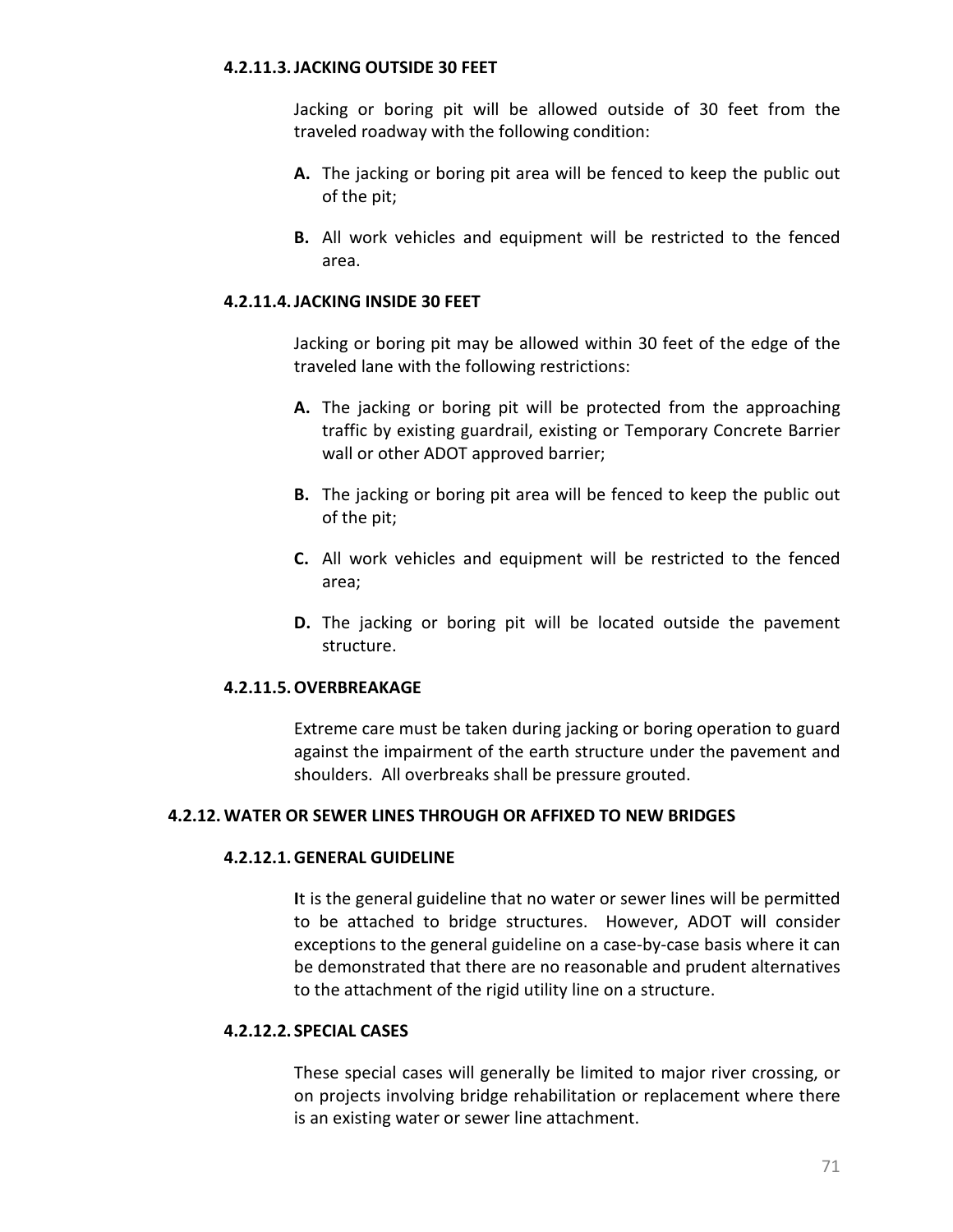#### 4.2.11.3. JACKING OUTSIDE 30 FEET

Jacking or boring pit will be allowed outside of 30 feet from the traveled roadway with the following condition:

**A.** The jacking or boring pit area will be fenced to keep the public out of the pit;

**B.** All work vehicles and equipment will be restricted to the fenced area.

#### 4.2.11.4. JACKING INSIDE 30 FEET

Jacking or boring pit may be allowed within 30 feet of the edge of the traveled lane with the following restrictions:

**A.** The jacking or boring pit will be protected from the approaching traffic by existing guardrail, existing or Temporary Concrete Barrier wall or other ADOT approved barrier;

**B.** The jacking or boring pit area will be fenced to keep the public out of the pit;

**C.** All work vehicles and equipment will be restricted to the fenced area;

**D.** The jacking or boring pit will be located outside the pavement structure.

#### 4.2.11.5. OVERBREAKAGE

Extreme care must be taken during jacking or boring operation to guard against the impairment of the earth structure under the pavement and shoulders. All overbreaks shall be pressure grouted.

### 4.2.12. WATER OR SEWER LINES THROUGH OR AFFIXED TO NEW BRIDGES

#### 4.2.12.1. GENERAL GUIDELINE

It is the general guideline that no water or sewer lines will be permitted to be attached to bridge structures. However, ADOT will consider exceptions to the general guideline on a case-by-case basis where it can be demonstrated that there are no reasonable and prudent alternatives to the attachment of the rigid utility line on a structure.

#### 4.2.12.2. SPECIAL CASES

These special cases will generally be limited to major river crossing, or on projects involving bridge rehabilitation or replacement where there is an existing water or sewer line attachment.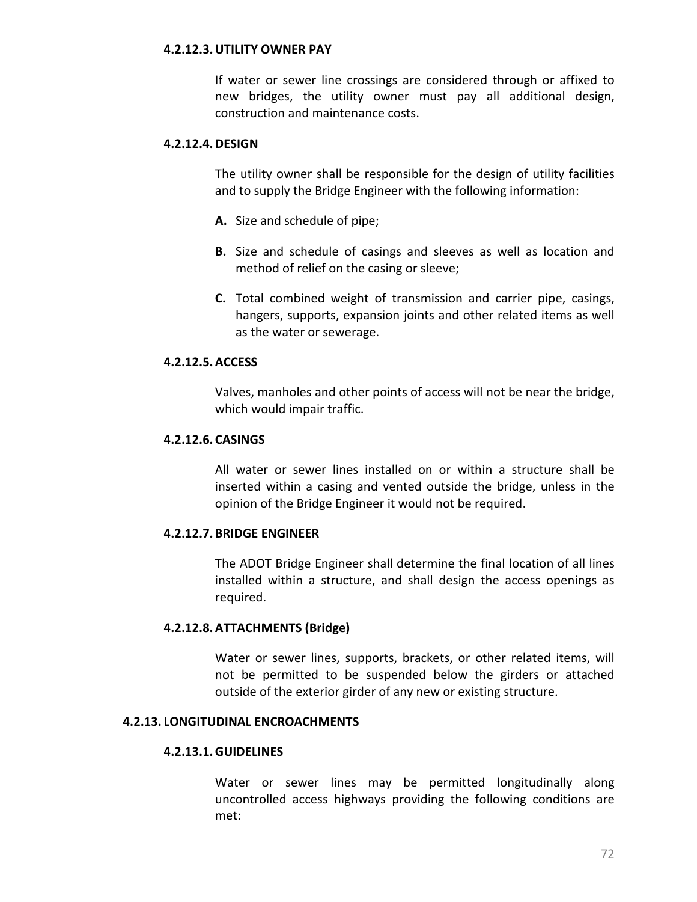#### 4.2.12.3. UTILITY OWNER PAY

If water or sewer line crossings are considered through or affixed to new bridges, the utility owner must pay all additional design, construction and maintenance costs.

#### 4.2.12.4. DESIGN

The utility owner shall be responsible for the design of utility facilities and to supply the Bridge Engineer with the following information:

**A.** Size and schedule of pipe;

**B.** Size and schedule of casings and sleeves as well as location and method of relief on the casing or sleeve;

**C.** Total combined weight of transmission and carrier pipe, casings, hangers, supports, expansion joints and other related items as well as the water or sewerage.

#### 4.2.12.5. ACCESS

Valves, manholes and other points of access will not be near the bridge, which would impair traffic.

#### 4.2.12.6. CASINGS

All water or sewer lines installed on or within a structure shall be inserted within a casing and vented outside the bridge, unless in the opinion of the Bridge Engineer it would not be required.

#### 4.2.12.7. BRIDGE ENGINEER

The ADOT Bridge Engineer shall determine the final location of all lines installed within a structure, and shall design the access openings as required.

#### 4.2.12.8. ATTACHMENTS (Bridge)

Water or sewer lines, supports, brackets, or other related items, will not be permitted to be suspended below the girders or attached outside of the exterior girder of any new or existing structure.

### 4.2.13. LONGITUDINAL ENCROACHMENTS

#### 4.2.13.1. GUIDELINES

Water or sewer lines may be permitted longitudinally along uncontrolled access highways providing the following conditions are met: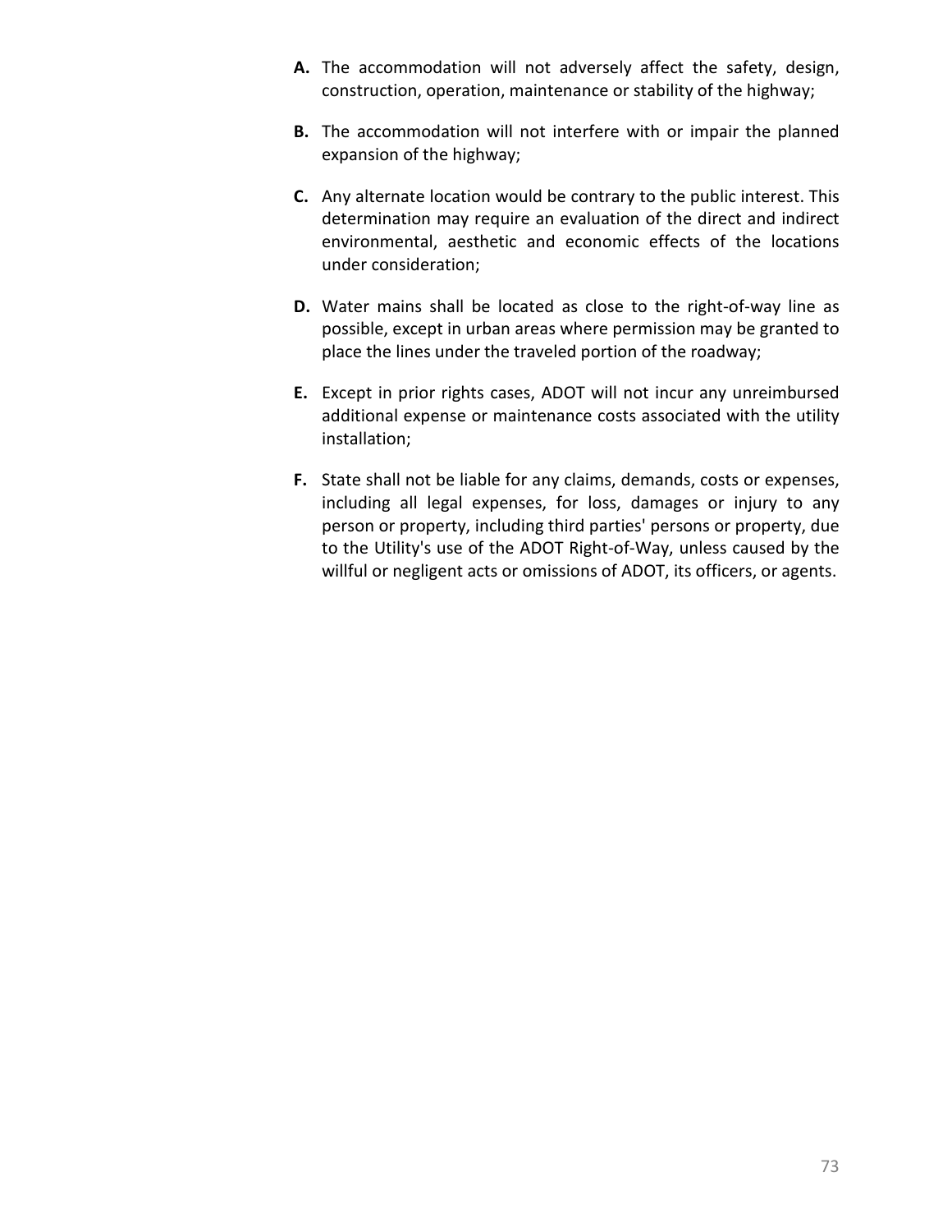**A.** The accommodation will not adversely affect the safety, design, construction, operation, maintenance or stability of the highway;

**B.** The accommodation will not interfere with or impair the planned expansion of the highway;

**C.** Any alternate location would be contrary to the public interest. This determination may require an evaluation of the direct and indirect environmental, aesthetic and economic effects of the locations under consideration;

**D.** Water mains shall be located as close to the right-of-way line as possible, except in urban areas where permission may be granted to place the lines under the traveled portion of the roadway;

**E.** Except in prior rights cases, ADOT will not incur any unreimbursed additional expense or maintenance costs associated with the utility installation;

**F.** State shall not be liable for any claims, demands, costs or expenses, including all legal expenses, for loss, damages or injury to any person or property, including third parties' persons or property, due to the Utility's use of the ADOT Right-of-Way, unless caused by the willful or negligent acts or omissions of ADOT, its officers, or agents.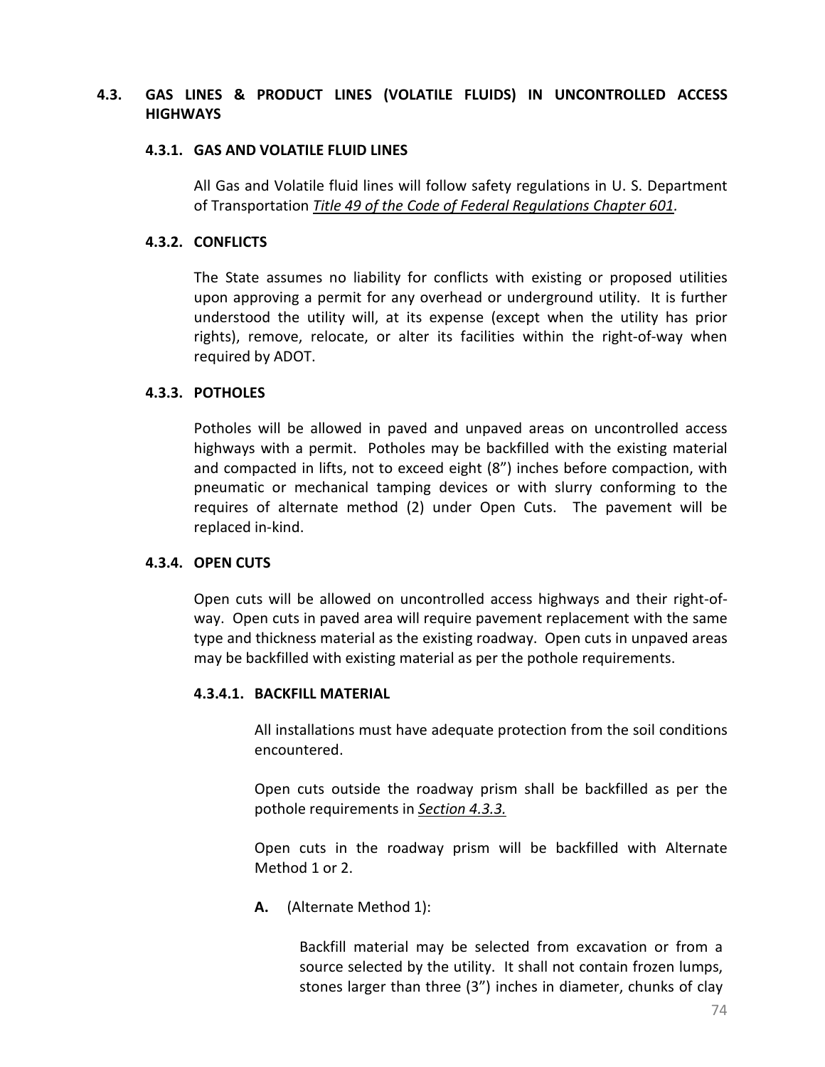## 4.3. GAS LINES & PRODUCT LINES (VOLATILE FLUIDS) IN UNCONTROLLED ACCESS HIGHWAYS

### 4.3.1. GAS AND VOLATILE FLUID LINES

All Gas and Volatile fluid lines will follow safety regulations in U. S. Department of Transportation *Title 49 of the Code of Federal Regulations Chapter 601.*

### 4.3.2. CONFLICTS

The State assumes no liability for conflicts with existing or proposed utilities upon approving a permit for any overhead or underground utility. It is further understood the utility will, at its expense (except when the utility has prior rights), remove, relocate, or alter its facilities within the right-of-way when required by ADOT.

### 4.3.3. POTHOLES

Potholes will be allowed in paved and unpaved areas on uncontrolled access highways with a permit. Potholes may be backfilled with the existing material and compacted in lifts, not to exceed eight (8") inches before compaction, with pneumatic or mechanical tamping devices or with slurry conforming to the requires of alternate method (2) under Open Cuts. The pavement will be replaced in-kind.

### 4.3.4. OPEN CUTS

Open cuts will be allowed on uncontrolled access highways and their right-of-way. Open cuts in paved area will require pavement replacement with the same type and thickness material as the existing roadway. Open cuts in unpaved areas may be backfilled with existing material as per the pothole requirements.

#### 4.3.4.1. BACKFILL MATERIAL

All installations must have adequate protection from the soil conditions encountered.

Open cuts outside the roadway prism shall be backfilled as per the pothole requirements in *Section 4.3.3.*

Open cuts in the roadway prism will be backfilled with Alternate Method 1 or 2.

**A.** (Alternate Method 1):

Backfill material may be selected from excavation or from a source selected by the utility. It shall not contain frozen lumps, stones larger than three (3") inches in diameter, chunks of clay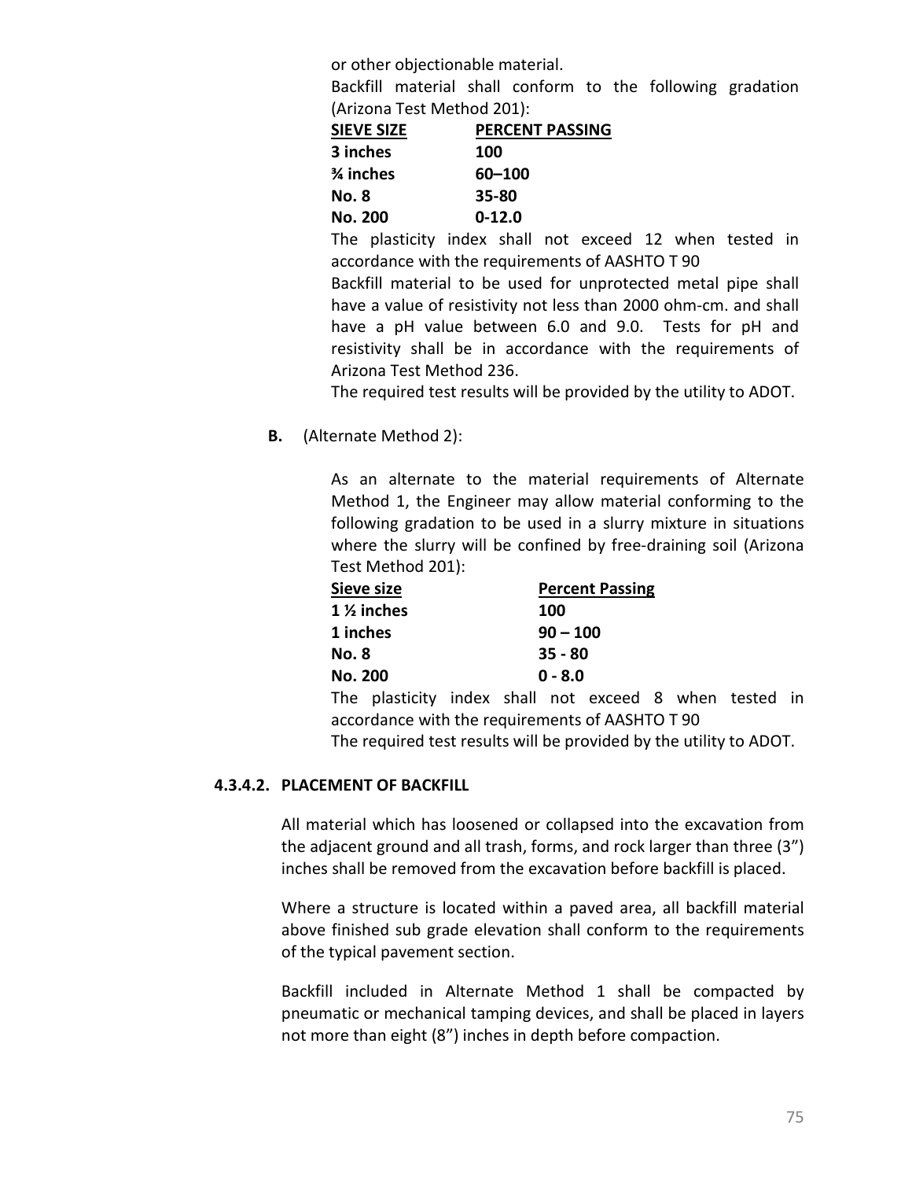or other objectionable material.

Backfill material shall conform to the following gradation (Arizona Test Method 201):

| SIEVE SIZE | PERCENT PASSING |
|---|---|
| **3 inches** | **100** |
| **¾ inches** | **60–100** |
| **No. 8** | **35-80** |
| **No. 200** | **0-12.0** |

The plasticity index shall not exceed 12 when tested in accordance with the requirements of AASHTO T 90

Backfill material to be used for unprotected metal pipe shall have a value of resistivity not less than 2000 ohm-cm. and shall have a pH value between 6.0 and 9.0. Tests for pH and resistivity shall be in accordance with the requirements of Arizona Test Method 236.

The required test results will be provided by the utility to ADOT.

**B.** (Alternate Method 2):

As an alternate to the material requirements of Alternate Method 1, the Engineer may allow material conforming to the following gradation to be used in a slurry mixture in situations where the slurry will be confined by free-draining soil (Arizona Test Method 201):

| Sieve size | Percent Passing |
|---|---|
| **1 ½ inches** | **100** |
| **1 inches** | **90 – 100** |
| **No. 8** | **35 - 80** |
| **No. 200** | **0 - 8.0** |

The plasticity index shall not exceed 8 when tested in accordance with the requirements of AASHTO T 90

The required test results will be provided by the utility to ADOT.

#### 4.3.4.2. PLACEMENT OF BACKFILL

All material which has loosened or collapsed into the excavation from the adjacent ground and all trash, forms, and rock larger than three (3") inches shall be removed from the excavation before backfill is placed.

Where a structure is located within a paved area, all backfill material above finished sub grade elevation shall conform to the requirements of the typical pavement section.

Backfill included in Alternate Method 1 shall be compacted by pneumatic or mechanical tamping devices, and shall be placed in layers not more than eight (8") inches in depth before compaction.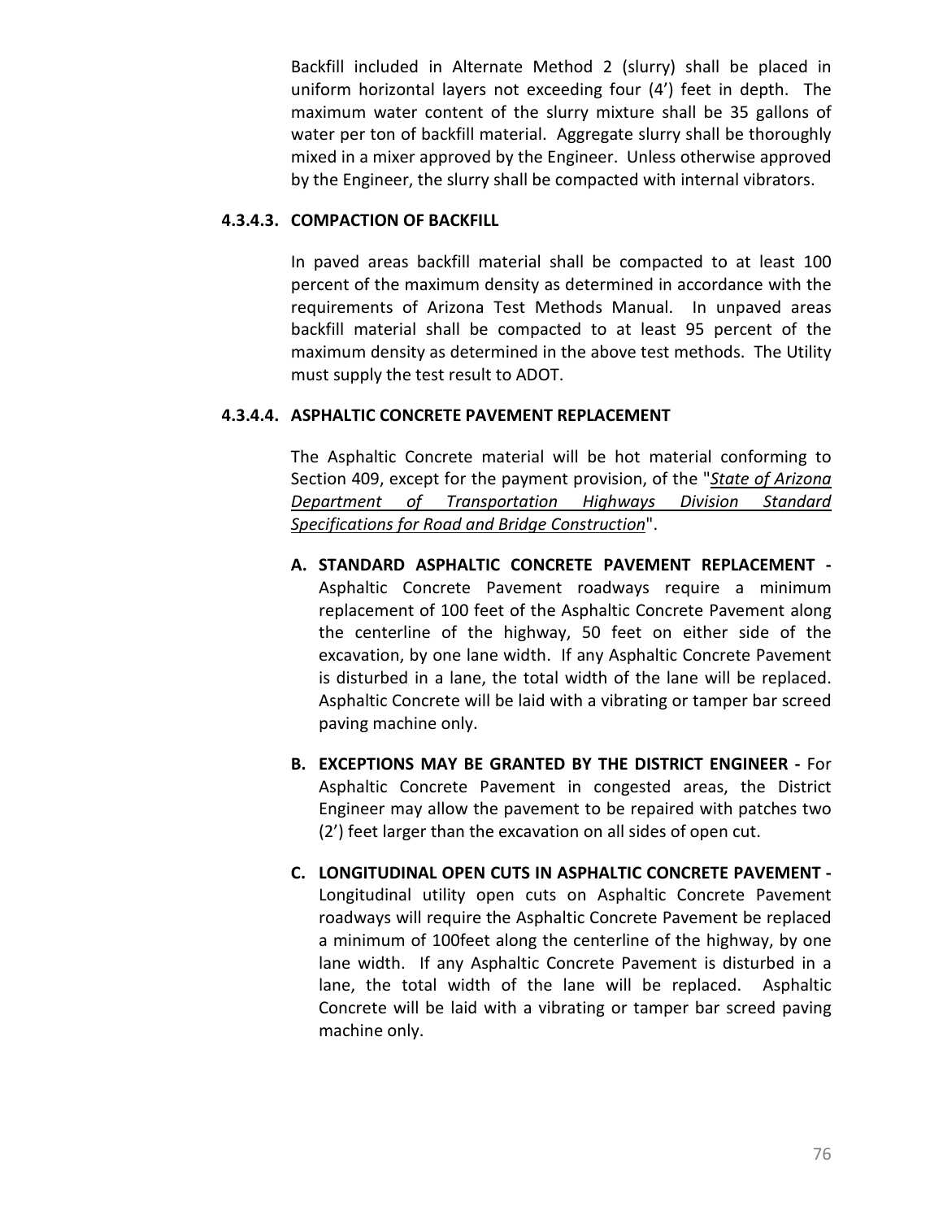Backfill included in Alternate Method 2 (slurry) shall be placed in uniform horizontal layers not exceeding four (4') feet in depth. The maximum water content of the slurry mixture shall be 35 gallons of water per ton of backfill material. Aggregate slurry shall be thoroughly mixed in a mixer approved by the Engineer. Unless otherwise approved by the Engineer, the slurry shall be compacted with internal vibrators.

#### 4.3.4.3. COMPACTION OF BACKFILL

In paved areas backfill material shall be compacted to at least 100 percent of the maximum density as determined in accordance with the requirements of Arizona Test Methods Manual. In unpaved areas backfill material shall be compacted to at least 95 percent of the maximum density as determined in the above test methods. The Utility must supply the test result to ADOT.

#### 4.3.4.4. ASPHALTIC CONCRETE PAVEMENT REPLACEMENT

The Asphaltic Concrete material will be hot material conforming to Section 409, except for the payment provision, of the "*State of Arizona Department of Transportation Highways Division Standard Specifications for Road and Bridge Construction*".

**A. STANDARD ASPHALTIC CONCRETE PAVEMENT REPLACEMENT -** Asphaltic Concrete Pavement roadways require a minimum replacement of 100 feet of the Asphaltic Concrete Pavement along the centerline of the highway, 50 feet on either side of the excavation, by one lane width. If any Asphaltic Concrete Pavement is disturbed in a lane, the total width of the lane will be replaced. Asphaltic Concrete will be laid with a vibrating or tamper bar screed paving machine only.

**B. EXCEPTIONS MAY BE GRANTED BY THE DISTRICT ENGINEER -** For Asphaltic Concrete Pavement in congested areas, the District Engineer may allow the pavement to be repaired with patches two (2') feet larger than the excavation on all sides of open cut.

**C. LONGITUDINAL OPEN CUTS IN ASPHALTIC CONCRETE PAVEMENT -** Longitudinal utility open cuts on Asphaltic Concrete Pavement roadways will require the Asphaltic Concrete Pavement be replaced a minimum of 100feet along the centerline of the highway, by one lane width. If any Asphaltic Concrete Pavement is disturbed in a lane, the total width of the lane will be replaced. Asphaltic Concrete will be laid with a vibrating or tamper bar screed paving machine only.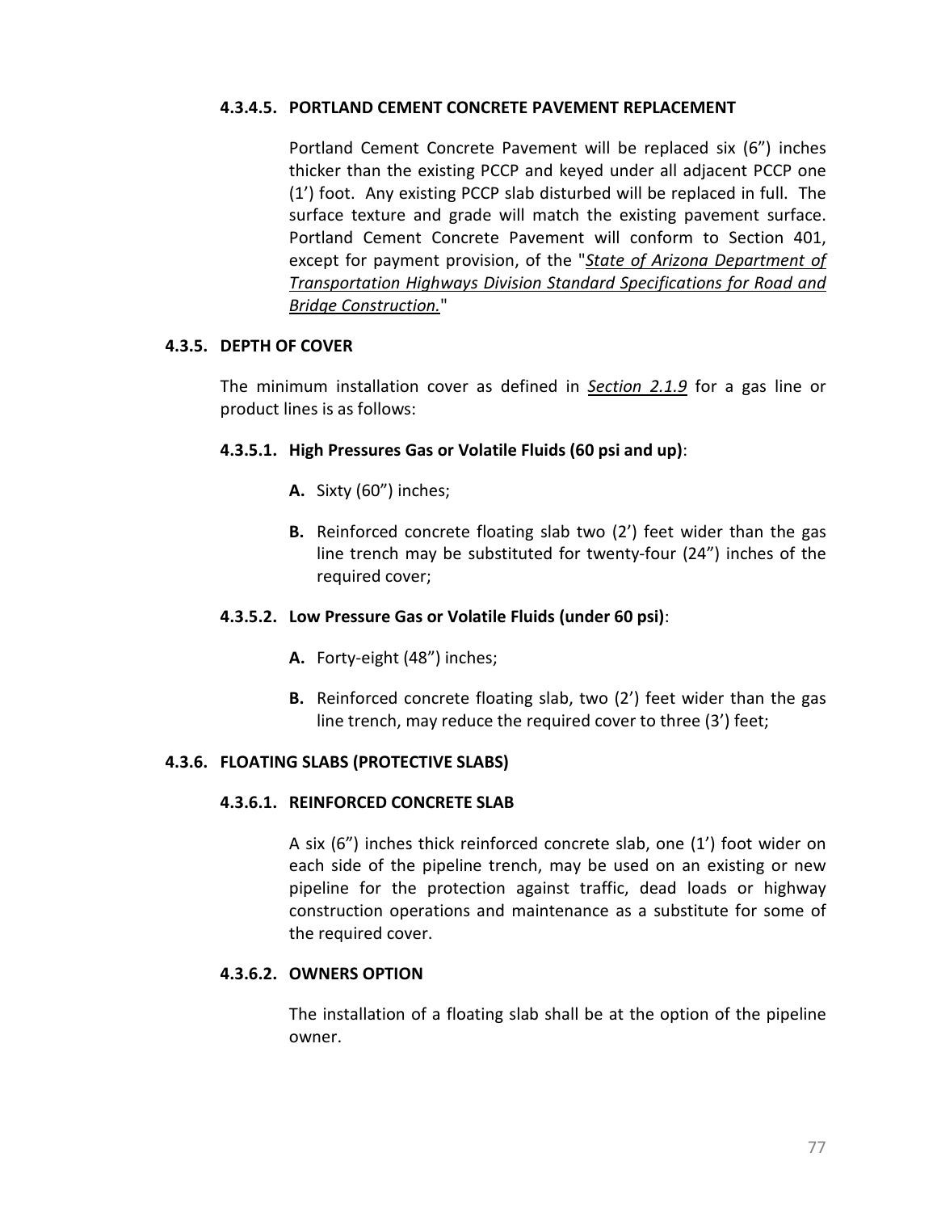#### 4.3.4.5. PORTLAND CEMENT CONCRETE PAVEMENT REPLACEMENT

Portland Cement Concrete Pavement will be replaced six (6") inches thicker than the existing PCCP and keyed under all adjacent PCCP one (1') foot. Any existing PCCP slab disturbed will be replaced in full. The surface texture and grade will match the existing pavement surface. Portland Cement Concrete Pavement will conform to Section 401, except for payment provision, of the "*State of Arizona Department of Transportation Highways Division Standard Specifications for Road and Bridge Construction.*"

### 4.3.5. DEPTH OF COVER

The minimum installation cover as defined in ***Section 2.1.9*** for a gas line or product lines is as follows:

#### 4.3.5.1. High Pressures Gas or Volatile Fluids (60 psi and up):

- **A.** Sixty (60") inches;
- **B.** Reinforced concrete floating slab two (2') feet wider than the gas line trench may be substituted for twenty-four (24") inches of the required cover;

#### 4.3.5.2. Low Pressure Gas or Volatile Fluids (under 60 psi):

- **A.** Forty-eight (48") inches;
- **B.** Reinforced concrete floating slab, two (2') feet wider than the gas line trench, may reduce the required cover to three (3') feet;

### 4.3.6. FLOATING SLABS (PROTECTIVE SLABS)

#### 4.3.6.1. REINFORCED CONCRETE SLAB

A six (6") inches thick reinforced concrete slab, one (1') foot wider on each side of the pipeline trench, may be used on an existing or new pipeline for the protection against traffic, dead loads or highway construction operations and maintenance as a substitute for some of the required cover.

#### 4.3.6.2. OWNERS OPTION

The installation of a floating slab shall be at the option of the pipeline owner.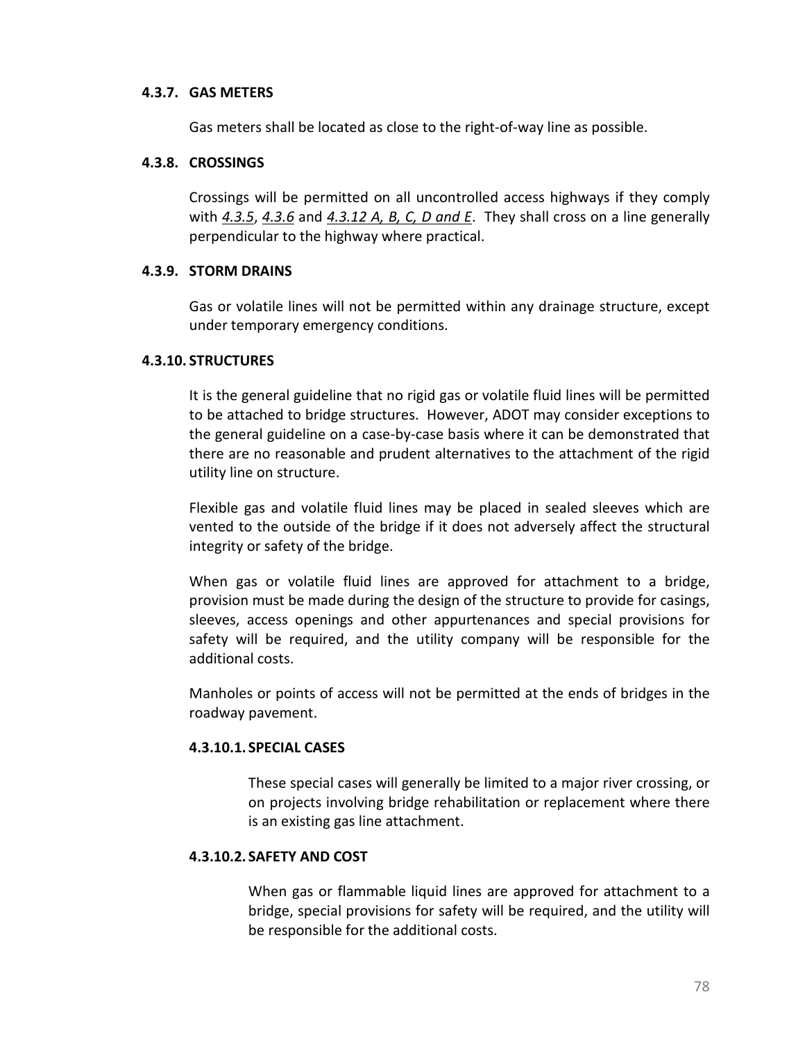### 4.3.7. GAS METERS

Gas meters shall be located as close to the right-of-way line as possible.

### 4.3.8. CROSSINGS

Crossings will be permitted on all uncontrolled access highways if they comply with *4.3.5*, *4.3.6* and *4.3.12 A, B, C, D and E*. They shall cross on a line generally perpendicular to the highway where practical.

### 4.3.9. STORM DRAINS

Gas or volatile lines will not be permitted within any drainage structure, except under temporary emergency conditions.

### 4.3.10. STRUCTURES

It is the general guideline that no rigid gas or volatile fluid lines will be permitted to be attached to bridge structures. However, ADOT may consider exceptions to the general guideline on a case-by-case basis where it can be demonstrated that there are no reasonable and prudent alternatives to the attachment of the rigid utility line on structure.

Flexible gas and volatile fluid lines may be placed in sealed sleeves which are vented to the outside of the bridge if it does not adversely affect the structural integrity or safety of the bridge.

When gas or volatile fluid lines are approved for attachment to a bridge, provision must be made during the design of the structure to provide for casings, sleeves, access openings and other appurtenances and special provisions for safety will be required, and the utility company will be responsible for the additional costs.

Manholes or points of access will not be permitted at the ends of bridges in the roadway pavement.

#### 4.3.10.1. SPECIAL CASES

These special cases will generally be limited to a major river crossing, or on projects involving bridge rehabilitation or replacement where there is an existing gas line attachment.

#### 4.3.10.2. SAFETY AND COST

When gas or flammable liquid lines are approved for attachment to a bridge, special provisions for safety will be required, and the utility will be responsible for the additional costs.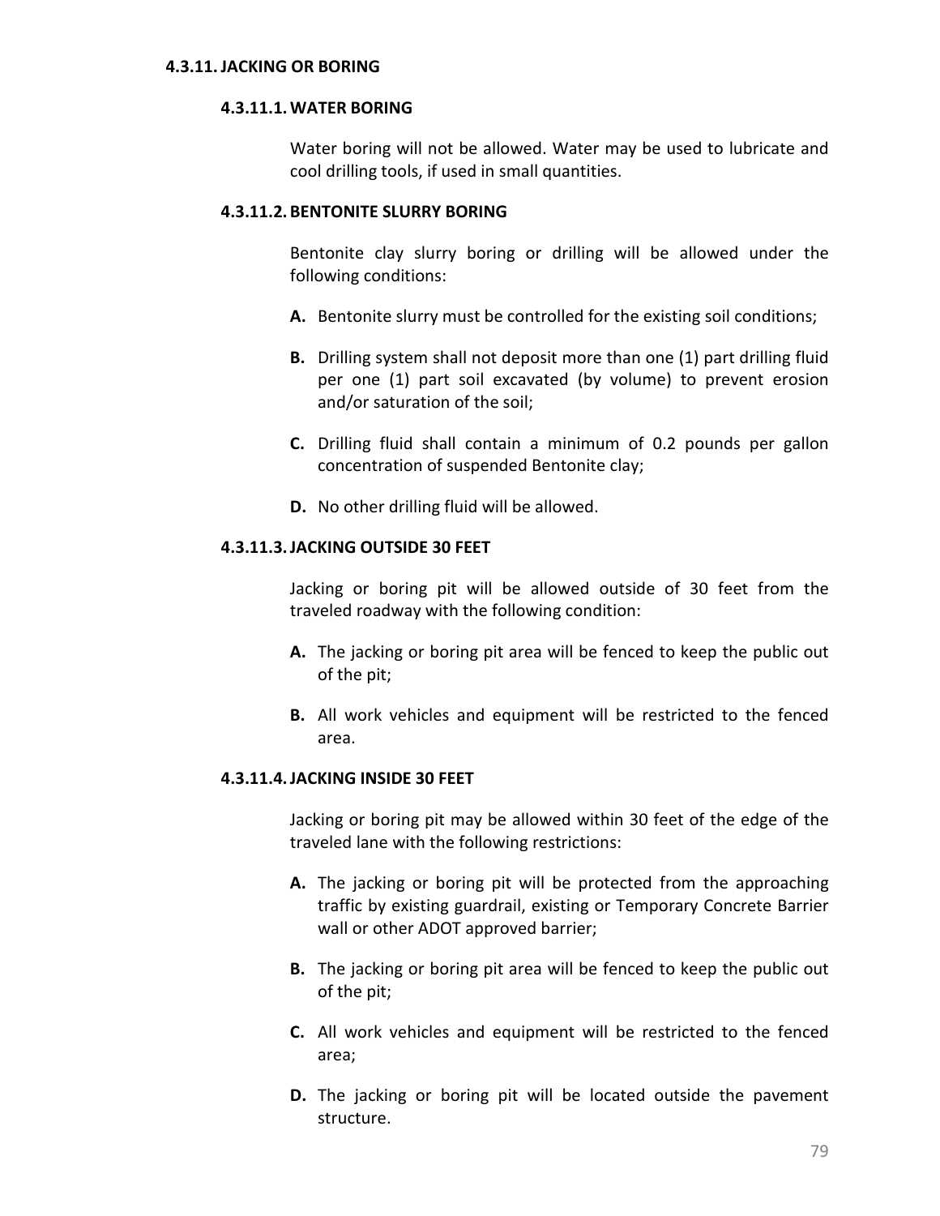### 4.3.11. JACKING OR BORING

#### 4.3.11.1. WATER BORING

Water boring will not be allowed. Water may be used to lubricate and cool drilling tools, if used in small quantities.

#### 4.3.11.2. BENTONITE SLURRY BORING

Bentonite clay slurry boring or drilling will be allowed under the following conditions:

**A.** Bentonite slurry must be controlled for the existing soil conditions;

**B.** Drilling system shall not deposit more than one (1) part drilling fluid per one (1) part soil excavated (by volume) to prevent erosion and/or saturation of the soil;

**C.** Drilling fluid shall contain a minimum of 0.2 pounds per gallon concentration of suspended Bentonite clay;

**D.** No other drilling fluid will be allowed.

#### 4.3.11.3. JACKING OUTSIDE 30 FEET

Jacking or boring pit will be allowed outside of 30 feet from the traveled roadway with the following condition:

**A.** The jacking or boring pit area will be fenced to keep the public out of the pit;

**B.** All work vehicles and equipment will be restricted to the fenced area.

#### 4.3.11.4. JACKING INSIDE 30 FEET

Jacking or boring pit may be allowed within 30 feet of the edge of the traveled lane with the following restrictions:

**A.** The jacking or boring pit will be protected from the approaching traffic by existing guardrail, existing or Temporary Concrete Barrier wall or other ADOT approved barrier;

**B.** The jacking or boring pit area will be fenced to keep the public out of the pit;

**C.** All work vehicles and equipment will be restricted to the fenced area;

**D.** The jacking or boring pit will be located outside the pavement structure.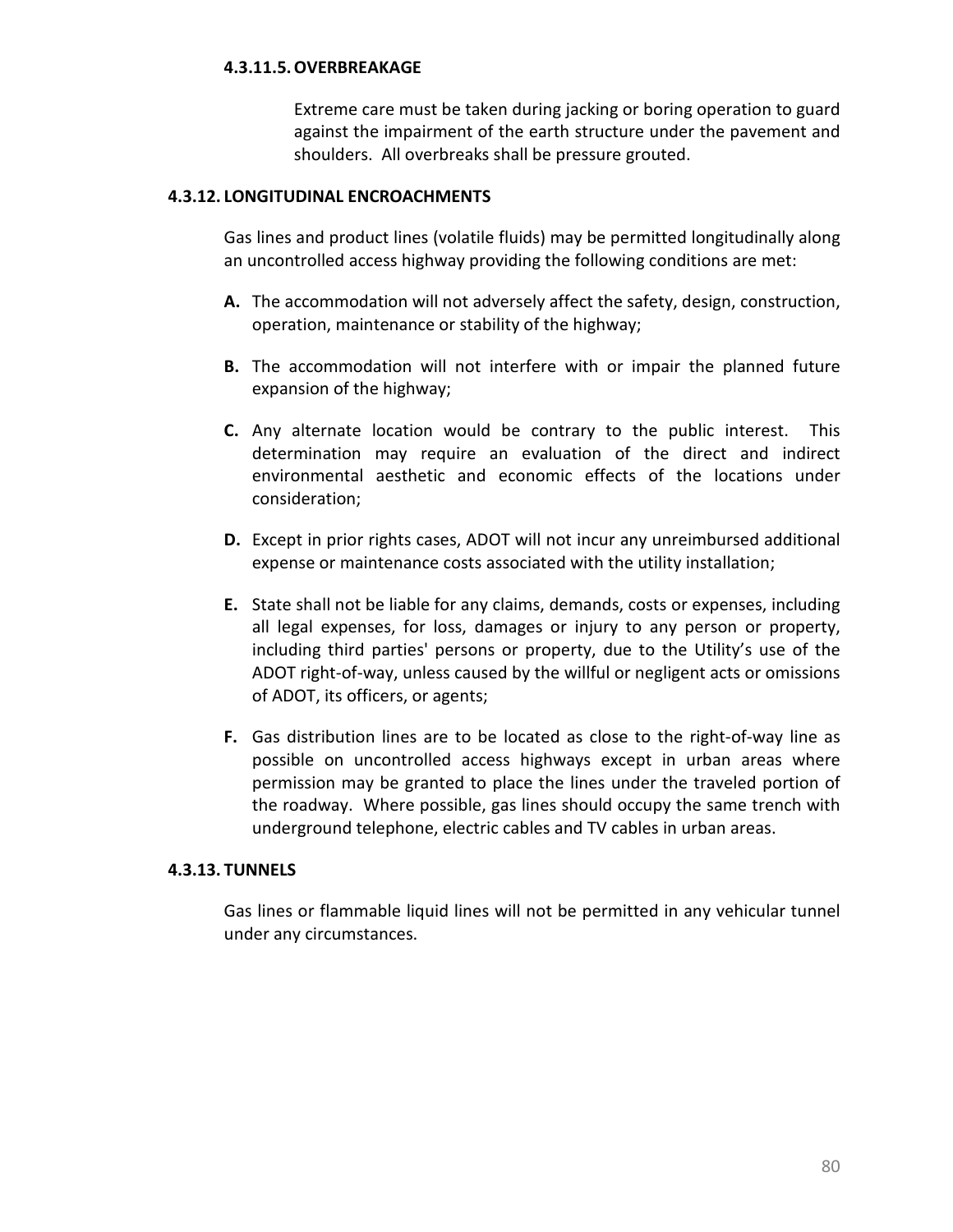#### 4.3.11.5. OVERBREAKAGE

Extreme care must be taken during jacking or boring operation to guard against the impairment of the earth structure under the pavement and shoulders. All overbreaks shall be pressure grouted.

### 4.3.12. LONGITUDINAL ENCROACHMENTS

Gas lines and product lines (volatile fluids) may be permitted longitudinally along an uncontrolled access highway providing the following conditions are met:

**A.** The accommodation will not adversely affect the safety, design, construction, operation, maintenance or stability of the highway;

**B.** The accommodation will not interfere with or impair the planned future expansion of the highway;

**C.** Any alternate location would be contrary to the public interest. This determination may require an evaluation of the direct and indirect environmental aesthetic and economic effects of the locations under consideration;

**D.** Except in prior rights cases, ADOT will not incur any unreimbursed additional expense or maintenance costs associated with the utility installation;

**E.** State shall not be liable for any claims, demands, costs or expenses, including all legal expenses, for loss, damages or injury to any person or property, including third parties' persons or property, due to the Utility's use of the ADOT right-of-way, unless caused by the willful or negligent acts or omissions of ADOT, its officers, or agents;

**F.** Gas distribution lines are to be located as close to the right-of-way line as possible on uncontrolled access highways except in urban areas where permission may be granted to place the lines under the traveled portion of the roadway. Where possible, gas lines should occupy the same trench with underground telephone, electric cables and TV cables in urban areas.

### 4.3.13. TUNNELS

Gas lines or flammable liquid lines will not be permitted in any vehicular tunnel under any circumstances.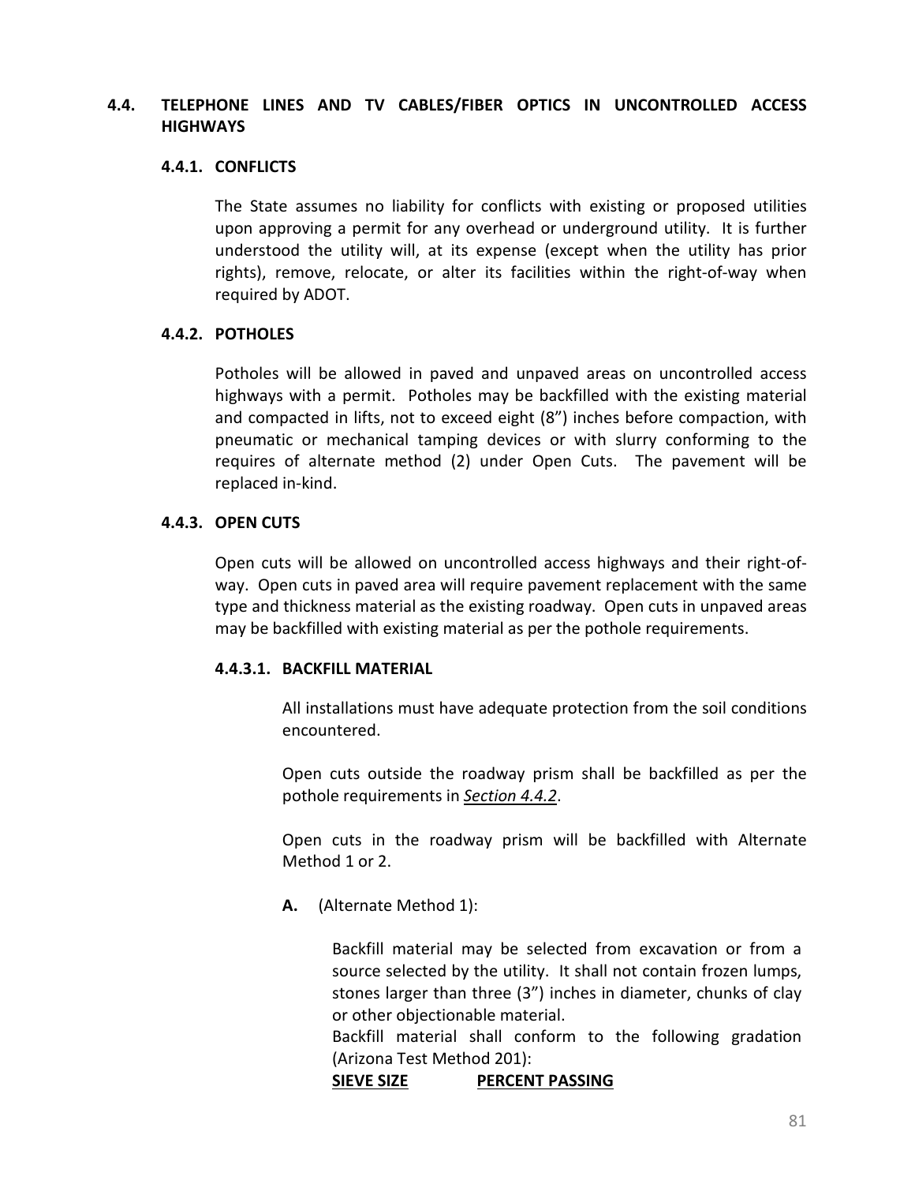## 4.4. TELEPHONE LINES AND TV CABLES/FIBER OPTICS IN UNCONTROLLED ACCESS HIGHWAYS

### 4.4.1. CONFLICTS

The State assumes no liability for conflicts with existing or proposed utilities upon approving a permit for any overhead or underground utility. It is further understood the utility will, at its expense (except when the utility has prior rights), remove, relocate, or alter its facilities within the right-of-way when required by ADOT.

### 4.4.2. POTHOLES

Potholes will be allowed in paved and unpaved areas on uncontrolled access highways with a permit. Potholes may be backfilled with the existing material and compacted in lifts, not to exceed eight (8") inches before compaction, with pneumatic or mechanical tamping devices or with slurry conforming to the requires of alternate method (2) under Open Cuts. The pavement will be replaced in-kind.

### 4.4.3. OPEN CUTS

Open cuts will be allowed on uncontrolled access highways and their right-of-way. Open cuts in paved area will require pavement replacement with the same type and thickness material as the existing roadway. Open cuts in unpaved areas may be backfilled with existing material as per the pothole requirements.

#### 4.4.3.1. BACKFILL MATERIAL

All installations must have adequate protection from the soil conditions encountered.

Open cuts outside the roadway prism shall be backfilled as per the pothole requirements in *Section 4.4.2*.

Open cuts in the roadway prism will be backfilled with Alternate Method 1 or 2.

**A.** (Alternate Method 1):

Backfill material may be selected from excavation or from a source selected by the utility. It shall not contain frozen lumps, stones larger than three (3") inches in diameter, chunks of clay or other objectionable material.

Backfill material shall conform to the following gradation (Arizona Test Method 201):

**SIEVE SIZE** **PERCENT PASSING**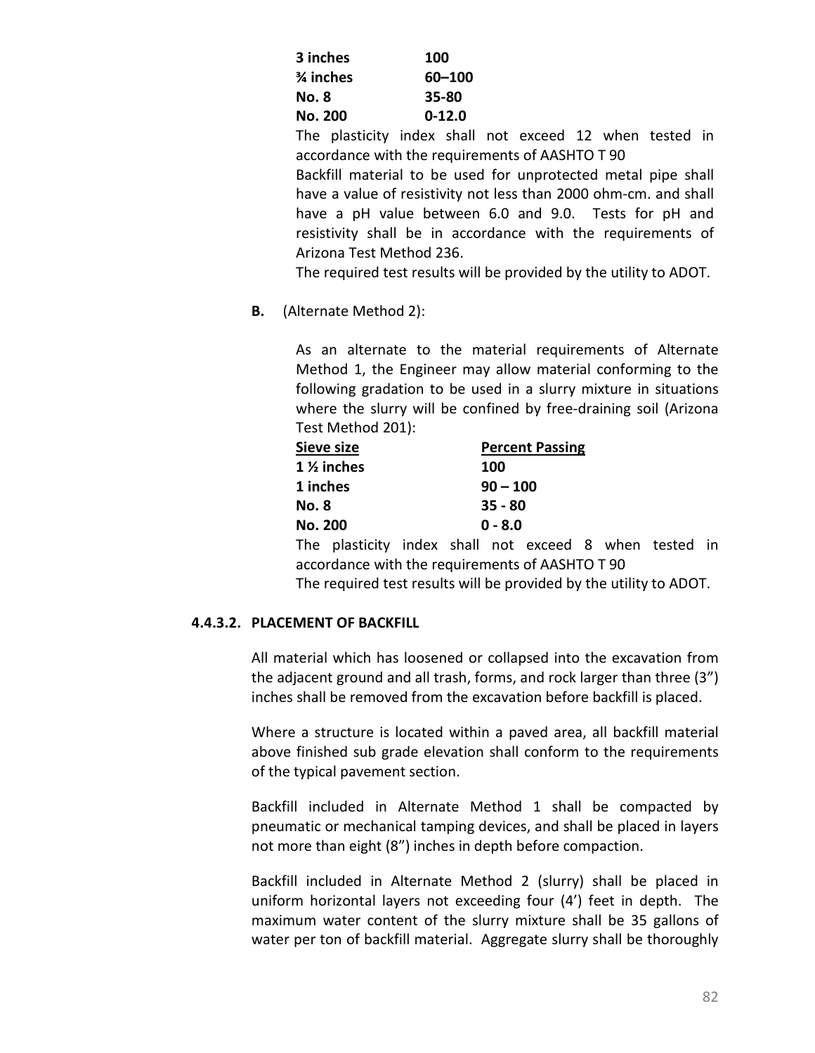| | |
|---|---|
| **3 inches** | **100** |
| **¾ inches** | **60–100** |
| **No. 8** | **35-80** |
| **No. 200** | **0-12.0** |

The plasticity index shall not exceed 12 when tested in accordance with the requirements of AASHTO T 90

Backfill material to be used for unprotected metal pipe shall have a value of resistivity not less than 2000 ohm-cm. and shall have a pH value between 6.0 and 9.0. Tests for pH and resistivity shall be in accordance with the requirements of Arizona Test Method 236.

The required test results will be provided by the utility to ADOT.

**B.** (Alternate Method 2):

As an alternate to the material requirements of Alternate Method 1, the Engineer may allow material conforming to the following gradation to be used in a slurry mixture in situations where the slurry will be confined by free-draining soil (Arizona Test Method 201):

| Sieve size | Percent Passing |
|---|---|
| **1 ½ inches** | **100** |
| **1 inches** | **90 – 100** |
| **No. 8** | **35 - 80** |
| **No. 200** | **0 - 8.0** |

The plasticity index shall not exceed 8 when tested in accordance with the requirements of AASHTO T 90

The required test results will be provided by the utility to ADOT.

### 4.4.3.2. PLACEMENT OF BACKFILL

All material which has loosened or collapsed into the excavation from the adjacent ground and all trash, forms, and rock larger than three (3") inches shall be removed from the excavation before backfill is placed.

Where a structure is located within a paved area, all backfill material above finished sub grade elevation shall conform to the requirements of the typical pavement section.

Backfill included in Alternate Method 1 shall be compacted by pneumatic or mechanical tamping devices, and shall be placed in layers not more than eight (8") inches in depth before compaction.

Backfill included in Alternate Method 2 (slurry) shall be placed in uniform horizontal layers not exceeding four (4') feet in depth. The maximum water content of the slurry mixture shall be 35 gallons of water per ton of backfill material. Aggregate slurry shall be thoroughly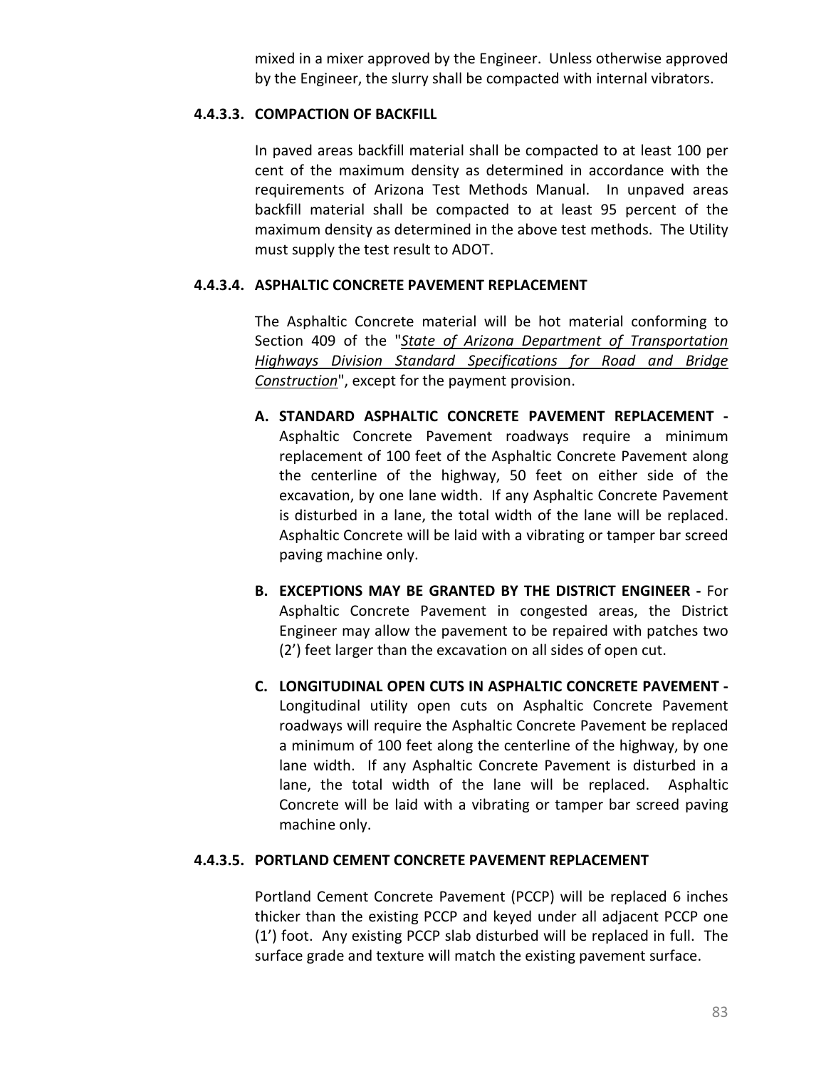mixed in a mixer approved by the Engineer. Unless otherwise approved by the Engineer, the slurry shall be compacted with internal vibrators.

#### 4.4.3.3. COMPACTION OF BACKFILL

In paved areas backfill material shall be compacted to at least 100 per cent of the maximum density as determined in accordance with the requirements of Arizona Test Methods Manual. In unpaved areas backfill material shall be compacted to at least 95 percent of the maximum density as determined in the above test methods. The Utility must supply the test result to ADOT.

#### 4.4.3.4. ASPHALTIC CONCRETE PAVEMENT REPLACEMENT

The Asphaltic Concrete material will be hot material conforming to Section 409 of the "*State of Arizona Department of Transportation Highways Division Standard Specifications for Road and Bridge Construction*", except for the payment provision.

- **A. STANDARD ASPHALTIC CONCRETE PAVEMENT REPLACEMENT -** Asphaltic Concrete Pavement roadways require a minimum replacement of 100 feet of the Asphaltic Concrete Pavement along the centerline of the highway, 50 feet on either side of the excavation, by one lane width. If any Asphaltic Concrete Pavement is disturbed in a lane, the total width of the lane will be replaced. Asphaltic Concrete will be laid with a vibrating or tamper bar screed paving machine only.

- **B. EXCEPTIONS MAY BE GRANTED BY THE DISTRICT ENGINEER -** For Asphaltic Concrete Pavement in congested areas, the District Engineer may allow the pavement to be repaired with patches two (2') feet larger than the excavation on all sides of open cut.

- **C. LONGITUDINAL OPEN CUTS IN ASPHALTIC CONCRETE PAVEMENT -** Longitudinal utility open cuts on Asphaltic Concrete Pavement roadways will require the Asphaltic Concrete Pavement be replaced a minimum of 100 feet along the centerline of the highway, by one lane width. If any Asphaltic Concrete Pavement is disturbed in a lane, the total width of the lane will be replaced. Asphaltic Concrete will be laid with a vibrating or tamper bar screed paving machine only.

#### 4.4.3.5. PORTLAND CEMENT CONCRETE PAVEMENT REPLACEMENT

Portland Cement Concrete Pavement (PCCP) will be replaced 6 inches thicker than the existing PCCP and keyed under all adjacent PCCP one (1') foot. Any existing PCCP slab disturbed will be replaced in full. The surface grade and texture will match the existing pavement surface.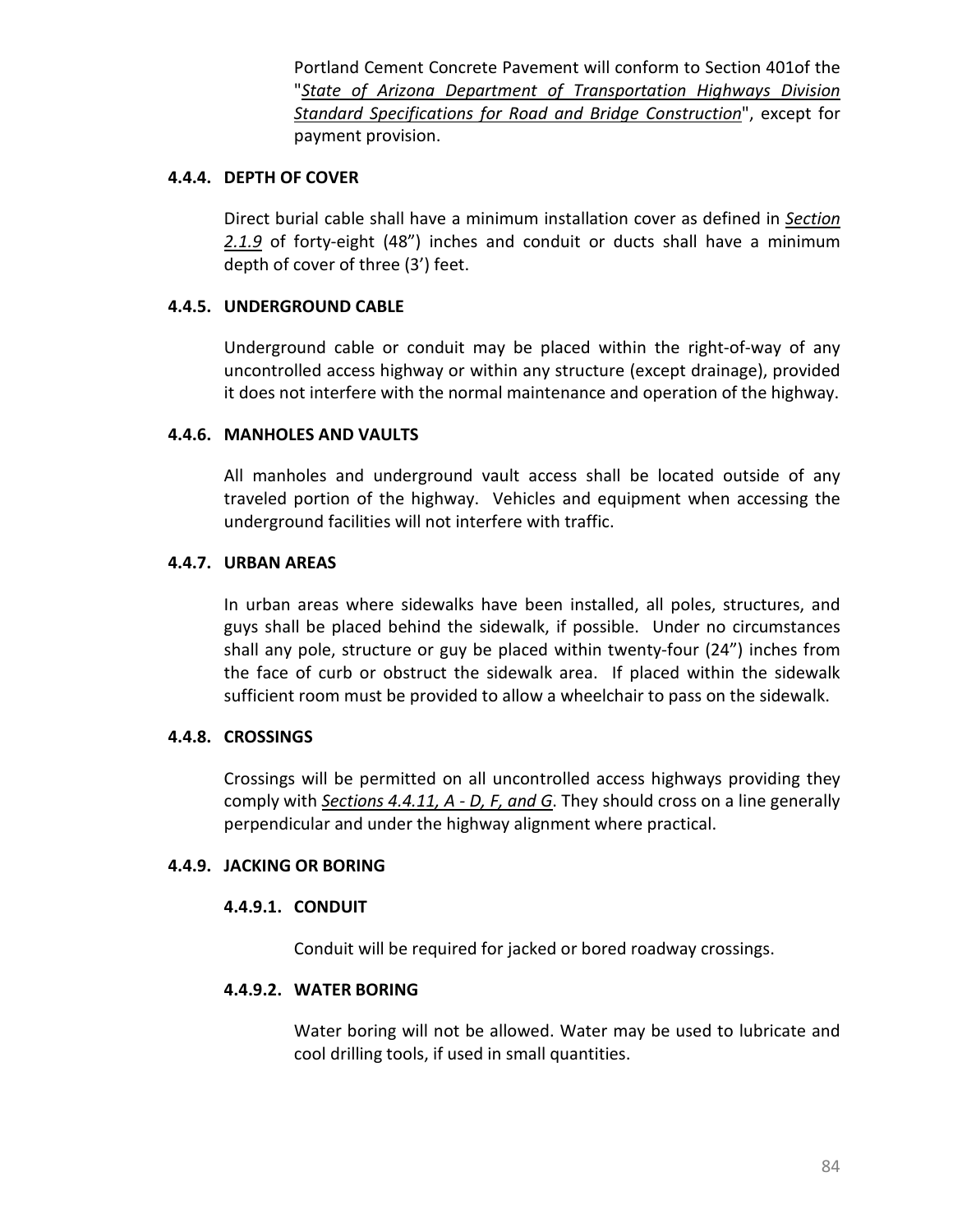Portland Cement Concrete Pavement will conform to Section 401of the "*State of Arizona Department of Transportation Highways Division Standard Specifications for Road and Bridge Construction*", except for payment provision.

### 4.4.4. DEPTH OF COVER

Direct burial cable shall have a minimum installation cover as defined in *Section 2.1.9* of forty-eight (48”) inches and conduit or ducts shall have a minimum depth of cover of three (3’) feet.

### 4.4.5. UNDERGROUND CABLE

Underground cable or conduit may be placed within the right-of-way of any uncontrolled access highway or within any structure (except drainage), provided it does not interfere with the normal maintenance and operation of the highway.

### 4.4.6. MANHOLES AND VAULTS

All manholes and underground vault access shall be located outside of any traveled portion of the highway. Vehicles and equipment when accessing the underground facilities will not interfere with traffic.

### 4.4.7. URBAN AREAS

In urban areas where sidewalks have been installed, all poles, structures, and guys shall be placed behind the sidewalk, if possible. Under no circumstances shall any pole, structure or guy be placed within twenty-four (24”) inches from the face of curb or obstruct the sidewalk area. If placed within the sidewalk sufficient room must be provided to allow a wheelchair to pass on the sidewalk.

### 4.4.8. CROSSINGS

Crossings will be permitted on all uncontrolled access highways providing they comply with *Sections 4.4.11, A - D, F, and G*. They should cross on a line generally perpendicular and under the highway alignment where practical.

### 4.4.9. JACKING OR BORING

#### 4.4.9.1. CONDUIT

Conduit will be required for jacked or bored roadway crossings.

#### 4.4.9.2. WATER BORING

Water boring will not be allowed. Water may be used to lubricate and cool drilling tools, if used in small quantities.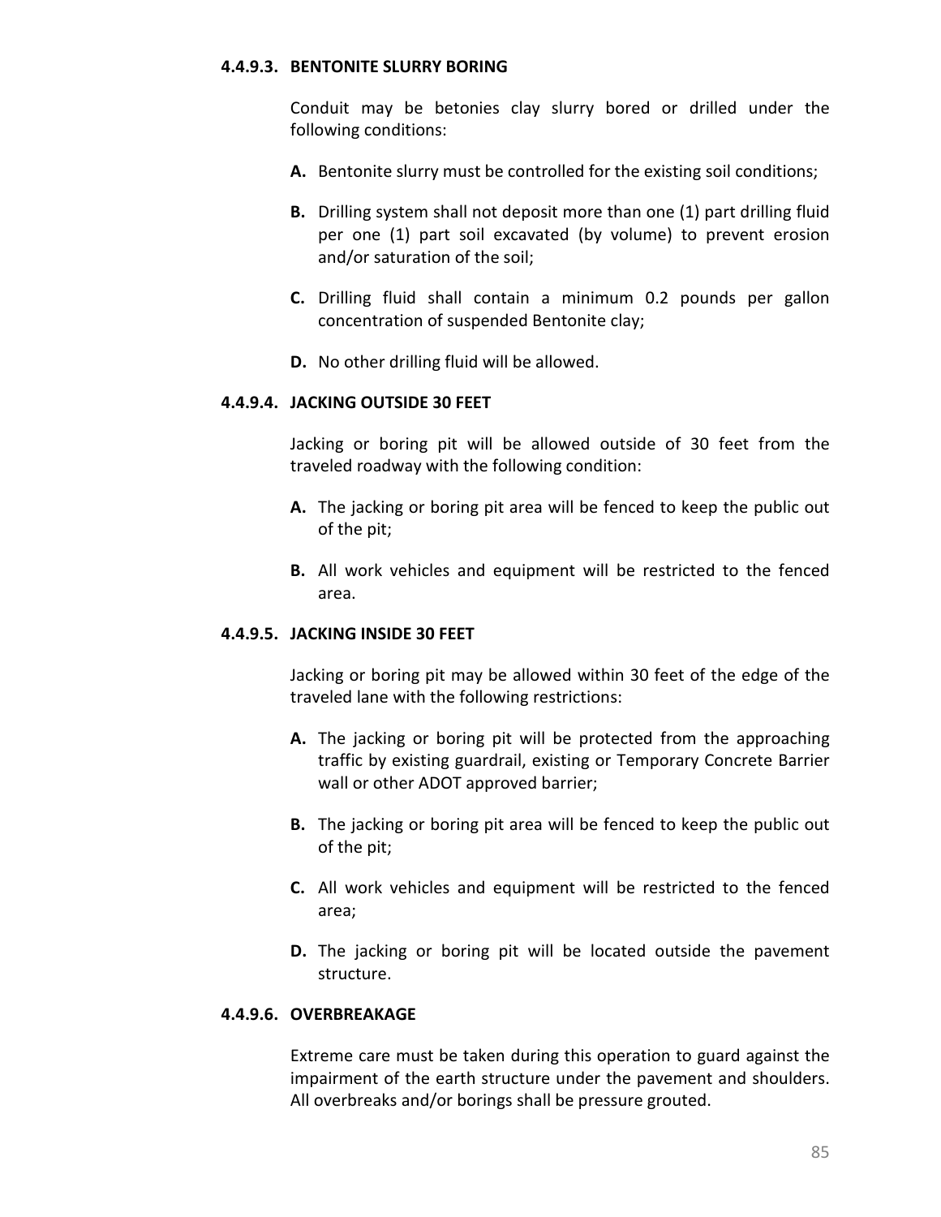#### 4.4.9.3. BENTONITE SLURRY BORING

Conduit may be betonies clay slurry bored or drilled under the following conditions:

**A.** Bentonite slurry must be controlled for the existing soil conditions;

**B.** Drilling system shall not deposit more than one (1) part drilling fluid per one (1) part soil excavated (by volume) to prevent erosion and/or saturation of the soil;

**C.** Drilling fluid shall contain a minimum 0.2 pounds per gallon concentration of suspended Bentonite clay;

**D.** No other drilling fluid will be allowed.

#### 4.4.9.4. JACKING OUTSIDE 30 FEET

Jacking or boring pit will be allowed outside of 30 feet from the traveled roadway with the following condition:

**A.** The jacking or boring pit area will be fenced to keep the public out of the pit;

**B.** All work vehicles and equipment will be restricted to the fenced area.

#### 4.4.9.5. JACKING INSIDE 30 FEET

Jacking or boring pit may be allowed within 30 feet of the edge of the traveled lane with the following restrictions:

**A.** The jacking or boring pit will be protected from the approaching traffic by existing guardrail, existing or Temporary Concrete Barrier wall or other ADOT approved barrier;

**B.** The jacking or boring pit area will be fenced to keep the public out of the pit;

**C.** All work vehicles and equipment will be restricted to the fenced area;

**D.** The jacking or boring pit will be located outside the pavement structure.

#### 4.4.9.6. OVERBREAKAGE

Extreme care must be taken during this operation to guard against the impairment of the earth structure under the pavement and shoulders. All overbreaks and/or borings shall be pressure grouted.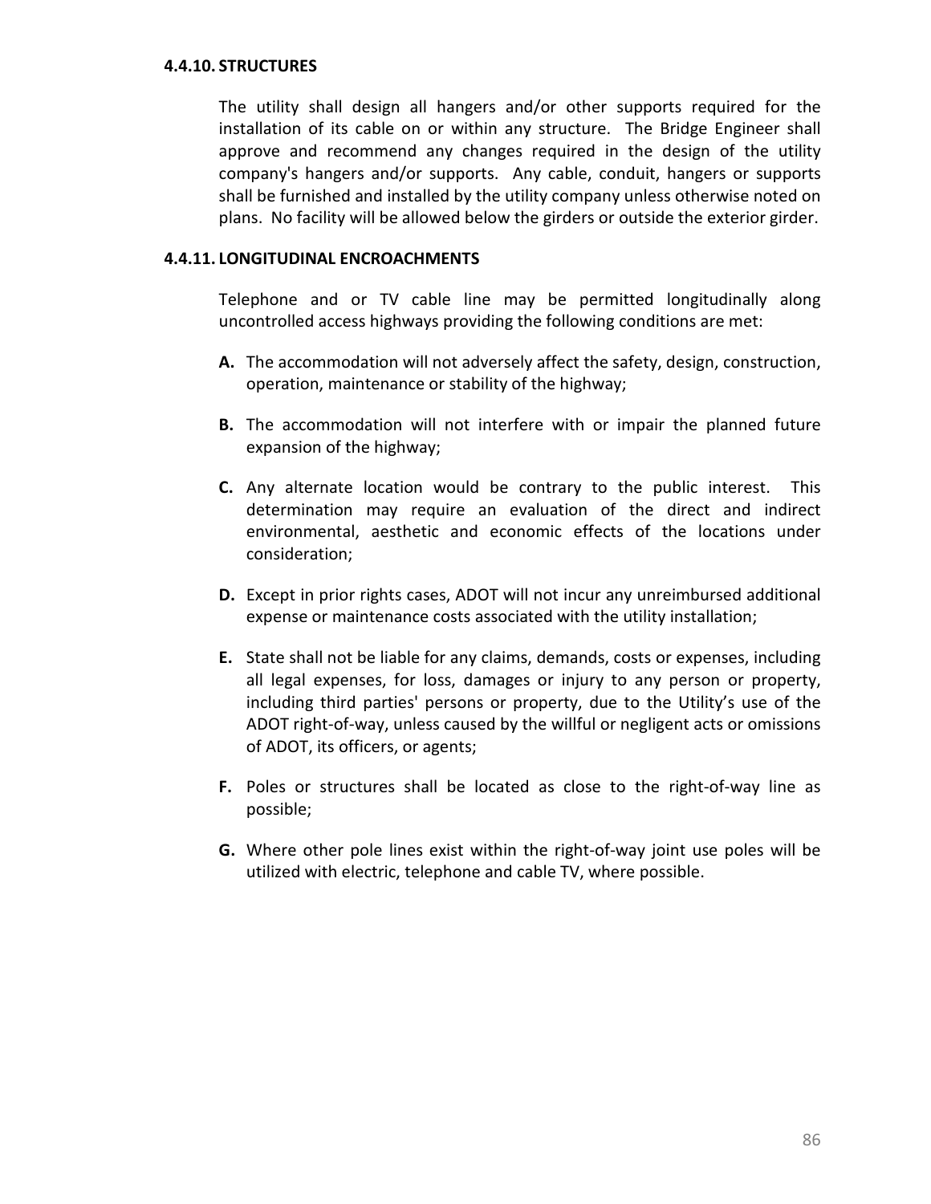#### 4.4.10. STRUCTURES

The utility shall design all hangers and/or other supports required for the installation of its cable on or within any structure. The Bridge Engineer shall approve and recommend any changes required in the design of the utility company's hangers and/or supports. Any cable, conduit, hangers or supports shall be furnished and installed by the utility company unless otherwise noted on plans. No facility will be allowed below the girders or outside the exterior girder.

#### 4.4.11. LONGITUDINAL ENCROACHMENTS

Telephone and or TV cable line may be permitted longitudinally along uncontrolled access highways providing the following conditions are met:

**A.** The accommodation will not adversely affect the safety, design, construction, operation, maintenance or stability of the highway;

**B.** The accommodation will not interfere with or impair the planned future expansion of the highway;

**C.** Any alternate location would be contrary to the public interest. This determination may require an evaluation of the direct and indirect environmental, aesthetic and economic effects of the locations under consideration;

**D.** Except in prior rights cases, ADOT will not incur any unreimbursed additional expense or maintenance costs associated with the utility installation;

**E.** State shall not be liable for any claims, demands, costs or expenses, including all legal expenses, for loss, damages or injury to any person or property, including third parties' persons or property, due to the Utility's use of the ADOT right-of-way, unless caused by the willful or negligent acts or omissions of ADOT, its officers, or agents;

**F.** Poles or structures shall be located as close to the right-of-way line as possible;

**G.** Where other pole lines exist within the right-of-way joint use poles will be utilized with electric, telephone and cable TV, where possible.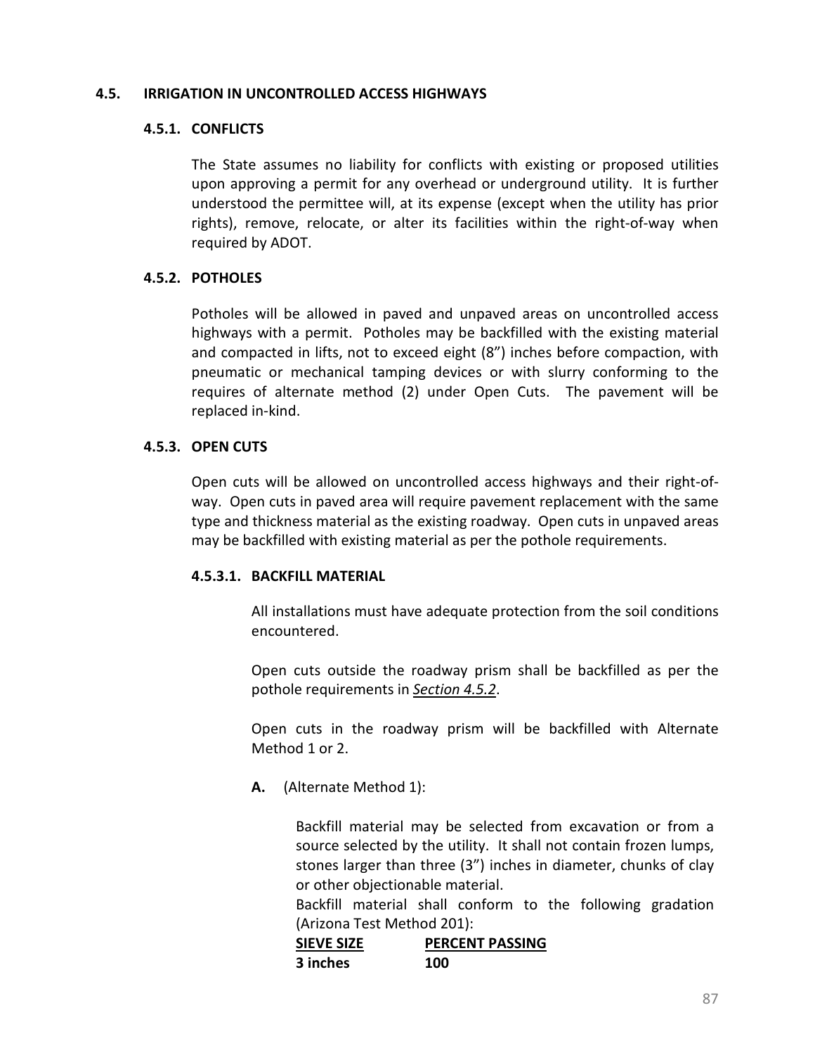## 4.5. IRRIGATION IN UNCONTROLLED ACCESS HIGHWAYS

### 4.5.1. CONFLICTS

The State assumes no liability for conflicts with existing or proposed utilities upon approving a permit for any overhead or underground utility. It is further understood the permittee will, at its expense (except when the utility has prior rights), remove, relocate, or alter its facilities within the right-of-way when required by ADOT.

### 4.5.2. POTHOLES

Potholes will be allowed in paved and unpaved areas on uncontrolled access highways with a permit. Potholes may be backfilled with the existing material and compacted in lifts, not to exceed eight (8") inches before compaction, with pneumatic or mechanical tamping devices or with slurry conforming to the requires of alternate method (2) under Open Cuts. The pavement will be replaced in-kind.

### 4.5.3. OPEN CUTS

Open cuts will be allowed on uncontrolled access highways and their right-of-way. Open cuts in paved area will require pavement replacement with the same type and thickness material as the existing roadway. Open cuts in unpaved areas may be backfilled with existing material as per the pothole requirements.

#### 4.5.3.1. BACKFILL MATERIAL

All installations must have adequate protection from the soil conditions encountered.

Open cuts outside the roadway prism shall be backfilled as per the pothole requirements in *Section 4.5.2*.

Open cuts in the roadway prism will be backfilled with Alternate Method 1 or 2.

**A.** (Alternate Method 1):

Backfill material may be selected from excavation or from a source selected by the utility. It shall not contain frozen lumps, stones larger than three (3") inches in diameter, chunks of clay or other objectionable material.
Backfill material shall conform to the following gradation (Arizona Test Method 201):

| SIEVE SIZE | PERCENT PASSING |
| --- | --- |
| **3 inches** | **100** |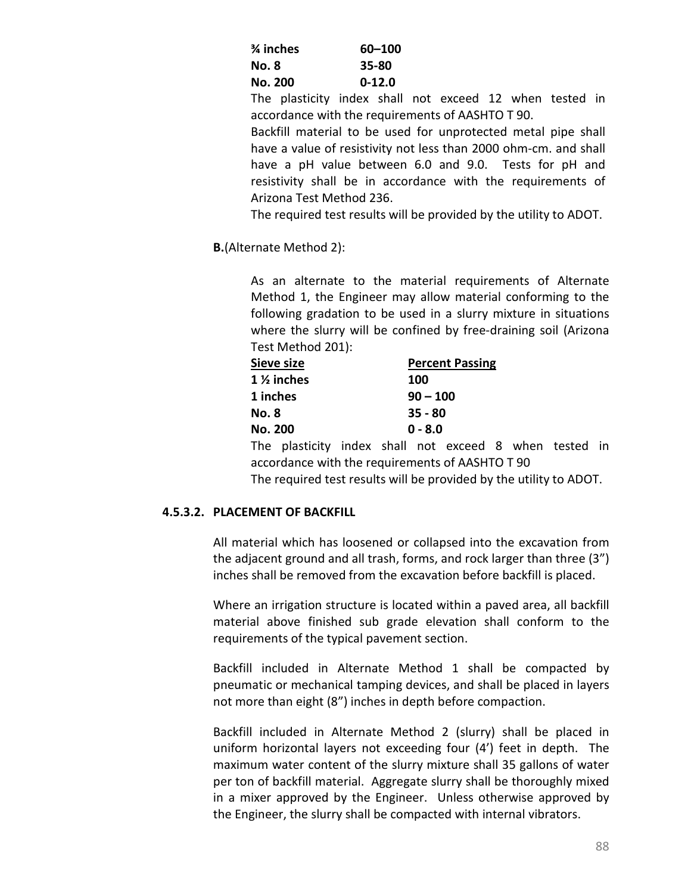| | |
|---|---|
| **¾ inches** | **60–100** |
| **No. 8** | **35-80** |
| **No. 200** | **0-12.0** |

The plasticity index shall not exceed 12 when tested in accordance with the requirements of AASHTO T 90.

Backfill material to be used for unprotected metal pipe shall have a value of resistivity not less than 2000 ohm-cm. and shall have a pH value between 6.0 and 9.0. Tests for pH and resistivity shall be in accordance with the requirements of Arizona Test Method 236.

The required test results will be provided by the utility to ADOT.

**B.**(Alternate Method 2):

As an alternate to the material requirements of Alternate Method 1, the Engineer may allow material conforming to the following gradation to be used in a slurry mixture in situations where the slurry will be confined by free-draining soil (Arizona Test Method 201):

| Sieve size | Percent Passing |
|---|---|
| **1 ½ inches** | **100** |
| **1 inches** | **90 – 100** |
| **No. 8** | **35 - 80** |
| **No. 200** | **0 - 8.0** |

The plasticity index shall not exceed 8 when tested in accordance with the requirements of AASHTO T 90

The required test results will be provided by the utility to ADOT.

### 4.5.3.2. PLACEMENT OF BACKFILL

All material which has loosened or collapsed into the excavation from the adjacent ground and all trash, forms, and rock larger than three (3") inches shall be removed from the excavation before backfill is placed.

Where an irrigation structure is located within a paved area, all backfill material above finished sub grade elevation shall conform to the requirements of the typical pavement section.

Backfill included in Alternate Method 1 shall be compacted by pneumatic or mechanical tamping devices, and shall be placed in layers not more than eight (8") inches in depth before compaction.

Backfill included in Alternate Method 2 (slurry) shall be placed in uniform horizontal layers not exceeding four (4') feet in depth. The maximum water content of the slurry mixture shall 35 gallons of water per ton of backfill material. Aggregate slurry shall be thoroughly mixed in a mixer approved by the Engineer. Unless otherwise approved by the Engineer, the slurry shall be compacted with internal vibrators.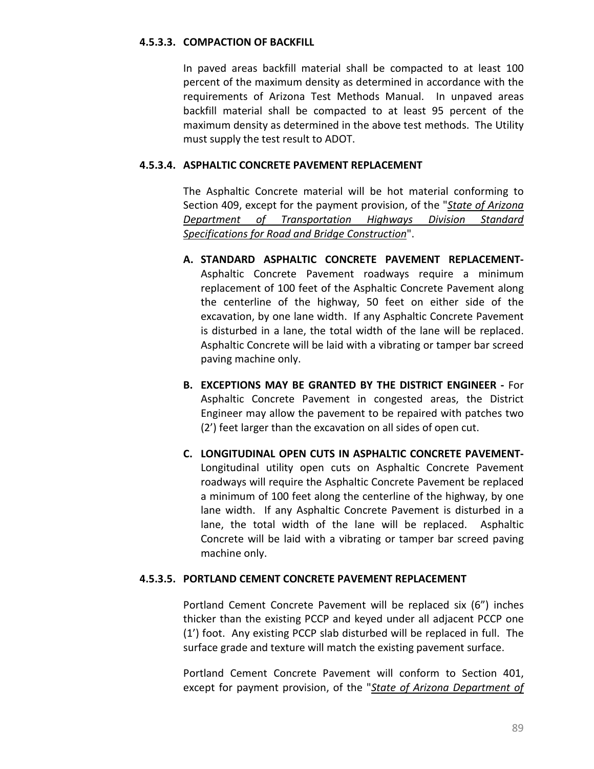#### 4.5.3.3. COMPACTION OF BACKFILL

In paved areas backfill material shall be compacted to at least 100 percent of the maximum density as determined in accordance with the requirements of Arizona Test Methods Manual. In unpaved areas backfill material shall be compacted to at least 95 percent of the maximum density as determined in the above test methods. The Utility must supply the test result to ADOT.

#### 4.5.3.4. ASPHALTIC CONCRETE PAVEMENT REPLACEMENT

The Asphaltic Concrete material will be hot material conforming to Section 409, except for the payment provision, of the "*State of Arizona Department of Transportation Highways Division Standard Specifications for Road and Bridge Construction*".

- **A. STANDARD ASPHALTIC CONCRETE PAVEMENT REPLACEMENT-** Asphaltic Concrete Pavement roadways require a minimum replacement of 100 feet of the Asphaltic Concrete Pavement along the centerline of the highway, 50 feet on either side of the excavation, by one lane width. If any Asphaltic Concrete Pavement is disturbed in a lane, the total width of the lane will be replaced. Asphaltic Concrete will be laid with a vibrating or tamper bar screed paving machine only.

- **B. EXCEPTIONS MAY BE GRANTED BY THE DISTRICT ENGINEER -** For Asphaltic Concrete Pavement in congested areas, the District Engineer may allow the pavement to be repaired with patches two (2') feet larger than the excavation on all sides of open cut.

- **C. LONGITUDINAL OPEN CUTS IN ASPHALTIC CONCRETE PAVEMENT-** Longitudinal utility open cuts on Asphaltic Concrete Pavement roadways will require the Asphaltic Concrete Pavement be replaced a minimum of 100 feet along the centerline of the highway, by one lane width. If any Asphaltic Concrete Pavement is disturbed in a lane, the total width of the lane will be replaced. Asphaltic Concrete will be laid with a vibrating or tamper bar screed paving machine only.

#### 4.5.3.5. PORTLAND CEMENT CONCRETE PAVEMENT REPLACEMENT

Portland Cement Concrete Pavement will be replaced six (6") inches thicker than the existing PCCP and keyed under all adjacent PCCP one (1') foot. Any existing PCCP slab disturbed will be replaced in full. The surface grade and texture will match the existing pavement surface.

Portland Cement Concrete Pavement will conform to Section 401, except for payment provision, of the "*State of Arizona Department of*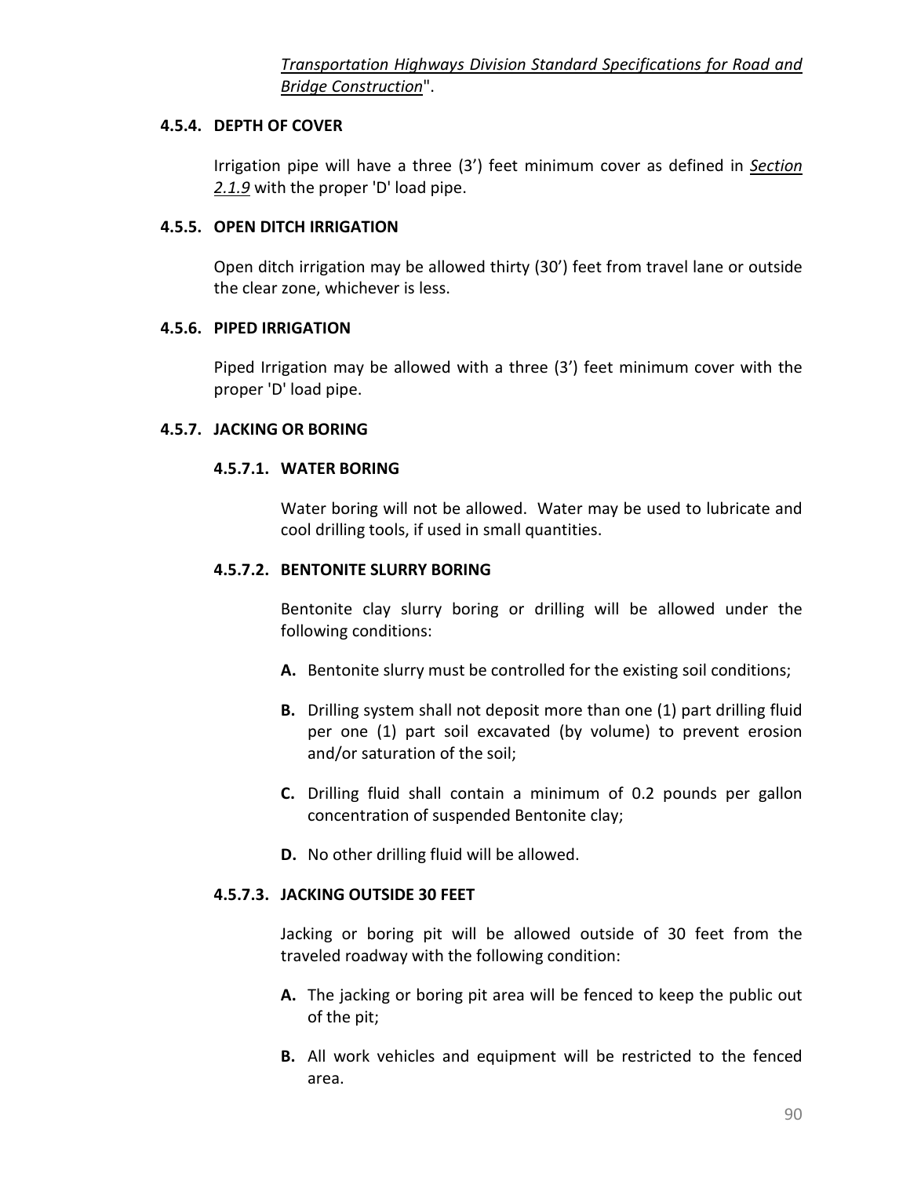*Transportation Highways Division Standard Specifications for Road and Bridge Construction*".

### 4.5.4. DEPTH OF COVER

Irrigation pipe will have a three (3') feet minimum cover as defined in *Section 2.1.9* with the proper 'D' load pipe.

### 4.5.5. OPEN DITCH IRRIGATION

Open ditch irrigation may be allowed thirty (30') feet from travel lane or outside the clear zone, whichever is less.

### 4.5.6. PIPED IRRIGATION

Piped Irrigation may be allowed with a three (3') feet minimum cover with the proper 'D' load pipe.

### 4.5.7. JACKING OR BORING

#### 4.5.7.1. WATER BORING

Water boring will not be allowed. Water may be used to lubricate and cool drilling tools, if used in small quantities.

#### 4.5.7.2. BENTONITE SLURRY BORING

Bentonite clay slurry boring or drilling will be allowed under the following conditions:

**A.** Bentonite slurry must be controlled for the existing soil conditions;

**B.** Drilling system shall not deposit more than one (1) part drilling fluid per one (1) part soil excavated (by volume) to prevent erosion and/or saturation of the soil;

**C.** Drilling fluid shall contain a minimum of 0.2 pounds per gallon concentration of suspended Bentonite clay;

**D.** No other drilling fluid will be allowed.

#### 4.5.7.3. JACKING OUTSIDE 30 FEET

Jacking or boring pit will be allowed outside of 30 feet from the traveled roadway with the following condition:

**A.** The jacking or boring pit area will be fenced to keep the public out of the pit;

**B.** All work vehicles and equipment will be restricted to the fenced area.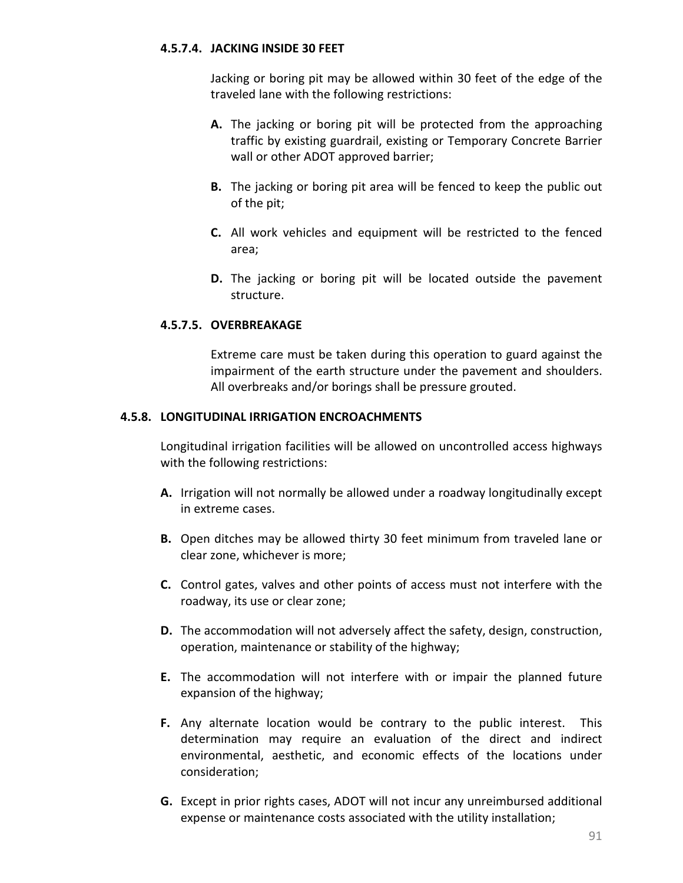#### 4.5.7.4. JACKING INSIDE 30 FEET

Jacking or boring pit may be allowed within 30 feet of the edge of the traveled lane with the following restrictions:

**A.** The jacking or boring pit will be protected from the approaching traffic by existing guardrail, existing or Temporary Concrete Barrier wall or other ADOT approved barrier;

**B.** The jacking or boring pit area will be fenced to keep the public out of the pit;

**C.** All work vehicles and equipment will be restricted to the fenced area;

**D.** The jacking or boring pit will be located outside the pavement structure.

#### 4.5.7.5. OVERBREAKAGE

Extreme care must be taken during this operation to guard against the impairment of the earth structure under the pavement and shoulders. All overbreaks and/or borings shall be pressure grouted.

### 4.5.8. LONGITUDINAL IRRIGATION ENCROACHMENTS

Longitudinal irrigation facilities will be allowed on uncontrolled access highways with the following restrictions:

**A.** Irrigation will not normally be allowed under a roadway longitudinally except in extreme cases.

**B.** Open ditches may be allowed thirty 30 feet minimum from traveled lane or clear zone, whichever is more;

**C.** Control gates, valves and other points of access must not interfere with the roadway, its use or clear zone;

**D.** The accommodation will not adversely affect the safety, design, construction, operation, maintenance or stability of the highway;

**E.** The accommodation will not interfere with or impair the planned future expansion of the highway;

**F.** Any alternate location would be contrary to the public interest. This determination may require an evaluation of the direct and indirect environmental, aesthetic, and economic effects of the locations under consideration;

**G.** Except in prior rights cases, ADOT will not incur any unreimbursed additional expense or maintenance costs associated with the utility installation;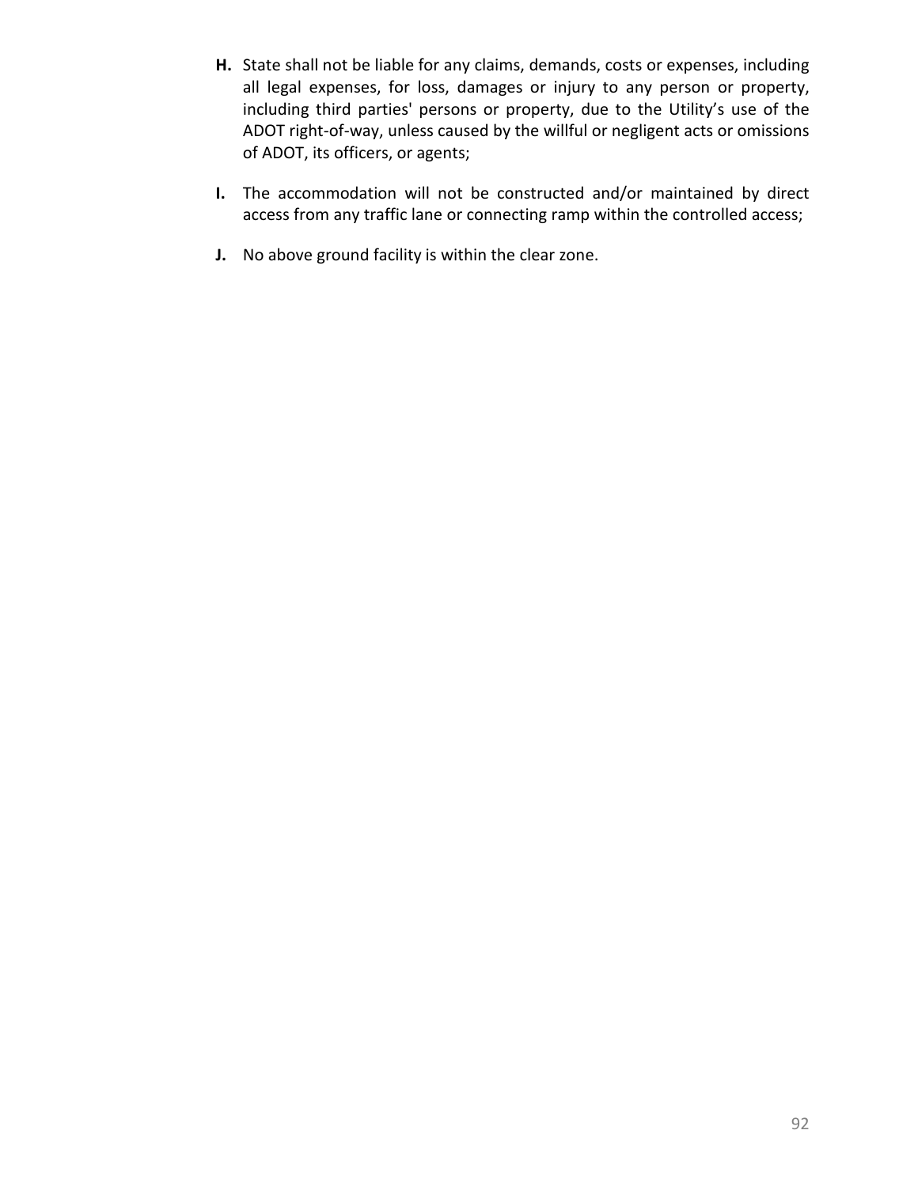**H.** State shall not be liable for any claims, demands, costs or expenses, including all legal expenses, for loss, damages or injury to any person or property, including third parties' persons or property, due to the Utility's use of the ADOT right-of-way, unless caused by the willful or negligent acts or omissions of ADOT, its officers, or agents;

**I.** The accommodation will not be constructed and/or maintained by direct access from any traffic lane or connecting ramp within the controlled access;

**J.** No above ground facility is within the clear zone.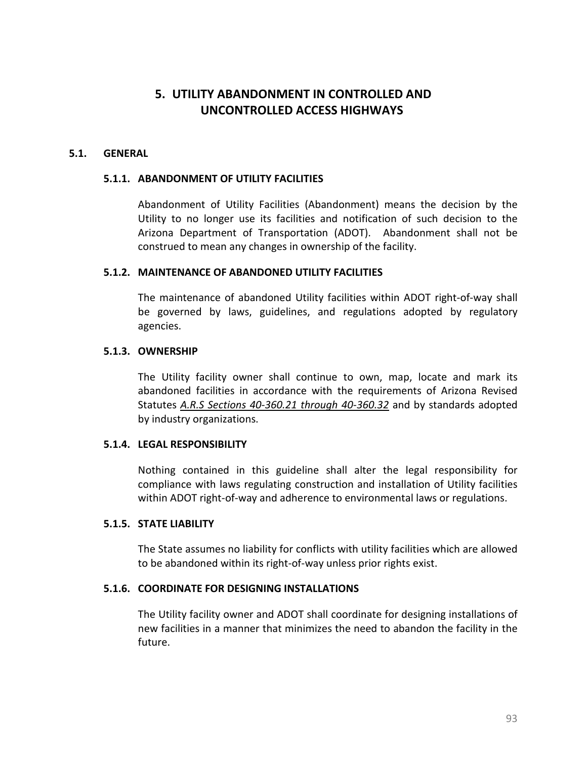# 5. UTILITY ABANDONMENT IN CONTROLLED AND UNCONTROLLED ACCESS HIGHWAYS

## 5.1. GENERAL

### 5.1.1. ABANDONMENT OF UTILITY FACILITIES

Abandonment of Utility Facilities (Abandonment) means the decision by the Utility to no longer use its facilities and notification of such decision to the Arizona Department of Transportation (ADOT). Abandonment shall not be construed to mean any changes in ownership of the facility.

### 5.1.2. MAINTENANCE OF ABANDONED UTILITY FACILITIES

The maintenance of abandoned Utility facilities within ADOT right-of-way shall be governed by laws, guidelines, and regulations adopted by regulatory agencies.

### 5.1.3. OWNERSHIP

The Utility facility owner shall continue to own, map, locate and mark its abandoned facilities in accordance with the requirements of Arizona Revised Statutes *A.R.S Sections 40-360.21 through 40-360.32* and by standards adopted by industry organizations.

### 5.1.4. LEGAL RESPONSIBILITY

Nothing contained in this guideline shall alter the legal responsibility for compliance with laws regulating construction and installation of Utility facilities within ADOT right-of-way and adherence to environmental laws or regulations.

### 5.1.5. STATE LIABILITY

The State assumes no liability for conflicts with utility facilities which are allowed to be abandoned within its right-of-way unless prior rights exist.

### 5.1.6. COORDINATE FOR DESIGNING INSTALLATIONS

The Utility facility owner and ADOT shall coordinate for designing installations of new facilities in a manner that minimizes the need to abandon the facility in the future.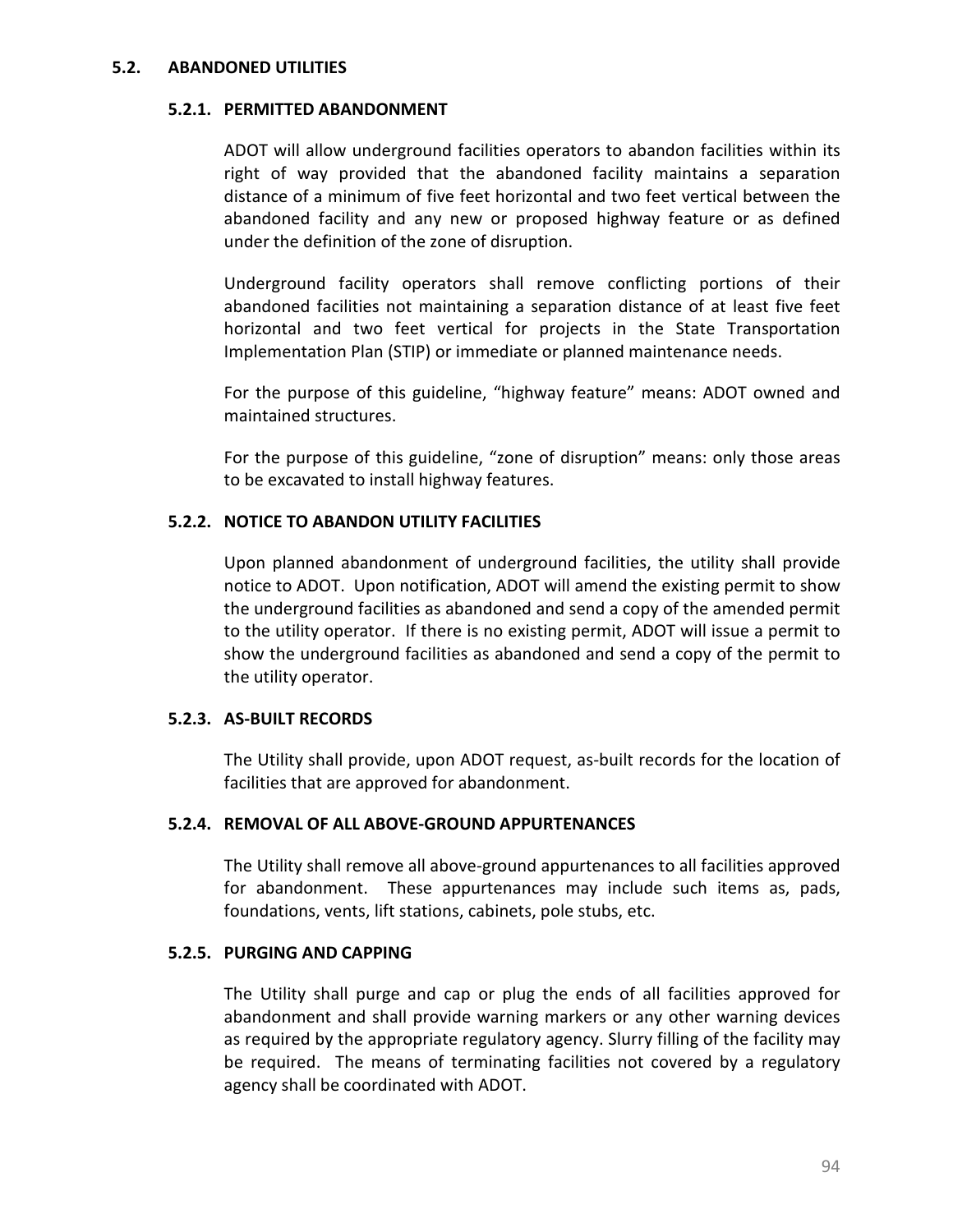## 5.2. ABANDONED UTILITIES

### 5.2.1. PERMITTED ABANDONMENT

ADOT will allow underground facilities operators to abandon facilities within its right of way provided that the abandoned facility maintains a separation distance of a minimum of five feet horizontal and two feet vertical between the abandoned facility and any new or proposed highway feature or as defined under the definition of the zone of disruption.

Underground facility operators shall remove conflicting portions of their abandoned facilities not maintaining a separation distance of at least five feet horizontal and two feet vertical for projects in the State Transportation Implementation Plan (STIP) or immediate or planned maintenance needs.

For the purpose of this guideline, "highway feature" means: ADOT owned and maintained structures.

For the purpose of this guideline, "zone of disruption" means: only those areas to be excavated to install highway features.

### 5.2.2. NOTICE TO ABANDON UTILITY FACILITIES

Upon planned abandonment of underground facilities, the utility shall provide notice to ADOT. Upon notification, ADOT will amend the existing permit to show the underground facilities as abandoned and send a copy of the amended permit to the utility operator. If there is no existing permit, ADOT will issue a permit to show the underground facilities as abandoned and send a copy of the permit to the utility operator.

### 5.2.3. AS-BUILT RECORDS

The Utility shall provide, upon ADOT request, as-built records for the location of facilities that are approved for abandonment.

### 5.2.4. REMOVAL OF ALL ABOVE-GROUND APPURTENANCES

The Utility shall remove all above-ground appurtenances to all facilities approved for abandonment. These appurtenances may include such items as, pads, foundations, vents, lift stations, cabinets, pole stubs, etc.

### 5.2.5. PURGING AND CAPPING

The Utility shall purge and cap or plug the ends of all facilities approved for abandonment and shall provide warning markers or any other warning devices as required by the appropriate regulatory agency. Slurry filling of the facility may be required. The means of terminating facilities not covered by a regulatory agency shall be coordinated with ADOT.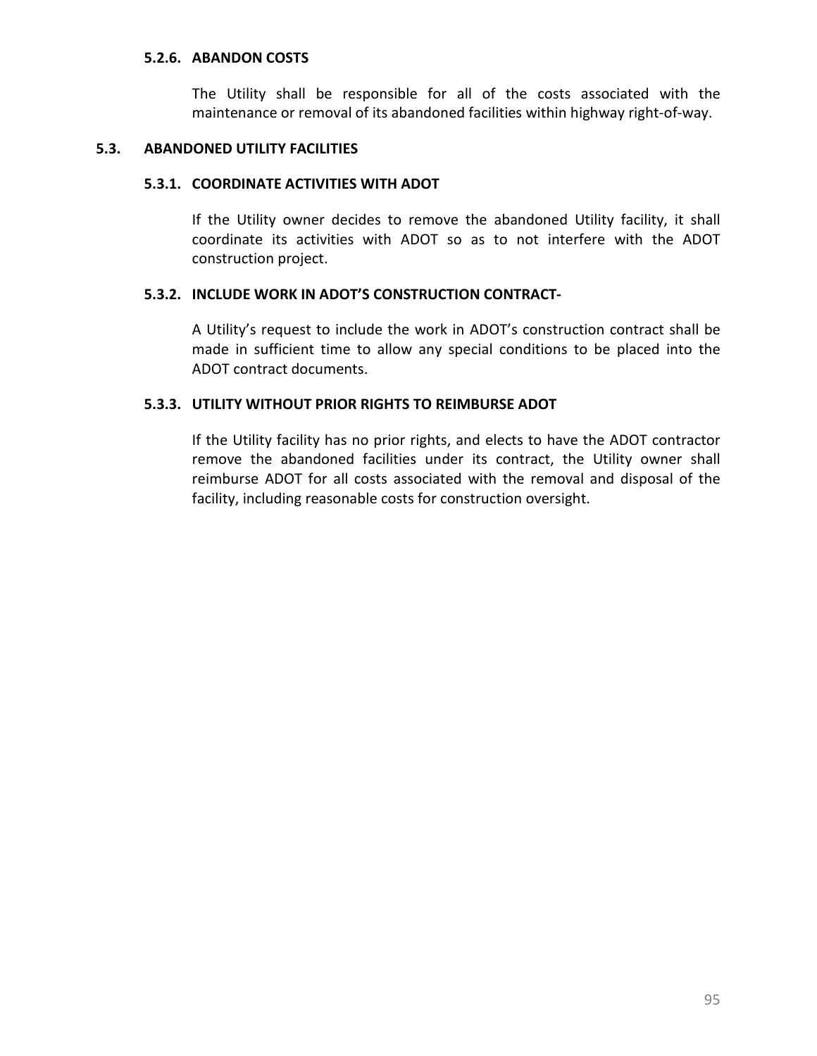#### 5.2.6. ABANDON COSTS

The Utility shall be responsible for all of the costs associated with the maintenance or removal of its abandoned facilities within highway right-of-way.

### 5.3. ABANDONED UTILITY FACILITIES

#### 5.3.1. COORDINATE ACTIVITIES WITH ADOT

If the Utility owner decides to remove the abandoned Utility facility, it shall coordinate its activities with ADOT so as to not interfere with the ADOT construction project.

#### 5.3.2. INCLUDE WORK IN ADOT'S CONSTRUCTION CONTRACT-

A Utility's request to include the work in ADOT's construction contract shall be made in sufficient time to allow any special conditions to be placed into the ADOT contract documents.

#### 5.3.3. UTILITY WITHOUT PRIOR RIGHTS TO REIMBURSE ADOT

If the Utility facility has no prior rights, and elects to have the ADOT contractor remove the abandoned facilities under its contract, the Utility owner shall reimburse ADOT for all costs associated with the removal and disposal of the facility, including reasonable costs for construction oversight.